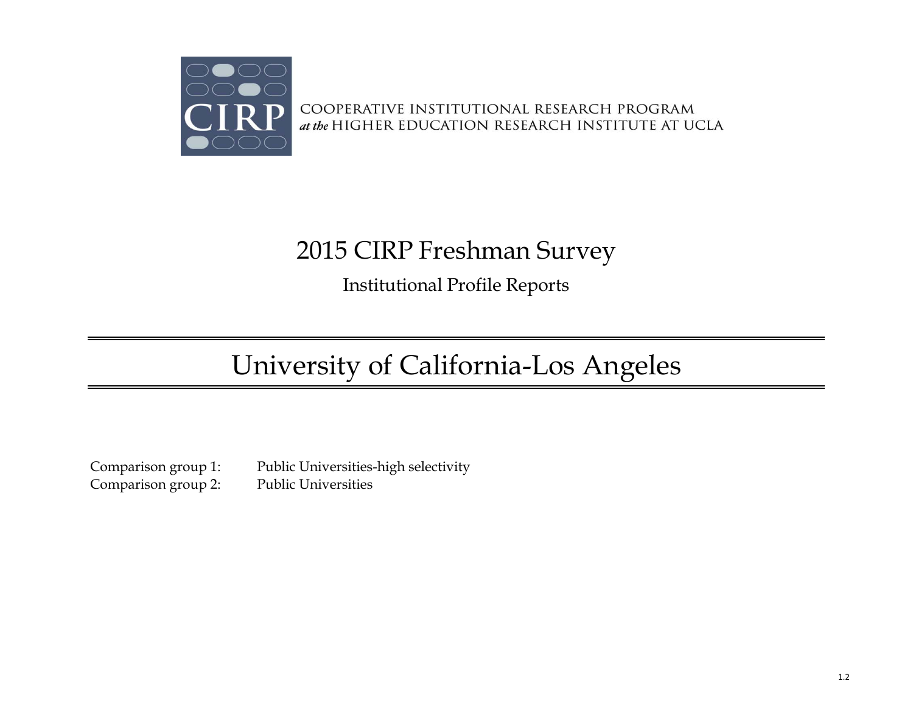COOPERATIVE INSTITUTIONAL RESEARCH PROGRAM
*at the* HIGHER EDUCATION RESEARCH INSTITUTE AT UCLA

# 2015 CIRP Freshman Survey

## Institutional Profile Reports

# University of California-Los Angeles

Comparison group 1: Public Universities-high selectivity
Comparison group 2: Public Universities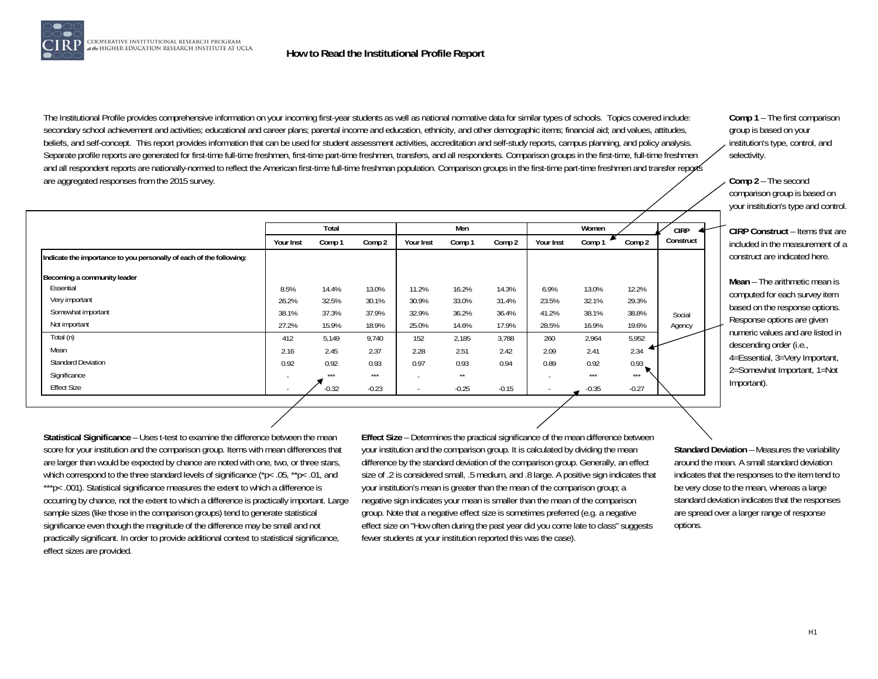COOPERATIVE INSTITUTIONAL RESEARCH PROGRAM at the HIGHER EDUCATION RESEARCH INSTITUTE AT UCLA

# How to Read the Institutional Profile Report

The Institutional Profile provides comprehensive information on your incoming first-year students as well as national normative data for similar types of schools. Topics covered include: secondary school achievement and activities; educational and career plans; parental income and education, ethnicity, and other demographic items; financial aid; and values, attitudes, beliefs, and self-concept. This report provides information that can be used for student assessment activities, accreditation and self-study reports, campus planning, and policy analysis. Separate profile reports are generated for first-time full-time freshmen, first-time part-time freshmen, transfers, and all respondents. Comparison groups in the first-time, full-time freshmen and all respondent reports are nationally-normed to reflect the American first-time full-time freshman population. Comparison groups in the first-time part-time freshmen and transfer reports are aggregated responses from the 2015 survey.

| | Total | | | Men | | | Women | | | CIRP Construct |
|---|---|---|---|---|---|---|---|---|---|---|
| | Your Inst | Comp 1 | Comp 2 | Your Inst | Comp 1 | Comp 2 | Your Inst | Comp 1 | Comp 2 | |
| **Indicate the importance to you personally of each of the following:** | | | | | | | | | | |
| **Becoming a community leader** | | | | | | | | | | |
| Essential | 8.5% | 14.4% | 13.0% | 11.2% | 16.2% | 14.3% | 6.9% | 13.0% | 12.2% | |
| Very important | 26.2% | 32.5% | 30.1% | 30.9% | 33.0% | 31.4% | 23.5% | 32.1% | 29.3% | |
| Somewhat important | 38.1% | 37.3% | 37.9% | 32.9% | 36.2% | 36.4% | 41.2% | 38.1% | 38.8% | Social Agency |
| Not important | 27.2% | 15.9% | 18.9% | 25.0% | 14.6% | 17.9% | 28.5% | 16.9% | 19.6% | |
| Total (n) | 412 | 5,149 | 9,740 | 152 | 2,185 | 3,788 | 260 | 2,964 | 5,952 | |
| Mean | 2.16 | 2.45 | 2.37 | 2.28 | 2.51 | 2.42 | 2.09 | 2.41 | 2.34 | |
| Standard Deviation | 0.92 | 0.92 | 0.93 | 0.97 | 0.93 | 0.94 | 0.89 | 0.92 | 0.93 | |
| Significance | - | *** | *** | - | ** | | - | *** | *** | |
| Effect Size | - | -0.32 | -0.23 | - | -0.25 | -0.15 | - | -0.35 | -0.27 | |

**Comp 1** – The first comparison group is based on your institution's type, control, and selectivity.

**Comp 2** – The second comparison group is based on your institution's type and control.

**CIRP Construct** – Items that are included in the measurement of a construct are indicated here.

**Mean** – The arithmetic mean is computed for each survey item based on the response options. Response options are given numeric values and are listed in descending order (i.e., 4=Essential, 3=Very Important, 2=Somewhat Important, 1=Not Important).

**Statistical Significance** – Uses t-test to examine the difference between the mean score for your institution and the comparison group. Items with mean differences that are larger than would be expected by chance are noted with one, two, or three stars, which correspond to the three standard levels of significance (*p< .05, **p< .01, and ***p< .001). Statistical significance measures the extent to which a difference is occurring by chance, not the extent to which a difference is practically important. Large sample sizes (like those in the comparison groups) tend to generate statistical significance even though the magnitude of the difference may be small and not practically significant. In order to provide additional context to statistical significance, effect sizes are provided.

**Effect Size** – Determines the practical significance of the mean difference between your institution and the comparison group. It is calculated by dividing the mean difference by the standard deviation of the comparison group. Generally, an effect size of .2 is considered small, .5 medium, and .8 large. A positive sign indicates that your institution's mean is greater than the mean of the comparison group; a negative sign indicates your mean is smaller than the mean of the comparison group. Note that a negative effect size is sometimes preferred (e.g. a negative effect size on "How often during the past year did you come late to class" suggests fewer students at your institution reported this was the case).

**Standard Deviation** – Measures the variability around the mean. A small standard deviation indicates that the responses to the item tend to be very close to the mean, whereas a large standard deviation indicates that the responses are spread over a larger range of response options.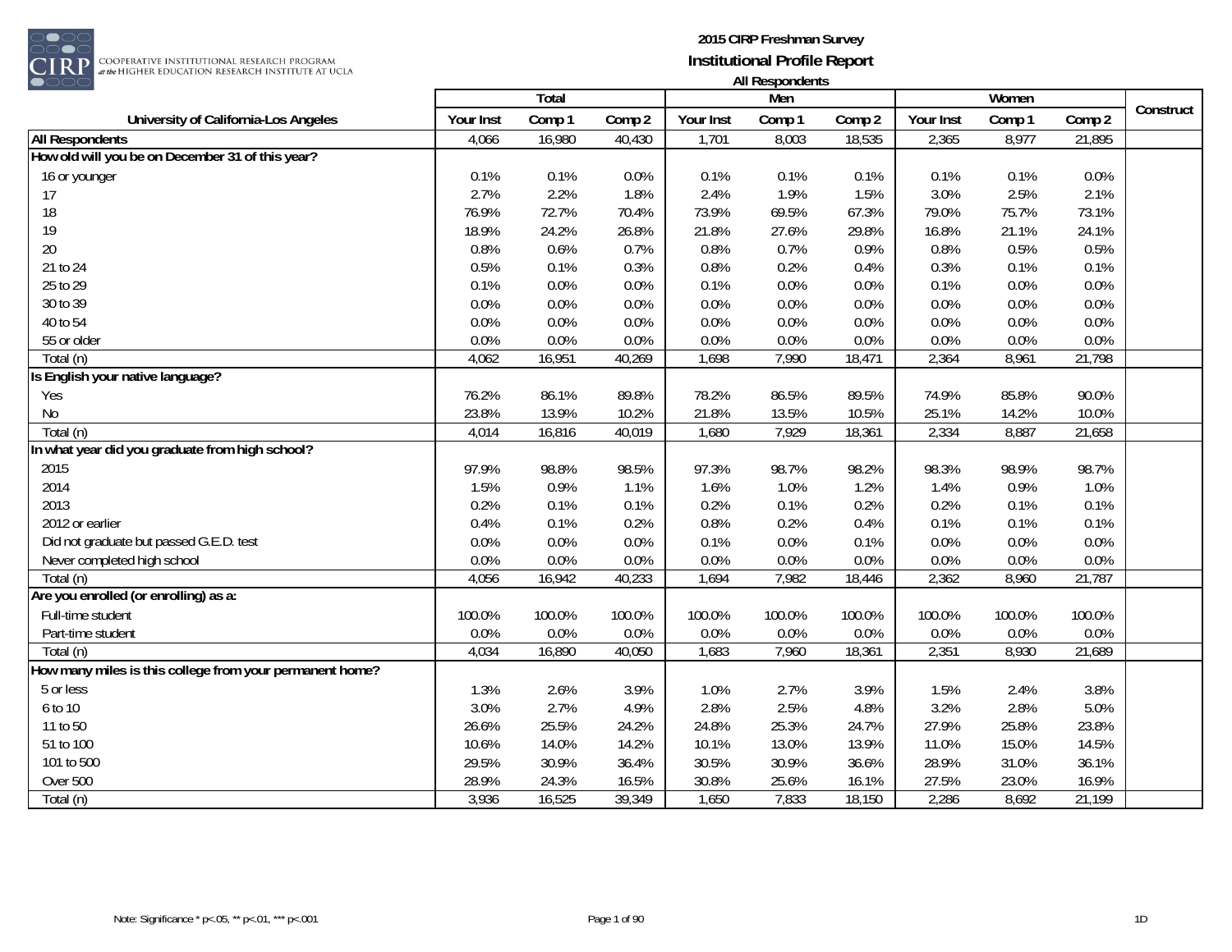**2015 CIRP Freshman Survey**

**Institutional Profile Report**

**All Respondents**

| University of California-Los Angeles | Total | | | Men | | | Women | | | Construct |
|---|---|---|---|---|---|---|---|---|---|---|
| | Your Inst | Comp 1 | Comp 2 | Your Inst | Comp 1 | Comp 2 | Your Inst | Comp 1 | Comp 2 | |
| **All Respondents** | 4,066 | 16,980 | 40,430 | 1,701 | 8,003 | 18,535 | 2,365 | 8,977 | 21,895 | |
| **How old will you be on December 31 of this year?** | | | | | | | | | | |
| 16 or younger | 0.1% | 0.1% | 0.0% | 0.1% | 0.1% | 0.1% | 0.1% | 0.1% | 0.0% | |
| 17 | 2.7% | 2.2% | 1.8% | 2.4% | 1.9% | 1.5% | 3.0% | 2.5% | 2.1% | |
| 18 | 76.9% | 72.7% | 70.4% | 73.9% | 69.5% | 67.3% | 79.0% | 75.7% | 73.1% | |
| 19 | 18.9% | 24.2% | 26.8% | 21.8% | 27.6% | 29.8% | 16.8% | 21.1% | 24.1% | |
| 20 | 0.8% | 0.6% | 0.7% | 0.8% | 0.7% | 0.9% | 0.8% | 0.5% | 0.5% | |
| 21 to 24 | 0.5% | 0.1% | 0.3% | 0.8% | 0.2% | 0.4% | 0.3% | 0.1% | 0.1% | |
| 25 to 29 | 0.1% | 0.0% | 0.0% | 0.1% | 0.0% | 0.0% | 0.1% | 0.0% | 0.0% | |
| 30 to 39 | 0.0% | 0.0% | 0.0% | 0.0% | 0.0% | 0.0% | 0.0% | 0.0% | 0.0% | |
| 40 to 54 | 0.0% | 0.0% | 0.0% | 0.0% | 0.0% | 0.0% | 0.0% | 0.0% | 0.0% | |
| 55 or older | 0.0% | 0.0% | 0.0% | 0.0% | 0.0% | 0.0% | 0.0% | 0.0% | 0.0% | |
| Total (n) | 4,062 | 16,951 | 40,269 | 1,698 | 7,990 | 18,471 | 2,364 | 8,961 | 21,798 | |
| **Is English your native language?** | | | | | | | | | | |
| Yes | 76.2% | 86.1% | 89.8% | 78.2% | 86.5% | 89.5% | 74.9% | 85.8% | 90.0% | |
| No | 23.8% | 13.9% | 10.2% | 21.8% | 13.5% | 10.5% | 25.1% | 14.2% | 10.0% | |
| Total (n) | 4,014 | 16,816 | 40,019 | 1,680 | 7,929 | 18,361 | 2,334 | 8,887 | 21,658 | |
| **In what year did you graduate from high school?** | | | | | | | | | | |
| 2015 | 97.9% | 98.8% | 98.5% | 97.3% | 98.7% | 98.2% | 98.3% | 98.9% | 98.7% | |
| 2014 | 1.5% | 0.9% | 1.1% | 1.6% | 1.0% | 1.2% | 1.4% | 0.9% | 1.0% | |
| 2013 | 0.2% | 0.1% | 0.1% | 0.2% | 0.1% | 0.2% | 0.2% | 0.1% | 0.1% | |
| 2012 or earlier | 0.4% | 0.1% | 0.2% | 0.8% | 0.2% | 0.4% | 0.1% | 0.1% | 0.1% | |
| Did not graduate but passed G.E.D. test | 0.0% | 0.0% | 0.0% | 0.1% | 0.0% | 0.1% | 0.0% | 0.0% | 0.0% | |
| Never completed high school | 0.0% | 0.0% | 0.0% | 0.0% | 0.0% | 0.0% | 0.0% | 0.0% | 0.0% | |
| Total (n) | 4,056 | 16,942 | 40,233 | 1,694 | 7,982 | 18,446 | 2,362 | 8,960 | 21,787 | |
| **Are you enrolled (or enrolling) as a:** | | | | | | | | | | |
| Full-time student | 100.0% | 100.0% | 100.0% | 100.0% | 100.0% | 100.0% | 100.0% | 100.0% | 100.0% | |
| Part-time student | 0.0% | 0.0% | 0.0% | 0.0% | 0.0% | 0.0% | 0.0% | 0.0% | 0.0% | |
| Total (n) | 4,034 | 16,890 | 40,050 | 1,683 | 7,960 | 18,361 | 2,351 | 8,930 | 21,689 | |
| **How many miles is this college from your permanent home?** | | | | | | | | | | |
| 5 or less | 1.3% | 2.6% | 3.9% | 1.0% | 2.7% | 3.9% | 1.5% | 2.4% | 3.8% | |
| 6 to 10 | 3.0% | 2.7% | 4.9% | 2.8% | 2.5% | 4.8% | 3.2% | 2.8% | 5.0% | |
| 11 to 50 | 26.6% | 25.5% | 24.2% | 24.8% | 25.3% | 24.7% | 27.9% | 25.8% | 23.8% | |
| 51 to 100 | 10.6% | 14.0% | 14.2% | 10.1% | 13.0% | 13.9% | 11.0% | 15.0% | 14.5% | |
| 101 to 500 | 29.5% | 30.9% | 36.4% | 30.5% | 30.9% | 36.6% | 28.9% | 31.0% | 36.1% | |
| Over 500 | 28.9% | 24.3% | 16.5% | 30.8% | 25.6% | 16.1% | 27.5% | 23.0% | 16.9% | |
| Total (n) | 3,936 | 16,525 | 39,349 | 1,650 | 7,833 | 18,150 | 2,286 | 8,692 | 21,199 | |

Note: Significance * p<.05, ** p<.01, *** p<.001

1D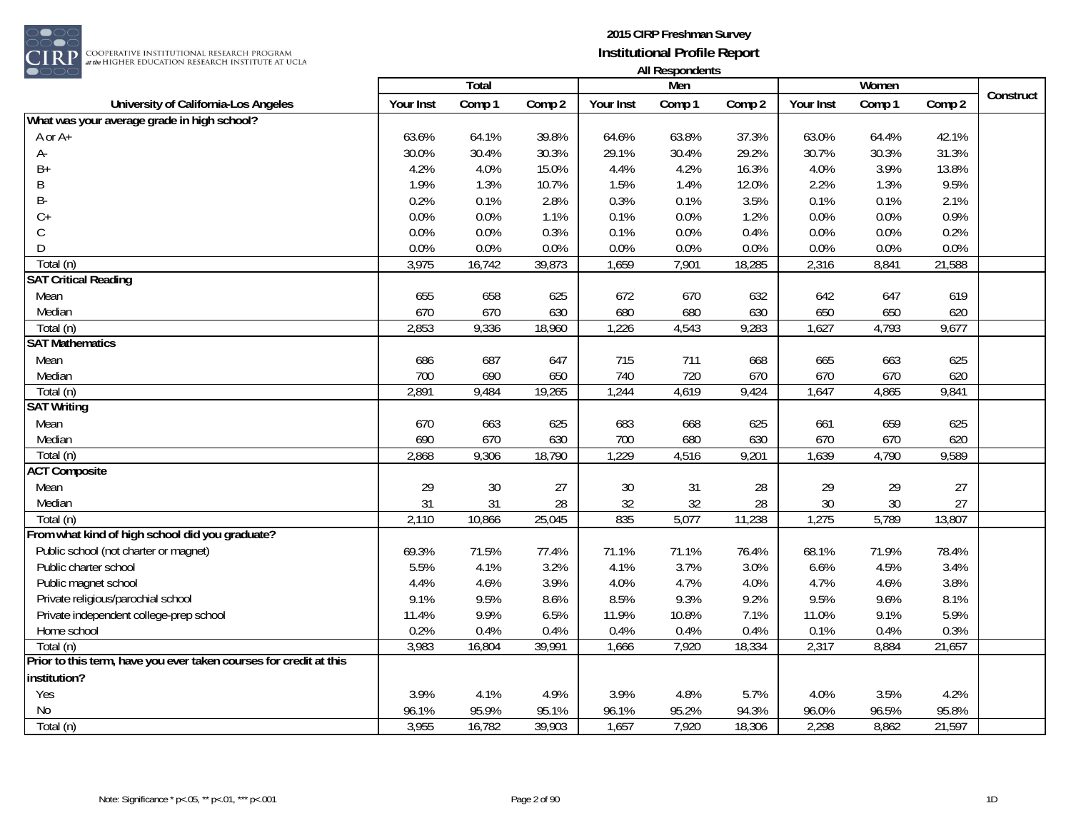**2015 CIRP Freshman Survey**
**Institutional Profile Report**
**All Respondents**

| University of California-Los Angeles | Total | | | Men | | | Women | | | Construct |
|---|---|---|---|---|---|---|---|---|---|---|
| | Your Inst | Comp 1 | Comp 2 | Your Inst | Comp 1 | Comp 2 | Your Inst | Comp 1 | Comp 2 | |
| **What was your average grade in high school?** | | | | | | | | | | |
| A or A+ | 63.6% | 64.1% | 39.8% | 64.6% | 63.8% | 37.3% | 63.0% | 64.4% | 42.1% | |
| A- | 30.0% | 30.4% | 30.3% | 29.1% | 30.4% | 29.2% | 30.7% | 30.3% | 31.3% | |
| B+ | 4.2% | 4.0% | 15.0% | 4.4% | 4.2% | 16.3% | 4.0% | 3.9% | 13.8% | |
| B | 1.9% | 1.3% | 10.7% | 1.5% | 1.4% | 12.0% | 2.2% | 1.3% | 9.5% | |
| B- | 0.2% | 0.1% | 2.8% | 0.3% | 0.1% | 3.5% | 0.1% | 0.1% | 2.1% | |
| C+ | 0.0% | 0.0% | 1.1% | 0.1% | 0.0% | 1.2% | 0.0% | 0.0% | 0.9% | |
| C | 0.0% | 0.0% | 0.3% | 0.1% | 0.0% | 0.4% | 0.0% | 0.0% | 0.2% | |
| D | 0.0% | 0.0% | 0.0% | 0.0% | 0.0% | 0.0% | 0.0% | 0.0% | 0.0% | |
| Total (n) | 3,975 | 16,742 | 39,873 | 1,659 | 7,901 | 18,285 | 2,316 | 8,841 | 21,588 | |
| **SAT Critical Reading** | | | | | | | | | | |
| Mean | 655 | 658 | 625 | 672 | 670 | 632 | 642 | 647 | 619 | |
| Median | 670 | 670 | 630 | 680 | 680 | 630 | 650 | 650 | 620 | |
| Total (n) | 2,853 | 9,336 | 18,960 | 1,226 | 4,543 | 9,283 | 1,627 | 4,793 | 9,677 | |
| **SAT Mathematics** | | | | | | | | | | |
| Mean | 686 | 687 | 647 | 715 | 711 | 668 | 665 | 663 | 625 | |
| Median | 700 | 690 | 650 | 740 | 720 | 670 | 670 | 670 | 620 | |
| Total (n) | 2,891 | 9,484 | 19,265 | 1,244 | 4,619 | 9,424 | 1,647 | 4,865 | 9,841 | |
| **SAT Writing** | | | | | | | | | | |
| Mean | 670 | 663 | 625 | 683 | 668 | 625 | 661 | 659 | 625 | |
| Median | 690 | 670 | 630 | 700 | 680 | 630 | 670 | 670 | 620 | |
| Total (n) | 2,868 | 9,306 | 18,790 | 1,229 | 4,516 | 9,201 | 1,639 | 4,790 | 9,589 | |
| **ACT Composite** | | | | | | | | | | |
| Mean | 29 | 30 | 27 | 30 | 31 | 28 | 29 | 29 | 27 | |
| Median | 31 | 31 | 28 | 32 | 32 | 28 | 30 | 30 | 27 | |
| Total (n) | 2,110 | 10,866 | 25,045 | 835 | 5,077 | 11,238 | 1,275 | 5,789 | 13,807 | |
| **From what kind of high school did you graduate?** | | | | | | | | | | |
| Public school (not charter or magnet) | 69.3% | 71.5% | 77.4% | 71.1% | 71.1% | 76.4% | 68.1% | 71.9% | 78.4% | |
| Public charter school | 5.5% | 4.1% | 3.2% | 4.1% | 3.7% | 3.0% | 6.6% | 4.5% | 3.4% | |
| Public magnet school | 4.4% | 4.6% | 3.9% | 4.0% | 4.7% | 4.0% | 4.7% | 4.6% | 3.8% | |
| Private religious/parochial school | 9.1% | 9.5% | 8.6% | 8.5% | 9.3% | 9.2% | 9.5% | 9.6% | 8.1% | |
| Private independent college-prep school | 11.4% | 9.9% | 6.5% | 11.9% | 10.8% | 7.1% | 11.0% | 9.1% | 5.9% | |
| Home school | 0.2% | 0.4% | 0.4% | 0.4% | 0.4% | 0.4% | 0.1% | 0.4% | 0.3% | |
| Total (n) | 3,983 | 16,804 | 39,991 | 1,666 | 7,920 | 18,334 | 2,317 | 8,884 | 21,657 | |
| **Prior to this term, have you ever taken courses for credit at this institution?** | | | | | | | | | | |
| Yes | 3.9% | 4.1% | 4.9% | 3.9% | 4.8% | 5.7% | 4.0% | 3.5% | 4.2% | |
| No | 96.1% | 95.9% | 95.1% | 96.1% | 95.2% | 94.3% | 96.0% | 96.5% | 95.8% | |
| Total (n) | 3,955 | 16,782 | 39,903 | 1,657 | 7,920 | 18,306 | 2,298 | 8,862 | 21,597 | |

Note: Significance * p<.05, ** p<.01, *** p<.001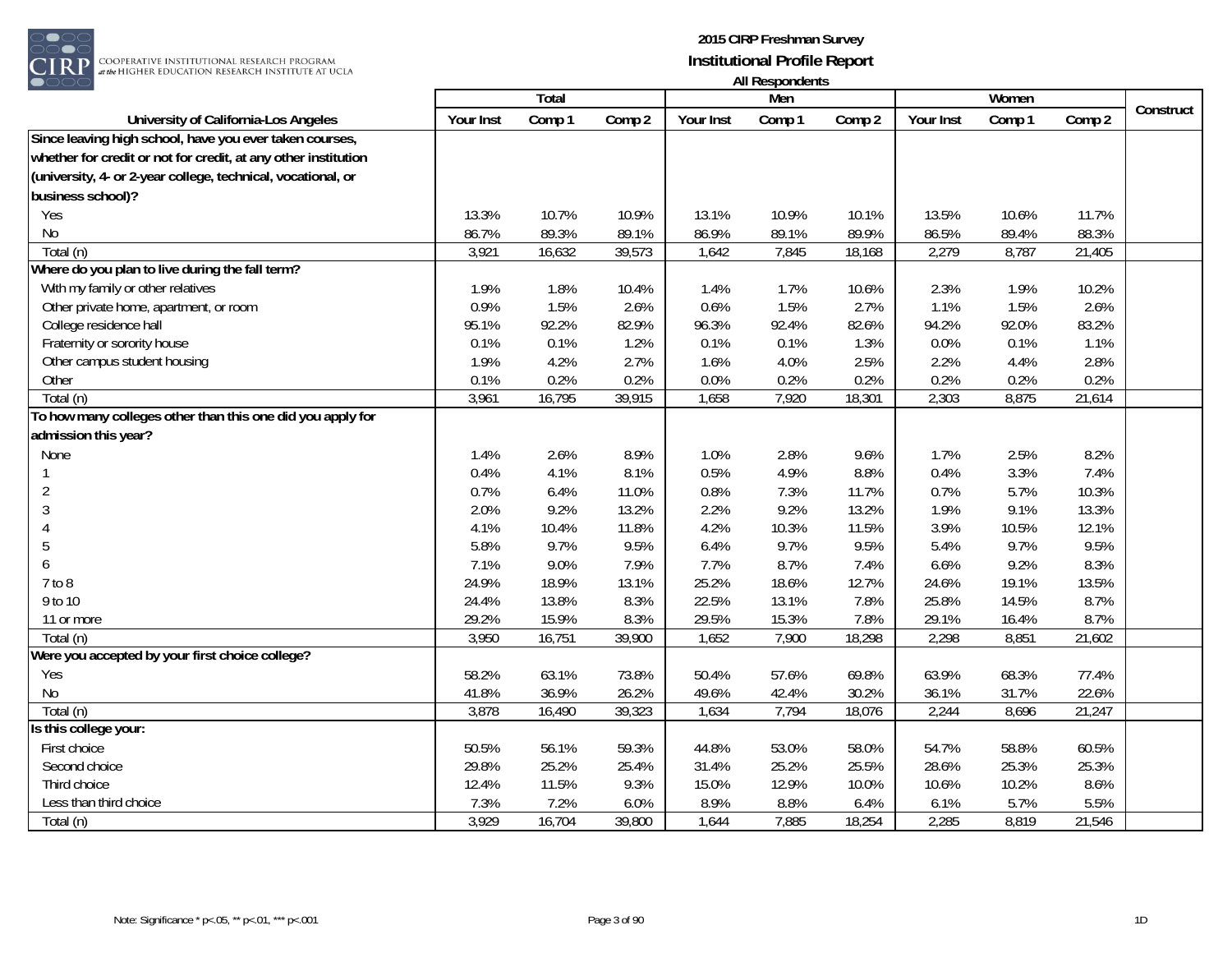# 2015 CIRP Freshman Survey
## Institutional Profile Report
### All Respondents

| University of California-Los Angeles | Total | | | Men | | | Women | | | Construct |
|---|---|---|---|---|---|---|---|---|---|---|
| | Your Inst | Comp 1 | Comp 2 | Your Inst | Comp 1 | Comp 2 | Your Inst | Comp 1 | Comp 2 | |
| **Since leaving high school, have you ever taken courses, whether for credit or not for credit, at any other institution (university, 4- or 2-year college, technical, vocational, or business school)?** | | | | | | | | | | |
| Yes | 13.3% | 10.7% | 10.9% | 13.1% | 10.9% | 10.1% | 13.5% | 10.6% | 11.7% | |
| No | 86.7% | 89.3% | 89.1% | 86.9% | 89.1% | 89.9% | 86.5% | 89.4% | 88.3% | |
| Total (n) | 3,921 | 16,632 | 39,573 | 1,642 | 7,845 | 18,168 | 2,279 | 8,787 | 21,405 | |
| **Where do you plan to live during the fall term?** | | | | | | | | | | |
| With my family or other relatives | 1.9% | 1.8% | 10.4% | 1.4% | 1.7% | 10.6% | 2.3% | 1.9% | 10.2% | |
| Other private home, apartment, or room | 0.9% | 1.5% | 2.6% | 0.6% | 1.5% | 2.7% | 1.1% | 1.5% | 2.6% | |
| College residence hall | 95.1% | 92.2% | 82.9% | 96.3% | 92.4% | 82.6% | 94.2% | 92.0% | 83.2% | |
| Fraternity or sorority house | 0.1% | 0.1% | 1.2% | 0.1% | 0.1% | 1.3% | 0.0% | 0.1% | 1.1% | |
| Other campus student housing | 1.9% | 4.2% | 2.7% | 1.6% | 4.0% | 2.5% | 2.2% | 4.4% | 2.8% | |
| Other | 0.1% | 0.2% | 0.2% | 0.0% | 0.2% | 0.2% | 0.2% | 0.2% | 0.2% | |
| Total (n) | 3,961 | 16,795 | 39,915 | 1,658 | 7,920 | 18,301 | 2,303 | 8,875 | 21,614 | |
| **To how many colleges other than this one did you apply for admission this year?** | | | | | | | | | | |
| None | 1.4% | 2.6% | 8.9% | 1.0% | 2.8% | 9.6% | 1.7% | 2.5% | 8.2% | |
| 1 | 0.4% | 4.1% | 8.1% | 0.5% | 4.9% | 8.8% | 0.4% | 3.3% | 7.4% | |
| 2 | 0.7% | 6.4% | 11.0% | 0.8% | 7.3% | 11.7% | 0.7% | 5.7% | 10.3% | |
| 3 | 2.0% | 9.2% | 13.2% | 2.2% | 9.2% | 13.2% | 1.9% | 9.1% | 13.3% | |
| 4 | 4.1% | 10.4% | 11.8% | 4.2% | 10.3% | 11.5% | 3.9% | 10.5% | 12.1% | |
| 5 | 5.8% | 9.7% | 9.5% | 6.4% | 9.7% | 9.5% | 5.4% | 9.7% | 9.5% | |
| 6 | 7.1% | 9.0% | 7.9% | 7.7% | 8.7% | 7.4% | 6.6% | 9.2% | 8.3% | |
| 7 to 8 | 24.9% | 18.9% | 13.1% | 25.2% | 18.6% | 12.7% | 24.6% | 19.1% | 13.5% | |
| 9 to 10 | 24.4% | 13.8% | 8.3% | 22.5% | 13.1% | 7.8% | 25.8% | 14.5% | 8.7% | |
| 11 or more | 29.2% | 15.9% | 8.3% | 29.5% | 15.3% | 7.8% | 29.1% | 16.4% | 8.7% | |
| Total (n) | 3,950 | 16,751 | 39,900 | 1,652 | 7,900 | 18,298 | 2,298 | 8,851 | 21,602 | |
| **Were you accepted by your first choice college?** | | | | | | | | | | |
| Yes | 58.2% | 63.1% | 73.8% | 50.4% | 57.6% | 69.8% | 63.9% | 68.3% | 77.4% | |
| No | 41.8% | 36.9% | 26.2% | 49.6% | 42.4% | 30.2% | 36.1% | 31.7% | 22.6% | |
| Total (n) | 3,878 | 16,490 | 39,323 | 1,634 | 7,794 | 18,076 | 2,244 | 8,696 | 21,247 | |
| **Is this college your:** | | | | | | | | | | |
| First choice | 50.5% | 56.1% | 59.3% | 44.8% | 53.0% | 58.0% | 54.7% | 58.8% | 60.5% | |
| Second choice | 29.8% | 25.2% | 25.4% | 31.4% | 25.2% | 25.5% | 28.6% | 25.3% | 25.3% | |
| Third choice | 12.4% | 11.5% | 9.3% | 15.0% | 12.9% | 10.0% | 10.6% | 10.2% | 8.6% | |
| Less than third choice | 7.3% | 7.2% | 6.0% | 8.9% | 8.8% | 6.4% | 6.1% | 5.7% | 5.5% | |
| Total (n) | 3,929 | 16,704 | 39,800 | 1,644 | 7,885 | 18,254 | 2,285 | 8,819 | 21,546 | |

Note: Significance * p<.05, ** p<.01, *** p<.001

1D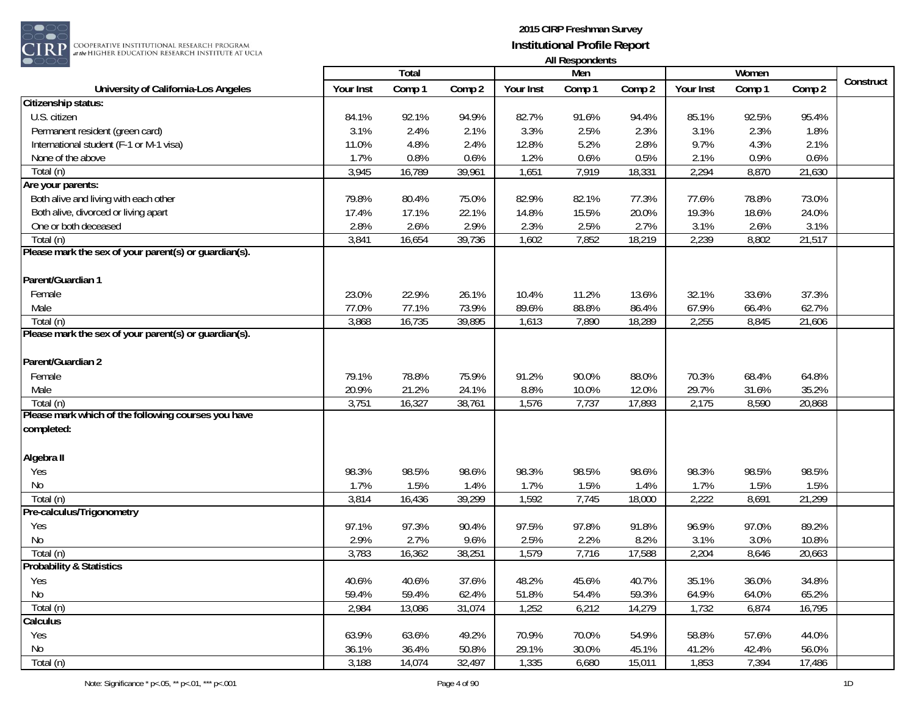| University of California-Los Angeles | Total | | | Men | | | Women | | | Construct |
|---|---|---|---|---|---|---|---|---|---|---|
| | Your Inst | Comp 1 | Comp 2 | Your Inst | Comp 1 | Comp 2 | Your Inst | Comp 1 | Comp 2 | |
| **Citizenship status:** | | | | | | | | | | |
| U.S. citizen | 84.1% | 92.1% | 94.9% | 82.7% | 91.6% | 94.4% | 85.1% | 92.5% | 95.4% | |
| Permanent resident (green card) | 3.1% | 2.4% | 2.1% | 3.3% | 2.5% | 2.3% | 3.1% | 2.3% | 1.8% | |
| International student (F-1 or M-1 visa) | 11.0% | 4.8% | 2.4% | 12.8% | 5.2% | 2.8% | 9.7% | 4.3% | 2.1% | |
| None of the above | 1.7% | 0.8% | 0.6% | 1.2% | 0.6% | 0.5% | 2.1% | 0.9% | 0.6% | |
| Total (n) | 3,945 | 16,789 | 39,961 | 1,651 | 7,919 | 18,331 | 2,294 | 8,870 | 21,630 | |
| **Are your parents:** | | | | | | | | | | |
| Both alive and living with each other | 79.8% | 80.4% | 75.0% | 82.9% | 82.1% | 77.3% | 77.6% | 78.8% | 73.0% | |
| Both alive, divorced or living apart | 17.4% | 17.1% | 22.1% | 14.8% | 15.5% | 20.0% | 19.3% | 18.6% | 24.0% | |
| One or both deceased | 2.8% | 2.6% | 2.9% | 2.3% | 2.5% | 2.7% | 3.1% | 2.6% | 3.1% | |
| Total (n) | 3,841 | 16,654 | 39,736 | 1,602 | 7,852 | 18,219 | 2,239 | 8,802 | 21,517 | |
| **Please mark the sex of your parent(s) or guardian(s).** | | | | | | | | | | |
| **Parent/Guardian 1** | | | | | | | | | | |
| Female | 23.0% | 22.9% | 26.1% | 10.4% | 11.2% | 13.6% | 32.1% | 33.6% | 37.3% | |
| Male | 77.0% | 77.1% | 73.9% | 89.6% | 88.8% | 86.4% | 67.9% | 66.4% | 62.7% | |
| Total (n) | 3,868 | 16,735 | 39,895 | 1,613 | 7,890 | 18,289 | 2,255 | 8,845 | 21,606 | |
| **Please mark the sex of your parent(s) or guardian(s).** | | | | | | | | | | |
| **Parent/Guardian 2** | | | | | | | | | | |
| Female | 79.1% | 78.8% | 75.9% | 91.2% | 90.0% | 88.0% | 70.3% | 68.4% | 64.8% | |
| Male | 20.9% | 21.2% | 24.1% | 8.8% | 10.0% | 12.0% | 29.7% | 31.6% | 35.2% | |
| Total (n) | 3,751 | 16,327 | 38,761 | 1,576 | 7,737 | 17,893 | 2,175 | 8,590 | 20,868 | |
| **Please mark which of the following courses you have completed:** | | | | | | | | | | |
| **Algebra II** | | | | | | | | | | |
| Yes | 98.3% | 98.5% | 98.6% | 98.3% | 98.5% | 98.6% | 98.3% | 98.5% | 98.5% | |
| No | 1.7% | 1.5% | 1.4% | 1.7% | 1.5% | 1.4% | 1.7% | 1.5% | 1.5% | |
| Total (n) | 3,814 | 16,436 | 39,299 | 1,592 | 7,745 | 18,000 | 2,222 | 8,691 | 21,299 | |
| **Pre-calculus/Trigonometry** | | | | | | | | | | |
| Yes | 97.1% | 97.3% | 90.4% | 97.5% | 97.8% | 91.8% | 96.9% | 97.0% | 89.2% | |
| No | 2.9% | 2.7% | 9.6% | 2.5% | 2.2% | 8.2% | 3.1% | 3.0% | 10.8% | |
| Total (n) | 3,783 | 16,362 | 38,251 | 1,579 | 7,716 | 17,588 | 2,204 | 8,646 | 20,663 | |
| **Probability & Statistics** | | | | | | | | | | |
| Yes | 40.6% | 40.6% | 37.6% | 48.2% | 45.6% | 40.7% | 35.1% | 36.0% | 34.8% | |
| No | 59.4% | 59.4% | 62.4% | 51.8% | 54.4% | 59.3% | 64.9% | 64.0% | 65.2% | |
| Total (n) | 2,984 | 13,086 | 31,074 | 1,252 | 6,212 | 14,279 | 1,732 | 6,874 | 16,795 | |
| **Calculus** | | | | | | | | | | |
| Yes | 63.9% | 63.6% | 49.2% | 70.9% | 70.0% | 54.9% | 58.8% | 57.6% | 44.0% | |
| No | 36.1% | 36.4% | 50.8% | 29.1% | 30.0% | 45.1% | 41.2% | 42.4% | 56.0% | |
| Total (n) | 3,188 | 14,074 | 32,497 | 1,335 | 6,680 | 15,011 | 1,853 | 7,394 | 17,486 | |

Note: Significance * p<.05, ** p<.01, *** p<.001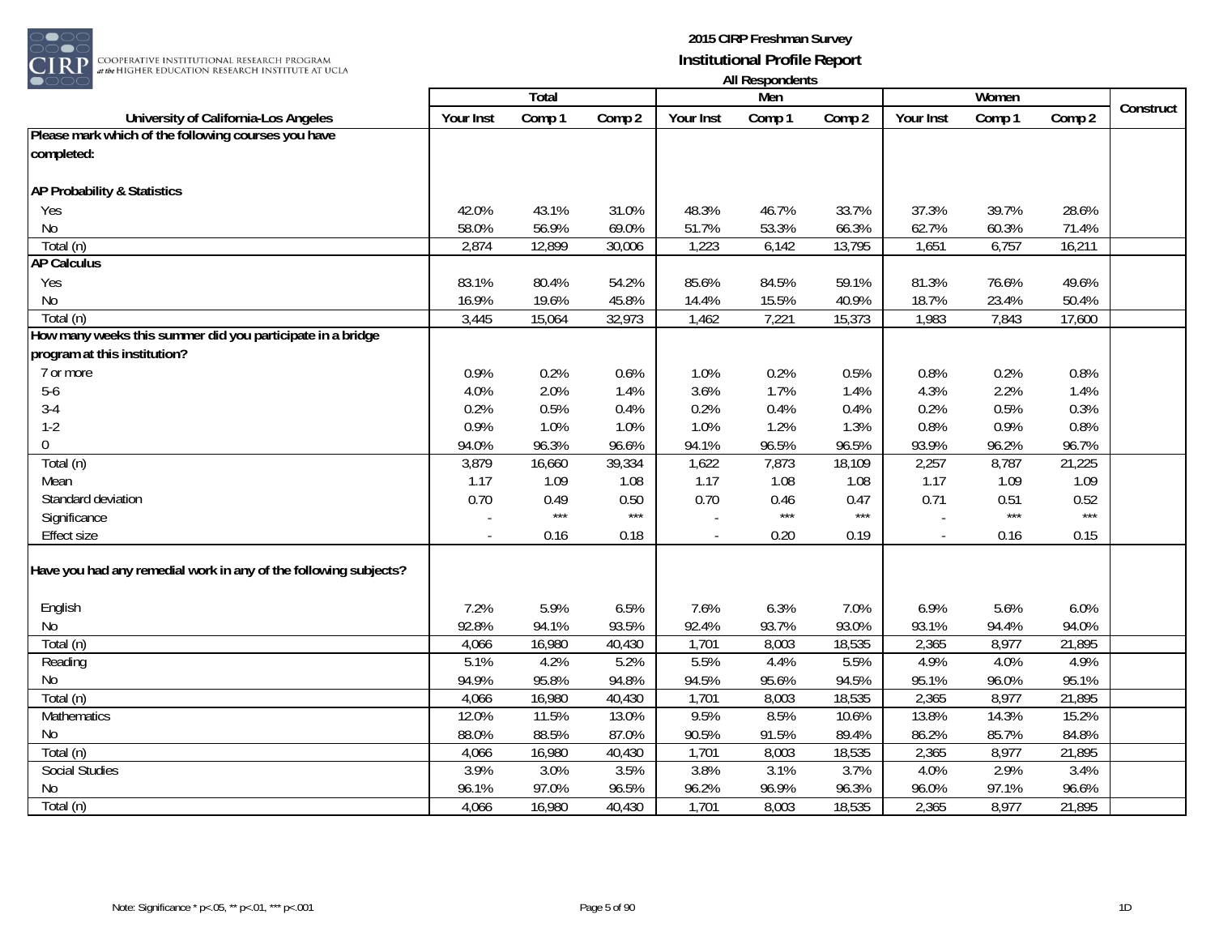**2015 CIRP Freshman Survey**
**Institutional Profile Report**
**All Respondents**

| University of California-Los Angeles | Total | | | Men | | | Women | | | Construct |
|---|---|---|---|---|---|---|---|---|---|---|
| | Your Inst | Comp 1 | Comp 2 | Your Inst | Comp 1 | Comp 2 | Your Inst | Comp 1 | Comp 2 | |
| **Please mark which of the following courses you have completed:** | | | | | | | | | | |
| **AP Probability & Statistics** | | | | | | | | | | |
| Yes | 42.0% | 43.1% | 31.0% | 48.3% | 46.7% | 33.7% | 37.3% | 39.7% | 28.6% | |
| No | 58.0% | 56.9% | 69.0% | 51.7% | 53.3% | 66.3% | 62.7% | 60.3% | 71.4% | |
| Total (n) | 2,874 | 12,899 | 30,006 | 1,223 | 6,142 | 13,795 | 1,651 | 6,757 | 16,211 | |
| **AP Calculus** | | | | | | | | | | |
| Yes | 83.1% | 80.4% | 54.2% | 85.6% | 84.5% | 59.1% | 81.3% | 76.6% | 49.6% | |
| No | 16.9% | 19.6% | 45.8% | 14.4% | 15.5% | 40.9% | 18.7% | 23.4% | 50.4% | |
| Total (n) | 3,445 | 15,064 | 32,973 | 1,462 | 7,221 | 15,373 | 1,983 | 7,843 | 17,600 | |
| **How many weeks this summer did you participate in a bridge program at this institution?** | | | | | | | | | | |
| 7 or more | 0.9% | 0.2% | 0.6% | 1.0% | 0.2% | 0.5% | 0.8% | 0.2% | 0.8% | |
| 5-6 | 4.0% | 2.0% | 1.4% | 3.6% | 1.7% | 1.4% | 4.3% | 2.2% | 1.4% | |
| 3-4 | 0.2% | 0.5% | 0.4% | 0.2% | 0.4% | 0.4% | 0.2% | 0.5% | 0.3% | |
| 1-2 | 0.9% | 1.0% | 1.0% | 1.0% | 1.2% | 1.3% | 0.8% | 0.9% | 0.8% | |
| 0 | 94.0% | 96.3% | 96.6% | 94.1% | 96.5% | 96.5% | 93.9% | 96.2% | 96.7% | |
| Total (n) | 3,879 | 16,660 | 39,334 | 1,622 | 7,873 | 18,109 | 2,257 | 8,787 | 21,225 | |
| Mean | 1.17 | 1.09 | 1.08 | 1.17 | 1.08 | 1.08 | 1.17 | 1.09 | 1.09 | |
| Standard deviation | 0.70 | 0.49 | 0.50 | 0.70 | 0.46 | 0.47 | 0.71 | 0.51 | 0.52 | |
| Significance | - | *** | *** | - | *** | *** | - | *** | *** | |
| Effect size | - | 0.16 | 0.18 | - | 0.20 | 0.19 | - | 0.16 | 0.15 | |
| **Have you had any remedial work in any of the following subjects?** | | | | | | | | | | |
| English | 7.2% | 5.9% | 6.5% | 7.6% | 6.3% | 7.0% | 6.9% | 5.6% | 6.0% | |
| No | 92.8% | 94.1% | 93.5% | 92.4% | 93.7% | 93.0% | 93.1% | 94.4% | 94.0% | |
| Total (n) | 4,066 | 16,980 | 40,430 | 1,701 | 8,003 | 18,535 | 2,365 | 8,977 | 21,895 | |
| Reading | 5.1% | 4.2% | 5.2% | 5.5% | 4.4% | 5.5% | 4.9% | 4.0% | 4.9% | |
| No | 94.9% | 95.8% | 94.8% | 94.5% | 95.6% | 94.5% | 95.1% | 96.0% | 95.1% | |
| Total (n) | 4,066 | 16,980 | 40,430 | 1,701 | 8,003 | 18,535 | 2,365 | 8,977 | 21,895 | |
| Mathematics | 12.0% | 11.5% | 13.0% | 9.5% | 8.5% | 10.6% | 13.8% | 14.3% | 15.2% | |
| No | 88.0% | 88.5% | 87.0% | 90.5% | 91.5% | 89.4% | 86.2% | 85.7% | 84.8% | |
| Total (n) | 4,066 | 16,980 | 40,430 | 1,701 | 8,003 | 18,535 | 2,365 | 8,977 | 21,895 | |
| Social Studies | 3.9% | 3.0% | 3.5% | 3.8% | 3.1% | 3.7% | 4.0% | 2.9% | 3.4% | |
| No | 96.1% | 97.0% | 96.5% | 96.2% | 96.9% | 96.3% | 96.0% | 97.1% | 96.6% | |
| Total (n) | 4,066 | 16,980 | 40,430 | 1,701 | 8,003 | 18,535 | 2,365 | 8,977 | 21,895 | |

Note: Significance * p<.05, ** p<.01, *** p<.001

1D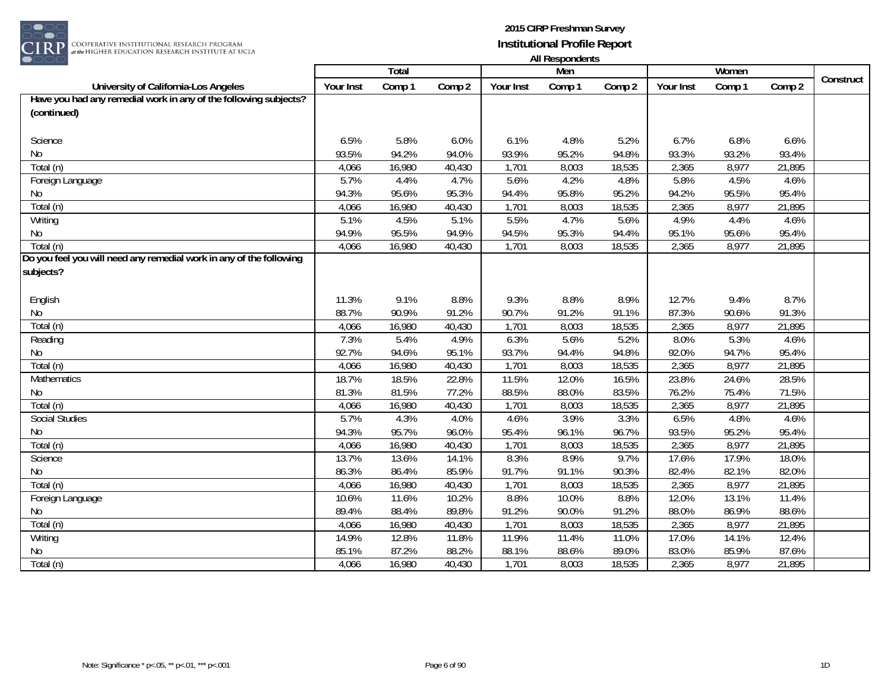**2015 CIRP Freshman Survey**
**Institutional Profile Report**
**All Respondents**

| University of California-Los Angeles | Total | | | Men | | | Women | | | Construct |
|---|---|---|---|---|---|---|---|---|---|---|
| | Your Inst | Comp 1 | Comp 2 | Your Inst | Comp 1 | Comp 2 | Your Inst | Comp 1 | Comp 2 | |
| **Have you had any remedial work in any of the following subjects? (continued)** | | | | | | | | | | |
| Science | 6.5% | 5.8% | 6.0% | 6.1% | 4.8% | 5.2% | 6.7% | 6.8% | 6.6% | |
| No | 93.5% | 94.2% | 94.0% | 93.9% | 95.2% | 94.8% | 93.3% | 93.2% | 93.4% | |
| Total (n) | 4,066 | 16,980 | 40,430 | 1,701 | 8,003 | 18,535 | 2,365 | 8,977 | 21,895 | |
| Foreign Language | 5.7% | 4.4% | 4.7% | 5.6% | 4.2% | 4.8% | 5.8% | 4.5% | 4.6% | |
| No | 94.3% | 95.6% | 95.3% | 94.4% | 95.8% | 95.2% | 94.2% | 95.5% | 95.4% | |
| Total (n) | 4,066 | 16,980 | 40,430 | 1,701 | 8,003 | 18,535 | 2,365 | 8,977 | 21,895 | |
| Writing | 5.1% | 4.5% | 5.1% | 5.5% | 4.7% | 5.6% | 4.9% | 4.4% | 4.6% | |
| No | 94.9% | 95.5% | 94.9% | 94.5% | 95.3% | 94.4% | 95.1% | 95.6% | 95.4% | |
| Total (n) | 4,066 | 16,980 | 40,430 | 1,701 | 8,003 | 18,535 | 2,365 | 8,977 | 21,895 | |
| **Do you feel you will need any remedial work in any of the following subjects?** | | | | | | | | | | |
| English | 11.3% | 9.1% | 8.8% | 9.3% | 8.8% | 8.9% | 12.7% | 9.4% | 8.7% | |
| No | 88.7% | 90.9% | 91.2% | 90.7% | 91.2% | 91.1% | 87.3% | 90.6% | 91.3% | |
| Total (n) | 4,066 | 16,980 | 40,430 | 1,701 | 8,003 | 18,535 | 2,365 | 8,977 | 21,895 | |
| Reading | 7.3% | 5.4% | 4.9% | 6.3% | 5.6% | 5.2% | 8.0% | 5.3% | 4.6% | |
| No | 92.7% | 94.6% | 95.1% | 93.7% | 94.4% | 94.8% | 92.0% | 94.7% | 95.4% | |
| Total (n) | 4,066 | 16,980 | 40,430 | 1,701 | 8,003 | 18,535 | 2,365 | 8,977 | 21,895 | |
| Mathematics | 18.7% | 18.5% | 22.8% | 11.5% | 12.0% | 16.5% | 23.8% | 24.6% | 28.5% | |
| No | 81.3% | 81.5% | 77.2% | 88.5% | 88.0% | 83.5% | 76.2% | 75.4% | 71.5% | |
| Total (n) | 4,066 | 16,980 | 40,430 | 1,701 | 8,003 | 18,535 | 2,365 | 8,977 | 21,895 | |
| Social Studies | 5.7% | 4.3% | 4.0% | 4.6% | 3.9% | 3.3% | 6.5% | 4.8% | 4.6% | |
| No | 94.3% | 95.7% | 96.0% | 95.4% | 96.1% | 96.7% | 93.5% | 95.2% | 95.4% | |
| Total (n) | 4,066 | 16,980 | 40,430 | 1,701 | 8,003 | 18,535 | 2,365 | 8,977 | 21,895 | |
| Science | 13.7% | 13.6% | 14.1% | 8.3% | 8.9% | 9.7% | 17.6% | 17.9% | 18.0% | |
| No | 86.3% | 86.4% | 85.9% | 91.7% | 91.1% | 90.3% | 82.4% | 82.1% | 82.0% | |
| Total (n) | 4,066 | 16,980 | 40,430 | 1,701 | 8,003 | 18,535 | 2,365 | 8,977 | 21,895 | |
| Foreign Language | 10.6% | 11.6% | 10.2% | 8.8% | 10.0% | 8.8% | 12.0% | 13.1% | 11.4% | |
| No | 89.4% | 88.4% | 89.8% | 91.2% | 90.0% | 91.2% | 88.0% | 86.9% | 88.6% | |
| Total (n) | 4,066 | 16,980 | 40,430 | 1,701 | 8,003 | 18,535 | 2,365 | 8,977 | 21,895 | |
| Writing | 14.9% | 12.8% | 11.8% | 11.9% | 11.4% | 11.0% | 17.0% | 14.1% | 12.4% | |
| No | 85.1% | 87.2% | 88.2% | 88.1% | 88.6% | 89.0% | 83.0% | 85.9% | 87.6% | |
| Total (n) | 4,066 | 16,980 | 40,430 | 1,701 | 8,003 | 18,535 | 2,365 | 8,977 | 21,895 | |

Note: Significance * p<.05, ** p<.01, *** p<.001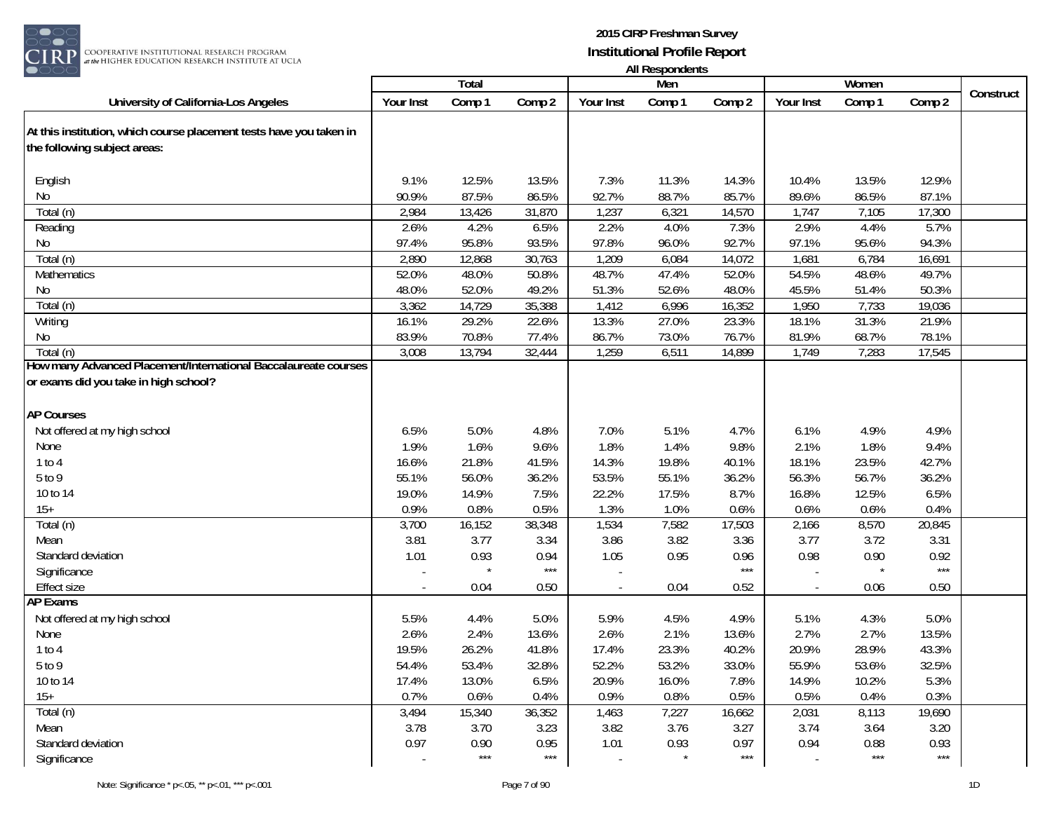# 2015 CIRP Freshman Survey
## Institutional Profile Report
### All Respondents

| University of California-Los Angeles | Total | | | Men | | | Women | | | Construct |
|---|---|---|---|---|---|---|---|---|---|---|
| | Your Inst | Comp 1 | Comp 2 | Your Inst | Comp 1 | Comp 2 | Your Inst | Comp 1 | Comp 2 | |
| **At this institution, which course placement tests have you taken in the following subject areas:** | | | | | | | | | | |
| English | 9.1% | 12.5% | 13.5% | 7.3% | 11.3% | 14.3% | 10.4% | 13.5% | 12.9% | |
| No | 90.9% | 87.5% | 86.5% | 92.7% | 88.7% | 85.7% | 89.6% | 86.5% | 87.1% | |
| Total (n) | 2,984 | 13,426 | 31,870 | 1,237 | 6,321 | 14,570 | 1,747 | 7,105 | 17,300 | |
| Reading | 2.6% | 4.2% | 6.5% | 2.2% | 4.0% | 7.3% | 2.9% | 4.4% | 5.7% | |
| No | 97.4% | 95.8% | 93.5% | 97.8% | 96.0% | 92.7% | 97.1% | 95.6% | 94.3% | |
| Total (n) | 2,890 | 12,868 | 30,763 | 1,209 | 6,084 | 14,072 | 1,681 | 6,784 | 16,691 | |
| Mathematics | 52.0% | 48.0% | 50.8% | 48.7% | 47.4% | 52.0% | 54.5% | 48.6% | 49.7% | |
| No | 48.0% | 52.0% | 49.2% | 51.3% | 52.6% | 48.0% | 45.5% | 51.4% | 50.3% | |
| Total (n) | 3,362 | 14,729 | 35,388 | 1,412 | 6,996 | 16,352 | 1,950 | 7,733 | 19,036 | |
| Writing | 16.1% | 29.2% | 22.6% | 13.3% | 27.0% | 23.3% | 18.1% | 31.3% | 21.9% | |
| No | 83.9% | 70.8% | 77.4% | 86.7% | 73.0% | 76.7% | 81.9% | 68.7% | 78.1% | |
| Total (n) | 3,008 | 13,794 | 32,444 | 1,259 | 6,511 | 14,899 | 1,749 | 7,283 | 17,545 | |
| **How many Advanced Placement/International Baccalaureate courses or exams did you take in high school?** | | | | | | | | | | |
| **AP Courses** | | | | | | | | | | |
| Not offered at my high school | 6.5% | 5.0% | 4.8% | 7.0% | 5.1% | 4.7% | 6.1% | 4.9% | 4.9% | |
| None | 1.9% | 1.6% | 9.6% | 1.8% | 1.4% | 9.8% | 2.1% | 1.8% | 9.4% | |
| 1 to 4 | 16.6% | 21.8% | 41.5% | 14.3% | 19.8% | 40.1% | 18.1% | 23.5% | 42.7% | |
| 5 to 9 | 55.1% | 56.0% | 36.2% | 53.5% | 55.1% | 36.2% | 56.3% | 56.7% | 36.2% | |
| 10 to 14 | 19.0% | 14.9% | 7.5% | 22.2% | 17.5% | 8.7% | 16.8% | 12.5% | 6.5% | |
| 15+ | 0.9% | 0.8% | 0.5% | 1.3% | 1.0% | 0.6% | 0.6% | 0.6% | 0.4% | |
| Total (n) | 3,700 | 16,152 | 38,348 | 1,534 | 7,582 | 17,503 | 2,166 | 8,570 | 20,845 | |
| Mean | 3.81 | 3.77 | 3.34 | 3.86 | 3.82 | 3.36 | 3.77 | 3.72 | 3.31 | |
| Standard deviation | 1.01 | 0.93 | 0.94 | 1.05 | 0.95 | 0.96 | 0.98 | 0.90 | 0.92 | |
| Significance | - | * | *** | - | | *** | - | * | *** | |
| Effect size | - | 0.04 | 0.50 | - | 0.04 | 0.52 | - | 0.06 | 0.50 | |
| **AP Exams** | | | | | | | | | | |
| Not offered at my high school | 5.5% | 4.4% | 5.0% | 5.9% | 4.5% | 4.9% | 5.1% | 4.3% | 5.0% | |
| None | 2.6% | 2.4% | 13.6% | 2.6% | 2.1% | 13.6% | 2.7% | 2.7% | 13.5% | |
| 1 to 4 | 19.5% | 26.2% | 41.8% | 17.4% | 23.3% | 40.2% | 20.9% | 28.9% | 43.3% | |
| 5 to 9 | 54.4% | 53.4% | 32.8% | 52.2% | 53.2% | 33.0% | 55.9% | 53.6% | 32.5% | |
| 10 to 14 | 17.4% | 13.0% | 6.5% | 20.9% | 16.0% | 7.8% | 14.9% | 10.2% | 5.3% | |
| 15+ | 0.7% | 0.6% | 0.4% | 0.9% | 0.8% | 0.5% | 0.5% | 0.4% | 0.3% | |
| Total (n) | 3,494 | 15,340 | 36,352 | 1,463 | 7,227 | 16,662 | 2,031 | 8,113 | 19,690 | |
| Mean | 3.78 | 3.70 | 3.23 | 3.82 | 3.76 | 3.27 | 3.74 | 3.64 | 3.20 | |
| Standard deviation | 0.97 | 0.90 | 0.95 | 1.01 | 0.93 | 0.97 | 0.94 | 0.88 | 0.93 | |
| Significance | - | *** | *** | - | * | *** | - | *** | *** | |

Note: Significance * p<.05, ** p<.01, *** p<.001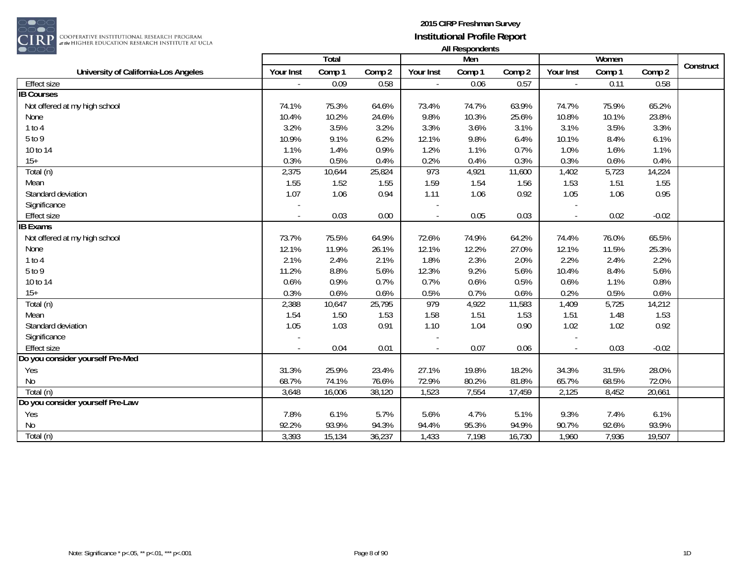# 2015 CIRP Freshman Survey
## Institutional Profile Report
### All Respondents

| University of California-Los Angeles | Total | | | Men | | | Women | | | Construct |
|---|---|---|---|---|---|---|---|---|---|---|
| | Your Inst | Comp 1 | Comp 2 | Your Inst | Comp 1 | Comp 2 | Your Inst | Comp 1 | Comp 2 | |
| Effect size | - | 0.09 | 0.58 | - | 0.06 | 0.57 | - | 0.11 | 0.58 | |
| **IB Courses** | | | | | | | | | | |
| Not offered at my high school | 74.1% | 75.3% | 64.6% | 73.4% | 74.7% | 63.9% | 74.7% | 75.9% | 65.2% | |
| None | 10.4% | 10.2% | 24.6% | 9.8% | 10.3% | 25.6% | 10.8% | 10.1% | 23.8% | |
| 1 to 4 | 3.2% | 3.5% | 3.2% | 3.3% | 3.6% | 3.1% | 3.1% | 3.5% | 3.3% | |
| 5 to 9 | 10.9% | 9.1% | 6.2% | 12.1% | 9.8% | 6.4% | 10.1% | 8.4% | 6.1% | |
| 10 to 14 | 1.1% | 1.4% | 0.9% | 1.2% | 1.1% | 0.7% | 1.0% | 1.6% | 1.1% | |
| 15+ | 0.3% | 0.5% | 0.4% | 0.2% | 0.4% | 0.3% | 0.3% | 0.6% | 0.4% | |
| Total (n) | 2,375 | 10,644 | 25,824 | 973 | 4,921 | 11,600 | 1,402 | 5,723 | 14,224 | |
| Mean | 1.55 | 1.52 | 1.55 | 1.59 | 1.54 | 1.56 | 1.53 | 1.51 | 1.55 | |
| Standard deviation | 1.07 | 1.06 | 0.94 | 1.11 | 1.06 | 0.92 | 1.05 | 1.06 | 0.95 | |
| Significance | - | | | - | | | - | | | |
| Effect size | - | 0.03 | 0.00 | - | 0.05 | 0.03 | - | 0.02 | -0.02 | |
| **IB Exams** | | | | | | | | | | |
| Not offered at my high school | 73.7% | 75.5% | 64.9% | 72.6% | 74.9% | 64.2% | 74.4% | 76.0% | 65.5% | |
| None | 12.1% | 11.9% | 26.1% | 12.1% | 12.2% | 27.0% | 12.1% | 11.5% | 25.3% | |
| 1 to 4 | 2.1% | 2.4% | 2.1% | 1.8% | 2.3% | 2.0% | 2.2% | 2.4% | 2.2% | |
| 5 to 9 | 11.2% | 8.8% | 5.6% | 12.3% | 9.2% | 5.6% | 10.4% | 8.4% | 5.6% | |
| 10 to 14 | 0.6% | 0.9% | 0.7% | 0.7% | 0.6% | 0.5% | 0.6% | 1.1% | 0.8% | |
| 15+ | 0.3% | 0.6% | 0.6% | 0.5% | 0.7% | 0.6% | 0.2% | 0.5% | 0.6% | |
| Total (n) | 2,388 | 10,647 | 25,795 | 979 | 4,922 | 11,583 | 1,409 | 5,725 | 14,212 | |
| Mean | 1.54 | 1.50 | 1.53 | 1.58 | 1.51 | 1.53 | 1.51 | 1.48 | 1.53 | |
| Standard deviation | 1.05 | 1.03 | 0.91 | 1.10 | 1.04 | 0.90 | 1.02 | 1.02 | 0.92 | |
| Significance | - | | | - | | | - | | | |
| Effect size | - | 0.04 | 0.01 | - | 0.07 | 0.06 | - | 0.03 | -0.02 | |
| **Do you consider yourself Pre-Med** | | | | | | | | | | |
| Yes | 31.3% | 25.9% | 23.4% | 27.1% | 19.8% | 18.2% | 34.3% | 31.5% | 28.0% | |
| No | 68.7% | 74.1% | 76.6% | 72.9% | 80.2% | 81.8% | 65.7% | 68.5% | 72.0% | |
| Total (n) | 3,648 | 16,006 | 38,120 | 1,523 | 7,554 | 17,459 | 2,125 | 8,452 | 20,661 | |
| **Do you consider yourself Pre-Law** | | | | | | | | | | |
| Yes | 7.8% | 6.1% | 5.7% | 5.6% | 4.7% | 5.1% | 9.3% | 7.4% | 6.1% | |
| No | 92.2% | 93.9% | 94.3% | 94.4% | 95.3% | 94.9% | 90.7% | 92.6% | 93.9% | |
| Total (n) | 3,393 | 15,134 | 36,237 | 1,433 | 7,198 | 16,730 | 1,960 | 7,936 | 19,507 | |

Note: Significance * p<.05, ** p<.01, *** p<.001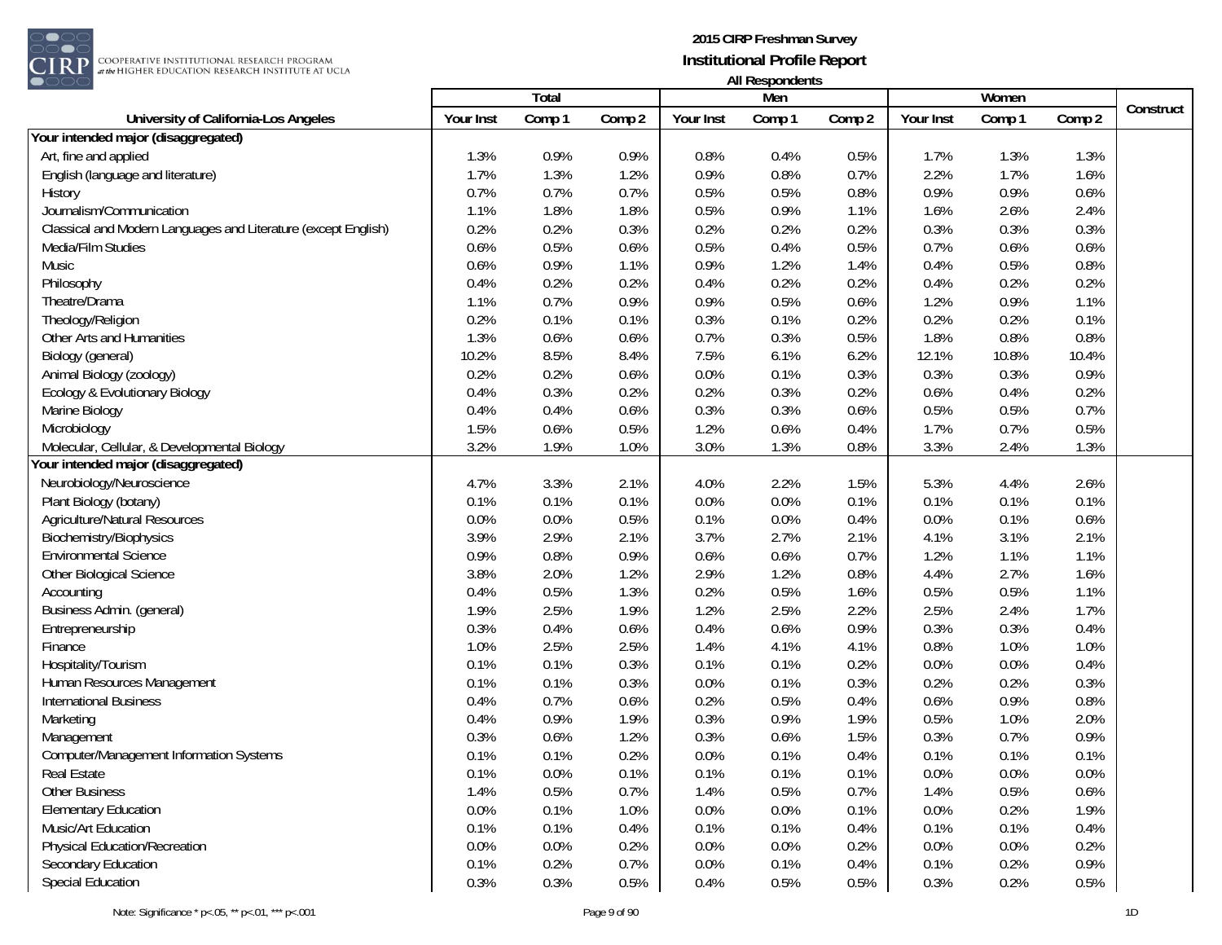# 2015 CIRP Freshman Survey

## Institutional Profile Report

### All Respondents

| University of California-Los Angeles | Total | | | Men | | | Women | | | Construct |
|---|---|---|---|---|---|---|---|---|---|---|
| | Your Inst | Comp 1 | Comp 2 | Your Inst | Comp 1 | Comp 2 | Your Inst | Comp 1 | Comp 2 | |
| **Your intended major (disaggregated)** | | | | | | | | | | |
| Art, fine and applied | 1.3% | 0.9% | 0.9% | 0.8% | 0.4% | 0.5% | 1.7% | 1.3% | 1.3% | |
| English (language and literature) | 1.7% | 1.3% | 1.2% | 0.9% | 0.8% | 0.7% | 2.2% | 1.7% | 1.6% | |
| History | 0.7% | 0.7% | 0.7% | 0.5% | 0.5% | 0.8% | 0.9% | 0.9% | 0.6% | |
| Journalism/Communication | 1.1% | 1.8% | 1.8% | 0.5% | 0.9% | 1.1% | 1.6% | 2.6% | 2.4% | |
| Classical and Modern Languages and Literature (except English) | 0.2% | 0.2% | 0.3% | 0.2% | 0.2% | 0.2% | 0.3% | 0.3% | 0.3% | |
| Media/Film Studies | 0.6% | 0.5% | 0.6% | 0.5% | 0.4% | 0.5% | 0.7% | 0.6% | 0.6% | |
| Music | 0.6% | 0.9% | 1.1% | 0.9% | 1.2% | 1.4% | 0.4% | 0.5% | 0.8% | |
| Philosophy | 0.4% | 0.2% | 0.2% | 0.4% | 0.2% | 0.2% | 0.4% | 0.2% | 0.2% | |
| Theatre/Drama | 1.1% | 0.7% | 0.9% | 0.9% | 0.5% | 0.6% | 1.2% | 0.9% | 1.1% | |
| Theology/Religion | 0.2% | 0.1% | 0.1% | 0.3% | 0.1% | 0.2% | 0.2% | 0.2% | 0.1% | |
| Other Arts and Humanities | 1.3% | 0.6% | 0.6% | 0.7% | 0.3% | 0.5% | 1.8% | 0.8% | 0.8% | |
| Biology (general) | 10.2% | 8.5% | 8.4% | 7.5% | 6.1% | 6.2% | 12.1% | 10.8% | 10.4% | |
| Animal Biology (zoology) | 0.2% | 0.2% | 0.6% | 0.0% | 0.1% | 0.3% | 0.3% | 0.3% | 0.9% | |
| Ecology & Evolutionary Biology | 0.4% | 0.3% | 0.2% | 0.2% | 0.3% | 0.2% | 0.6% | 0.4% | 0.2% | |
| Marine Biology | 0.4% | 0.4% | 0.6% | 0.3% | 0.3% | 0.6% | 0.5% | 0.5% | 0.7% | |
| Microbiology | 1.5% | 0.6% | 0.5% | 1.2% | 0.6% | 0.4% | 1.7% | 0.7% | 0.5% | |
| Molecular, Cellular, & Developmental Biology | 3.2% | 1.9% | 1.0% | 3.0% | 1.3% | 0.8% | 3.3% | 2.4% | 1.3% | |
| **Your intended major (disaggregated)** | | | | | | | | | | |
| Neurobiology/Neuroscience | 4.7% | 3.3% | 2.1% | 4.0% | 2.2% | 1.5% | 5.3% | 4.4% | 2.6% | |
| Plant Biology (botany) | 0.1% | 0.1% | 0.1% | 0.0% | 0.0% | 0.1% | 0.1% | 0.1% | 0.1% | |
| Agriculture/Natural Resources | 0.0% | 0.0% | 0.5% | 0.1% | 0.0% | 0.4% | 0.0% | 0.1% | 0.6% | |
| Biochemistry/Biophysics | 3.9% | 2.9% | 2.1% | 3.7% | 2.7% | 2.1% | 4.1% | 3.1% | 2.1% | |
| Environmental Science | 0.9% | 0.8% | 0.9% | 0.6% | 0.6% | 0.7% | 1.2% | 1.1% | 1.1% | |
| Other Biological Science | 3.8% | 2.0% | 1.2% | 2.9% | 1.2% | 0.8% | 4.4% | 2.7% | 1.6% | |
| Accounting | 0.4% | 0.5% | 1.3% | 0.2% | 0.5% | 1.6% | 0.5% | 0.5% | 1.1% | |
| Business Admin. (general) | 1.9% | 2.5% | 1.9% | 1.2% | 2.5% | 2.2% | 2.5% | 2.4% | 1.7% | |
| Entrepreneurship | 0.3% | 0.4% | 0.6% | 0.4% | 0.6% | 0.9% | 0.3% | 0.3% | 0.4% | |
| Finance | 1.0% | 2.5% | 2.5% | 1.4% | 4.1% | 4.1% | 0.8% | 1.0% | 1.0% | |
| Hospitality/Tourism | 0.1% | 0.1% | 0.3% | 0.1% | 0.1% | 0.2% | 0.0% | 0.0% | 0.4% | |
| Human Resources Management | 0.1% | 0.1% | 0.3% | 0.0% | 0.1% | 0.3% | 0.2% | 0.2% | 0.3% | |
| International Business | 0.4% | 0.7% | 0.6% | 0.2% | 0.5% | 0.4% | 0.6% | 0.9% | 0.8% | |
| Marketing | 0.4% | 0.9% | 1.9% | 0.3% | 0.9% | 1.9% | 0.5% | 1.0% | 2.0% | |
| Management | 0.3% | 0.6% | 1.2% | 0.3% | 0.6% | 1.5% | 0.3% | 0.7% | 0.9% | |
| Computer/Management Information Systems | 0.1% | 0.1% | 0.2% | 0.0% | 0.1% | 0.4% | 0.1% | 0.1% | 0.1% | |
| Real Estate | 0.1% | 0.0% | 0.1% | 0.1% | 0.1% | 0.1% | 0.0% | 0.0% | 0.0% | |
| Other Business | 1.4% | 0.5% | 0.7% | 1.4% | 0.5% | 0.7% | 1.4% | 0.5% | 0.6% | |
| Elementary Education | 0.0% | 0.1% | 1.0% | 0.0% | 0.0% | 0.1% | 0.0% | 0.2% | 1.9% | |
| Music/Art Education | 0.1% | 0.1% | 0.4% | 0.1% | 0.1% | 0.4% | 0.1% | 0.1% | 0.4% | |
| Physical Education/Recreation | 0.0% | 0.0% | 0.2% | 0.0% | 0.0% | 0.2% | 0.0% | 0.0% | 0.2% | |
| Secondary Education | 0.1% | 0.2% | 0.7% | 0.0% | 0.1% | 0.4% | 0.1% | 0.2% | 0.9% | |
| Special Education | 0.3% | 0.3% | 0.5% | 0.4% | 0.5% | 0.5% | 0.3% | 0.2% | 0.5% | |

Note: Significance * p<.05, ** p<.01, *** p<.001

1D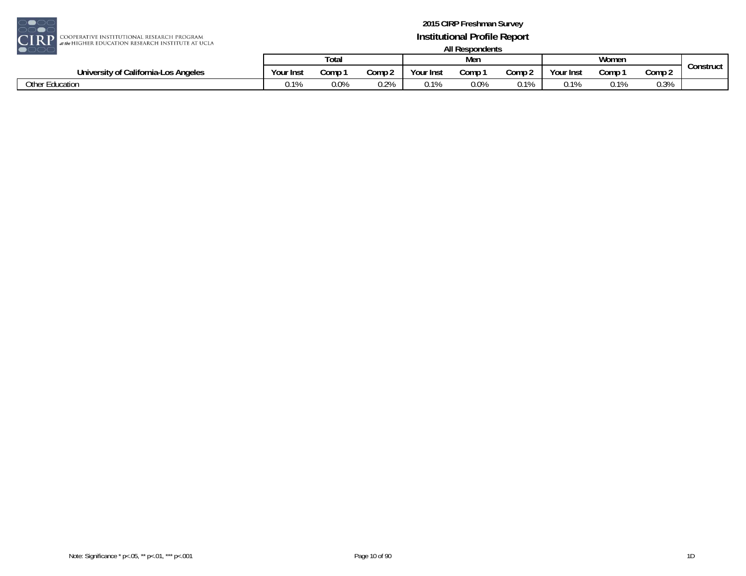| University of California-Los Angeles | Total | | | Men | | | Women | | | Construct |
|---|---|---|---|---|---|---|---|---|---|---|
| | Your Inst | Comp 1 | Comp 2 | Your Inst | Comp 1 | Comp 2 | Your Inst | Comp 1 | Comp 2 | |
| Other Education | 0.1% | 0.0% | 0.2% | 0.1% | 0.0% | 0.1% | 0.1% | 0.1% | 0.3% | |

Note: Significance * p<.05, ** p<.01, *** p<.001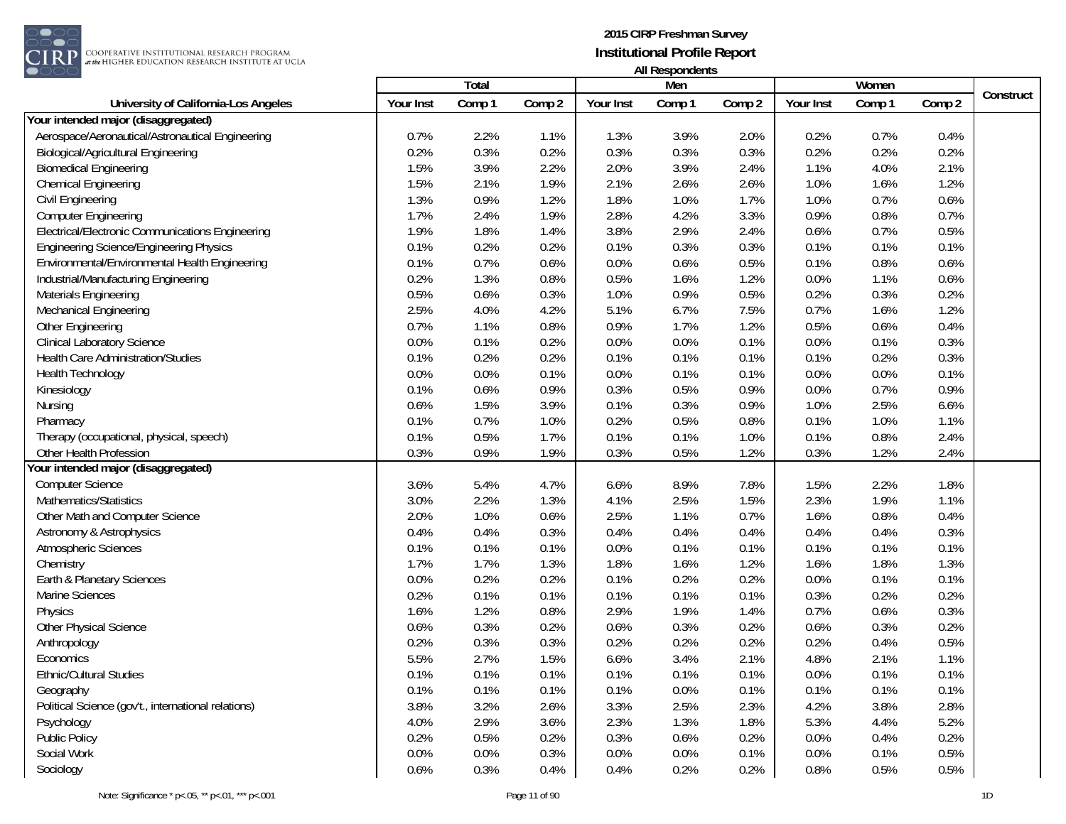**2015 CIRP Freshman Survey**
**Institutional Profile Report**
**All Respondents**

| University of California-Los Angeles | Total | | | Men | | | Women | | | Construct |
|---|---|---|---|---|---|---|---|---|---|---|
| | Your Inst | Comp 1 | Comp 2 | Your Inst | Comp 1 | Comp 2 | Your Inst | Comp 1 | Comp 2 | |
| **Your intended major (disaggregated)** | | | | | | | | | | |
| Aerospace/Aeronautical/Astronautical Engineering | 0.7% | 2.2% | 1.1% | 1.3% | 3.9% | 2.0% | 0.2% | 0.7% | 0.4% | |
| Biological/Agricultural Engineering | 0.2% | 0.3% | 0.2% | 0.3% | 0.3% | 0.3% | 0.2% | 0.2% | 0.2% | |
| Biomedical Engineering | 1.5% | 3.9% | 2.2% | 2.0% | 3.9% | 2.4% | 1.1% | 4.0% | 2.1% | |
| Chemical Engineering | 1.5% | 2.1% | 1.9% | 2.1% | 2.6% | 2.6% | 1.0% | 1.6% | 1.2% | |
| Civil Engineering | 1.3% | 0.9% | 1.2% | 1.8% | 1.0% | 1.7% | 1.0% | 0.7% | 0.6% | |
| Computer Engineering | 1.7% | 2.4% | 1.9% | 2.8% | 4.2% | 3.3% | 0.9% | 0.8% | 0.7% | |
| Electrical/Electronic Communications Engineering | 1.9% | 1.8% | 1.4% | 3.8% | 2.9% | 2.4% | 0.6% | 0.7% | 0.5% | |
| Engineering Science/Engineering Physics | 0.1% | 0.2% | 0.2% | 0.1% | 0.3% | 0.3% | 0.1% | 0.1% | 0.1% | |
| Environmental/Environmental Health Engineering | 0.1% | 0.7% | 0.6% | 0.0% | 0.6% | 0.5% | 0.1% | 0.8% | 0.6% | |
| Industrial/Manufacturing Engineering | 0.2% | 1.3% | 0.8% | 0.5% | 1.6% | 1.2% | 0.0% | 1.1% | 0.6% | |
| Materials Engineering | 0.5% | 0.6% | 0.3% | 1.0% | 0.9% | 0.5% | 0.2% | 0.3% | 0.2% | |
| Mechanical Engineering | 2.5% | 4.0% | 4.2% | 5.1% | 6.7% | 7.5% | 0.7% | 1.6% | 1.2% | |
| Other Engineering | 0.7% | 1.1% | 0.8% | 0.9% | 1.7% | 1.2% | 0.5% | 0.6% | 0.4% | |
| Clinical Laboratory Science | 0.0% | 0.1% | 0.2% | 0.0% | 0.0% | 0.1% | 0.0% | 0.1% | 0.3% | |
| Health Care Administration/Studies | 0.1% | 0.2% | 0.2% | 0.1% | 0.1% | 0.1% | 0.1% | 0.2% | 0.3% | |
| Health Technology | 0.0% | 0.0% | 0.1% | 0.0% | 0.1% | 0.1% | 0.0% | 0.0% | 0.1% | |
| Kinesiology | 0.1% | 0.6% | 0.9% | 0.3% | 0.5% | 0.9% | 0.0% | 0.7% | 0.9% | |
| Nursing | 0.6% | 1.5% | 3.9% | 0.1% | 0.3% | 0.9% | 1.0% | 2.5% | 6.6% | |
| Pharmacy | 0.1% | 0.7% | 1.0% | 0.2% | 0.5% | 0.8% | 0.1% | 1.0% | 1.1% | |
| Therapy (occupational, physical, speech) | 0.1% | 0.5% | 1.7% | 0.1% | 0.1% | 1.0% | 0.1% | 0.8% | 2.4% | |
| Other Health Profession | 0.3% | 0.9% | 1.9% | 0.3% | 0.5% | 1.2% | 0.3% | 1.2% | 2.4% | |
| **Your intended major (disaggregated)** | | | | | | | | | | |
| Computer Science | 3.6% | 5.4% | 4.7% | 6.6% | 8.9% | 7.8% | 1.5% | 2.2% | 1.8% | |
| Mathematics/Statistics | 3.0% | 2.2% | 1.3% | 4.1% | 2.5% | 1.5% | 2.3% | 1.9% | 1.1% | |
| Other Math and Computer Science | 2.0% | 1.0% | 0.6% | 2.5% | 1.1% | 0.7% | 1.6% | 0.8% | 0.4% | |
| Astronomy & Astrophysics | 0.4% | 0.4% | 0.3% | 0.4% | 0.4% | 0.4% | 0.4% | 0.4% | 0.3% | |
| Atmospheric Sciences | 0.1% | 0.1% | 0.1% | 0.0% | 0.1% | 0.1% | 0.1% | 0.1% | 0.1% | |
| Chemistry | 1.7% | 1.7% | 1.3% | 1.8% | 1.6% | 1.2% | 1.6% | 1.8% | 1.3% | |
| Earth & Planetary Sciences | 0.0% | 0.2% | 0.2% | 0.1% | 0.2% | 0.2% | 0.0% | 0.1% | 0.1% | |
| Marine Sciences | 0.2% | 0.1% | 0.1% | 0.1% | 0.1% | 0.1% | 0.3% | 0.2% | 0.2% | |
| Physics | 1.6% | 1.2% | 0.8% | 2.9% | 1.9% | 1.4% | 0.7% | 0.6% | 0.3% | |
| Other Physical Science | 0.6% | 0.3% | 0.2% | 0.6% | 0.3% | 0.2% | 0.6% | 0.3% | 0.2% | |
| Anthropology | 0.2% | 0.3% | 0.3% | 0.2% | 0.2% | 0.2% | 0.2% | 0.4% | 0.5% | |
| Economics | 5.5% | 2.7% | 1.5% | 6.6% | 3.4% | 2.1% | 4.8% | 2.1% | 1.1% | |
| Ethnic/Cultural Studies | 0.1% | 0.1% | 0.1% | 0.1% | 0.1% | 0.1% | 0.0% | 0.1% | 0.1% | |
| Geography | 0.1% | 0.1% | 0.1% | 0.1% | 0.0% | 0.1% | 0.1% | 0.1% | 0.1% | |
| Political Science (gov't., international relations) | 3.8% | 3.2% | 2.6% | 3.3% | 2.5% | 2.3% | 4.2% | 3.8% | 2.8% | |
| Psychology | 4.0% | 2.9% | 3.6% | 2.3% | 1.3% | 1.8% | 5.3% | 4.4% | 5.2% | |
| Public Policy | 0.2% | 0.5% | 0.2% | 0.3% | 0.6% | 0.2% | 0.0% | 0.4% | 0.2% | |
| Social Work | 0.0% | 0.0% | 0.3% | 0.0% | 0.0% | 0.1% | 0.0% | 0.1% | 0.5% | |
| Sociology | 0.6% | 0.3% | 0.4% | 0.4% | 0.2% | 0.2% | 0.8% | 0.5% | 0.5% | |

Note: Significance * p<.05, ** p<.01, *** p<.001

1D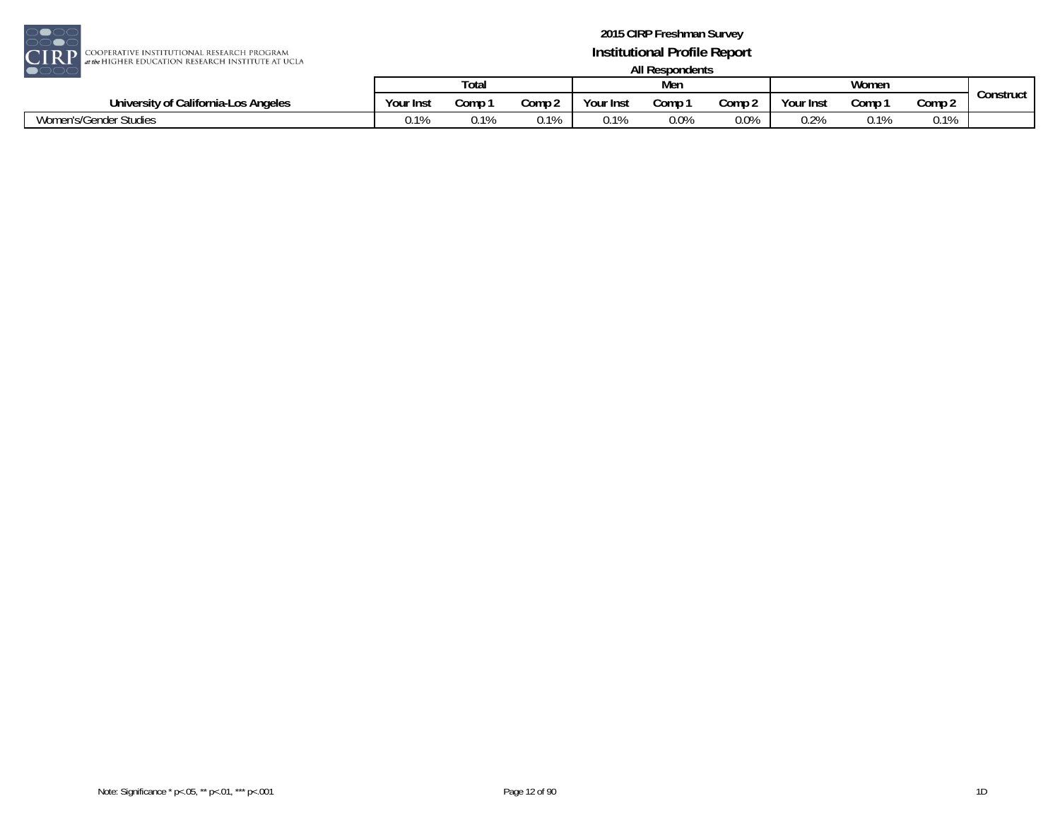| University of California-Los Angeles | Total | | | Men | | | Women | | | Construct |
|---|---|---|---|---|---|---|---|---|---|---|
| | Your Inst | Comp 1 | Comp 2 | Your Inst | Comp 1 | Comp 2 | Your Inst | Comp 1 | Comp 2 | |
| Women's/Gender Studies | 0.1% | 0.1% | 0.1% | 0.1% | 0.0% | 0.0% | 0.2% | 0.1% | 0.1% | |

Note: Significance * p<.05, ** p<.01, *** p<.001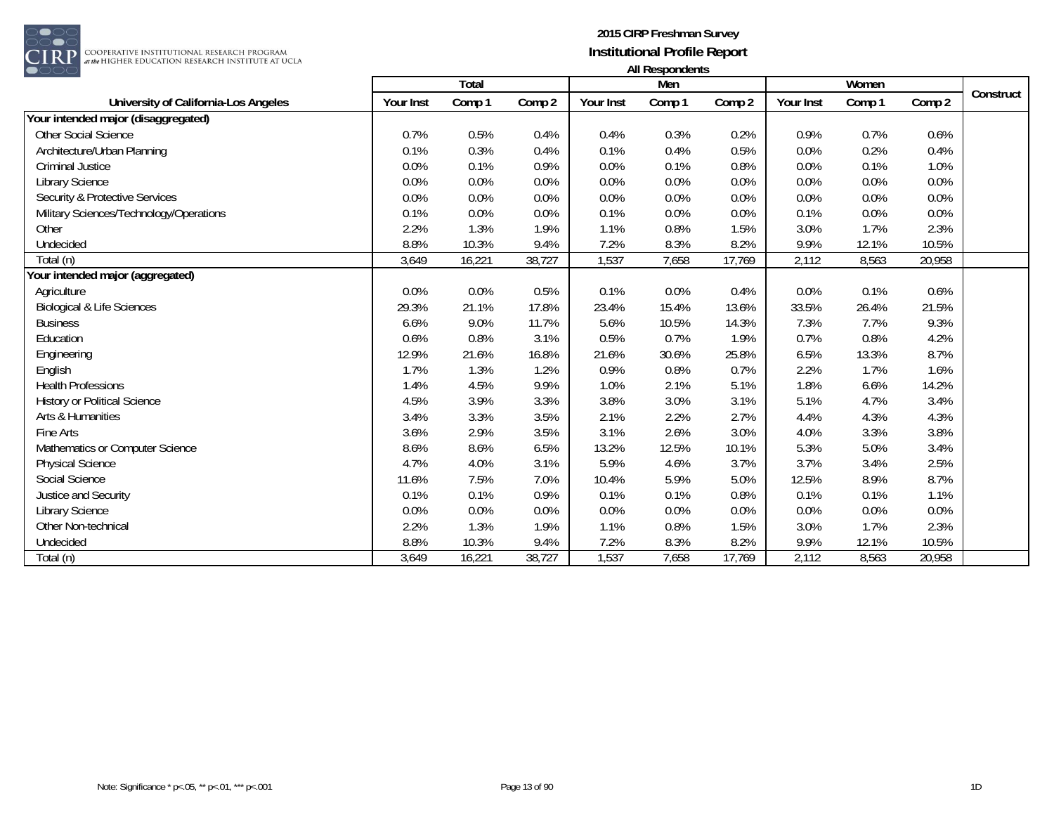# 2015 CIRP Freshman Survey

## Institutional Profile Report

### All Respondents

| University of California-Los Angeles | Total | | | Men | | | Women | | | Construct |
|---|---|---|---|---|---|---|---|---|---|---|
| | Your Inst | Comp 1 | Comp 2 | Your Inst | Comp 1 | Comp 2 | Your Inst | Comp 1 | Comp 2 | |
| **Your intended major (disaggregated)** | | | | | | | | | | |
| Other Social Science | 0.7% | 0.5% | 0.4% | 0.4% | 0.3% | 0.2% | 0.9% | 0.7% | 0.6% | |
| Architecture/Urban Planning | 0.1% | 0.3% | 0.4% | 0.1% | 0.4% | 0.5% | 0.0% | 0.2% | 0.4% | |
| Criminal Justice | 0.0% | 0.1% | 0.9% | 0.0% | 0.1% | 0.8% | 0.0% | 0.1% | 1.0% | |
| Library Science | 0.0% | 0.0% | 0.0% | 0.0% | 0.0% | 0.0% | 0.0% | 0.0% | 0.0% | |
| Security & Protective Services | 0.0% | 0.0% | 0.0% | 0.0% | 0.0% | 0.0% | 0.0% | 0.0% | 0.0% | |
| Military Sciences/Technology/Operations | 0.1% | 0.0% | 0.0% | 0.1% | 0.0% | 0.0% | 0.1% | 0.0% | 0.0% | |
| Other | 2.2% | 1.3% | 1.9% | 1.1% | 0.8% | 1.5% | 3.0% | 1.7% | 2.3% | |
| Undecided | 8.8% | 10.3% | 9.4% | 7.2% | 8.3% | 8.2% | 9.9% | 12.1% | 10.5% | |
| Total (n) | 3,649 | 16,221 | 38,727 | 1,537 | 7,658 | 17,769 | 2,112 | 8,563 | 20,958 | |
| **Your intended major (aggregated)** | | | | | | | | | | |
| Agriculture | 0.0% | 0.0% | 0.5% | 0.1% | 0.0% | 0.4% | 0.0% | 0.1% | 0.6% | |
| Biological & Life Sciences | 29.3% | 21.1% | 17.8% | 23.4% | 15.4% | 13.6% | 33.5% | 26.4% | 21.5% | |
| Business | 6.6% | 9.0% | 11.7% | 5.6% | 10.5% | 14.3% | 7.3% | 7.7% | 9.3% | |
| Education | 0.6% | 0.8% | 3.1% | 0.5% | 0.7% | 1.9% | 0.7% | 0.8% | 4.2% | |
| Engineering | 12.9% | 21.6% | 16.8% | 21.6% | 30.6% | 25.8% | 6.5% | 13.3% | 8.7% | |
| English | 1.7% | 1.3% | 1.2% | 0.9% | 0.8% | 0.7% | 2.2% | 1.7% | 1.6% | |
| Health Professions | 1.4% | 4.5% | 9.9% | 1.0% | 2.1% | 5.1% | 1.8% | 6.6% | 14.2% | |
| History or Political Science | 4.5% | 3.9% | 3.3% | 3.8% | 3.0% | 3.1% | 5.1% | 4.7% | 3.4% | |
| Arts & Humanities | 3.4% | 3.3% | 3.5% | 2.1% | 2.2% | 2.7% | 4.4% | 4.3% | 4.3% | |
| Fine Arts | 3.6% | 2.9% | 3.5% | 3.1% | 2.6% | 3.0% | 4.0% | 3.3% | 3.8% | |
| Mathematics or Computer Science | 8.6% | 8.6% | 6.5% | 13.2% | 12.5% | 10.1% | 5.3% | 5.0% | 3.4% | |
| Physical Science | 4.7% | 4.0% | 3.1% | 5.9% | 4.6% | 3.7% | 3.7% | 3.4% | 2.5% | |
| Social Science | 11.6% | 7.5% | 7.0% | 10.4% | 5.9% | 5.0% | 12.5% | 8.9% | 8.7% | |
| Justice and Security | 0.1% | 0.1% | 0.9% | 0.1% | 0.1% | 0.8% | 0.1% | 0.1% | 1.1% | |
| Library Science | 0.0% | 0.0% | 0.0% | 0.0% | 0.0% | 0.0% | 0.0% | 0.0% | 0.0% | |
| Other Non-technical | 2.2% | 1.3% | 1.9% | 1.1% | 0.8% | 1.5% | 3.0% | 1.7% | 2.3% | |
| Undecided | 8.8% | 10.3% | 9.4% | 7.2% | 8.3% | 8.2% | 9.9% | 12.1% | 10.5% | |
| Total (n) | 3,649 | 16,221 | 38,727 | 1,537 | 7,658 | 17,769 | 2,112 | 8,563 | 20,958 | |

Note: Significance * p<.05, ** p<.01, *** p<.001

1D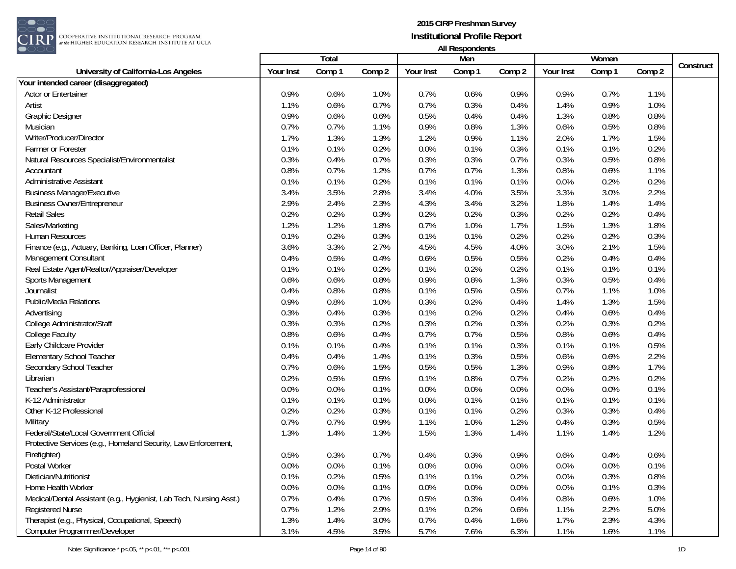# 2015 CIRP Freshman Survey

## Institutional Profile Report

### All Respondents

| University of California-Los Angeles | Total | | | Men | | | Women | | | Construct |
|---|---|---|---|---|---|---|---|---|---|---|
| | Your Inst | Comp 1 | Comp 2 | Your Inst | Comp 1 | Comp 2 | Your Inst | Comp 1 | Comp 2 | |
| **Your intended career (disaggregated)** | | | | | | | | | | |
| Actor or Entertainer | 0.9% | 0.6% | 1.0% | 0.7% | 0.6% | 0.9% | 0.9% | 0.7% | 1.1% | |
| Artist | 1.1% | 0.6% | 0.7% | 0.7% | 0.3% | 0.4% | 1.4% | 0.9% | 1.0% | |
| Graphic Designer | 0.9% | 0.6% | 0.6% | 0.5% | 0.4% | 0.4% | 1.3% | 0.8% | 0.8% | |
| Musician | 0.7% | 0.7% | 1.1% | 0.9% | 0.8% | 1.3% | 0.6% | 0.5% | 0.8% | |
| Writer/Producer/Director | 1.7% | 1.3% | 1.3% | 1.2% | 0.9% | 1.1% | 2.0% | 1.7% | 1.5% | |
| Farmer or Forester | 0.1% | 0.1% | 0.2% | 0.0% | 0.1% | 0.3% | 0.1% | 0.1% | 0.2% | |
| Natural Resources Specialist/Environmentalist | 0.3% | 0.4% | 0.7% | 0.3% | 0.3% | 0.7% | 0.3% | 0.5% | 0.8% | |
| Accountant | 0.8% | 0.7% | 1.2% | 0.7% | 0.7% | 1.3% | 0.8% | 0.6% | 1.1% | |
| Administrative Assistant | 0.1% | 0.1% | 0.2% | 0.1% | 0.1% | 0.1% | 0.0% | 0.2% | 0.2% | |
| Business Manager/Executive | 3.4% | 3.5% | 2.8% | 3.4% | 4.0% | 3.5% | 3.3% | 3.0% | 2.2% | |
| Business Owner/Entrepreneur | 2.9% | 2.4% | 2.3% | 4.3% | 3.4% | 3.2% | 1.8% | 1.4% | 1.4% | |
| Retail Sales | 0.2% | 0.2% | 0.3% | 0.2% | 0.2% | 0.3% | 0.2% | 0.2% | 0.4% | |
| Sales/Marketing | 1.2% | 1.2% | 1.8% | 0.7% | 1.0% | 1.7% | 1.5% | 1.3% | 1.8% | |
| Human Resources | 0.1% | 0.2% | 0.3% | 0.1% | 0.1% | 0.2% | 0.2% | 0.2% | 0.3% | |
| Finance (e.g., Actuary, Banking, Loan Officer, Planner) | 3.6% | 3.3% | 2.7% | 4.5% | 4.5% | 4.0% | 3.0% | 2.1% | 1.5% | |
| Management Consultant | 0.4% | 0.5% | 0.4% | 0.6% | 0.5% | 0.5% | 0.2% | 0.4% | 0.4% | |
| Real Estate Agent/Realtor/Appraiser/Developer | 0.1% | 0.1% | 0.2% | 0.1% | 0.2% | 0.2% | 0.1% | 0.1% | 0.1% | |
| Sports Management | 0.6% | 0.6% | 0.8% | 0.9% | 0.8% | 1.3% | 0.3% | 0.5% | 0.4% | |
| Journalist | 0.4% | 0.8% | 0.8% | 0.1% | 0.5% | 0.5% | 0.7% | 1.1% | 1.0% | |
| Public/Media Relations | 0.9% | 0.8% | 1.0% | 0.3% | 0.2% | 0.4% | 1.4% | 1.3% | 1.5% | |
| Advertising | 0.3% | 0.4% | 0.3% | 0.1% | 0.2% | 0.2% | 0.4% | 0.6% | 0.4% | |
| College Administrator/Staff | 0.3% | 0.3% | 0.2% | 0.3% | 0.2% | 0.3% | 0.2% | 0.3% | 0.2% | |
| College Faculty | 0.8% | 0.6% | 0.4% | 0.7% | 0.7% | 0.5% | 0.8% | 0.6% | 0.4% | |
| Early Childcare Provider | 0.1% | 0.1% | 0.4% | 0.1% | 0.1% | 0.3% | 0.1% | 0.1% | 0.5% | |
| Elementary School Teacher | 0.4% | 0.4% | 1.4% | 0.1% | 0.3% | 0.5% | 0.6% | 0.6% | 2.2% | |
| Secondary School Teacher | 0.7% | 0.6% | 1.5% | 0.5% | 0.5% | 1.3% | 0.9% | 0.8% | 1.7% | |
| Librarian | 0.2% | 0.5% | 0.5% | 0.1% | 0.8% | 0.7% | 0.2% | 0.2% | 0.2% | |
| Teacher's Assistant/Paraprofessional | 0.0% | 0.0% | 0.1% | 0.0% | 0.0% | 0.0% | 0.0% | 0.0% | 0.1% | |
| K-12 Administrator | 0.1% | 0.1% | 0.1% | 0.0% | 0.1% | 0.1% | 0.1% | 0.1% | 0.1% | |
| Other K-12 Professional | 0.2% | 0.2% | 0.3% | 0.1% | 0.1% | 0.2% | 0.3% | 0.3% | 0.4% | |
| Military | 0.7% | 0.7% | 0.9% | 1.1% | 1.0% | 1.2% | 0.4% | 0.3% | 0.5% | |
| Federal/State/Local Government Official | 1.3% | 1.4% | 1.3% | 1.5% | 1.3% | 1.4% | 1.1% | 1.4% | 1.2% | |
| Protective Services (e.g., Homeland Security, Law Enforcement, Firefighter) | 0.5% | 0.3% | 0.7% | 0.4% | 0.3% | 0.9% | 0.6% | 0.4% | 0.6% | |
| Postal Worker | 0.0% | 0.0% | 0.1% | 0.0% | 0.0% | 0.0% | 0.0% | 0.0% | 0.1% | |
| Dietician/Nutritionist | 0.1% | 0.2% | 0.5% | 0.1% | 0.1% | 0.2% | 0.0% | 0.3% | 0.8% | |
| Home Health Worker | 0.0% | 0.0% | 0.1% | 0.0% | 0.0% | 0.0% | 0.0% | 0.1% | 0.3% | |
| Medical/Dental Assistant (e.g., Hygienist, Lab Tech, Nursing Asst.) | 0.7% | 0.4% | 0.7% | 0.5% | 0.3% | 0.4% | 0.8% | 0.6% | 1.0% | |
| Registered Nurse | 0.7% | 1.2% | 2.9% | 0.1% | 0.2% | 0.6% | 1.1% | 2.2% | 5.0% | |
| Therapist (e.g., Physical, Occupational, Speech) | 1.3% | 1.4% | 3.0% | 0.7% | 0.4% | 1.6% | 1.7% | 2.3% | 4.3% | |
| Computer Programmer/Developer | 3.1% | 4.5% | 3.5% | 5.7% | 7.6% | 6.3% | 1.1% | 1.6% | 1.1% | |

Note: Significance * p<.05, ** p<.01, *** p<.001

1D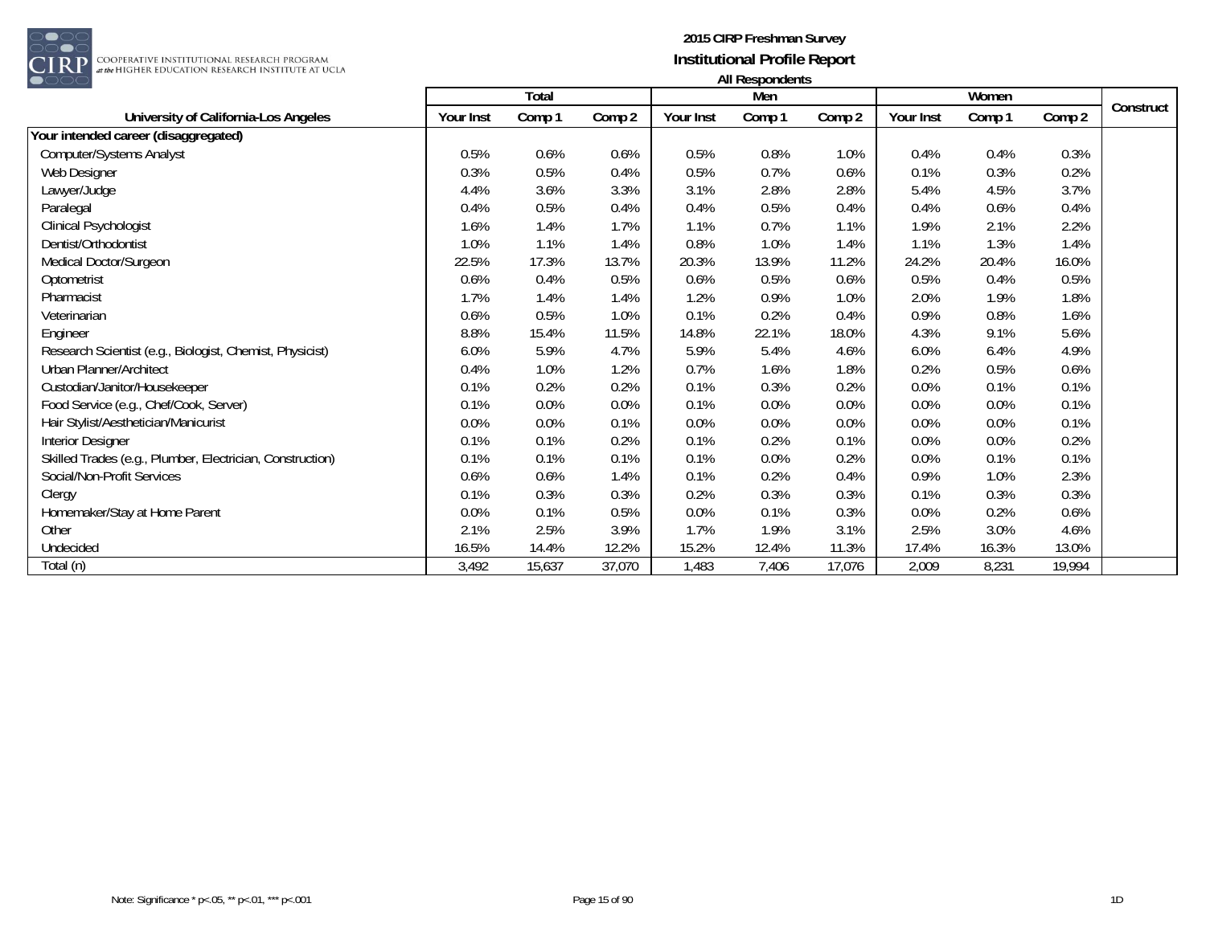**2015 CIRP Freshman Survey**

**Institutional Profile Report**

**All Respondents**

| University of California-Los Angeles | Total | | | Men | | | Women | | | Construct |
|---|---|---|---|---|---|---|---|---|---|---|
| | Your Inst | Comp 1 | Comp 2 | Your Inst | Comp 1 | Comp 2 | Your Inst | Comp 1 | Comp 2 | |
| **Your intended career (disaggregated)** | | | | | | | | | | |
| Computer/Systems Analyst | 0.5% | 0.6% | 0.6% | 0.5% | 0.8% | 1.0% | 0.4% | 0.4% | 0.3% | |
| Web Designer | 0.3% | 0.5% | 0.4% | 0.5% | 0.7% | 0.6% | 0.1% | 0.3% | 0.2% | |
| Lawyer/Judge | 4.4% | 3.6% | 3.3% | 3.1% | 2.8% | 2.8% | 5.4% | 4.5% | 3.7% | |
| Paralegal | 0.4% | 0.5% | 0.4% | 0.4% | 0.5% | 0.4% | 0.4% | 0.6% | 0.4% | |
| Clinical Psychologist | 1.6% | 1.4% | 1.7% | 1.1% | 0.7% | 1.1% | 1.9% | 2.1% | 2.2% | |
| Dentist/Orthodontist | 1.0% | 1.1% | 1.4% | 0.8% | 1.0% | 1.4% | 1.1% | 1.3% | 1.4% | |
| Medical Doctor/Surgeon | 22.5% | 17.3% | 13.7% | 20.3% | 13.9% | 11.2% | 24.2% | 20.4% | 16.0% | |
| Optometrist | 0.6% | 0.4% | 0.5% | 0.6% | 0.5% | 0.6% | 0.5% | 0.4% | 0.5% | |
| Pharmacist | 1.7% | 1.4% | 1.4% | 1.2% | 0.9% | 1.0% | 2.0% | 1.9% | 1.8% | |
| Veterinarian | 0.6% | 0.5% | 1.0% | 0.1% | 0.2% | 0.4% | 0.9% | 0.8% | 1.6% | |
| Engineer | 8.8% | 15.4% | 11.5% | 14.8% | 22.1% | 18.0% | 4.3% | 9.1% | 5.6% | |
| Research Scientist (e.g., Biologist, Chemist, Physicist) | 6.0% | 5.9% | 4.7% | 5.9% | 5.4% | 4.6% | 6.0% | 6.4% | 4.9% | |
| Urban Planner/Architect | 0.4% | 1.0% | 1.2% | 0.7% | 1.6% | 1.8% | 0.2% | 0.5% | 0.6% | |
| Custodian/Janitor/Housekeeper | 0.1% | 0.2% | 0.2% | 0.1% | 0.3% | 0.2% | 0.0% | 0.1% | 0.1% | |
| Food Service (e.g., Chef/Cook, Server) | 0.1% | 0.0% | 0.0% | 0.1% | 0.0% | 0.0% | 0.0% | 0.0% | 0.1% | |
| Hair Stylist/Aesthetician/Manicurist | 0.0% | 0.0% | 0.1% | 0.0% | 0.0% | 0.0% | 0.0% | 0.0% | 0.1% | |
| Interior Designer | 0.1% | 0.1% | 0.2% | 0.1% | 0.2% | 0.1% | 0.0% | 0.0% | 0.2% | |
| Skilled Trades (e.g., Plumber, Electrician, Construction) | 0.1% | 0.1% | 0.1% | 0.1% | 0.0% | 0.2% | 0.0% | 0.1% | 0.1% | |
| Social/Non-Profit Services | 0.6% | 0.6% | 1.4% | 0.1% | 0.2% | 0.4% | 0.9% | 1.0% | 2.3% | |
| Clergy | 0.1% | 0.3% | 0.3% | 0.2% | 0.3% | 0.3% | 0.1% | 0.3% | 0.3% | |
| Homemaker/Stay at Home Parent | 0.0% | 0.1% | 0.5% | 0.0% | 0.1% | 0.3% | 0.0% | 0.2% | 0.6% | |
| Other | 2.1% | 2.5% | 3.9% | 1.7% | 1.9% | 3.1% | 2.5% | 3.0% | 4.6% | |
| Undecided | 16.5% | 14.4% | 12.2% | 15.2% | 12.4% | 11.3% | 17.4% | 16.3% | 13.0% | |
| Total (n) | 3,492 | 15,637 | 37,070 | 1,483 | 7,406 | 17,076 | 2,009 | 8,231 | 19,994 | |

Note: Significance * p<.05, ** p<.01, *** p<.001

1D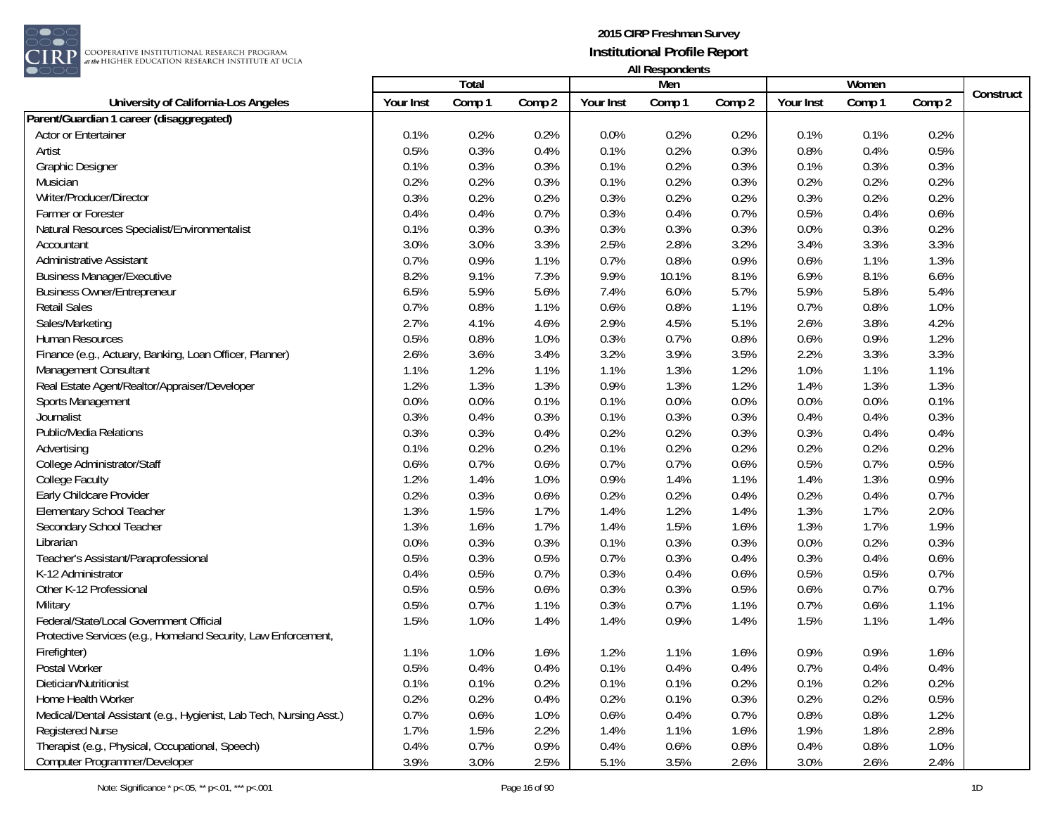**2015 CIRP Freshman Survey**
**Institutional Profile Report**
**All Respondents**

| University of California-Los Angeles | Total | | | Men | | | Women | | | Construct |
|---|---|---|---|---|---|---|---|---|---|---|
| | Your Inst | Comp 1 | Comp 2 | Your Inst | Comp 1 | Comp 2 | Your Inst | Comp 1 | Comp 2 | |
| **Parent/Guardian 1 career (disaggregated)** | | | | | | | | | | |
| Actor or Entertainer | 0.1% | 0.2% | 0.2% | 0.0% | 0.2% | 0.2% | 0.1% | 0.1% | 0.2% | |
| Artist | 0.5% | 0.3% | 0.4% | 0.1% | 0.2% | 0.3% | 0.8% | 0.4% | 0.5% | |
| Graphic Designer | 0.1% | 0.3% | 0.3% | 0.1% | 0.2% | 0.3% | 0.1% | 0.3% | 0.3% | |
| Musician | 0.2% | 0.2% | 0.3% | 0.1% | 0.2% | 0.3% | 0.2% | 0.2% | 0.2% | |
| Writer/Producer/Director | 0.3% | 0.2% | 0.2% | 0.3% | 0.2% | 0.2% | 0.3% | 0.2% | 0.2% | |
| Farmer or Forester | 0.4% | 0.4% | 0.7% | 0.3% | 0.4% | 0.7% | 0.5% | 0.4% | 0.6% | |
| Natural Resources Specialist/Environmentalist | 0.1% | 0.3% | 0.3% | 0.3% | 0.3% | 0.3% | 0.0% | 0.3% | 0.2% | |
| Accountant | 3.0% | 3.0% | 3.3% | 2.5% | 2.8% | 3.2% | 3.4% | 3.3% | 3.3% | |
| Administrative Assistant | 0.7% | 0.9% | 1.1% | 0.7% | 0.8% | 0.9% | 0.6% | 1.1% | 1.3% | |
| Business Manager/Executive | 8.2% | 9.1% | 7.3% | 9.9% | 10.1% | 8.1% | 6.9% | 8.1% | 6.6% | |
| Business Owner/Entrepreneur | 6.5% | 5.9% | 5.6% | 7.4% | 6.0% | 5.7% | 5.9% | 5.8% | 5.4% | |
| Retail Sales | 0.7% | 0.8% | 1.1% | 0.6% | 0.8% | 1.1% | 0.7% | 0.8% | 1.0% | |
| Sales/Marketing | 2.7% | 4.1% | 4.6% | 2.9% | 4.5% | 5.1% | 2.6% | 3.8% | 4.2% | |
| Human Resources | 0.5% | 0.8% | 1.0% | 0.3% | 0.7% | 0.8% | 0.6% | 0.9% | 1.2% | |
| Finance (e.g., Actuary, Banking, Loan Officer, Planner) | 2.6% | 3.6% | 3.4% | 3.2% | 3.9% | 3.5% | 2.2% | 3.3% | 3.3% | |
| Management Consultant | 1.1% | 1.2% | 1.1% | 1.1% | 1.3% | 1.2% | 1.0% | 1.1% | 1.1% | |
| Real Estate Agent/Realtor/Appraiser/Developer | 1.2% | 1.3% | 1.3% | 0.9% | 1.3% | 1.2% | 1.4% | 1.3% | 1.3% | |
| Sports Management | 0.0% | 0.0% | 0.1% | 0.1% | 0.0% | 0.0% | 0.0% | 0.0% | 0.1% | |
| Journalist | 0.3% | 0.4% | 0.3% | 0.1% | 0.3% | 0.3% | 0.4% | 0.4% | 0.3% | |
| Public/Media Relations | 0.3% | 0.3% | 0.4% | 0.2% | 0.2% | 0.3% | 0.3% | 0.4% | 0.4% | |
| Advertising | 0.1% | 0.2% | 0.2% | 0.1% | 0.2% | 0.2% | 0.2% | 0.2% | 0.2% | |
| College Administrator/Staff | 0.6% | 0.7% | 0.6% | 0.7% | 0.7% | 0.6% | 0.5% | 0.7% | 0.5% | |
| College Faculty | 1.2% | 1.4% | 1.0% | 0.9% | 1.4% | 1.1% | 1.4% | 1.3% | 0.9% | |
| Early Childcare Provider | 0.2% | 0.3% | 0.6% | 0.2% | 0.2% | 0.4% | 0.2% | 0.4% | 0.7% | |
| Elementary School Teacher | 1.3% | 1.5% | 1.7% | 1.4% | 1.2% | 1.4% | 1.3% | 1.7% | 2.0% | |
| Secondary School Teacher | 1.3% | 1.6% | 1.7% | 1.4% | 1.5% | 1.6% | 1.3% | 1.7% | 1.9% | |
| Librarian | 0.0% | 0.3% | 0.3% | 0.1% | 0.3% | 0.3% | 0.0% | 0.2% | 0.3% | |
| Teacher's Assistant/Paraprofessional | 0.5% | 0.3% | 0.5% | 0.7% | 0.3% | 0.4% | 0.3% | 0.4% | 0.6% | |
| K-12 Administrator | 0.4% | 0.5% | 0.7% | 0.3% | 0.4% | 0.6% | 0.5% | 0.5% | 0.7% | |
| Other K-12 Professional | 0.5% | 0.5% | 0.6% | 0.3% | 0.3% | 0.5% | 0.6% | 0.7% | 0.7% | |
| Military | 0.5% | 0.7% | 1.1% | 0.3% | 0.7% | 1.1% | 0.7% | 0.6% | 1.1% | |
| Federal/State/Local Government Official | 1.5% | 1.0% | 1.4% | 1.4% | 0.9% | 1.4% | 1.5% | 1.1% | 1.4% | |
| Protective Services (e.g., Homeland Security, Law Enforcement, Firefighter) | 1.1% | 1.0% | 1.6% | 1.2% | 1.1% | 1.6% | 0.9% | 0.9% | 1.6% | |
| Postal Worker | 0.5% | 0.4% | 0.4% | 0.1% | 0.4% | 0.4% | 0.7% | 0.4% | 0.4% | |
| Dietician/Nutritionist | 0.1% | 0.1% | 0.2% | 0.1% | 0.1% | 0.2% | 0.1% | 0.2% | 0.2% | |
| Home Health Worker | 0.2% | 0.2% | 0.4% | 0.2% | 0.1% | 0.3% | 0.2% | 0.2% | 0.5% | |
| Medical/Dental Assistant (e.g., Hygienist, Lab Tech, Nursing Asst.) | 0.7% | 0.6% | 1.0% | 0.6% | 0.4% | 0.7% | 0.8% | 0.8% | 1.2% | |
| Registered Nurse | 1.7% | 1.5% | 2.2% | 1.4% | 1.1% | 1.6% | 1.9% | 1.8% | 2.8% | |
| Therapist (e.g., Physical, Occupational, Speech) | 0.4% | 0.7% | 0.9% | 0.4% | 0.6% | 0.8% | 0.4% | 0.8% | 1.0% | |
| Computer Programmer/Developer | 3.9% | 3.0% | 2.5% | 5.1% | 3.5% | 2.6% | 3.0% | 2.6% | 2.4% | |

Note: Significance * p<.05, ** p<.01, *** p<.001

1D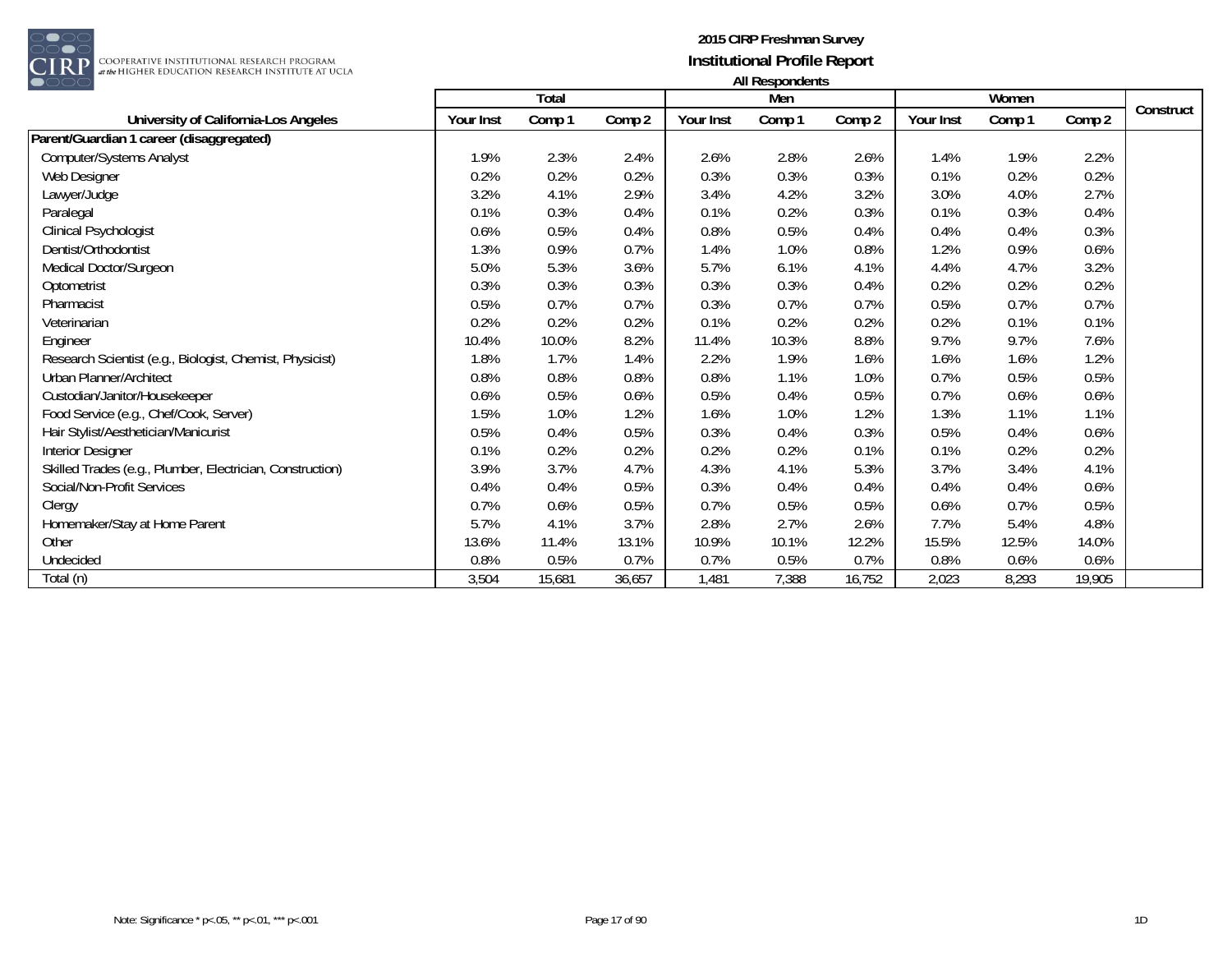**2015 CIRP Freshman Survey**
**Institutional Profile Report**
**All Respondents**

| University of California-Los Angeles | Total | | | Men | | | Women | | | Construct |
|---|---|---|---|---|---|---|---|---|---|---|
| | Your Inst | Comp 1 | Comp 2 | Your Inst | Comp 1 | Comp 2 | Your Inst | Comp 1 | Comp 2 | |
| **Parent/Guardian 1 career (disaggregated)** | | | | | | | | | | |
| Computer/Systems Analyst | 1.9% | 2.3% | 2.4% | 2.6% | 2.8% | 2.6% | 1.4% | 1.9% | 2.2% | |
| Web Designer | 0.2% | 0.2% | 0.2% | 0.3% | 0.3% | 0.3% | 0.1% | 0.2% | 0.2% | |
| Lawyer/Judge | 3.2% | 4.1% | 2.9% | 3.4% | 4.2% | 3.2% | 3.0% | 4.0% | 2.7% | |
| Paralegal | 0.1% | 0.3% | 0.4% | 0.1% | 0.2% | 0.3% | 0.1% | 0.3% | 0.4% | |
| Clinical Psychologist | 0.6% | 0.5% | 0.4% | 0.8% | 0.5% | 0.4% | 0.4% | 0.4% | 0.3% | |
| Dentist/Orthodontist | 1.3% | 0.9% | 0.7% | 1.4% | 1.0% | 0.8% | 1.2% | 0.9% | 0.6% | |
| Medical Doctor/Surgeon | 5.0% | 5.3% | 3.6% | 5.7% | 6.1% | 4.1% | 4.4% | 4.7% | 3.2% | |
| Optometrist | 0.3% | 0.3% | 0.3% | 0.3% | 0.3% | 0.4% | 0.2% | 0.2% | 0.2% | |
| Pharmacist | 0.5% | 0.7% | 0.7% | 0.3% | 0.7% | 0.7% | 0.5% | 0.7% | 0.7% | |
| Veterinarian | 0.2% | 0.2% | 0.2% | 0.1% | 0.2% | 0.2% | 0.2% | 0.1% | 0.1% | |
| Engineer | 10.4% | 10.0% | 8.2% | 11.4% | 10.3% | 8.8% | 9.7% | 9.7% | 7.6% | |
| Research Scientist (e.g., Biologist, Chemist, Physicist) | 1.8% | 1.7% | 1.4% | 2.2% | 1.9% | 1.6% | 1.6% | 1.6% | 1.2% | |
| Urban Planner/Architect | 0.8% | 0.8% | 0.8% | 0.8% | 1.1% | 1.0% | 0.7% | 0.5% | 0.5% | |
| Custodian/Janitor/Housekeeper | 0.6% | 0.5% | 0.6% | 0.5% | 0.4% | 0.5% | 0.7% | 0.6% | 0.6% | |
| Food Service (e.g., Chef/Cook, Server) | 1.5% | 1.0% | 1.2% | 1.6% | 1.0% | 1.2% | 1.3% | 1.1% | 1.1% | |
| Hair Stylist/Aesthetician/Manicurist | 0.5% | 0.4% | 0.5% | 0.3% | 0.4% | 0.3% | 0.5% | 0.4% | 0.6% | |
| Interior Designer | 0.1% | 0.2% | 0.2% | 0.2% | 0.2% | 0.1% | 0.1% | 0.2% | 0.2% | |
| Skilled Trades (e.g., Plumber, Electrician, Construction) | 3.9% | 3.7% | 4.7% | 4.3% | 4.1% | 5.3% | 3.7% | 3.4% | 4.1% | |
| Social/Non-Profit Services | 0.4% | 0.4% | 0.5% | 0.3% | 0.4% | 0.4% | 0.4% | 0.4% | 0.6% | |
| Clergy | 0.7% | 0.6% | 0.5% | 0.7% | 0.5% | 0.5% | 0.6% | 0.7% | 0.5% | |
| Homemaker/Stay at Home Parent | 5.7% | 4.1% | 3.7% | 2.8% | 2.7% | 2.6% | 7.7% | 5.4% | 4.8% | |
| Other | 13.6% | 11.4% | 13.1% | 10.9% | 10.1% | 12.2% | 15.5% | 12.5% | 14.0% | |
| Undecided | 0.8% | 0.5% | 0.7% | 0.7% | 0.5% | 0.7% | 0.8% | 0.6% | 0.6% | |
| Total (n) | 3,504 | 15,681 | 36,657 | 1,481 | 7,388 | 16,752 | 2,023 | 8,293 | 19,905 | |

Note: Significance * p<.05, ** p<.01, *** p<.001

1D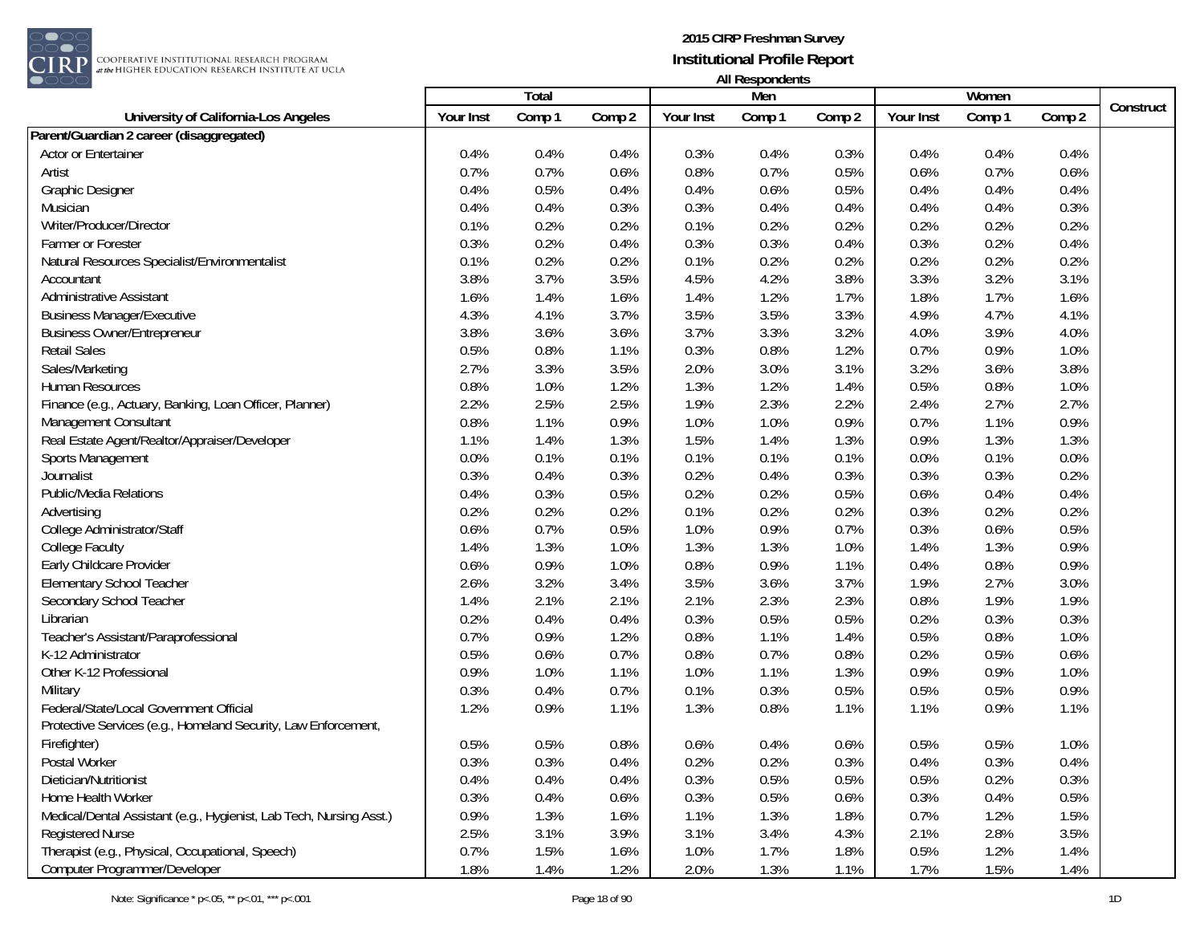# 2015 CIRP Freshman Survey

## Institutional Profile Report

### All Respondents

| University of California-Los Angeles | Total | | | Men | | | Women | | | Construct |
|---|---|---|---|---|---|---|---|---|---|---|
| | Your Inst | Comp 1 | Comp 2 | Your Inst | Comp 1 | Comp 2 | Your Inst | Comp 1 | Comp 2 | |
| **Parent/Guardian 2 career (disaggregated)** | | | | | | | | | | |
| Actor or Entertainer | 0.4% | 0.4% | 0.4% | 0.3% | 0.4% | 0.3% | 0.4% | 0.4% | 0.4% | |
| Artist | 0.7% | 0.7% | 0.6% | 0.8% | 0.7% | 0.5% | 0.6% | 0.7% | 0.6% | |
| Graphic Designer | 0.4% | 0.5% | 0.4% | 0.4% | 0.6% | 0.5% | 0.4% | 0.4% | 0.4% | |
| Musician | 0.4% | 0.4% | 0.3% | 0.3% | 0.4% | 0.4% | 0.4% | 0.4% | 0.3% | |
| Writer/Producer/Director | 0.1% | 0.2% | 0.2% | 0.1% | 0.2% | 0.2% | 0.2% | 0.2% | 0.2% | |
| Farmer or Forester | 0.3% | 0.2% | 0.4% | 0.3% | 0.3% | 0.4% | 0.3% | 0.2% | 0.4% | |
| Natural Resources Specialist/Environmentalist | 0.1% | 0.2% | 0.2% | 0.1% | 0.2% | 0.2% | 0.2% | 0.2% | 0.2% | |
| Accountant | 3.8% | 3.7% | 3.5% | 4.5% | 4.2% | 3.8% | 3.3% | 3.2% | 3.1% | |
| Administrative Assistant | 1.6% | 1.4% | 1.6% | 1.4% | 1.2% | 1.7% | 1.8% | 1.7% | 1.6% | |
| Business Manager/Executive | 4.3% | 4.1% | 3.7% | 3.5% | 3.5% | 3.3% | 4.9% | 4.7% | 4.1% | |
| Business Owner/Entrepreneur | 3.8% | 3.6% | 3.6% | 3.7% | 3.3% | 3.2% | 4.0% | 3.9% | 4.0% | |
| Retail Sales | 0.5% | 0.8% | 1.1% | 0.3% | 0.8% | 1.2% | 0.7% | 0.9% | 1.0% | |
| Sales/Marketing | 2.7% | 3.3% | 3.5% | 2.0% | 3.0% | 3.1% | 3.2% | 3.6% | 3.8% | |
| Human Resources | 0.8% | 1.0% | 1.2% | 1.3% | 1.2% | 1.4% | 0.5% | 0.8% | 1.0% | |
| Finance (e.g., Actuary, Banking, Loan Officer, Planner) | 2.2% | 2.5% | 2.5% | 1.9% | 2.3% | 2.2% | 2.4% | 2.7% | 2.7% | |
| Management Consultant | 0.8% | 1.1% | 0.9% | 1.0% | 1.0% | 0.9% | 0.7% | 1.1% | 0.9% | |
| Real Estate Agent/Realtor/Appraiser/Developer | 1.1% | 1.4% | 1.3% | 1.5% | 1.4% | 1.3% | 0.9% | 1.3% | 1.3% | |
| Sports Management | 0.0% | 0.1% | 0.1% | 0.1% | 0.1% | 0.1% | 0.0% | 0.1% | 0.0% | |
| Journalist | 0.3% | 0.4% | 0.3% | 0.2% | 0.4% | 0.3% | 0.3% | 0.3% | 0.2% | |
| Public/Media Relations | 0.4% | 0.3% | 0.5% | 0.2% | 0.2% | 0.5% | 0.6% | 0.4% | 0.4% | |
| Advertising | 0.2% | 0.2% | 0.2% | 0.1% | 0.2% | 0.2% | 0.3% | 0.2% | 0.2% | |
| College Administrator/Staff | 0.6% | 0.7% | 0.5% | 1.0% | 0.9% | 0.7% | 0.3% | 0.6% | 0.5% | |
| College Faculty | 1.4% | 1.3% | 1.0% | 1.3% | 1.3% | 1.0% | 1.4% | 1.3% | 0.9% | |
| Early Childcare Provider | 0.6% | 0.9% | 1.0% | 0.8% | 0.9% | 1.1% | 0.4% | 0.8% | 0.9% | |
| Elementary School Teacher | 2.6% | 3.2% | 3.4% | 3.5% | 3.6% | 3.7% | 1.9% | 2.7% | 3.0% | |
| Secondary School Teacher | 1.4% | 2.1% | 2.1% | 2.1% | 2.3% | 2.3% | 0.8% | 1.9% | 1.9% | |
| Librarian | 0.2% | 0.4% | 0.4% | 0.3% | 0.5% | 0.5% | 0.2% | 0.3% | 0.3% | |
| Teacher's Assistant/Paraprofessional | 0.7% | 0.9% | 1.2% | 0.8% | 1.1% | 1.4% | 0.5% | 0.8% | 1.0% | |
| K-12 Administrator | 0.5% | 0.6% | 0.7% | 0.8% | 0.7% | 0.8% | 0.2% | 0.5% | 0.6% | |
| Other K-12 Professional | 0.9% | 1.0% | 1.1% | 1.0% | 1.1% | 1.3% | 0.9% | 0.9% | 1.0% | |
| Military | 0.3% | 0.4% | 0.7% | 0.1% | 0.3% | 0.5% | 0.5% | 0.5% | 0.9% | |
| Federal/State/Local Government Official | 1.2% | 0.9% | 1.1% | 1.3% | 0.8% | 1.1% | 1.1% | 0.9% | 1.1% | |
| Protective Services (e.g., Homeland Security, Law Enforcement, Firefighter) | 0.5% | 0.5% | 0.8% | 0.6% | 0.4% | 0.6% | 0.5% | 0.5% | 1.0% | |
| Postal Worker | 0.3% | 0.3% | 0.4% | 0.2% | 0.2% | 0.3% | 0.4% | 0.3% | 0.4% | |
| Dietician/Nutritionist | 0.4% | 0.4% | 0.4% | 0.3% | 0.5% | 0.5% | 0.5% | 0.2% | 0.3% | |
| Home Health Worker | 0.3% | 0.4% | 0.6% | 0.3% | 0.5% | 0.6% | 0.3% | 0.4% | 0.5% | |
| Medical/Dental Assistant (e.g., Hygienist, Lab Tech, Nursing Asst.) | 0.9% | 1.3% | 1.6% | 1.1% | 1.3% | 1.8% | 0.7% | 1.2% | 1.5% | |
| Registered Nurse | 2.5% | 3.1% | 3.9% | 3.1% | 3.4% | 4.3% | 2.1% | 2.8% | 3.5% | |
| Therapist (e.g., Physical, Occupational, Speech) | 0.7% | 1.5% | 1.6% | 1.0% | 1.7% | 1.8% | 0.5% | 1.2% | 1.4% | |
| Computer Programmer/Developer | 1.8% | 1.4% | 1.2% | 2.0% | 1.3% | 1.1% | 1.7% | 1.5% | 1.4% | |

Note: Significance * p<.05, ** p<.01, *** p<.001

1D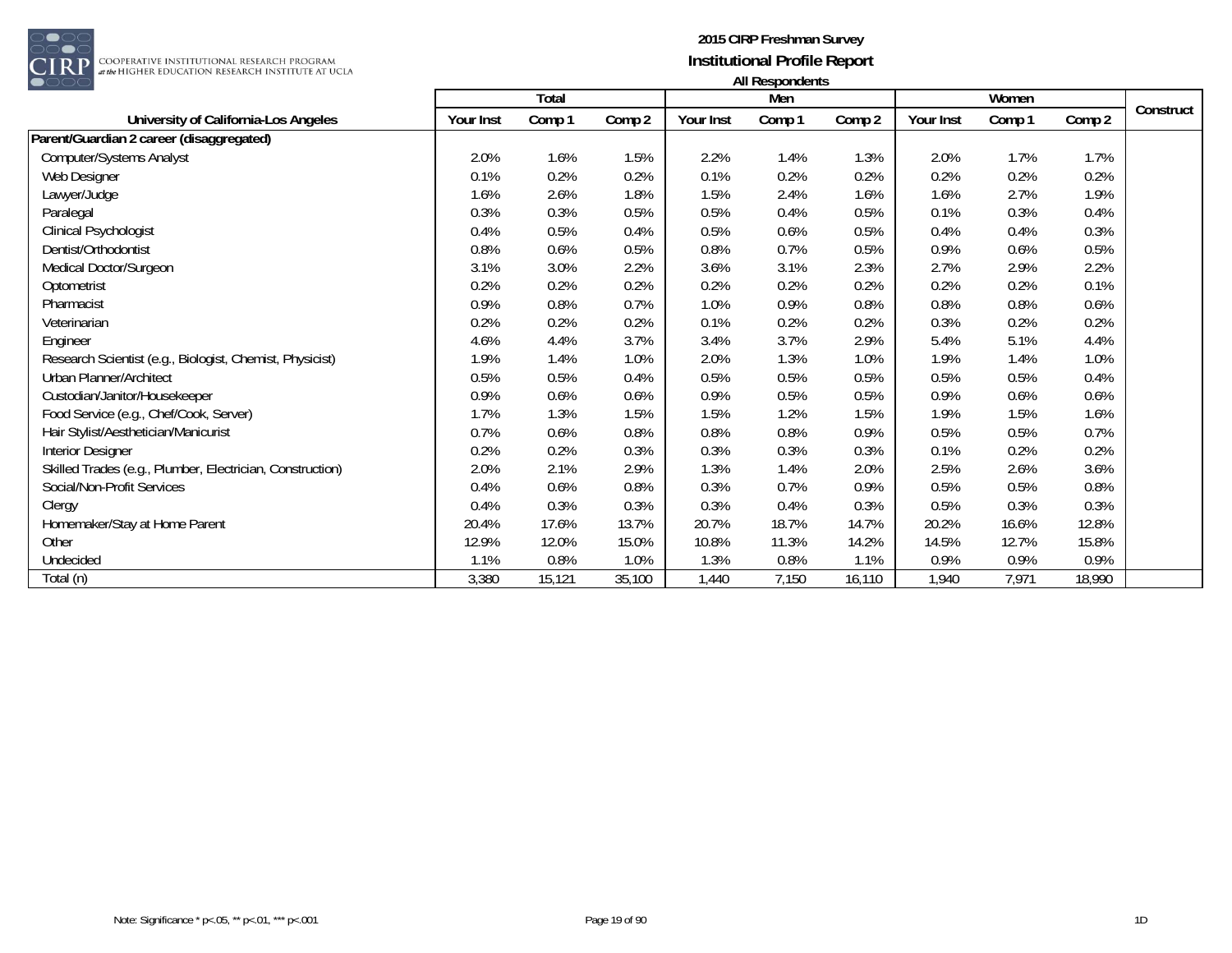**2015 CIRP Freshman Survey**
**Institutional Profile Report**
**All Respondents**

| University of California-Los Angeles | Total | | | Men | | | Women | | | Construct |
|---|---|---|---|---|---|---|---|---|---|---|
| | Your Inst | Comp 1 | Comp 2 | Your Inst | Comp 1 | Comp 2 | Your Inst | Comp 1 | Comp 2 | |
| **Parent/Guardian 2 career (disaggregated)** | | | | | | | | | | |
| Computer/Systems Analyst | 2.0% | 1.6% | 1.5% | 2.2% | 1.4% | 1.3% | 2.0% | 1.7% | 1.7% | |
| Web Designer | 0.1% | 0.2% | 0.2% | 0.1% | 0.2% | 0.2% | 0.2% | 0.2% | 0.2% | |
| Lawyer/Judge | 1.6% | 2.6% | 1.8% | 1.5% | 2.4% | 1.6% | 1.6% | 2.7% | 1.9% | |
| Paralegal | 0.3% | 0.3% | 0.5% | 0.5% | 0.4% | 0.5% | 0.1% | 0.3% | 0.4% | |
| Clinical Psychologist | 0.4% | 0.5% | 0.4% | 0.5% | 0.6% | 0.5% | 0.4% | 0.4% | 0.3% | |
| Dentist/Orthodontist | 0.8% | 0.6% | 0.5% | 0.8% | 0.7% | 0.5% | 0.9% | 0.6% | 0.5% | |
| Medical Doctor/Surgeon | 3.1% | 3.0% | 2.2% | 3.6% | 3.1% | 2.3% | 2.7% | 2.9% | 2.2% | |
| Optometrist | 0.2% | 0.2% | 0.2% | 0.2% | 0.2% | 0.2% | 0.2% | 0.2% | 0.1% | |
| Pharmacist | 0.9% | 0.8% | 0.7% | 1.0% | 0.9% | 0.8% | 0.8% | 0.8% | 0.6% | |
| Veterinarian | 0.2% | 0.2% | 0.2% | 0.1% | 0.2% | 0.2% | 0.3% | 0.2% | 0.2% | |
| Engineer | 4.6% | 4.4% | 3.7% | 3.4% | 3.7% | 2.9% | 5.4% | 5.1% | 4.4% | |
| Research Scientist (e.g., Biologist, Chemist, Physicist) | 1.9% | 1.4% | 1.0% | 2.0% | 1.3% | 1.0% | 1.9% | 1.4% | 1.0% | |
| Urban Planner/Architect | 0.5% | 0.5% | 0.4% | 0.5% | 0.5% | 0.5% | 0.5% | 0.5% | 0.4% | |
| Custodian/Janitor/Housekeeper | 0.9% | 0.6% | 0.6% | 0.9% | 0.5% | 0.5% | 0.9% | 0.6% | 0.6% | |
| Food Service (e.g., Chef/Cook, Server) | 1.7% | 1.3% | 1.5% | 1.5% | 1.2% | 1.5% | 1.9% | 1.5% | 1.6% | |
| Hair Stylist/Aesthetician/Manicurist | 0.7% | 0.6% | 0.8% | 0.8% | 0.8% | 0.9% | 0.5% | 0.5% | 0.7% | |
| Interior Designer | 0.2% | 0.2% | 0.3% | 0.3% | 0.3% | 0.3% | 0.1% | 0.2% | 0.2% | |
| Skilled Trades (e.g., Plumber, Electrician, Construction) | 2.0% | 2.1% | 2.9% | 1.3% | 1.4% | 2.0% | 2.5% | 2.6% | 3.6% | |
| Social/Non-Profit Services | 0.4% | 0.6% | 0.8% | 0.3% | 0.7% | 0.9% | 0.5% | 0.5% | 0.8% | |
| Clergy | 0.4% | 0.3% | 0.3% | 0.3% | 0.4% | 0.3% | 0.5% | 0.3% | 0.3% | |
| Homemaker/Stay at Home Parent | 20.4% | 17.6% | 13.7% | 20.7% | 18.7% | 14.7% | 20.2% | 16.6% | 12.8% | |
| Other | 12.9% | 12.0% | 15.0% | 10.8% | 11.3% | 14.2% | 14.5% | 12.7% | 15.8% | |
| Undecided | 1.1% | 0.8% | 1.0% | 1.3% | 0.8% | 1.1% | 0.9% | 0.9% | 0.9% | |
| Total (n) | 3,380 | 15,121 | 35,100 | 1,440 | 7,150 | 16,110 | 1,940 | 7,971 | 18,990 | |

Note: Significance * p<.05, ** p<.01, *** p<.001

1D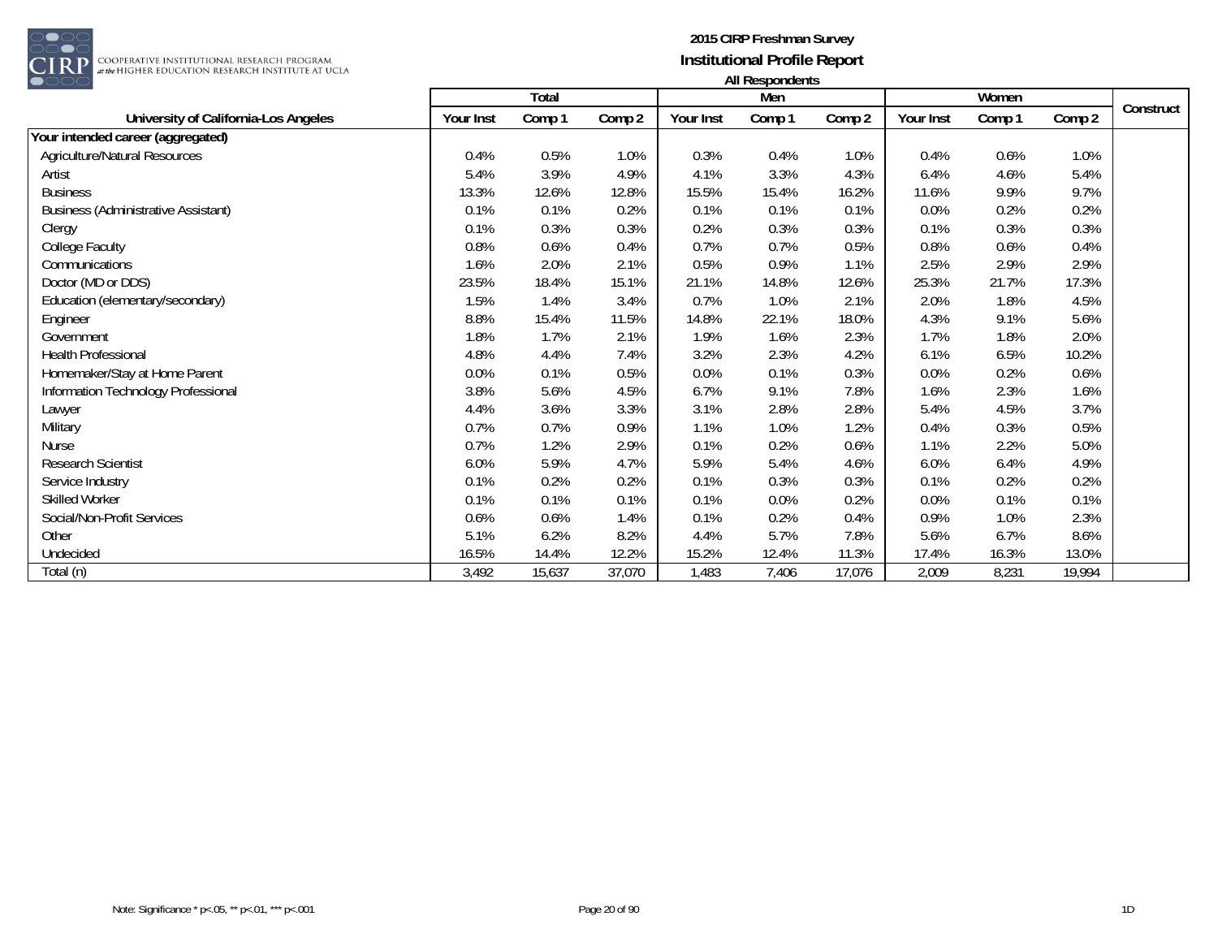**2015 CIRP Freshman Survey**
**Institutional Profile Report**
**All Respondents**

| University of California-Los Angeles | Total | | | Men | | | Women | | | Construct |
|---|---|---|---|---|---|---|---|---|---|---|
| | Your Inst | Comp 1 | Comp 2 | Your Inst | Comp 1 | Comp 2 | Your Inst | Comp 1 | Comp 2 | |
| **Your intended career (aggregated)** | | | | | | | | | | |
| Agriculture/Natural Resources | 0.4% | 0.5% | 1.0% | 0.3% | 0.4% | 1.0% | 0.4% | 0.6% | 1.0% | |
| Artist | 5.4% | 3.9% | 4.9% | 4.1% | 3.3% | 4.3% | 6.4% | 4.6% | 5.4% | |
| Business | 13.3% | 12.6% | 12.8% | 15.5% | 15.4% | 16.2% | 11.6% | 9.9% | 9.7% | |
| Business (Administrative Assistant) | 0.1% | 0.1% | 0.2% | 0.1% | 0.1% | 0.1% | 0.0% | 0.2% | 0.2% | |
| Clergy | 0.1% | 0.3% | 0.3% | 0.2% | 0.3% | 0.3% | 0.1% | 0.3% | 0.3% | |
| College Faculty | 0.8% | 0.6% | 0.4% | 0.7% | 0.7% | 0.5% | 0.8% | 0.6% | 0.4% | |
| Communications | 1.6% | 2.0% | 2.1% | 0.5% | 0.9% | 1.1% | 2.5% | 2.9% | 2.9% | |
| Doctor (MD or DDS) | 23.5% | 18.4% | 15.1% | 21.1% | 14.8% | 12.6% | 25.3% | 21.7% | 17.3% | |
| Education (elementary/secondary) | 1.5% | 1.4% | 3.4% | 0.7% | 1.0% | 2.1% | 2.0% | 1.8% | 4.5% | |
| Engineer | 8.8% | 15.4% | 11.5% | 14.8% | 22.1% | 18.0% | 4.3% | 9.1% | 5.6% | |
| Government | 1.8% | 1.7% | 2.1% | 1.9% | 1.6% | 2.3% | 1.7% | 1.8% | 2.0% | |
| Health Professional | 4.8% | 4.4% | 7.4% | 3.2% | 2.3% | 4.2% | 6.1% | 6.5% | 10.2% | |
| Homemaker/Stay at Home Parent | 0.0% | 0.1% | 0.5% | 0.0% | 0.1% | 0.3% | 0.0% | 0.2% | 0.6% | |
| Information Technology Professional | 3.8% | 5.6% | 4.5% | 6.7% | 9.1% | 7.8% | 1.6% | 2.3% | 1.6% | |
| Lawyer | 4.4% | 3.6% | 3.3% | 3.1% | 2.8% | 2.8% | 5.4% | 4.5% | 3.7% | |
| Military | 0.7% | 0.7% | 0.9% | 1.1% | 1.0% | 1.2% | 0.4% | 0.3% | 0.5% | |
| Nurse | 0.7% | 1.2% | 2.9% | 0.1% | 0.2% | 0.6% | 1.1% | 2.2% | 5.0% | |
| Research Scientist | 6.0% | 5.9% | 4.7% | 5.9% | 5.4% | 4.6% | 6.0% | 6.4% | 4.9% | |
| Service Industry | 0.1% | 0.2% | 0.2% | 0.1% | 0.3% | 0.3% | 0.1% | 0.2% | 0.2% | |
| Skilled Worker | 0.1% | 0.1% | 0.1% | 0.1% | 0.0% | 0.2% | 0.0% | 0.1% | 0.1% | |
| Social/Non-Profit Services | 0.6% | 0.6% | 1.4% | 0.1% | 0.2% | 0.4% | 0.9% | 1.0% | 2.3% | |
| Other | 5.1% | 6.2% | 8.2% | 4.4% | 5.7% | 7.8% | 5.6% | 6.7% | 8.6% | |
| Undecided | 16.5% | 14.4% | 12.2% | 15.2% | 12.4% | 11.3% | 17.4% | 16.3% | 13.0% | |
| Total (n) | 3,492 | 15,637 | 37,070 | 1,483 | 7,406 | 17,076 | 2,009 | 8,231 | 19,994 | |

Note: Significance * p<.05, ** p<.01, *** p<.001

1D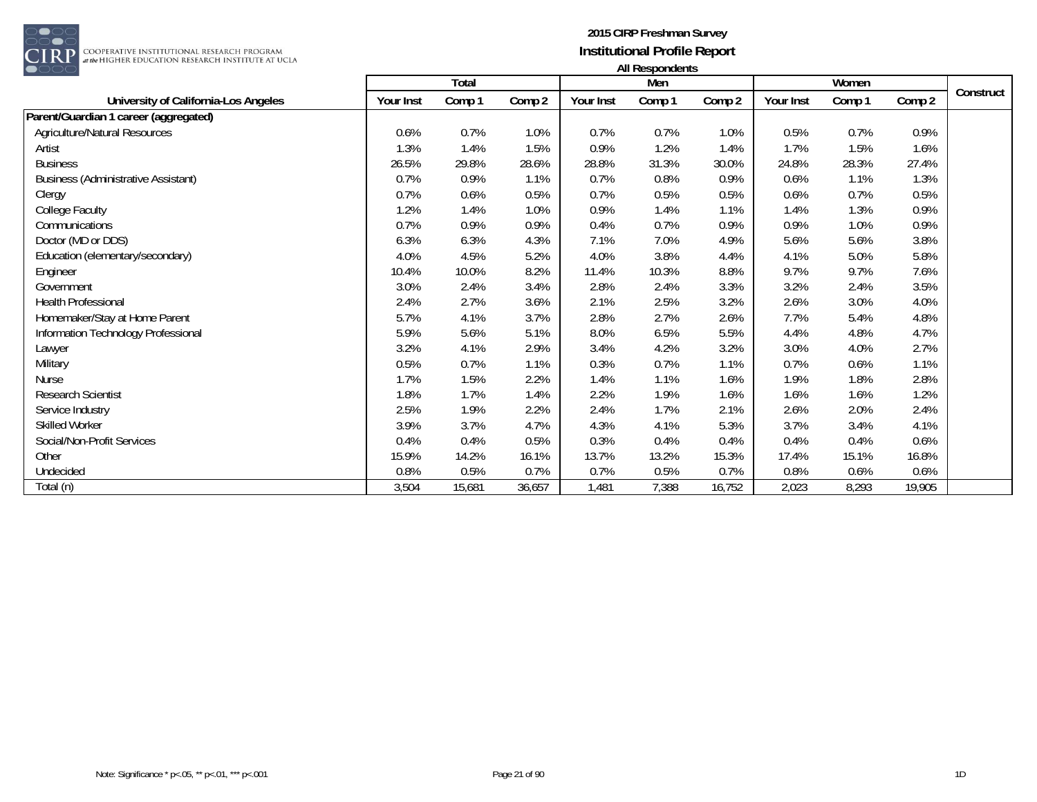# 2015 CIRP Freshman Survey

## Institutional Profile Report

### All Respondents

| University of California-Los Angeles | Total | | | Men | | | Women | | | Construct |
|---|---|---|---|---|---|---|---|---|---|---|
| | Your Inst | Comp 1 | Comp 2 | Your Inst | Comp 1 | Comp 2 | Your Inst | Comp 1 | Comp 2 | |
| **Parent/Guardian 1 career (aggregated)** | | | | | | | | | | |
| Agriculture/Natural Resources | 0.6% | 0.7% | 1.0% | 0.7% | 0.7% | 1.0% | 0.5% | 0.7% | 0.9% | |
| Artist | 1.3% | 1.4% | 1.5% | 0.9% | 1.2% | 1.4% | 1.7% | 1.5% | 1.6% | |
| Business | 26.5% | 29.8% | 28.6% | 28.8% | 31.3% | 30.0% | 24.8% | 28.3% | 27.4% | |
| Business (Administrative Assistant) | 0.7% | 0.9% | 1.1% | 0.7% | 0.8% | 0.9% | 0.6% | 1.1% | 1.3% | |
| Clergy | 0.7% | 0.6% | 0.5% | 0.7% | 0.5% | 0.5% | 0.6% | 0.7% | 0.5% | |
| College Faculty | 1.2% | 1.4% | 1.0% | 0.9% | 1.4% | 1.1% | 1.4% | 1.3% | 0.9% | |
| Communications | 0.7% | 0.9% | 0.9% | 0.4% | 0.7% | 0.9% | 0.9% | 1.0% | 0.9% | |
| Doctor (MD or DDS) | 6.3% | 6.3% | 4.3% | 7.1% | 7.0% | 4.9% | 5.6% | 5.6% | 3.8% | |
| Education (elementary/secondary) | 4.0% | 4.5% | 5.2% | 4.0% | 3.8% | 4.4% | 4.1% | 5.0% | 5.8% | |
| Engineer | 10.4% | 10.0% | 8.2% | 11.4% | 10.3% | 8.8% | 9.7% | 9.7% | 7.6% | |
| Government | 3.0% | 2.4% | 3.4% | 2.8% | 2.4% | 3.3% | 3.2% | 2.4% | 3.5% | |
| Health Professional | 2.4% | 2.7% | 3.6% | 2.1% | 2.5% | 3.2% | 2.6% | 3.0% | 4.0% | |
| Homemaker/Stay at Home Parent | 5.7% | 4.1% | 3.7% | 2.8% | 2.7% | 2.6% | 7.7% | 5.4% | 4.8% | |
| Information Technology Professional | 5.9% | 5.6% | 5.1% | 8.0% | 6.5% | 5.5% | 4.4% | 4.8% | 4.7% | |
| Lawyer | 3.2% | 4.1% | 2.9% | 3.4% | 4.2% | 3.2% | 3.0% | 4.0% | 2.7% | |
| Military | 0.5% | 0.7% | 1.1% | 0.3% | 0.7% | 1.1% | 0.7% | 0.6% | 1.1% | |
| Nurse | 1.7% | 1.5% | 2.2% | 1.4% | 1.1% | 1.6% | 1.9% | 1.8% | 2.8% | |
| Research Scientist | 1.8% | 1.7% | 1.4% | 2.2% | 1.9% | 1.6% | 1.6% | 1.6% | 1.2% | |
| Service Industry | 2.5% | 1.9% | 2.2% | 2.4% | 1.7% | 2.1% | 2.6% | 2.0% | 2.4% | |
| Skilled Worker | 3.9% | 3.7% | 4.7% | 4.3% | 4.1% | 5.3% | 3.7% | 3.4% | 4.1% | |
| Social/Non-Profit Services | 0.4% | 0.4% | 0.5% | 0.3% | 0.4% | 0.4% | 0.4% | 0.4% | 0.6% | |
| Other | 15.9% | 14.2% | 16.1% | 13.7% | 13.2% | 15.3% | 17.4% | 15.1% | 16.8% | |
| Undecided | 0.8% | 0.5% | 0.7% | 0.7% | 0.5% | 0.7% | 0.8% | 0.6% | 0.6% | |
| Total (n) | 3,504 | 15,681 | 36,657 | 1,481 | 7,388 | 16,752 | 2,023 | 8,293 | 19,905 | |

Note: Significance * p<.05, ** p<.01, *** p<.001

1D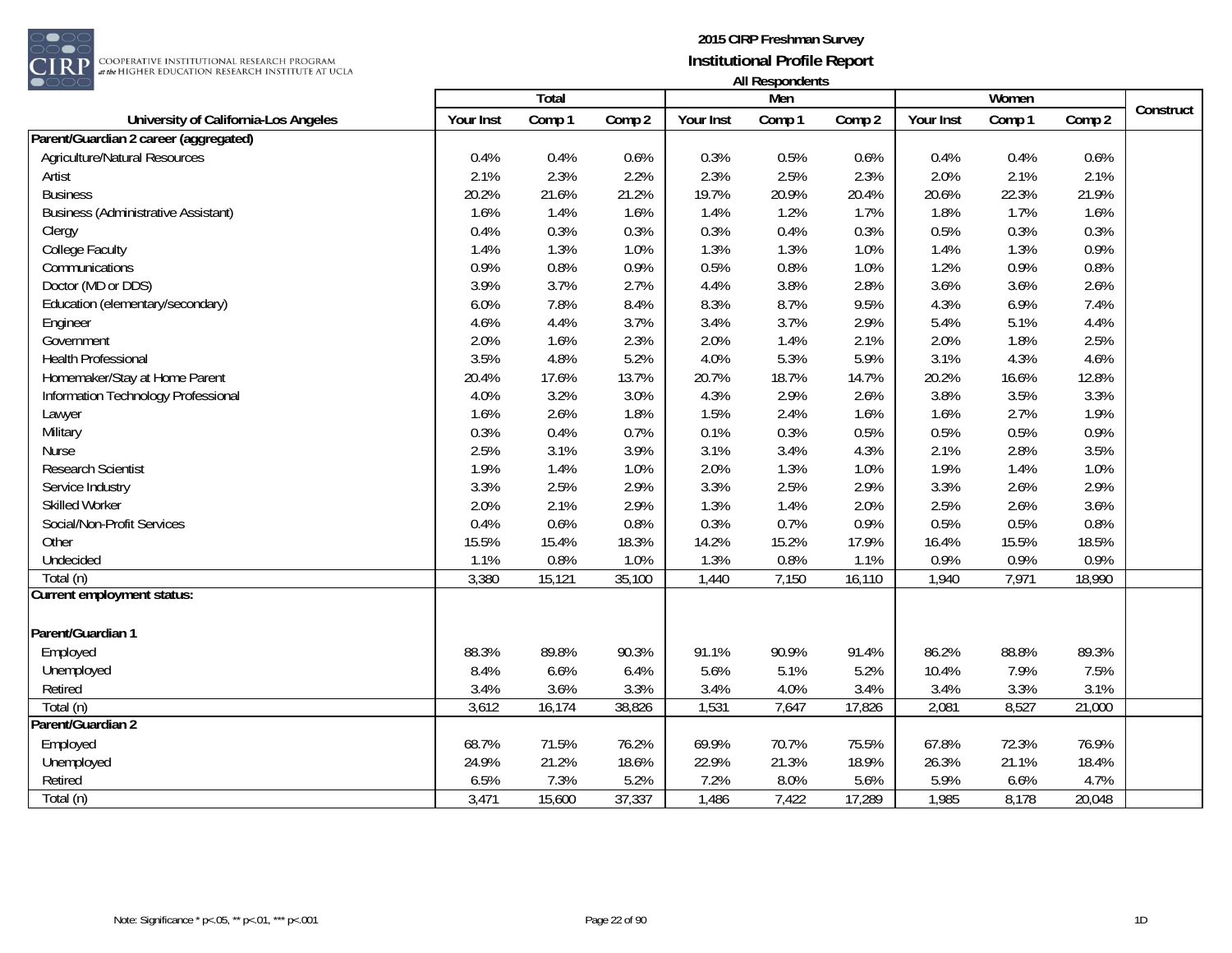**2015 CIRP Freshman Survey**
**Institutional Profile Report**
**All Respondents**

| University of California-Los Angeles | Total | | | Men | | | Women | | | Construct |
|---|---|---|---|---|---|---|---|---|---|---|
| | Your Inst | Comp 1 | Comp 2 | Your Inst | Comp 1 | Comp 2 | Your Inst | Comp 1 | Comp 2 | |
| **Parent/Guardian 2 career (aggregated)** | | | | | | | | | | |
| Agriculture/Natural Resources | 0.4% | 0.4% | 0.6% | 0.3% | 0.5% | 0.6% | 0.4% | 0.4% | 0.6% | |
| Artist | 2.1% | 2.3% | 2.2% | 2.3% | 2.5% | 2.3% | 2.0% | 2.1% | 2.1% | |
| Business | 20.2% | 21.6% | 21.2% | 19.7% | 20.9% | 20.4% | 20.6% | 22.3% | 21.9% | |
| Business (Administrative Assistant) | 1.6% | 1.4% | 1.6% | 1.4% | 1.2% | 1.7% | 1.8% | 1.7% | 1.6% | |
| Clergy | 0.4% | 0.3% | 0.3% | 0.3% | 0.4% | 0.3% | 0.5% | 0.3% | 0.3% | |
| College Faculty | 1.4% | 1.3% | 1.0% | 1.3% | 1.3% | 1.0% | 1.4% | 1.3% | 0.9% | |
| Communications | 0.9% | 0.8% | 0.9% | 0.5% | 0.8% | 1.0% | 1.2% | 0.9% | 0.8% | |
| Doctor (MD or DDS) | 3.9% | 3.7% | 2.7% | 4.4% | 3.8% | 2.8% | 3.6% | 3.6% | 2.6% | |
| Education (elementary/secondary) | 6.0% | 7.8% | 8.4% | 8.3% | 8.7% | 9.5% | 4.3% | 6.9% | 7.4% | |
| Engineer | 4.6% | 4.4% | 3.7% | 3.4% | 3.7% | 2.9% | 5.4% | 5.1% | 4.4% | |
| Government | 2.0% | 1.6% | 2.3% | 2.0% | 1.4% | 2.1% | 2.0% | 1.8% | 2.5% | |
| Health Professional | 3.5% | 4.8% | 5.2% | 4.0% | 5.3% | 5.9% | 3.1% | 4.3% | 4.6% | |
| Homemaker/Stay at Home Parent | 20.4% | 17.6% | 13.7% | 20.7% | 18.7% | 14.7% | 20.2% | 16.6% | 12.8% | |
| Information Technology Professional | 4.0% | 3.2% | 3.0% | 4.3% | 2.9% | 2.6% | 3.8% | 3.5% | 3.3% | |
| Lawyer | 1.6% | 2.6% | 1.8% | 1.5% | 2.4% | 1.6% | 1.6% | 2.7% | 1.9% | |
| Military | 0.3% | 0.4% | 0.7% | 0.1% | 0.3% | 0.5% | 0.5% | 0.5% | 0.9% | |
| Nurse | 2.5% | 3.1% | 3.9% | 3.1% | 3.4% | 4.3% | 2.1% | 2.8% | 3.5% | |
| Research Scientist | 1.9% | 1.4% | 1.0% | 2.0% | 1.3% | 1.0% | 1.9% | 1.4% | 1.0% | |
| Service Industry | 3.3% | 2.5% | 2.9% | 3.3% | 2.5% | 2.9% | 3.3% | 2.6% | 2.9% | |
| Skilled Worker | 2.0% | 2.1% | 2.9% | 1.3% | 1.4% | 2.0% | 2.5% | 2.6% | 3.6% | |
| Social/Non-Profit Services | 0.4% | 0.6% | 0.8% | 0.3% | 0.7% | 0.9% | 0.5% | 0.5% | 0.8% | |
| Other | 15.5% | 15.4% | 18.3% | 14.2% | 15.2% | 17.9% | 16.4% | 15.5% | 18.5% | |
| Undecided | 1.1% | 0.8% | 1.0% | 1.3% | 0.8% | 1.1% | 0.9% | 0.9% | 0.9% | |
| Total (n) | 3,380 | 15,121 | 35,100 | 1,440 | 7,150 | 16,110 | 1,940 | 7,971 | 18,990 | |
| **Current employment status:** | | | | | | | | | | |
| **Parent/Guardian 1** | | | | | | | | | | |
| Employed | 88.3% | 89.8% | 90.3% | 91.1% | 90.9% | 91.4% | 86.2% | 88.8% | 89.3% | |
| Unemployed | 8.4% | 6.6% | 6.4% | 5.6% | 5.1% | 5.2% | 10.4% | 7.9% | 7.5% | |
| Retired | 3.4% | 3.6% | 3.3% | 3.4% | 4.0% | 3.4% | 3.4% | 3.3% | 3.1% | |
| Total (n) | 3,612 | 16,174 | 38,826 | 1,531 | 7,647 | 17,826 | 2,081 | 8,527 | 21,000 | |
| **Parent/Guardian 2** | | | | | | | | | | |
| Employed | 68.7% | 71.5% | 76.2% | 69.9% | 70.7% | 75.5% | 67.8% | 72.3% | 76.9% | |
| Unemployed | 24.9% | 21.2% | 18.6% | 22.9% | 21.3% | 18.9% | 26.3% | 21.1% | 18.4% | |
| Retired | 6.5% | 7.3% | 5.2% | 7.2% | 8.0% | 5.6% | 5.9% | 6.6% | 4.7% | |
| Total (n) | 3,471 | 15,600 | 37,337 | 1,486 | 7,422 | 17,289 | 1,985 | 8,178 | 20,048 | |

Note: Significance * p<.05, ** p<.01, *** p<.001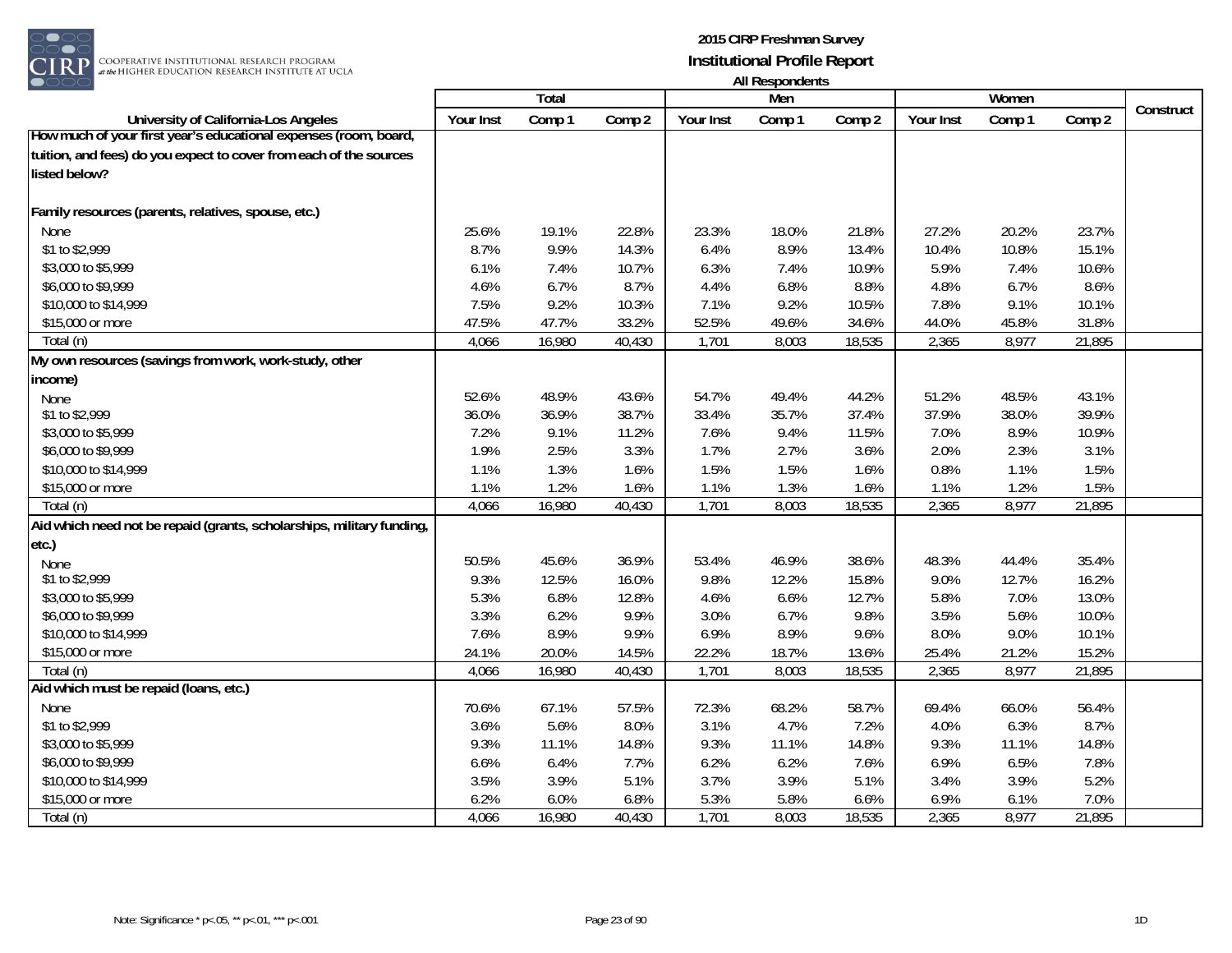**2015 CIRP Freshman Survey**
**Institutional Profile Report**
**All Respondents**

| University of California-Los Angeles | Total | | | Men | | | Women | | | Construct |
|---|---|---|---|---|---|---|---|---|---|---|
| | Your Inst | Comp 1 | Comp 2 | Your Inst | Comp 1 | Comp 2 | Your Inst | Comp 1 | Comp 2 | |
| **How much of your first year's educational expenses (room, board, tuition, and fees) do you expect to cover from each of the sources listed below?** | | | | | | | | | | |
| **Family resources (parents, relatives, spouse, etc.)** | | | | | | | | | | |
| None | 25.6% | 19.1% | 22.8% | 23.3% | 18.0% | 21.8% | 27.2% | 20.2% | 23.7% | |
| $1 to $2,999 | 8.7% | 9.9% | 14.3% | 6.4% | 8.9% | 13.4% | 10.4% | 10.8% | 15.1% | |
| $3,000 to $5,999 | 6.1% | 7.4% | 10.7% | 6.3% | 7.4% | 10.9% | 5.9% | 7.4% | 10.6% | |
| $6,000 to $9,999 | 4.6% | 6.7% | 8.7% | 4.4% | 6.8% | 8.8% | 4.8% | 6.7% | 8.6% | |
| $10,000 to $14,999 | 7.5% | 9.2% | 10.3% | 7.1% | 9.2% | 10.5% | 7.8% | 9.1% | 10.1% | |
| $15,000 or more | 47.5% | 47.7% | 33.2% | 52.5% | 49.6% | 34.6% | 44.0% | 45.8% | 31.8% | |
| Total (n) | 4,066 | 16,980 | 40,430 | 1,701 | 8,003 | 18,535 | 2,365 | 8,977 | 21,895 | |
| **My own resources (savings from work, work-study, other income)** | | | | | | | | | | |
| None | 52.6% | 48.9% | 43.6% | 54.7% | 49.4% | 44.2% | 51.2% | 48.5% | 43.1% | |
| $1 to $2,999 | 36.0% | 36.9% | 38.7% | 33.4% | 35.7% | 37.4% | 37.9% | 38.0% | 39.9% | |
| $3,000 to $5,999 | 7.2% | 9.1% | 11.2% | 7.6% | 9.4% | 11.5% | 7.0% | 8.9% | 10.9% | |
| $6,000 to $9,999 | 1.9% | 2.5% | 3.3% | 1.7% | 2.7% | 3.6% | 2.0% | 2.3% | 3.1% | |
| $10,000 to $14,999 | 1.1% | 1.3% | 1.6% | 1.5% | 1.5% | 1.6% | 0.8% | 1.1% | 1.5% | |
| $15,000 or more | 1.1% | 1.2% | 1.6% | 1.1% | 1.3% | 1.6% | 1.1% | 1.2% | 1.5% | |
| Total (n) | 4,066 | 16,980 | 40,430 | 1,701 | 8,003 | 18,535 | 2,365 | 8,977 | 21,895 | |
| **Aid which need not be repaid (grants, scholarships, military funding, etc.)** | | | | | | | | | | |
| None | 50.5% | 45.6% | 36.9% | 53.4% | 46.9% | 38.6% | 48.3% | 44.4% | 35.4% | |
| $1 to $2,999 | 9.3% | 12.5% | 16.0% | 9.8% | 12.2% | 15.8% | 9.0% | 12.7% | 16.2% | |
| $3,000 to $5,999 | 5.3% | 6.8% | 12.8% | 4.6% | 6.6% | 12.7% | 5.8% | 7.0% | 13.0% | |
| $6,000 to $9,999 | 3.3% | 6.2% | 9.9% | 3.0% | 6.7% | 9.8% | 3.5% | 5.6% | 10.0% | |
| $10,000 to $14,999 | 7.6% | 8.9% | 9.9% | 6.9% | 8.9% | 9.6% | 8.0% | 9.0% | 10.1% | |
| $15,000 or more | 24.1% | 20.0% | 14.5% | 22.2% | 18.7% | 13.6% | 25.4% | 21.2% | 15.2% | |
| Total (n) | 4,066 | 16,980 | 40,430 | 1,701 | 8,003 | 18,535 | 2,365 | 8,977 | 21,895 | |
| **Aid which must be repaid (loans, etc.)** | | | | | | | | | | |
| None | 70.6% | 67.1% | 57.5% | 72.3% | 68.2% | 58.7% | 69.4% | 66.0% | 56.4% | |
| $1 to $2,999 | 3.6% | 5.6% | 8.0% | 3.1% | 4.7% | 7.2% | 4.0% | 6.3% | 8.7% | |
| $3,000 to $5,999 | 9.3% | 11.1% | 14.8% | 9.3% | 11.1% | 14.8% | 9.3% | 11.1% | 14.8% | |
| $6,000 to $9,999 | 6.6% | 6.4% | 7.7% | 6.2% | 6.2% | 7.6% | 6.9% | 6.5% | 7.8% | |
| $10,000 to $14,999 | 3.5% | 3.9% | 5.1% | 3.7% | 3.9% | 5.1% | 3.4% | 3.9% | 5.2% | |
| $15,000 or more | 6.2% | 6.0% | 6.8% | 5.3% | 5.8% | 6.6% | 6.9% | 6.1% | 7.0% | |
| Total (n) | 4,066 | 16,980 | 40,430 | 1,701 | 8,003 | 18,535 | 2,365 | 8,977 | 21,895 | |

Note: Significance * p<.05, ** p<.01, *** p<.001

1D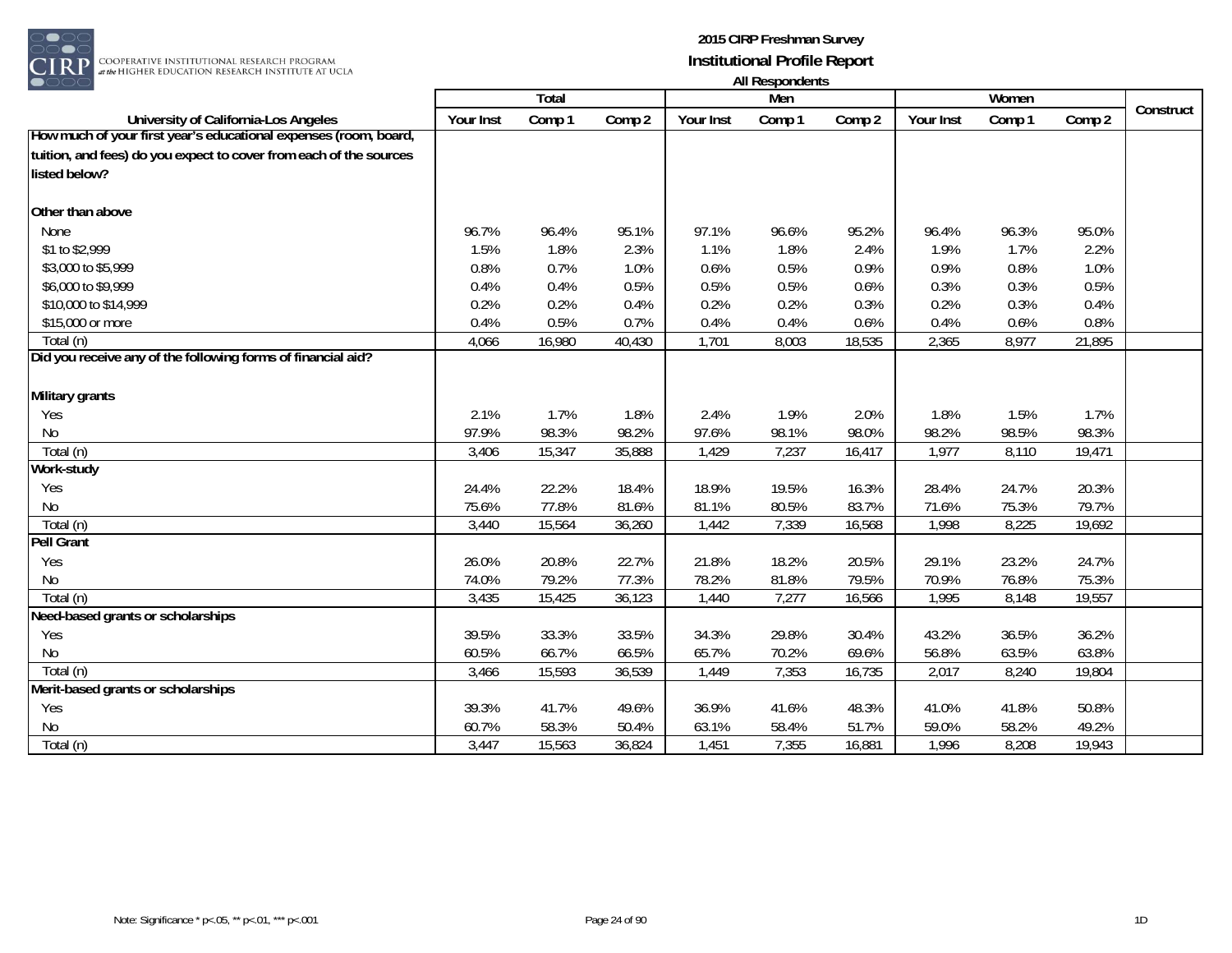**2015 CIRP Freshman Survey**
**Institutional Profile Report**
**All Respondents**

| University of California-Los Angeles | Total | | | Men | | | Women | | | Construct |
|---|---|---|---|---|---|---|---|---|---|---|
| | Your Inst | Comp 1 | Comp 2 | Your Inst | Comp 1 | Comp 2 | Your Inst | Comp 1 | Comp 2 | |
| **How much of your first year's educational expenses (room, board, tuition, and fees) do you expect to cover from each of the sources listed below?** | | | | | | | | | | |
| **Other than above** | | | | | | | | | | |
| None | 96.7% | 96.4% | 95.1% | 97.1% | 96.6% | 95.2% | 96.4% | 96.3% | 95.0% | |
| $1 to $2,999 | 1.5% | 1.8% | 2.3% | 1.1% | 1.8% | 2.4% | 1.9% | 1.7% | 2.2% | |
| $3,000 to $5,999 | 0.8% | 0.7% | 1.0% | 0.6% | 0.5% | 0.9% | 0.9% | 0.8% | 1.0% | |
| $6,000 to $9,999 | 0.4% | 0.4% | 0.5% | 0.5% | 0.5% | 0.6% | 0.3% | 0.3% | 0.5% | |
| $10,000 to $14,999 | 0.2% | 0.2% | 0.4% | 0.2% | 0.2% | 0.3% | 0.2% | 0.3% | 0.4% | |
| $15,000 or more | 0.4% | 0.5% | 0.7% | 0.4% | 0.4% | 0.6% | 0.4% | 0.6% | 0.8% | |
| Total (n) | 4,066 | 16,980 | 40,430 | 1,701 | 8,003 | 18,535 | 2,365 | 8,977 | 21,895 | |
| **Did you receive any of the following forms of financial aid?** | | | | | | | | | | |
| **Military grants** | | | | | | | | | | |
| Yes | 2.1% | 1.7% | 1.8% | 2.4% | 1.9% | 2.0% | 1.8% | 1.5% | 1.7% | |
| No | 97.9% | 98.3% | 98.2% | 97.6% | 98.1% | 98.0% | 98.2% | 98.5% | 98.3% | |
| Total (n) | 3,406 | 15,347 | 35,888 | 1,429 | 7,237 | 16,417 | 1,977 | 8,110 | 19,471 | |
| **Work-study** | | | | | | | | | | |
| Yes | 24.4% | 22.2% | 18.4% | 18.9% | 19.5% | 16.3% | 28.4% | 24.7% | 20.3% | |
| No | 75.6% | 77.8% | 81.6% | 81.1% | 80.5% | 83.7% | 71.6% | 75.3% | 79.7% | |
| Total (n) | 3,440 | 15,564 | 36,260 | 1,442 | 7,339 | 16,568 | 1,998 | 8,225 | 19,692 | |
| **Pell Grant** | | | | | | | | | | |
| Yes | 26.0% | 20.8% | 22.7% | 21.8% | 18.2% | 20.5% | 29.1% | 23.2% | 24.7% | |
| No | 74.0% | 79.2% | 77.3% | 78.2% | 81.8% | 79.5% | 70.9% | 76.8% | 75.3% | |
| Total (n) | 3,435 | 15,425 | 36,123 | 1,440 | 7,277 | 16,566 | 1,995 | 8,148 | 19,557 | |
| **Need-based grants or scholarships** | | | | | | | | | | |
| Yes | 39.5% | 33.3% | 33.5% | 34.3% | 29.8% | 30.4% | 43.2% | 36.5% | 36.2% | |
| No | 60.5% | 66.7% | 66.5% | 65.7% | 70.2% | 69.6% | 56.8% | 63.5% | 63.8% | |
| Total (n) | 3,466 | 15,593 | 36,539 | 1,449 | 7,353 | 16,735 | 2,017 | 8,240 | 19,804 | |
| **Merit-based grants or scholarships** | | | | | | | | | | |
| Yes | 39.3% | 41.7% | 49.6% | 36.9% | 41.6% | 48.3% | 41.0% | 41.8% | 50.8% | |
| No | 60.7% | 58.3% | 50.4% | 63.1% | 58.4% | 51.7% | 59.0% | 58.2% | 49.2% | |
| Total (n) | 3,447 | 15,563 | 36,824 | 1,451 | 7,355 | 16,881 | 1,996 | 8,208 | 19,943 | |

Note: Significance * p<.05, ** p<.01, *** p<.001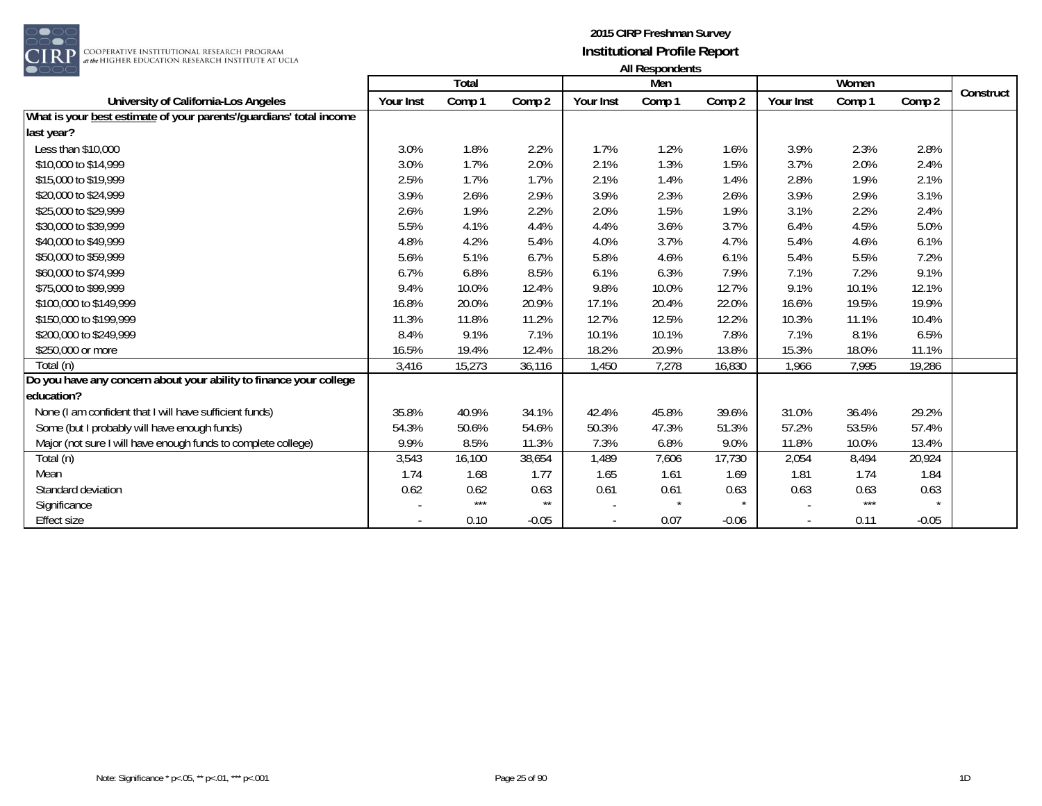# 2015 CIRP Freshman Survey
## Institutional Profile Report
### All Respondents

| University of California-Los Angeles | Total | | | Men | | | Women | | | Construct |
|---|---|---|---|---|---|---|---|---|---|---|
| | Your Inst | Comp 1 | Comp 2 | Your Inst | Comp 1 | Comp 2 | Your Inst | Comp 1 | Comp 2 | |
| **What is your best estimate of your parents'/guardians' total income last year?** | | | | | | | | | | |
| Less than $10,000 | 3.0% | 1.8% | 2.2% | 1.7% | 1.2% | 1.6% | 3.9% | 2.3% | 2.8% | |
| $10,000 to $14,999 | 3.0% | 1.7% | 2.0% | 2.1% | 1.3% | 1.5% | 3.7% | 2.0% | 2.4% | |
| $15,000 to $19,999 | 2.5% | 1.7% | 1.7% | 2.1% | 1.4% | 1.4% | 2.8% | 1.9% | 2.1% | |
| $20,000 to $24,999 | 3.9% | 2.6% | 2.9% | 3.9% | 2.3% | 2.6% | 3.9% | 2.9% | 3.1% | |
| $25,000 to $29,999 | 2.6% | 1.9% | 2.2% | 2.0% | 1.5% | 1.9% | 3.1% | 2.2% | 2.4% | |
| $30,000 to $39,999 | 5.5% | 4.1% | 4.4% | 4.4% | 3.6% | 3.7% | 6.4% | 4.5% | 5.0% | |
| $40,000 to $49,999 | 4.8% | 4.2% | 5.4% | 4.0% | 3.7% | 4.7% | 5.4% | 4.6% | 6.1% | |
| $50,000 to $59,999 | 5.6% | 5.1% | 6.7% | 5.8% | 4.6% | 6.1% | 5.4% | 5.5% | 7.2% | |
| $60,000 to $74,999 | 6.7% | 6.8% | 8.5% | 6.1% | 6.3% | 7.9% | 7.1% | 7.2% | 9.1% | |
| $75,000 to $99,999 | 9.4% | 10.0% | 12.4% | 9.8% | 10.0% | 12.7% | 9.1% | 10.1% | 12.1% | |
| $100,000 to $149,999 | 16.8% | 20.0% | 20.9% | 17.1% | 20.4% | 22.0% | 16.6% | 19.5% | 19.9% | |
| $150,000 to $199,999 | 11.3% | 11.8% | 11.2% | 12.7% | 12.5% | 12.2% | 10.3% | 11.1% | 10.4% | |
| $200,000 to $249,999 | 8.4% | 9.1% | 7.1% | 10.1% | 10.1% | 7.8% | 7.1% | 8.1% | 6.5% | |
| $250,000 or more | 16.5% | 19.4% | 12.4% | 18.2% | 20.9% | 13.8% | 15.3% | 18.0% | 11.1% | |
| Total (n) | 3,416 | 15,273 | 36,116 | 1,450 | 7,278 | 16,830 | 1,966 | 7,995 | 19,286 | |
| **Do you have any concern about your ability to finance your college education?** | | | | | | | | | | |
| None (I am confident that I will have sufficient funds) | 35.8% | 40.9% | 34.1% | 42.4% | 45.8% | 39.6% | 31.0% | 36.4% | 29.2% | |
| Some (but I probably will have enough funds) | 54.3% | 50.6% | 54.6% | 50.3% | 47.3% | 51.3% | 57.2% | 53.5% | 57.4% | |
| Major (not sure I will have enough funds to complete college) | 9.9% | 8.5% | 11.3% | 7.3% | 6.8% | 9.0% | 11.8% | 10.0% | 13.4% | |
| Total (n) | 3,543 | 16,100 | 38,654 | 1,489 | 7,606 | 17,730 | 2,054 | 8,494 | 20,924 | |
| Mean | 1.74 | 1.68 | 1.77 | 1.65 | 1.61 | 1.69 | 1.81 | 1.74 | 1.84 | |
| Standard deviation | 0.62 | 0.62 | 0.63 | 0.61 | 0.61 | 0.63 | 0.63 | 0.63 | 0.63 | |
| Significance | - | *** | ** | - | * | * | - | *** | * | |
| Effect size | - | 0.10 | -0.05 | - | 0.07 | -0.06 | - | 0.11 | -0.05 | |

Note: Significance * p<.05, ** p<.01, *** p<.001

1D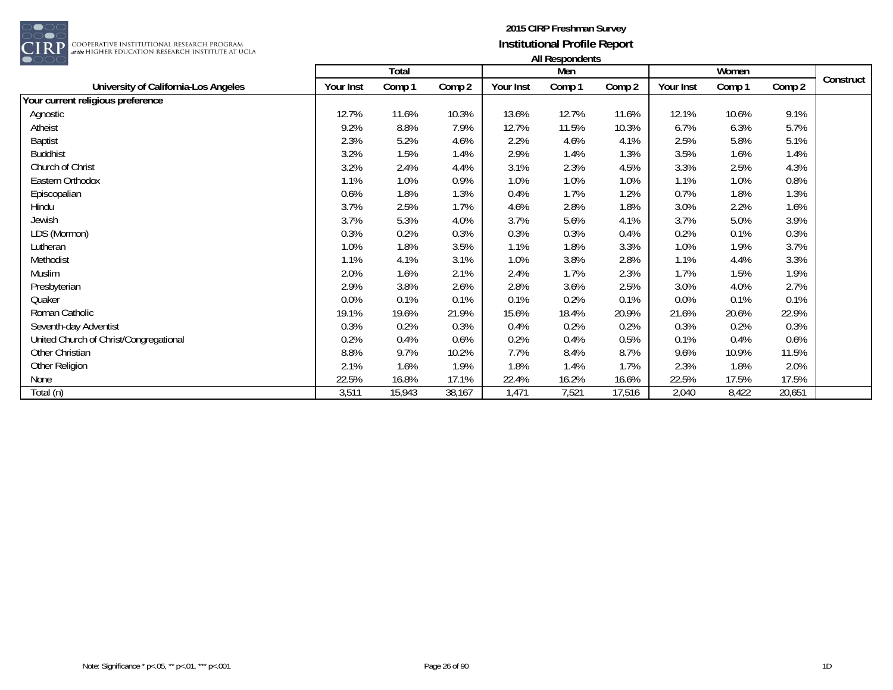# 2015 CIRP Freshman Survey

## Institutional Profile Report

### All Respondents

| University of California-Los Angeles | Total | | | Men | | | Women | | | Construct |
|---|---|---|---|---|---|---|---|---|---|---|
| | Your Inst | Comp 1 | Comp 2 | Your Inst | Comp 1 | Comp 2 | Your Inst | Comp 1 | Comp 2 | |
| **Your current religious preference** | | | | | | | | | | |
| Agnostic | 12.7% | 11.6% | 10.3% | 13.6% | 12.7% | 11.6% | 12.1% | 10.6% | 9.1% | |
| Atheist | 9.2% | 8.8% | 7.9% | 12.7% | 11.5% | 10.3% | 6.7% | 6.3% | 5.7% | |
| Baptist | 2.3% | 5.2% | 4.6% | 2.2% | 4.6% | 4.1% | 2.5% | 5.8% | 5.1% | |
| Buddhist | 3.2% | 1.5% | 1.4% | 2.9% | 1.4% | 1.3% | 3.5% | 1.6% | 1.4% | |
| Church of Christ | 3.2% | 2.4% | 4.4% | 3.1% | 2.3% | 4.5% | 3.3% | 2.5% | 4.3% | |
| Eastern Orthodox | 1.1% | 1.0% | 0.9% | 1.0% | 1.0% | 1.0% | 1.1% | 1.0% | 0.8% | |
| Episcopalian | 0.6% | 1.8% | 1.3% | 0.4% | 1.7% | 1.2% | 0.7% | 1.8% | 1.3% | |
| Hindu | 3.7% | 2.5% | 1.7% | 4.6% | 2.8% | 1.8% | 3.0% | 2.2% | 1.6% | |
| Jewish | 3.7% | 5.3% | 4.0% | 3.7% | 5.6% | 4.1% | 3.7% | 5.0% | 3.9% | |
| LDS (Mormon) | 0.3% | 0.2% | 0.3% | 0.3% | 0.3% | 0.4% | 0.2% | 0.1% | 0.3% | |
| Lutheran | 1.0% | 1.8% | 3.5% | 1.1% | 1.8% | 3.3% | 1.0% | 1.9% | 3.7% | |
| Methodist | 1.1% | 4.1% | 3.1% | 1.0% | 3.8% | 2.8% | 1.1% | 4.4% | 3.3% | |
| Muslim | 2.0% | 1.6% | 2.1% | 2.4% | 1.7% | 2.3% | 1.7% | 1.5% | 1.9% | |
| Presbyterian | 2.9% | 3.8% | 2.6% | 2.8% | 3.6% | 2.5% | 3.0% | 4.0% | 2.7% | |
| Quaker | 0.0% | 0.1% | 0.1% | 0.1% | 0.2% | 0.1% | 0.0% | 0.1% | 0.1% | |
| Roman Catholic | 19.1% | 19.6% | 21.9% | 15.6% | 18.4% | 20.9% | 21.6% | 20.6% | 22.9% | |
| Seventh-day Adventist | 0.3% | 0.2% | 0.3% | 0.4% | 0.2% | 0.2% | 0.3% | 0.2% | 0.3% | |
| United Church of Christ/Congregational | 0.2% | 0.4% | 0.6% | 0.2% | 0.4% | 0.5% | 0.1% | 0.4% | 0.6% | |
| Other Christian | 8.8% | 9.7% | 10.2% | 7.7% | 8.4% | 8.7% | 9.6% | 10.9% | 11.5% | |
| Other Religion | 2.1% | 1.6% | 1.9% | 1.8% | 1.4% | 1.7% | 2.3% | 1.8% | 2.0% | |
| None | 22.5% | 16.8% | 17.1% | 22.4% | 16.2% | 16.6% | 22.5% | 17.5% | 17.5% | |
| Total (n) | 3,511 | 15,943 | 38,167 | 1,471 | 7,521 | 17,516 | 2,040 | 8,422 | 20,651 | |

Note: Significance * p<.05, ** p<.01, *** p<.001

1D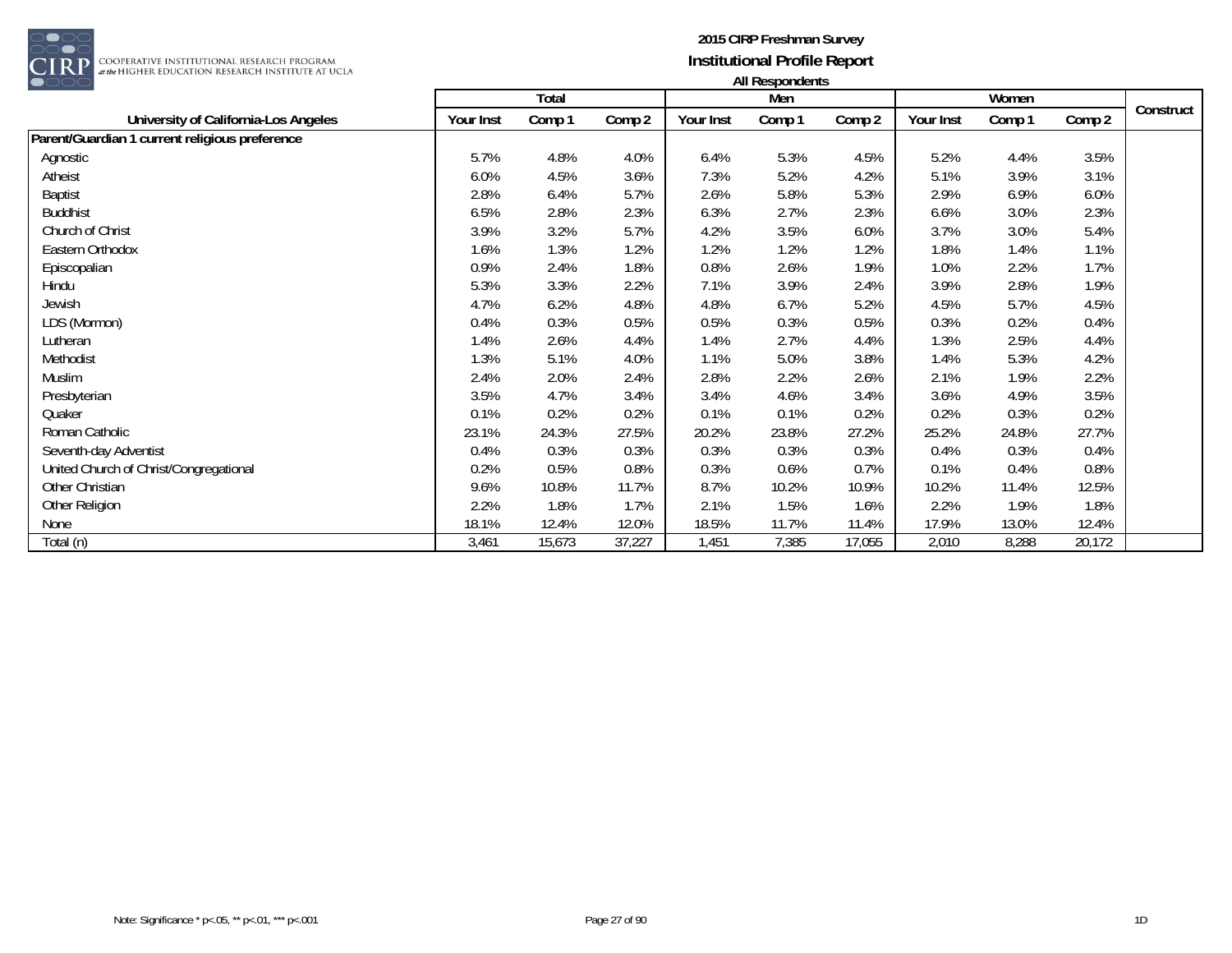# 2015 CIRP Freshman Survey

## Institutional Profile Report

### All Respondents

| University of California-Los Angeles | Total | | | Men | | | Women | | | Construct |
|---|---|---|---|---|---|---|---|---|---|---|
| | Your Inst | Comp 1 | Comp 2 | Your Inst | Comp 1 | Comp 2 | Your Inst | Comp 1 | Comp 2 | |
| **Parent/Guardian 1 current religious preference** | | | | | | | | | | |
| Agnostic | 5.7% | 4.8% | 4.0% | 6.4% | 5.3% | 4.5% | 5.2% | 4.4% | 3.5% | |
| Atheist | 6.0% | 4.5% | 3.6% | 7.3% | 5.2% | 4.2% | 5.1% | 3.9% | 3.1% | |
| Baptist | 2.8% | 6.4% | 5.7% | 2.6% | 5.8% | 5.3% | 2.9% | 6.9% | 6.0% | |
| Buddhist | 6.5% | 2.8% | 2.3% | 6.3% | 2.7% | 2.3% | 6.6% | 3.0% | 2.3% | |
| Church of Christ | 3.9% | 3.2% | 5.7% | 4.2% | 3.5% | 6.0% | 3.7% | 3.0% | 5.4% | |
| Eastern Orthodox | 1.6% | 1.3% | 1.2% | 1.2% | 1.2% | 1.2% | 1.8% | 1.4% | 1.1% | |
| Episcopalian | 0.9% | 2.4% | 1.8% | 0.8% | 2.6% | 1.9% | 1.0% | 2.2% | 1.7% | |
| Hindu | 5.3% | 3.3% | 2.2% | 7.1% | 3.9% | 2.4% | 3.9% | 2.8% | 1.9% | |
| Jewish | 4.7% | 6.2% | 4.8% | 4.8% | 6.7% | 5.2% | 4.5% | 5.7% | 4.5% | |
| LDS (Mormon) | 0.4% | 0.3% | 0.5% | 0.5% | 0.3% | 0.5% | 0.3% | 0.2% | 0.4% | |
| Lutheran | 1.4% | 2.6% | 4.4% | 1.4% | 2.7% | 4.4% | 1.3% | 2.5% | 4.4% | |
| Methodist | 1.3% | 5.1% | 4.0% | 1.1% | 5.0% | 3.8% | 1.4% | 5.3% | 4.2% | |
| Muslim | 2.4% | 2.0% | 2.4% | 2.8% | 2.2% | 2.6% | 2.1% | 1.9% | 2.2% | |
| Presbyterian | 3.5% | 4.7% | 3.4% | 3.4% | 4.6% | 3.4% | 3.6% | 4.9% | 3.5% | |
| Quaker | 0.1% | 0.2% | 0.2% | 0.1% | 0.1% | 0.2% | 0.2% | 0.3% | 0.2% | |
| Roman Catholic | 23.1% | 24.3% | 27.5% | 20.2% | 23.8% | 27.2% | 25.2% | 24.8% | 27.7% | |
| Seventh-day Adventist | 0.4% | 0.3% | 0.3% | 0.3% | 0.3% | 0.3% | 0.4% | 0.3% | 0.4% | |
| United Church of Christ/Congregational | 0.2% | 0.5% | 0.8% | 0.3% | 0.6% | 0.7% | 0.1% | 0.4% | 0.8% | |
| Other Christian | 9.6% | 10.8% | 11.7% | 8.7% | 10.2% | 10.9% | 10.2% | 11.4% | 12.5% | |
| Other Religion | 2.2% | 1.8% | 1.7% | 2.1% | 1.5% | 1.6% | 2.2% | 1.9% | 1.8% | |
| None | 18.1% | 12.4% | 12.0% | 18.5% | 11.7% | 11.4% | 17.9% | 13.0% | 12.4% | |
| Total (n) | 3,461 | 15,673 | 37,227 | 1,451 | 7,385 | 17,055 | 2,010 | 8,288 | 20,172 | |

Note: Significance * p<.05, ** p<.01, *** p<.001

1D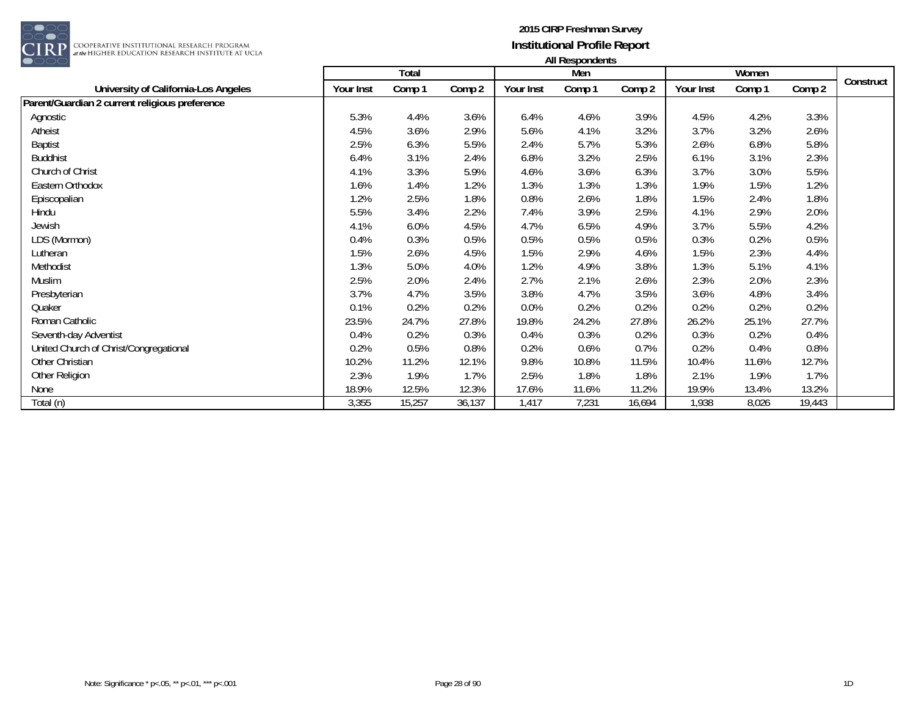**2015 CIRP Freshman Survey**
**Institutional Profile Report**
**All Respondents**

| University of California-Los Angeles | Total | | | Men | | | Women | | | Construct |
|---|---|---|---|---|---|---|---|---|---|---|
| | Your Inst | Comp 1 | Comp 2 | Your Inst | Comp 1 | Comp 2 | Your Inst | Comp 1 | Comp 2 | |
| **Parent/Guardian 2 current religious preference** | | | | | | | | | | |
| Agnostic | 5.3% | 4.4% | 3.6% | 6.4% | 4.6% | 3.9% | 4.5% | 4.2% | 3.3% | |
| Atheist | 4.5% | 3.6% | 2.9% | 5.6% | 4.1% | 3.2% | 3.7% | 3.2% | 2.6% | |
| Baptist | 2.5% | 6.3% | 5.5% | 2.4% | 5.7% | 5.3% | 2.6% | 6.8% | 5.8% | |
| Buddhist | 6.4% | 3.1% | 2.4% | 6.8% | 3.2% | 2.5% | 6.1% | 3.1% | 2.3% | |
| Church of Christ | 4.1% | 3.3% | 5.9% | 4.6% | 3.6% | 6.3% | 3.7% | 3.0% | 5.5% | |
| Eastern Orthodox | 1.6% | 1.4% | 1.2% | 1.3% | 1.3% | 1.3% | 1.9% | 1.5% | 1.2% | |
| Episcopalian | 1.2% | 2.5% | 1.8% | 0.8% | 2.6% | 1.8% | 1.5% | 2.4% | 1.8% | |
| Hindu | 5.5% | 3.4% | 2.2% | 7.4% | 3.9% | 2.5% | 4.1% | 2.9% | 2.0% | |
| Jewish | 4.1% | 6.0% | 4.5% | 4.7% | 6.5% | 4.9% | 3.7% | 5.5% | 4.2% | |
| LDS (Mormon) | 0.4% | 0.3% | 0.5% | 0.5% | 0.5% | 0.5% | 0.3% | 0.2% | 0.5% | |
| Lutheran | 1.5% | 2.6% | 4.5% | 1.5% | 2.9% | 4.6% | 1.5% | 2.3% | 4.4% | |
| Methodist | 1.3% | 5.0% | 4.0% | 1.2% | 4.9% | 3.8% | 1.3% | 5.1% | 4.1% | |
| Muslim | 2.5% | 2.0% | 2.4% | 2.7% | 2.1% | 2.6% | 2.3% | 2.0% | 2.3% | |
| Presbyterian | 3.7% | 4.7% | 3.5% | 3.8% | 4.7% | 3.5% | 3.6% | 4.8% | 3.4% | |
| Quaker | 0.1% | 0.2% | 0.2% | 0.0% | 0.2% | 0.2% | 0.2% | 0.2% | 0.2% | |
| Roman Catholic | 23.5% | 24.7% | 27.8% | 19.8% | 24.2% | 27.8% | 26.2% | 25.1% | 27.7% | |
| Seventh-day Adventist | 0.4% | 0.2% | 0.3% | 0.4% | 0.3% | 0.2% | 0.3% | 0.2% | 0.4% | |
| United Church of Christ/Congregational | 0.2% | 0.5% | 0.8% | 0.2% | 0.6% | 0.7% | 0.2% | 0.4% | 0.8% | |
| Other Christian | 10.2% | 11.2% | 12.1% | 9.8% | 10.8% | 11.5% | 10.4% | 11.6% | 12.7% | |
| Other Religion | 2.3% | 1.9% | 1.7% | 2.5% | 1.8% | 1.8% | 2.1% | 1.9% | 1.7% | |
| None | 18.9% | 12.5% | 12.3% | 17.6% | 11.6% | 11.2% | 19.9% | 13.4% | 13.2% | |
| Total (n) | 3,355 | 15,257 | 36,137 | 1,417 | 7,231 | 16,694 | 1,938 | 8,026 | 19,443 | |

Note: Significance * p<.05, ** p<.01, *** p<.001

1D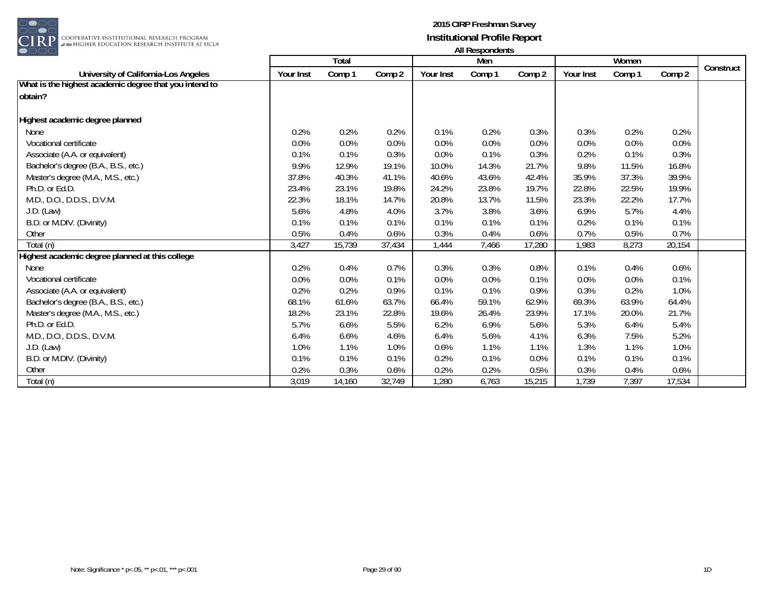# 2015 CIRP Freshman Survey
## Institutional Profile Report
### All Respondents

| University of California-Los Angeles | Total | | | Men | | | Women | | | Construct |
|---|---|---|---|---|---|---|---|---|---|---|
| | Your Inst | Comp 1 | Comp 2 | Your Inst | Comp 1 | Comp 2 | Your Inst | Comp 1 | Comp 2 | |
| **What is the highest academic degree that you intend to obtain?** | | | | | | | | | | |
| **Highest academic degree planned** | | | | | | | | | | |
| None | 0.2% | 0.2% | 0.2% | 0.1% | 0.2% | 0.3% | 0.3% | 0.2% | 0.2% | |
| Vocational certificate | 0.0% | 0.0% | 0.0% | 0.0% | 0.0% | 0.0% | 0.0% | 0.0% | 0.0% | |
| Associate (A.A. or equivalent) | 0.1% | 0.1% | 0.3% | 0.0% | 0.1% | 0.3% | 0.2% | 0.1% | 0.3% | |
| Bachelor's degree (B.A., B.S., etc.) | 9.9% | 12.9% | 19.1% | 10.0% | 14.3% | 21.7% | 9.8% | 11.5% | 16.8% | |
| Master's degree (M.A., M.S., etc.) | 37.8% | 40.3% | 41.1% | 40.6% | 43.6% | 42.4% | 35.9% | 37.3% | 39.9% | |
| Ph.D. or Ed.D. | 23.4% | 23.1% | 19.8% | 24.2% | 23.8% | 19.7% | 22.8% | 22.5% | 19.9% | |
| M.D., D.O., D.D.S., D.V.M. | 22.3% | 18.1% | 14.7% | 20.8% | 13.7% | 11.5% | 23.3% | 22.2% | 17.7% | |
| J.D. (Law) | 5.6% | 4.8% | 4.0% | 3.7% | 3.8% | 3.6% | 6.9% | 5.7% | 4.4% | |
| B.D. or M.DIV. (Divinity) | 0.1% | 0.1% | 0.1% | 0.1% | 0.1% | 0.1% | 0.2% | 0.1% | 0.1% | |
| Other | 0.5% | 0.4% | 0.6% | 0.3% | 0.4% | 0.6% | 0.7% | 0.5% | 0.7% | |
| Total (n) | 3,427 | 15,739 | 37,434 | 1,444 | 7,466 | 17,280 | 1,983 | 8,273 | 20,154 | |
| **Highest academic degree planned at this college** | | | | | | | | | | |
| None | 0.2% | 0.4% | 0.7% | 0.3% | 0.3% | 0.8% | 0.1% | 0.4% | 0.6% | |
| Vocational certificate | 0.0% | 0.0% | 0.1% | 0.0% | 0.0% | 0.1% | 0.0% | 0.0% | 0.1% | |
| Associate (A.A. or equivalent) | 0.2% | 0.2% | 0.9% | 0.1% | 0.1% | 0.9% | 0.3% | 0.2% | 1.0% | |
| Bachelor's degree (B.A., B.S., etc.) | 68.1% | 61.6% | 63.7% | 66.4% | 59.1% | 62.9% | 69.3% | 63.9% | 64.4% | |
| Master's degree (M.A., M.S., etc.) | 18.2% | 23.1% | 22.8% | 19.6% | 26.4% | 23.9% | 17.1% | 20.0% | 21.7% | |
| Ph.D. or Ed.D. | 5.7% | 6.6% | 5.5% | 6.2% | 6.9% | 5.6% | 5.3% | 6.4% | 5.4% | |
| M.D., D.O., D.D.S., D.V.M. | 6.4% | 6.6% | 4.6% | 6.4% | 5.6% | 4.1% | 6.3% | 7.5% | 5.2% | |
| J.D. (Law) | 1.0% | 1.1% | 1.0% | 0.6% | 1.1% | 1.1% | 1.3% | 1.1% | 1.0% | |
| B.D. or M.DIV. (Divinity) | 0.1% | 0.1% | 0.1% | 0.2% | 0.1% | 0.0% | 0.1% | 0.1% | 0.1% | |
| Other | 0.2% | 0.3% | 0.6% | 0.2% | 0.2% | 0.5% | 0.3% | 0.4% | 0.6% | |
| Total (n) | 3,019 | 14,160 | 32,749 | 1,280 | 6,763 | 15,215 | 1,739 | 7,397 | 17,534 | |

Note: Significance * p<.05, ** p<.01, *** p<.001

1D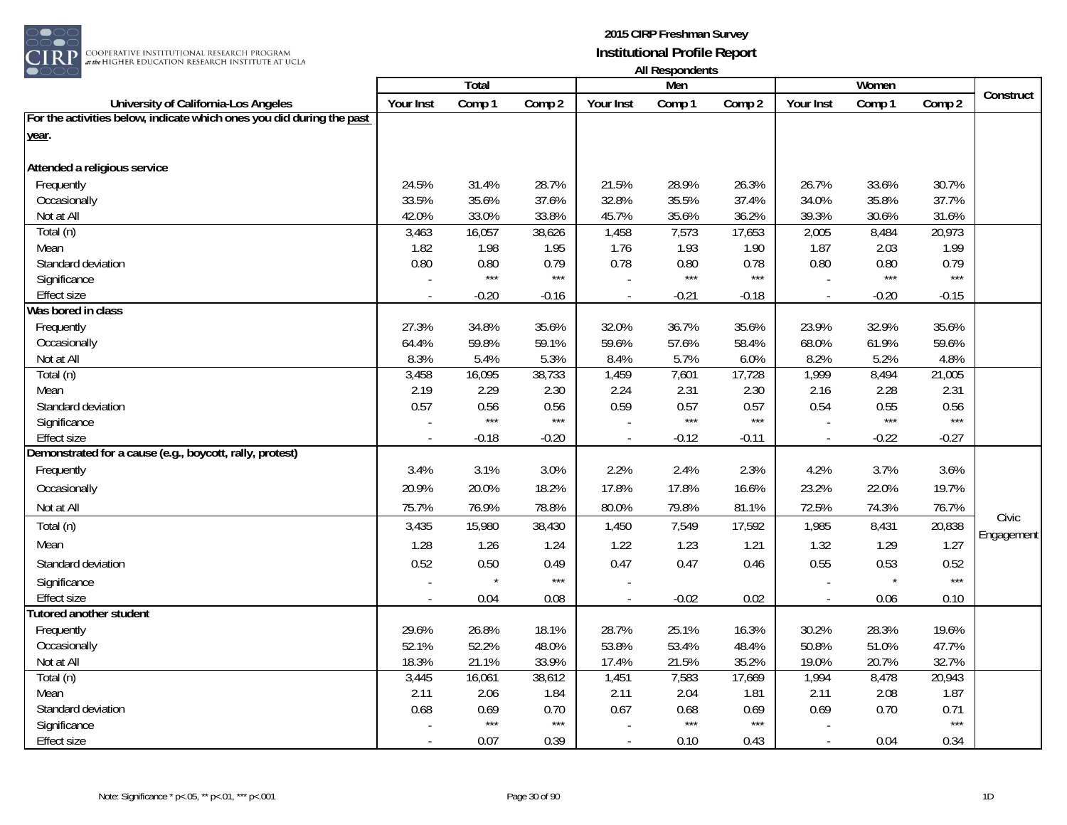**2015 CIRP Freshman Survey**
**Institutional Profile Report**
**All Respondents**

| University of California-Los Angeles | Total | | | Men | | | Women | | | Construct |
|---|---|---|---|---|---|---|---|---|---|---|
| | Your Inst | Comp 1 | Comp 2 | Your Inst | Comp 1 | Comp 2 | Your Inst | Comp 1 | Comp 2 | |
| **For the activities below, indicate which ones you did during the past year.** | | | | | | | | | | |
| **Attended a religious service** | | | | | | | | | | |
| Frequently | 24.5% | 31.4% | 28.7% | 21.5% | 28.9% | 26.3% | 26.7% | 33.6% | 30.7% | |
| Occasionally | 33.5% | 35.6% | 37.6% | 32.8% | 35.5% | 37.4% | 34.0% | 35.8% | 37.7% | |
| Not at All | 42.0% | 33.0% | 33.8% | 45.7% | 35.6% | 36.2% | 39.3% | 30.6% | 31.6% | |
| Total (n) | 3,463 | 16,057 | 38,626 | 1,458 | 7,573 | 17,653 | 2,005 | 8,484 | 20,973 | |
| Mean | 1.82 | 1.98 | 1.95 | 1.76 | 1.93 | 1.90 | 1.87 | 2.03 | 1.99 | |
| Standard deviation | 0.80 | 0.80 | 0.79 | 0.78 | 0.80 | 0.78 | 0.80 | 0.80 | 0.79 | |
| Significance | - | *** | *** | - | *** | *** | - | *** | *** | |
| Effect size | - | -0.20 | -0.16 | - | -0.21 | -0.18 | - | -0.20 | -0.15 | |
| **Was bored in class** | | | | | | | | | | |
| Frequently | 27.3% | 34.8% | 35.6% | 32.0% | 36.7% | 35.6% | 23.9% | 32.9% | 35.6% | |
| Occasionally | 64.4% | 59.8% | 59.1% | 59.6% | 57.6% | 58.4% | 68.0% | 61.9% | 59.6% | |
| Not at All | 8.3% | 5.4% | 5.3% | 8.4% | 5.7% | 6.0% | 8.2% | 5.2% | 4.8% | |
| Total (n) | 3,458 | 16,095 | 38,733 | 1,459 | 7,601 | 17,728 | 1,999 | 8,494 | 21,005 | |
| Mean | 2.19 | 2.29 | 2.30 | 2.24 | 2.31 | 2.30 | 2.16 | 2.28 | 2.31 | |
| Standard deviation | 0.57 | 0.56 | 0.56 | 0.59 | 0.57 | 0.57 | 0.54 | 0.55 | 0.56 | |
| Significance | - | *** | *** | - | *** | *** | - | *** | *** | |
| Effect size | - | -0.18 | -0.20 | - | -0.12 | -0.11 | - | -0.22 | -0.27 | |
| **Demonstrated for a cause (e.g., boycott, rally, protest)** | | | | | | | | | | Civic Engagement |
| Frequently | 3.4% | 3.1% | 3.0% | 2.2% | 2.4% | 2.3% | 4.2% | 3.7% | 3.6% | |
| Occasionally | 20.9% | 20.0% | 18.2% | 17.8% | 17.8% | 16.6% | 23.2% | 22.0% | 19.7% | |
| Not at All | 75.7% | 76.9% | 78.8% | 80.0% | 79.8% | 81.1% | 72.5% | 74.3% | 76.7% | |
| Total (n) | 3,435 | 15,980 | 38,430 | 1,450 | 7,549 | 17,592 | 1,985 | 8,431 | 20,838 | |
| Mean | 1.28 | 1.26 | 1.24 | 1.22 | 1.23 | 1.21 | 1.32 | 1.29 | 1.27 | |
| Standard deviation | 0.52 | 0.50 | 0.49 | 0.47 | 0.47 | 0.46 | 0.55 | 0.53 | 0.52 | |
| Significance | - | * | *** | - | | | - | * | *** | |
| Effect size | - | 0.04 | 0.08 | - | -0.02 | 0.02 | - | 0.06 | 0.10 | |
| **Tutored another student** | | | | | | | | | | |
| Frequently | 29.6% | 26.8% | 18.1% | 28.7% | 25.1% | 16.3% | 30.2% | 28.3% | 19.6% | |
| Occasionally | 52.1% | 52.2% | 48.0% | 53.8% | 53.4% | 48.4% | 50.8% | 51.0% | 47.7% | |
| Not at All | 18.3% | 21.1% | 33.9% | 17.4% | 21.5% | 35.2% | 19.0% | 20.7% | 32.7% | |
| Total (n) | 3,445 | 16,061 | 38,612 | 1,451 | 7,583 | 17,669 | 1,994 | 8,478 | 20,943 | |
| Mean | 2.11 | 2.06 | 1.84 | 2.11 | 2.04 | 1.81 | 2.11 | 2.08 | 1.87 | |
| Standard deviation | 0.68 | 0.69 | 0.70 | 0.67 | 0.68 | 0.69 | 0.69 | 0.70 | 0.71 | |
| Significance | - | *** | *** | - | *** | *** | - | | *** | |
| Effect size | - | 0.07 | 0.39 | - | 0.10 | 0.43 | - | 0.04 | 0.34 | |

Note: Significance * p<.05, ** p<.01, *** p<.001

1D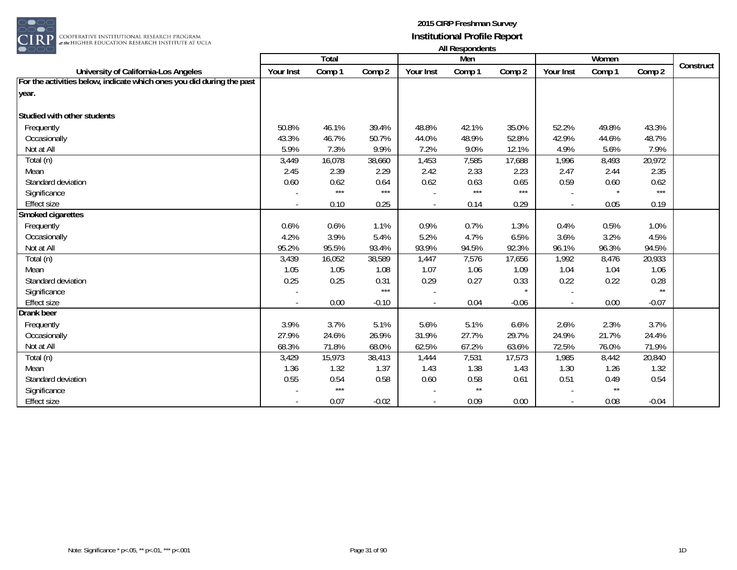**2015 CIRP Freshman Survey**

**Institutional Profile Report**

**All Respondents**

| University of California-Los Angeles | Total | | | Men | | | Women | | | Construct |
|---|---|---|---|---|---|---|---|---|---|---|
| | Your Inst | Comp 1 | Comp 2 | Your Inst | Comp 1 | Comp 2 | Your Inst | Comp 1 | Comp 2 | |
| **For the activities below, indicate which ones you did during the past year.** | | | | | | | | | | |
| **Studied with other students** | | | | | | | | | | |
| Frequently | 50.8% | 46.1% | 39.4% | 48.8% | 42.1% | 35.0% | 52.2% | 49.8% | 43.3% | |
| Occasionally | 43.3% | 46.7% | 50.7% | 44.0% | 48.9% | 52.8% | 42.9% | 44.6% | 48.7% | |
| Not at All | 5.9% | 7.3% | 9.9% | 7.2% | 9.0% | 12.1% | 4.9% | 5.6% | 7.9% | |
| Total (n) | 3,449 | 16,078 | 38,660 | 1,453 | 7,585 | 17,688 | 1,996 | 8,493 | 20,972 | |
| Mean | 2.45 | 2.39 | 2.29 | 2.42 | 2.33 | 2.23 | 2.47 | 2.44 | 2.35 | |
| Standard deviation | 0.60 | 0.62 | 0.64 | 0.62 | 0.63 | 0.65 | 0.59 | 0.60 | 0.62 | |
| Significance | - | *** | *** | - | *** | *** | - | * | *** | |
| Effect size | - | 0.10 | 0.25 | - | 0.14 | 0.29 | - | 0.05 | 0.19 | |
| **Smoked cigarettes** | | | | | | | | | | |
| Frequently | 0.6% | 0.6% | 1.1% | 0.9% | 0.7% | 1.3% | 0.4% | 0.5% | 1.0% | |
| Occasionally | 4.2% | 3.9% | 5.4% | 5.2% | 4.7% | 6.5% | 3.6% | 3.2% | 4.5% | |
| Not at All | 95.2% | 95.5% | 93.4% | 93.9% | 94.5% | 92.3% | 96.1% | 96.3% | 94.5% | |
| Total (n) | 3,439 | 16,052 | 38,589 | 1,447 | 7,576 | 17,656 | 1,992 | 8,476 | 20,933 | |
| Mean | 1.05 | 1.05 | 1.08 | 1.07 | 1.06 | 1.09 | 1.04 | 1.04 | 1.06 | |
| Standard deviation | 0.25 | 0.25 | 0.31 | 0.29 | 0.27 | 0.33 | 0.22 | 0.22 | 0.28 | |
| Significance | - | | *** | - | | * | - | | ** | |
| Effect size | - | 0.00 | -0.10 | - | 0.04 | -0.06 | - | 0.00 | -0.07 | |
| **Drank beer** | | | | | | | | | | |
| Frequently | 3.9% | 3.7% | 5.1% | 5.6% | 5.1% | 6.6% | 2.6% | 2.3% | 3.7% | |
| Occasionally | 27.9% | 24.6% | 26.9% | 31.9% | 27.7% | 29.7% | 24.9% | 21.7% | 24.4% | |
| Not at All | 68.3% | 71.8% | 68.0% | 62.5% | 67.2% | 63.6% | 72.5% | 76.0% | 71.9% | |
| Total (n) | 3,429 | 15,973 | 38,413 | 1,444 | 7,531 | 17,573 | 1,985 | 8,442 | 20,840 | |
| Mean | 1.36 | 1.32 | 1.37 | 1.43 | 1.38 | 1.43 | 1.30 | 1.26 | 1.32 | |
| Standard deviation | 0.55 | 0.54 | 0.58 | 0.60 | 0.58 | 0.61 | 0.51 | 0.49 | 0.54 | |
| Significance | - | *** | | - | ** | | - | ** | | |
| Effect size | - | 0.07 | -0.02 | - | 0.09 | 0.00 | - | 0.08 | -0.04 | |

Note: Significance * p<.05, ** p<.01, *** p<.001

1D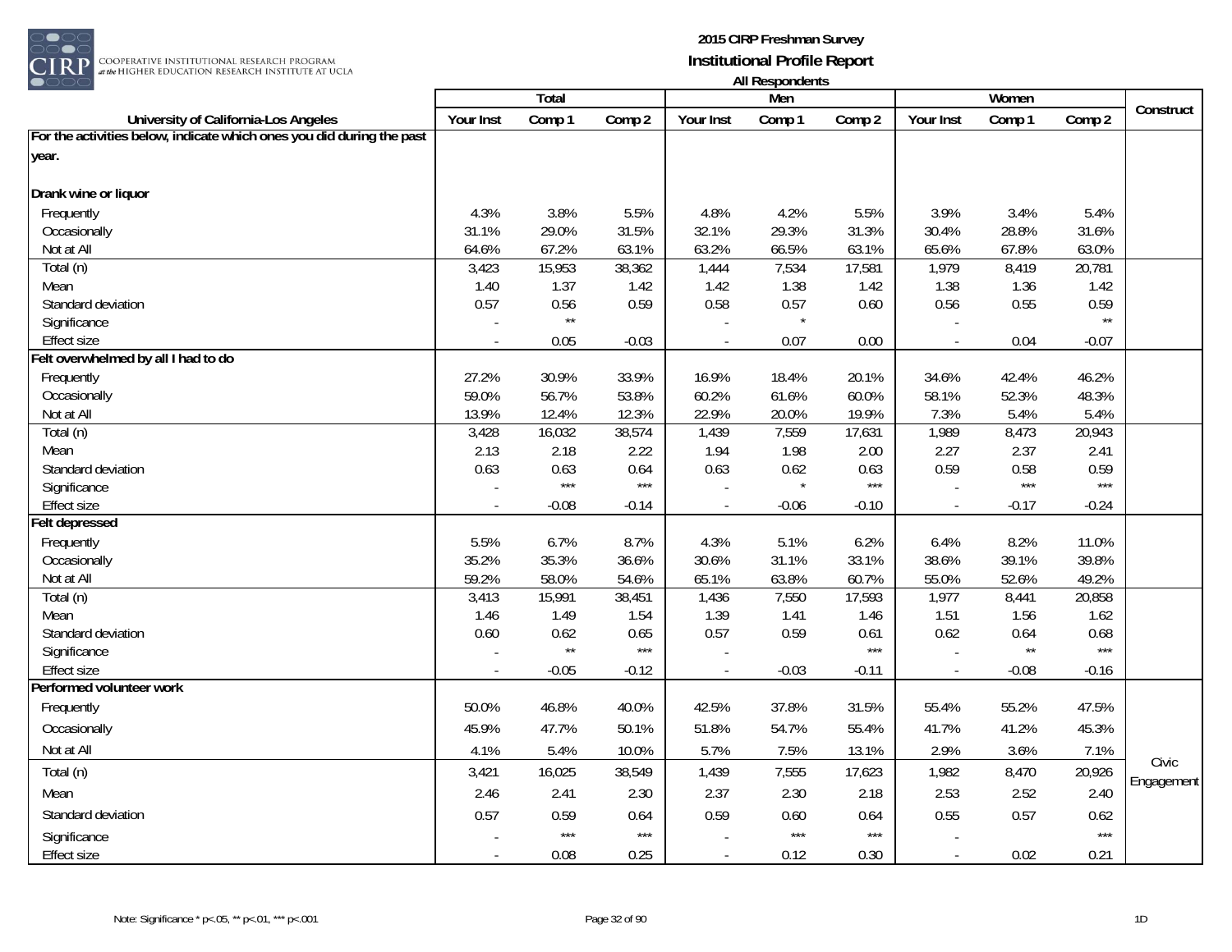**2015 CIRP Freshman Survey**
**Institutional Profile Report**
**All Respondents**

| University of California-Los Angeles | Total | | | Men | | | Women | | | Construct |
|---|---|---|---|---|---|---|---|---|---|---|
| | Your Inst | Comp 1 | Comp 2 | Your Inst | Comp 1 | Comp 2 | Your Inst | Comp 1 | Comp 2 | |
| **For the activities below, indicate which ones you did during the past year.** | | | | | | | | | | |
| **Drank wine or liquor** | | | | | | | | | | |
| Frequently | 4.3% | 3.8% | 5.5% | 4.8% | 4.2% | 5.5% | 3.9% | 3.4% | 5.4% | |
| Occasionally | 31.1% | 29.0% | 31.5% | 32.1% | 29.3% | 31.3% | 30.4% | 28.8% | 31.6% | |
| Not at All | 64.6% | 67.2% | 63.1% | 63.2% | 66.5% | 63.1% | 65.6% | 67.8% | 63.0% | |
| Total (n) | 3,423 | 15,953 | 38,362 | 1,444 | 7,534 | 17,581 | 1,979 | 8,419 | 20,781 | |
| Mean | 1.40 | 1.37 | 1.42 | 1.42 | 1.38 | 1.42 | 1.38 | 1.36 | 1.42 | |
| Standard deviation | 0.57 | 0.56 | 0.59 | 0.58 | 0.57 | 0.60 | 0.56 | 0.55 | 0.59 | |
| Significance | - | ** | | - | * | | - | | ** | |
| Effect size | - | 0.05 | -0.03 | - | 0.07 | 0.00 | - | 0.04 | -0.07 | |
| **Felt overwhelmed by all I had to do** | | | | | | | | | | |
| Frequently | 27.2% | 30.9% | 33.9% | 16.9% | 18.4% | 20.1% | 34.6% | 42.4% | 46.2% | |
| Occasionally | 59.0% | 56.7% | 53.8% | 60.2% | 61.6% | 60.0% | 58.1% | 52.3% | 48.3% | |
| Not at All | 13.9% | 12.4% | 12.3% | 22.9% | 20.0% | 19.9% | 7.3% | 5.4% | 5.4% | |
| Total (n) | 3,428 | 16,032 | 38,574 | 1,439 | 7,559 | 17,631 | 1,989 | 8,473 | 20,943 | |
| Mean | 2.13 | 2.18 | 2.22 | 1.94 | 1.98 | 2.00 | 2.27 | 2.37 | 2.41 | |
| Standard deviation | 0.63 | 0.63 | 0.64 | 0.63 | 0.62 | 0.63 | 0.59 | 0.58 | 0.59 | |
| Significance | - | *** | *** | - | * | *** | - | *** | *** | |
| Effect size | - | -0.08 | -0.14 | - | -0.06 | -0.10 | - | -0.17 | -0.24 | |
| **Felt depressed** | | | | | | | | | | |
| Frequently | 5.5% | 6.7% | 8.7% | 4.3% | 5.1% | 6.2% | 6.4% | 8.2% | 11.0% | |
| Occasionally | 35.2% | 35.3% | 36.6% | 30.6% | 31.1% | 33.1% | 38.6% | 39.1% | 39.8% | |
| Not at All | 59.2% | 58.0% | 54.6% | 65.1% | 63.8% | 60.7% | 55.0% | 52.6% | 49.2% | |
| Total (n) | 3,413 | 15,991 | 38,451 | 1,436 | 7,550 | 17,593 | 1,977 | 8,441 | 20,858 | |
| Mean | 1.46 | 1.49 | 1.54 | 1.39 | 1.41 | 1.46 | 1.51 | 1.56 | 1.62 | |
| Standard deviation | 0.60 | 0.62 | 0.65 | 0.57 | 0.59 | 0.61 | 0.62 | 0.64 | 0.68 | |
| Significance | - | ** | *** | - | | *** | - | ** | *** | |
| Effect size | - | -0.05 | -0.12 | - | -0.03 | -0.11 | - | -0.08 | -0.16 | |
| **Performed volunteer work** | | | | | | | | | | |
| Frequently | 50.0% | 46.8% | 40.0% | 42.5% | 37.8% | 31.5% | 55.4% | 55.2% | 47.5% | Civic Engagement |
| Occasionally | 45.9% | 47.7% | 50.1% | 51.8% | 54.7% | 55.4% | 41.7% | 41.2% | 45.3% | |
| Not at All | 4.1% | 5.4% | 10.0% | 5.7% | 7.5% | 13.1% | 2.9% | 3.6% | 7.1% | |
| Total (n) | 3,421 | 16,025 | 38,549 | 1,439 | 7,555 | 17,623 | 1,982 | 8,470 | 20,926 | |
| Mean | 2.46 | 2.41 | 2.30 | 2.37 | 2.30 | 2.18 | 2.53 | 2.52 | 2.40 | |
| Standard deviation | 0.57 | 0.59 | 0.64 | 0.59 | 0.60 | 0.64 | 0.55 | 0.57 | 0.62 | |
| Significance | - | *** | *** | - | *** | *** | - | | *** | |
| Effect size | - | 0.08 | 0.25 | - | 0.12 | 0.30 | - | 0.02 | 0.21 | |

Note: Significance * p<.05, ** p<.01, *** p<.001

1D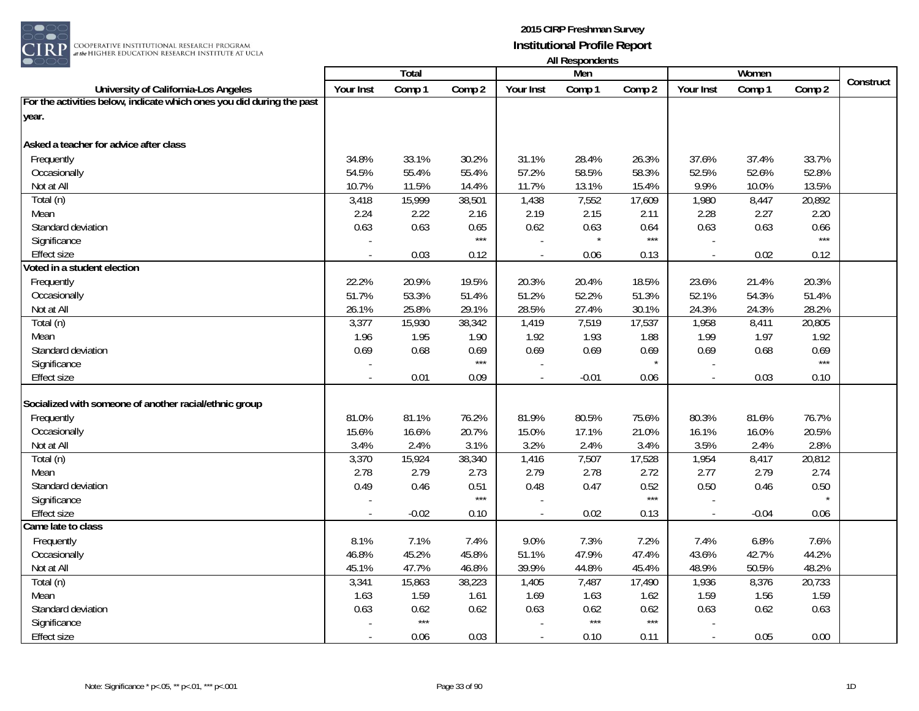**2015 CIRP Freshman Survey**
**Institutional Profile Report**
**All Respondents**

| University of California-Los Angeles | Total | | | Men | | | Women | | | Construct |
|---|---|---|---|---|---|---|---|---|---|---|
| | Your Inst | Comp 1 | Comp 2 | Your Inst | Comp 1 | Comp 2 | Your Inst | Comp 1 | Comp 2 | |
| **For the activities below, indicate which ones you did during the past year.** | | | | | | | | | | |
| **Asked a teacher for advice after class** | | | | | | | | | | |
| Frequently | 34.8% | 33.1% | 30.2% | 31.1% | 28.4% | 26.3% | 37.6% | 37.4% | 33.7% | |
| Occasionally | 54.5% | 55.4% | 55.4% | 57.2% | 58.5% | 58.3% | 52.5% | 52.6% | 52.8% | |
| Not at All | 10.7% | 11.5% | 14.4% | 11.7% | 13.1% | 15.4% | 9.9% | 10.0% | 13.5% | |
| Total (n) | 3,418 | 15,999 | 38,501 | 1,438 | 7,552 | 17,609 | 1,980 | 8,447 | 20,892 | |
| Mean | 2.24 | 2.22 | 2.16 | 2.19 | 2.15 | 2.11 | 2.28 | 2.27 | 2.20 | |
| Standard deviation | 0.63 | 0.63 | 0.65 | 0.62 | 0.63 | 0.64 | 0.63 | 0.63 | 0.66 | |
| Significance | - | | *** | - | * | *** | - | | *** | |
| Effect size | - | 0.03 | 0.12 | - | 0.06 | 0.13 | - | 0.02 | 0.12 | |
| **Voted in a student election** | | | | | | | | | | |
| Frequently | 22.2% | 20.9% | 19.5% | 20.3% | 20.4% | 18.5% | 23.6% | 21.4% | 20.3% | |
| Occasionally | 51.7% | 53.3% | 51.4% | 51.2% | 52.2% | 51.3% | 52.1% | 54.3% | 51.4% | |
| Not at All | 26.1% | 25.8% | 29.1% | 28.5% | 27.4% | 30.1% | 24.3% | 24.3% | 28.2% | |
| Total (n) | 3,377 | 15,930 | 38,342 | 1,419 | 7,519 | 17,537 | 1,958 | 8,411 | 20,805 | |
| Mean | 1.96 | 1.95 | 1.90 | 1.92 | 1.93 | 1.88 | 1.99 | 1.97 | 1.92 | |
| Standard deviation | 0.69 | 0.68 | 0.69 | 0.69 | 0.69 | 0.69 | 0.69 | 0.68 | 0.69 | |
| Significance | - | | *** | - | | * | - | | *** | |
| Effect size | - | 0.01 | 0.09 | - | -0.01 | 0.06 | - | 0.03 | 0.10 | |
| **Socialized with someone of another racial/ethnic group** | | | | | | | | | | |
| Frequently | 81.0% | 81.1% | 76.2% | 81.9% | 80.5% | 75.6% | 80.3% | 81.6% | 76.7% | |
| Occasionally | 15.6% | 16.6% | 20.7% | 15.0% | 17.1% | 21.0% | 16.1% | 16.0% | 20.5% | |
| Not at All | 3.4% | 2.4% | 3.1% | 3.2% | 2.4% | 3.4% | 3.5% | 2.4% | 2.8% | |
| Total (n) | 3,370 | 15,924 | 38,340 | 1,416 | 7,507 | 17,528 | 1,954 | 8,417 | 20,812 | |
| Mean | 2.78 | 2.79 | 2.73 | 2.79 | 2.78 | 2.72 | 2.77 | 2.79 | 2.74 | |
| Standard deviation | 0.49 | 0.46 | 0.51 | 0.48 | 0.47 | 0.52 | 0.50 | 0.46 | 0.50 | |
| Significance | - | | *** | - | | *** | - | | * | |
| Effect size | - | -0.02 | 0.10 | - | 0.02 | 0.13 | - | -0.04 | 0.06 | |
| **Came late to class** | | | | | | | | | | |
| Frequently | 8.1% | 7.1% | 7.4% | 9.0% | 7.3% | 7.2% | 7.4% | 6.8% | 7.6% | |
| Occasionally | 46.8% | 45.2% | 45.8% | 51.1% | 47.9% | 47.4% | 43.6% | 42.7% | 44.2% | |
| Not at All | 45.1% | 47.7% | 46.8% | 39.9% | 44.8% | 45.4% | 48.9% | 50.5% | 48.2% | |
| Total (n) | 3,341 | 15,863 | 38,223 | 1,405 | 7,487 | 17,490 | 1,936 | 8,376 | 20,733 | |
| Mean | 1.63 | 1.59 | 1.61 | 1.69 | 1.63 | 1.62 | 1.59 | 1.56 | 1.59 | |
| Standard deviation | 0.63 | 0.62 | 0.62 | 0.63 | 0.62 | 0.62 | 0.63 | 0.62 | 0.63 | |
| Significance | - | *** | | - | *** | *** | - | | | |
| Effect size | - | 0.06 | 0.03 | - | 0.10 | 0.11 | - | 0.05 | 0.00 | |

Note: Significance * p<.05, ** p<.01, *** p<.001

1D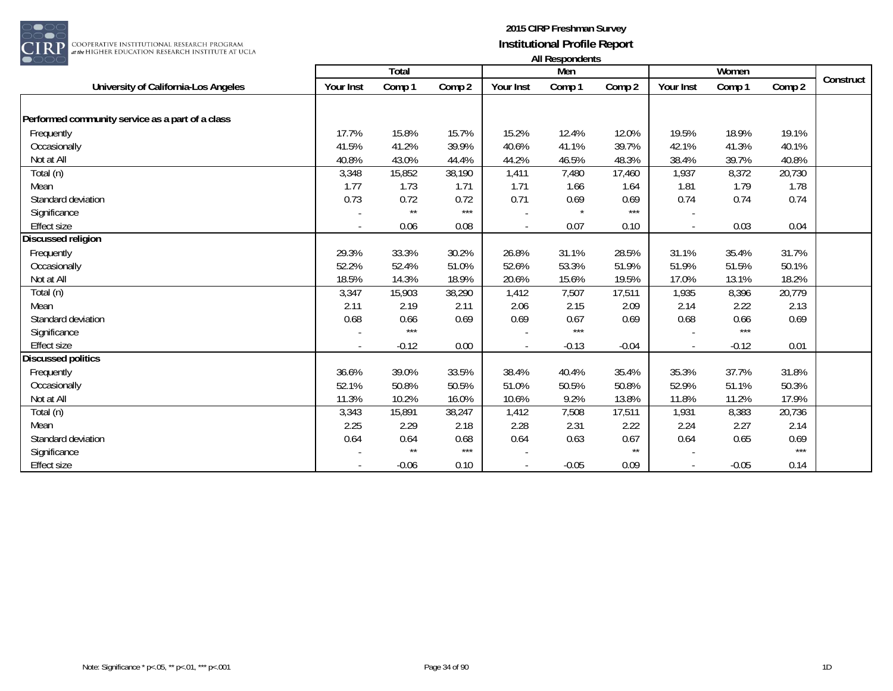# 2015 CIRP Freshman Survey

## Institutional Profile Report

### All Respondents

| University of California-Los Angeles | Total | | | Men | | | Women | | | Construct |
|---|---|---|---|---|---|---|---|---|---|---|
| | Your Inst | Comp 1 | Comp 2 | Your Inst | Comp 1 | Comp 2 | Your Inst | Comp 1 | Comp 2 | |
| **Performed community service as a part of a class** | | | | | | | | | | |
| Frequently | 17.7% | 15.8% | 15.7% | 15.2% | 12.4% | 12.0% | 19.5% | 18.9% | 19.1% | |
| Occasionally | 41.5% | 41.2% | 39.9% | 40.6% | 41.1% | 39.7% | 42.1% | 41.3% | 40.1% | |
| Not at All | 40.8% | 43.0% | 44.4% | 44.2% | 46.5% | 48.3% | 38.4% | 39.7% | 40.8% | |
| Total (n) | 3,348 | 15,852 | 38,190 | 1,411 | 7,480 | 17,460 | 1,937 | 8,372 | 20,730 | |
| Mean | 1.77 | 1.73 | 1.71 | 1.71 | 1.66 | 1.64 | 1.81 | 1.79 | 1.78 | |
| Standard deviation | 0.73 | 0.72 | 0.72 | 0.71 | 0.69 | 0.69 | 0.74 | 0.74 | 0.74 | |
| Significance | - | ** | *** | - | * | *** | - | | | |
| Effect size | - | 0.06 | 0.08 | - | 0.07 | 0.10 | - | 0.03 | 0.04 | |
| **Discussed religion** | | | | | | | | | | |
| Frequently | 29.3% | 33.3% | 30.2% | 26.8% | 31.1% | 28.5% | 31.1% | 35.4% | 31.7% | |
| Occasionally | 52.2% | 52.4% | 51.0% | 52.6% | 53.3% | 51.9% | 51.9% | 51.5% | 50.1% | |
| Not at All | 18.5% | 14.3% | 18.9% | 20.6% | 15.6% | 19.5% | 17.0% | 13.1% | 18.2% | |
| Total (n) | 3,347 | 15,903 | 38,290 | 1,412 | 7,507 | 17,511 | 1,935 | 8,396 | 20,779 | |
| Mean | 2.11 | 2.19 | 2.11 | 2.06 | 2.15 | 2.09 | 2.14 | 2.22 | 2.13 | |
| Standard deviation | 0.68 | 0.66 | 0.69 | 0.69 | 0.67 | 0.69 | 0.68 | 0.66 | 0.69 | |
| Significance | - | *** | | - | *** | | - | *** | | |
| Effect size | - | -0.12 | 0.00 | - | -0.13 | -0.04 | - | -0.12 | 0.01 | |
| **Discussed politics** | | | | | | | | | | |
| Frequently | 36.6% | 39.0% | 33.5% | 38.4% | 40.4% | 35.4% | 35.3% | 37.7% | 31.8% | |
| Occasionally | 52.1% | 50.8% | 50.5% | 51.0% | 50.5% | 50.8% | 52.9% | 51.1% | 50.3% | |
| Not at All | 11.3% | 10.2% | 16.0% | 10.6% | 9.2% | 13.8% | 11.8% | 11.2% | 17.9% | |
| Total (n) | 3,343 | 15,891 | 38,247 | 1,412 | 7,508 | 17,511 | 1,931 | 8,383 | 20,736 | |
| Mean | 2.25 | 2.29 | 2.18 | 2.28 | 2.31 | 2.22 | 2.24 | 2.27 | 2.14 | |
| Standard deviation | 0.64 | 0.64 | 0.68 | 0.64 | 0.63 | 0.67 | 0.64 | 0.65 | 0.69 | |
| Significance | - | ** | *** | - | | ** | - | | *** | |
| Effect size | - | -0.06 | 0.10 | - | -0.05 | 0.09 | - | -0.05 | 0.14 | |

Note: Significance * p<.05, ** p<.01, *** p<.001

1D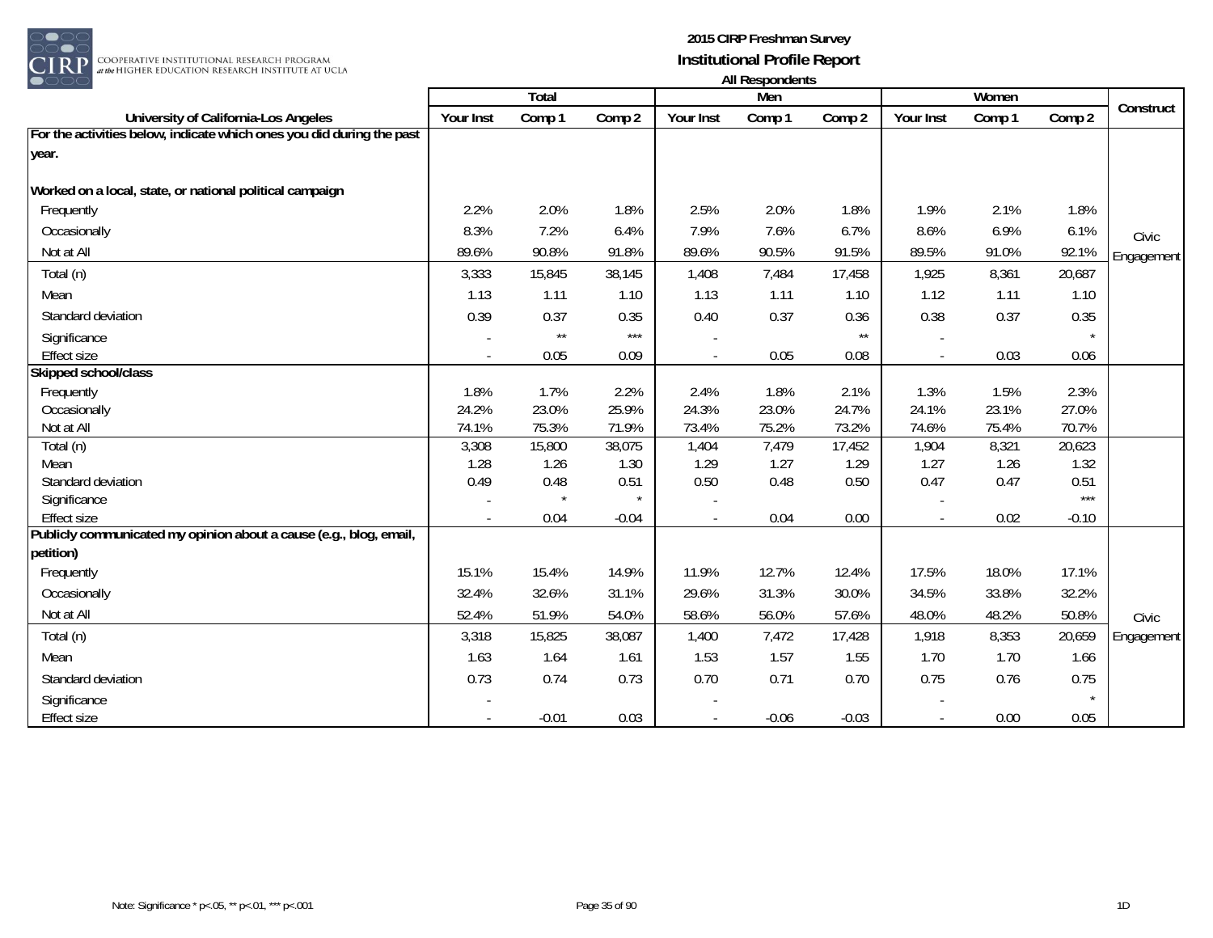**2015 CIRP Freshman Survey**
**Institutional Profile Report**
**All Respondents**

| University of California-Los Angeles | Total | | | Men | | | Women | | | Construct |
|---|---|---|---|---|---|---|---|---|---|---|
| | Your Inst | Comp 1 | Comp 2 | Your Inst | Comp 1 | Comp 2 | Your Inst | Comp 1 | Comp 2 | |
| **For the activities below, indicate which ones you did during the past year.** | | | | | | | | | | |
| **Worked on a local, state, or national political campaign** | | | | | | | | | | |
| Frequently | 2.2% | 2.0% | 1.8% | 2.5% | 2.0% | 1.8% | 1.9% | 2.1% | 1.8% | Civic Engagement |
| Occasionally | 8.3% | 7.2% | 6.4% | 7.9% | 7.6% | 6.7% | 8.6% | 6.9% | 6.1% | |
| Not at All | 89.6% | 90.8% | 91.8% | 89.6% | 90.5% | 91.5% | 89.5% | 91.0% | 92.1% | |
| Total (n) | 3,333 | 15,845 | 38,145 | 1,408 | 7,484 | 17,458 | 1,925 | 8,361 | 20,687 | |
| Mean | 1.13 | 1.11 | 1.10 | 1.13 | 1.11 | 1.10 | 1.12 | 1.11 | 1.10 | |
| Standard deviation | 0.39 | 0.37 | 0.35 | 0.40 | 0.37 | 0.36 | 0.38 | 0.37 | 0.35 | |
| Significance | - | ** | *** | - | | ** | - | | * | |
| Effect size | - | 0.05 | 0.09 | - | 0.05 | 0.08 | - | 0.03 | 0.06 | |
| **Skipped school/class** | | | | | | | | | | |
| Frequently | 1.8% | 1.7% | 2.2% | 2.4% | 1.8% | 2.1% | 1.3% | 1.5% | 2.3% | |
| Occasionally | 24.2% | 23.0% | 25.9% | 24.3% | 23.0% | 24.7% | 24.1% | 23.1% | 27.0% | |
| Not at All | 74.1% | 75.3% | 71.9% | 73.4% | 75.2% | 73.2% | 74.6% | 75.4% | 70.7% | |
| Total (n) | 3,308 | 15,800 | 38,075 | 1,404 | 7,479 | 17,452 | 1,904 | 8,321 | 20,623 | |
| Mean | 1.28 | 1.26 | 1.30 | 1.29 | 1.27 | 1.29 | 1.27 | 1.26 | 1.32 | |
| Standard deviation | 0.49 | 0.48 | 0.51 | 0.50 | 0.48 | 0.50 | 0.47 | 0.47 | 0.51 | |
| Significance | - | * | * | - | | | - | | *** | |
| Effect size | - | 0.04 | -0.04 | - | 0.04 | 0.00 | - | 0.02 | -0.10 | |
| **Publicly communicated my opinion about a cause (e.g., blog, email, petition)** | | | | | | | | | | |
| Frequently | 15.1% | 15.4% | 14.9% | 11.9% | 12.7% | 12.4% | 17.5% | 18.0% | 17.1% | Civic Engagement |
| Occasionally | 32.4% | 32.6% | 31.1% | 29.6% | 31.3% | 30.0% | 34.5% | 33.8% | 32.2% | |
| Not at All | 52.4% | 51.9% | 54.0% | 58.6% | 56.0% | 57.6% | 48.0% | 48.2% | 50.8% | |
| Total (n) | 3,318 | 15,825 | 38,087 | 1,400 | 7,472 | 17,428 | 1,918 | 8,353 | 20,659 | |
| Mean | 1.63 | 1.64 | 1.61 | 1.53 | 1.57 | 1.55 | 1.70 | 1.70 | 1.66 | |
| Standard deviation | 0.73 | 0.74 | 0.73 | 0.70 | 0.71 | 0.70 | 0.75 | 0.76 | 0.75 | |
| Significance | - | | | - | | | - | | * | |
| Effect size | - | -0.01 | 0.03 | - | -0.06 | -0.03 | - | 0.00 | 0.05 | |

Note: Significance * p<.05, ** p<.01, *** p<.001

1D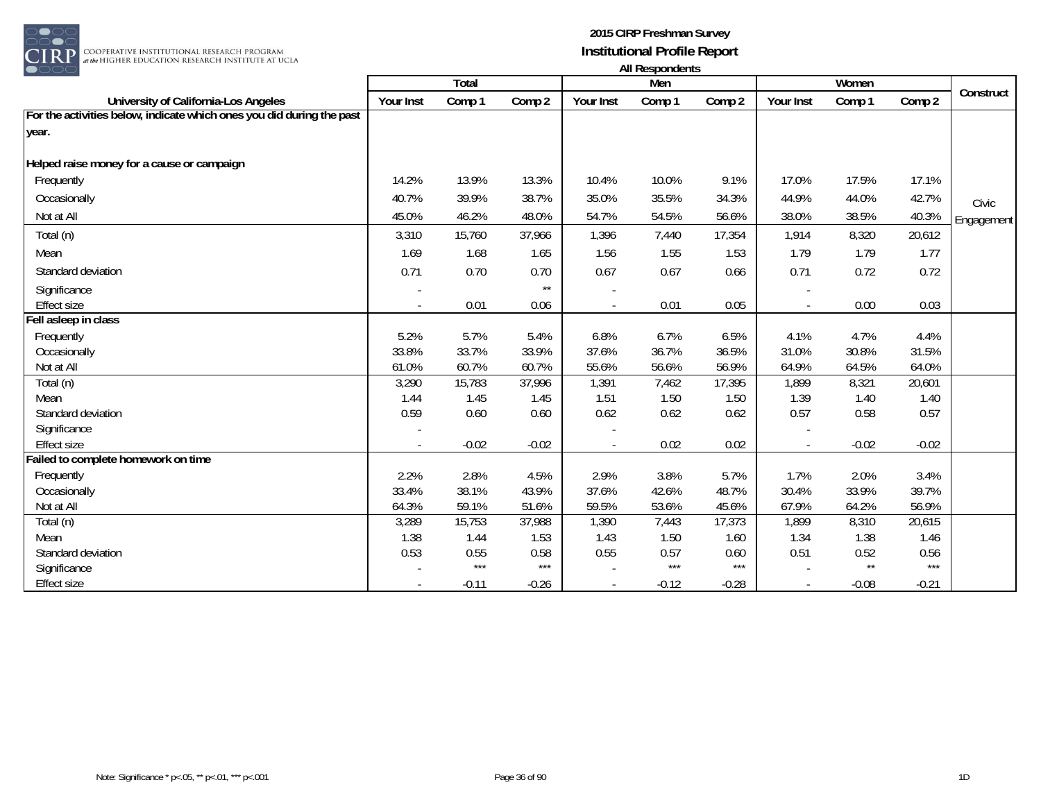**2015 CIRP Freshman Survey**
**Institutional Profile Report**
**All Respondents**

| University of California-Los Angeles | Total | | | Men | | | Women | | | Construct |
|---|---|---|---|---|---|---|---|---|---|---|
| | Your Inst | Comp 1 | Comp 2 | Your Inst | Comp 1 | Comp 2 | Your Inst | Comp 1 | Comp 2 | |
| **For the activities below, indicate which ones you did during the past year.** | | | | | | | | | | |
| **Helped raise money for a cause or campaign** | | | | | | | | | | |
| Frequently | 14.2% | 13.9% | 13.3% | 10.4% | 10.0% | 9.1% | 17.0% | 17.5% | 17.1% | Civic Engagement |
| Occasionally | 40.7% | 39.9% | 38.7% | 35.0% | 35.5% | 34.3% | 44.9% | 44.0% | 42.7% | |
| Not at All | 45.0% | 46.2% | 48.0% | 54.7% | 54.5% | 56.6% | 38.0% | 38.5% | 40.3% | |
| Total (n) | 3,310 | 15,760 | 37,966 | 1,396 | 7,440 | 17,354 | 1,914 | 8,320 | 20,612 | |
| Mean | 1.69 | 1.68 | 1.65 | 1.56 | 1.55 | 1.53 | 1.79 | 1.79 | 1.77 | |
| Standard deviation | 0.71 | 0.70 | 0.70 | 0.67 | 0.67 | 0.66 | 0.71 | 0.72 | 0.72 | |
| Significance | - | | ** | - | | | - | | | |
| Effect size | - | 0.01 | 0.06 | - | 0.01 | 0.05 | - | 0.00 | 0.03 | |
| **Fell asleep in class** | | | | | | | | | | |
| Frequently | 5.2% | 5.7% | 5.4% | 6.8% | 6.7% | 6.5% | 4.1% | 4.7% | 4.4% | |
| Occasionally | 33.8% | 33.7% | 33.9% | 37.6% | 36.7% | 36.5% | 31.0% | 30.8% | 31.5% | |
| Not at All | 61.0% | 60.7% | 60.7% | 55.6% | 56.6% | 56.9% | 64.9% | 64.5% | 64.0% | |
| Total (n) | 3,290 | 15,783 | 37,996 | 1,391 | 7,462 | 17,395 | 1,899 | 8,321 | 20,601 | |
| Mean | 1.44 | 1.45 | 1.45 | 1.51 | 1.50 | 1.50 | 1.39 | 1.40 | 1.40 | |
| Standard deviation | 0.59 | 0.60 | 0.60 | 0.62 | 0.62 | 0.62 | 0.57 | 0.58 | 0.57 | |
| Significance | - | | | - | | | - | | | |
| Effect size | - | -0.02 | -0.02 | - | 0.02 | 0.02 | - | -0.02 | -0.02 | |
| **Failed to complete homework on time** | | | | | | | | | | |
| Frequently | 2.2% | 2.8% | 4.5% | 2.9% | 3.8% | 5.7% | 1.7% | 2.0% | 3.4% | |
| Occasionally | 33.4% | 38.1% | 43.9% | 37.6% | 42.6% | 48.7% | 30.4% | 33.9% | 39.7% | |
| Not at All | 64.3% | 59.1% | 51.6% | 59.5% | 53.6% | 45.6% | 67.9% | 64.2% | 56.9% | |
| Total (n) | 3,289 | 15,753 | 37,988 | 1,390 | 7,443 | 17,373 | 1,899 | 8,310 | 20,615 | |
| Mean | 1.38 | 1.44 | 1.53 | 1.43 | 1.50 | 1.60 | 1.34 | 1.38 | 1.46 | |
| Standard deviation | 0.53 | 0.55 | 0.58 | 0.55 | 0.57 | 0.60 | 0.51 | 0.52 | 0.56 | |
| Significance | - | *** | *** | - | *** | *** | - | ** | *** | |
| Effect size | - | -0.11 | -0.26 | - | -0.12 | -0.28 | - | -0.08 | -0.21 | |

Note: Significance * p<.05, ** p<.01, *** p<.001

1D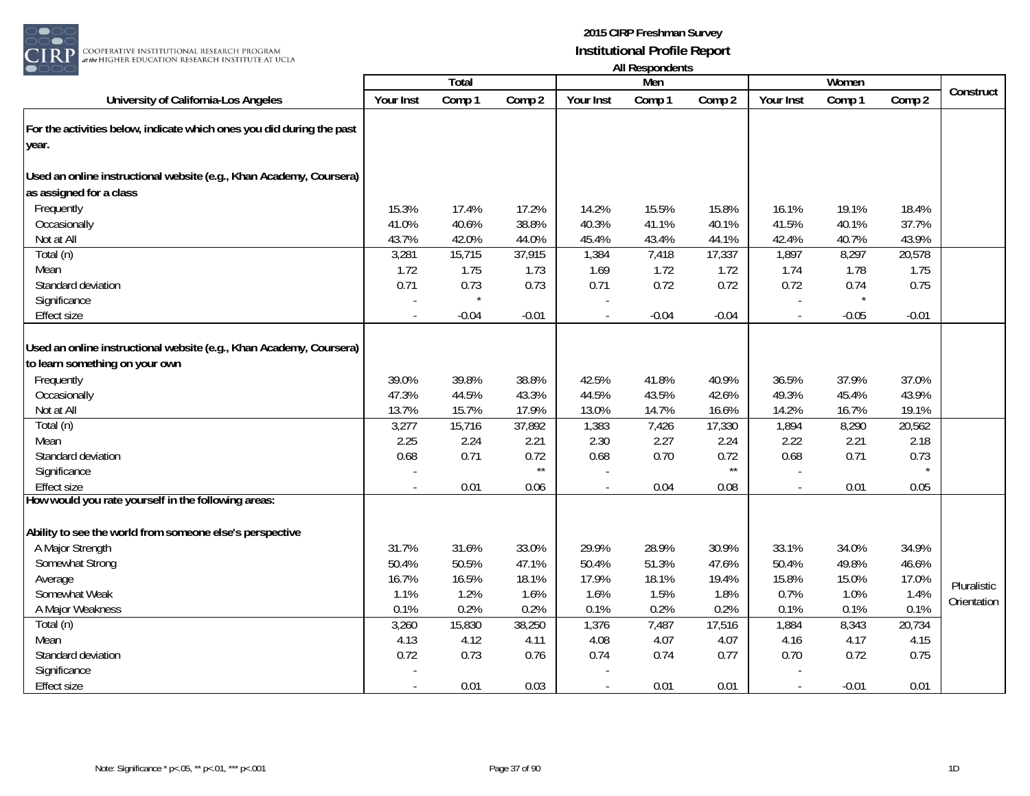# 2015 CIRP Freshman Survey
## Institutional Profile Report
### All Respondents

| University of California-Los Angeles | Total | | | Men | | | Women | | | Construct |
|---|---|---|---|---|---|---|---|---|---|---|
| | Your Inst | Comp 1 | Comp 2 | Your Inst | Comp 1 | Comp 2 | Your Inst | Comp 1 | Comp 2 | |
| **For the activities below, indicate which ones you did during the past year.** | | | | | | | | | | |
| **Used an online instructional website (e.g., Khan Academy, Coursera) as assigned for a class** | | | | | | | | | | |
| Frequently | 15.3% | 17.4% | 17.2% | 14.2% | 15.5% | 15.8% | 16.1% | 19.1% | 18.4% | |
| Occasionally | 41.0% | 40.6% | 38.8% | 40.3% | 41.1% | 40.1% | 41.5% | 40.1% | 37.7% | |
| Not at All | 43.7% | 42.0% | 44.0% | 45.4% | 43.4% | 44.1% | 42.4% | 40.7% | 43.9% | |
| Total (n) | 3,281 | 15,715 | 37,915 | 1,384 | 7,418 | 17,337 | 1,897 | 8,297 | 20,578 | |
| Mean | 1.72 | 1.75 | 1.73 | 1.69 | 1.72 | 1.72 | 1.74 | 1.78 | 1.75 | |
| Standard deviation | 0.71 | 0.73 | 0.73 | 0.71 | 0.72 | 0.72 | 0.72 | 0.74 | 0.75 | |
| Significance | - | * | | - | | | - | * | | |
| Effect size | - | -0.04 | -0.01 | - | -0.04 | -0.04 | - | -0.05 | -0.01 | |
| **Used an online instructional website (e.g., Khan Academy, Coursera) to learn something on your own** | | | | | | | | | | |
| Frequently | 39.0% | 39.8% | 38.8% | 42.5% | 41.8% | 40.9% | 36.5% | 37.9% | 37.0% | |
| Occasionally | 47.3% | 44.5% | 43.3% | 44.5% | 43.5% | 42.6% | 49.3% | 45.4% | 43.9% | |
| Not at All | 13.7% | 15.7% | 17.9% | 13.0% | 14.7% | 16.6% | 14.2% | 16.7% | 19.1% | |
| Total (n) | 3,277 | 15,716 | 37,892 | 1,383 | 7,426 | 17,330 | 1,894 | 8,290 | 20,562 | |
| Mean | 2.25 | 2.24 | 2.21 | 2.30 | 2.27 | 2.24 | 2.22 | 2.21 | 2.18 | |
| Standard deviation | 0.68 | 0.71 | 0.72 | 0.68 | 0.70 | 0.72 | 0.68 | 0.71 | 0.73 | |
| Significance | - | | ** | - | | ** | - | | * | |
| Effect size | - | 0.01 | 0.06 | - | 0.04 | 0.08 | - | 0.01 | 0.05 | |
| **How would you rate yourself in the following areas:** | | | | | | | | | | |
| **Ability to see the world from someone else's perspective** | | | | | | | | | | Pluralistic Orientation |
| A Major Strength | 31.7% | 31.6% | 33.0% | 29.9% | 28.9% | 30.9% | 33.1% | 34.0% | 34.9% | |
| Somewhat Strong | 50.4% | 50.5% | 47.1% | 50.4% | 51.3% | 47.6% | 50.4% | 49.8% | 46.6% | |
| Average | 16.7% | 16.5% | 18.1% | 17.9% | 18.1% | 19.4% | 15.8% | 15.0% | 17.0% | |
| Somewhat Weak | 1.1% | 1.2% | 1.6% | 1.6% | 1.5% | 1.8% | 0.7% | 1.0% | 1.4% | |
| A Major Weakness | 0.1% | 0.2% | 0.2% | 0.1% | 0.2% | 0.2% | 0.1% | 0.1% | 0.1% | |
| Total (n) | 3,260 | 15,830 | 38,250 | 1,376 | 7,487 | 17,516 | 1,884 | 8,343 | 20,734 | |
| Mean | 4.13 | 4.12 | 4.11 | 4.08 | 4.07 | 4.07 | 4.16 | 4.17 | 4.15 | |
| Standard deviation | 0.72 | 0.73 | 0.76 | 0.74 | 0.74 | 0.77 | 0.70 | 0.72 | 0.75 | |
| Significance | - | | | - | | | - | | | |
| Effect size | - | 0.01 | 0.03 | - | 0.01 | 0.01 | - | -0.01 | 0.01 | |

Note: Significance * p<.05, ** p<.01, *** p<.001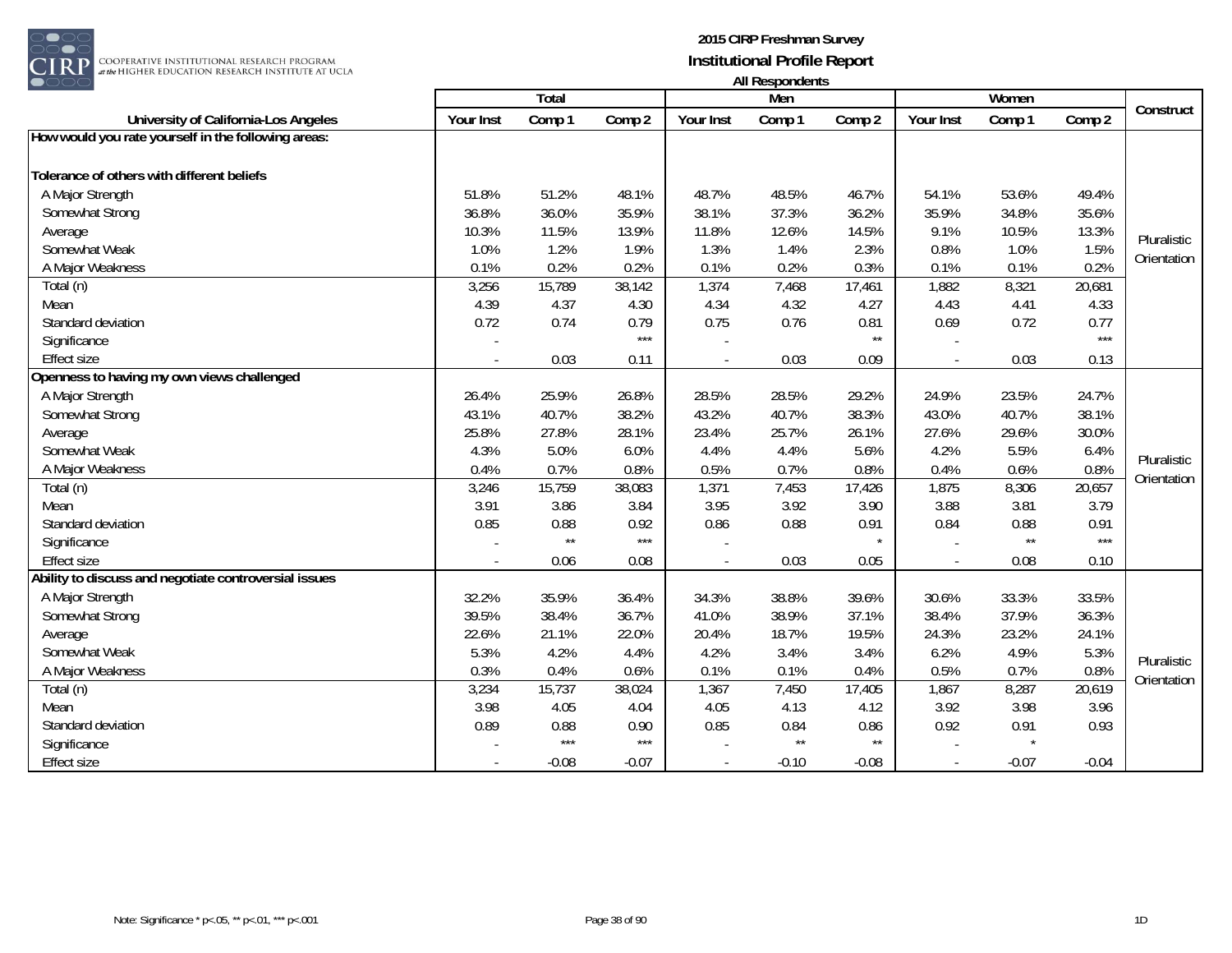**2015 CIRP Freshman Survey**
**Institutional Profile Report**
**All Respondents**

| University of California-Los Angeles | Total | | | Men | | | Women | | | Construct |
|---|---|---|---|---|---|---|---|---|---|---|
| | Your Inst | Comp 1 | Comp 2 | Your Inst | Comp 1 | Comp 2 | Your Inst | Comp 1 | Comp 2 | |
| **How would you rate yourself in the following areas:** | | | | | | | | | | |
| **Tolerance of others with different beliefs** | | | | | | | | | | Pluralistic Orientation |
| A Major Strength | 51.8% | 51.2% | 48.1% | 48.7% | 48.5% | 46.7% | 54.1% | 53.6% | 49.4% | |
| Somewhat Strong | 36.8% | 36.0% | 35.9% | 38.1% | 37.3% | 36.2% | 35.9% | 34.8% | 35.6% | |
| Average | 10.3% | 11.5% | 13.9% | 11.8% | 12.6% | 14.5% | 9.1% | 10.5% | 13.3% | |
| Somewhat Weak | 1.0% | 1.2% | 1.9% | 1.3% | 1.4% | 2.3% | 0.8% | 1.0% | 1.5% | |
| A Major Weakness | 0.1% | 0.2% | 0.2% | 0.1% | 0.2% | 0.3% | 0.1% | 0.1% | 0.2% | |
| Total (n) | 3,256 | 15,789 | 38,142 | 1,374 | 7,468 | 17,461 | 1,882 | 8,321 | 20,681 | |
| Mean | 4.39 | 4.37 | 4.30 | 4.34 | 4.32 | 4.27 | 4.43 | 4.41 | 4.33 | |
| Standard deviation | 0.72 | 0.74 | 0.79 | 0.75 | 0.76 | 0.81 | 0.69 | 0.72 | 0.77 | |
| Significance | - | | *** | - | | ** | - | | *** | |
| Effect size | - | 0.03 | 0.11 | - | 0.03 | 0.09 | - | 0.03 | 0.13 | |
| **Openness to having my own views challenged** | | | | | | | | | | Pluralistic Orientation |
| A Major Strength | 26.4% | 25.9% | 26.8% | 28.5% | 28.5% | 29.2% | 24.9% | 23.5% | 24.7% | |
| Somewhat Strong | 43.1% | 40.7% | 38.2% | 43.2% | 40.7% | 38.3% | 43.0% | 40.7% | 38.1% | |
| Average | 25.8% | 27.8% | 28.1% | 23.4% | 25.7% | 26.1% | 27.6% | 29.6% | 30.0% | |
| Somewhat Weak | 4.3% | 5.0% | 6.0% | 4.4% | 4.4% | 5.6% | 4.2% | 5.5% | 6.4% | |
| A Major Weakness | 0.4% | 0.7% | 0.8% | 0.5% | 0.7% | 0.8% | 0.4% | 0.6% | 0.8% | |
| Total (n) | 3,246 | 15,759 | 38,083 | 1,371 | 7,453 | 17,426 | 1,875 | 8,306 | 20,657 | |
| Mean | 3.91 | 3.86 | 3.84 | 3.95 | 3.92 | 3.90 | 3.88 | 3.81 | 3.79 | |
| Standard deviation | 0.85 | 0.88 | 0.92 | 0.86 | 0.88 | 0.91 | 0.84 | 0.88 | 0.91 | |
| Significance | - | ** | *** | - | | * | - | ** | *** | |
| Effect size | - | 0.06 | 0.08 | - | 0.03 | 0.05 | - | 0.08 | 0.10 | |
| **Ability to discuss and negotiate controversial issues** | | | | | | | | | | Pluralistic Orientation |
| A Major Strength | 32.2% | 35.9% | 36.4% | 34.3% | 38.8% | 39.6% | 30.6% | 33.3% | 33.5% | |
| Somewhat Strong | 39.5% | 38.4% | 36.7% | 41.0% | 38.9% | 37.1% | 38.4% | 37.9% | 36.3% | |
| Average | 22.6% | 21.1% | 22.0% | 20.4% | 18.7% | 19.5% | 24.3% | 23.2% | 24.1% | |
| Somewhat Weak | 5.3% | 4.2% | 4.4% | 4.2% | 3.4% | 3.4% | 6.2% | 4.9% | 5.3% | |
| A Major Weakness | 0.3% | 0.4% | 0.6% | 0.1% | 0.1% | 0.4% | 0.5% | 0.7% | 0.8% | |
| Total (n) | 3,234 | 15,737 | 38,024 | 1,367 | 7,450 | 17,405 | 1,867 | 8,287 | 20,619 | |
| Mean | 3.98 | 4.05 | 4.04 | 4.05 | 4.13 | 4.12 | 3.92 | 3.98 | 3.96 | |
| Standard deviation | 0.89 | 0.88 | 0.90 | 0.85 | 0.84 | 0.86 | 0.92 | 0.91 | 0.93 | |
| Significance | - | *** | *** | - | ** | ** | - | * | | |
| Effect size | - | -0.08 | -0.07 | - | -0.10 | -0.08 | - | -0.07 | -0.04 | |

Note: Significance * p<.05, ** p<.01, *** p<.001

1D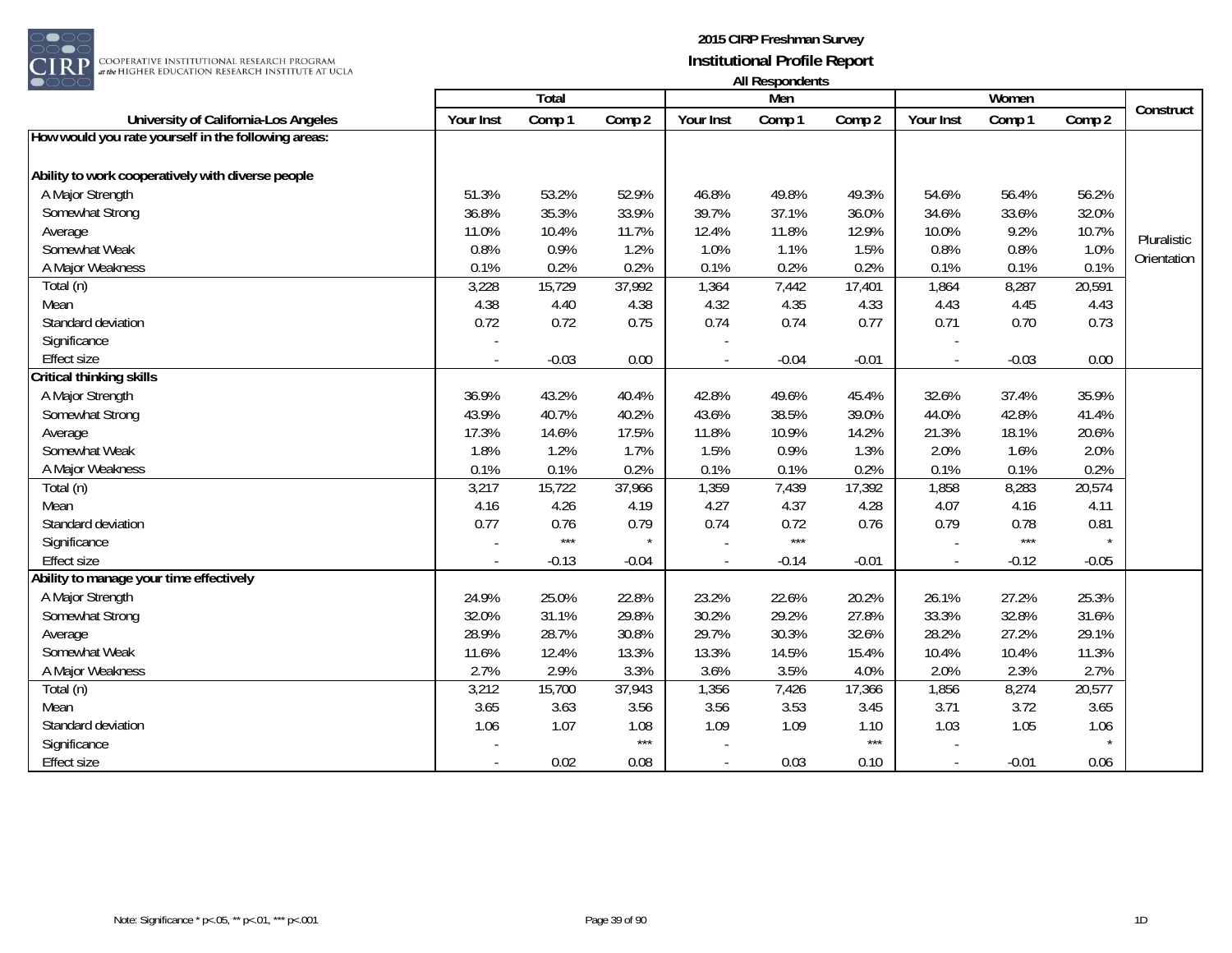# 2015 CIRP Freshman Survey

## Institutional Profile Report

### All Respondents

| University of California-Los Angeles | Total | | | Men | | | Women | | | Construct |
|---|---|---|---|---|---|---|---|---|---|---|
| | Your Inst | Comp 1 | Comp 2 | Your Inst | Comp 1 | Comp 2 | Your Inst | Comp 1 | Comp 2 | |
| **How would you rate yourself in the following areas:** | | | | | | | | | | |
| **Ability to work cooperatively with diverse people** | | | | | | | | | | Pluralistic Orientation |
| A Major Strength | 51.3% | 53.2% | 52.9% | 46.8% | 49.8% | 49.3% | 54.6% | 56.4% | 56.2% | |
| Somewhat Strong | 36.8% | 35.3% | 33.9% | 39.7% | 37.1% | 36.0% | 34.6% | 33.6% | 32.0% | |
| Average | 11.0% | 10.4% | 11.7% | 12.4% | 11.8% | 12.9% | 10.0% | 9.2% | 10.7% | |
| Somewhat Weak | 0.8% | 0.9% | 1.2% | 1.0% | 1.1% | 1.5% | 0.8% | 0.8% | 1.0% | |
| A Major Weakness | 0.1% | 0.2% | 0.2% | 0.1% | 0.2% | 0.2% | 0.1% | 0.1% | 0.1% | |
| Total (n) | 3,228 | 15,729 | 37,992 | 1,364 | 7,442 | 17,401 | 1,864 | 8,287 | 20,591 | |
| Mean | 4.38 | 4.40 | 4.38 | 4.32 | 4.35 | 4.33 | 4.43 | 4.45 | 4.43 | |
| Standard deviation | 0.72 | 0.72 | 0.75 | 0.74 | 0.74 | 0.77 | 0.71 | 0.70 | 0.73 | |
| Significance | - | | | - | | | - | | | |
| Effect size | - | -0.03 | 0.00 | - | -0.04 | -0.01 | - | -0.03 | 0.00 | |
| **Critical thinking skills** | | | | | | | | | | |
| A Major Strength | 36.9% | 43.2% | 40.4% | 42.8% | 49.6% | 45.4% | 32.6% | 37.4% | 35.9% | |
| Somewhat Strong | 43.9% | 40.7% | 40.2% | 43.6% | 38.5% | 39.0% | 44.0% | 42.8% | 41.4% | |
| Average | 17.3% | 14.6% | 17.5% | 11.8% | 10.9% | 14.2% | 21.3% | 18.1% | 20.6% | |
| Somewhat Weak | 1.8% | 1.2% | 1.7% | 1.5% | 0.9% | 1.3% | 2.0% | 1.6% | 2.0% | |
| A Major Weakness | 0.1% | 0.1% | 0.2% | 0.1% | 0.1% | 0.2% | 0.1% | 0.1% | 0.2% | |
| Total (n) | 3,217 | 15,722 | 37,966 | 1,359 | 7,439 | 17,392 | 1,858 | 8,283 | 20,574 | |
| Mean | 4.16 | 4.26 | 4.19 | 4.27 | 4.37 | 4.28 | 4.07 | 4.16 | 4.11 | |
| Standard deviation | 0.77 | 0.76 | 0.79 | 0.74 | 0.72 | 0.76 | 0.79 | 0.78 | 0.81 | |
| Significance | - | *** | * | - | *** | | - | *** | * | |
| Effect size | - | -0.13 | -0.04 | - | -0.14 | -0.01 | - | -0.12 | -0.05 | |
| **Ability to manage your time effectively** | | | | | | | | | | |
| A Major Strength | 24.9% | 25.0% | 22.8% | 23.2% | 22.6% | 20.2% | 26.1% | 27.2% | 25.3% | |
| Somewhat Strong | 32.0% | 31.1% | 29.8% | 30.2% | 29.2% | 27.8% | 33.3% | 32.8% | 31.6% | |
| Average | 28.9% | 28.7% | 30.8% | 29.7% | 30.3% | 32.6% | 28.2% | 27.2% | 29.1% | |
| Somewhat Weak | 11.6% | 12.4% | 13.3% | 13.3% | 14.5% | 15.4% | 10.4% | 10.4% | 11.3% | |
| A Major Weakness | 2.7% | 2.9% | 3.3% | 3.6% | 3.5% | 4.0% | 2.0% | 2.3% | 2.7% | |
| Total (n) | 3,212 | 15,700 | 37,943 | 1,356 | 7,426 | 17,366 | 1,856 | 8,274 | 20,577 | |
| Mean | 3.65 | 3.63 | 3.56 | 3.56 | 3.53 | 3.45 | 3.71 | 3.72 | 3.65 | |
| Standard deviation | 1.06 | 1.07 | 1.08 | 1.09 | 1.09 | 1.10 | 1.03 | 1.05 | 1.06 | |
| Significance | - | | *** | - | | *** | - | | * | |
| Effect size | - | 0.02 | 0.08 | - | 0.03 | 0.10 | - | -0.01 | 0.06 | |

Note: Significance * p<.05, ** p<.01, *** p<.001

1D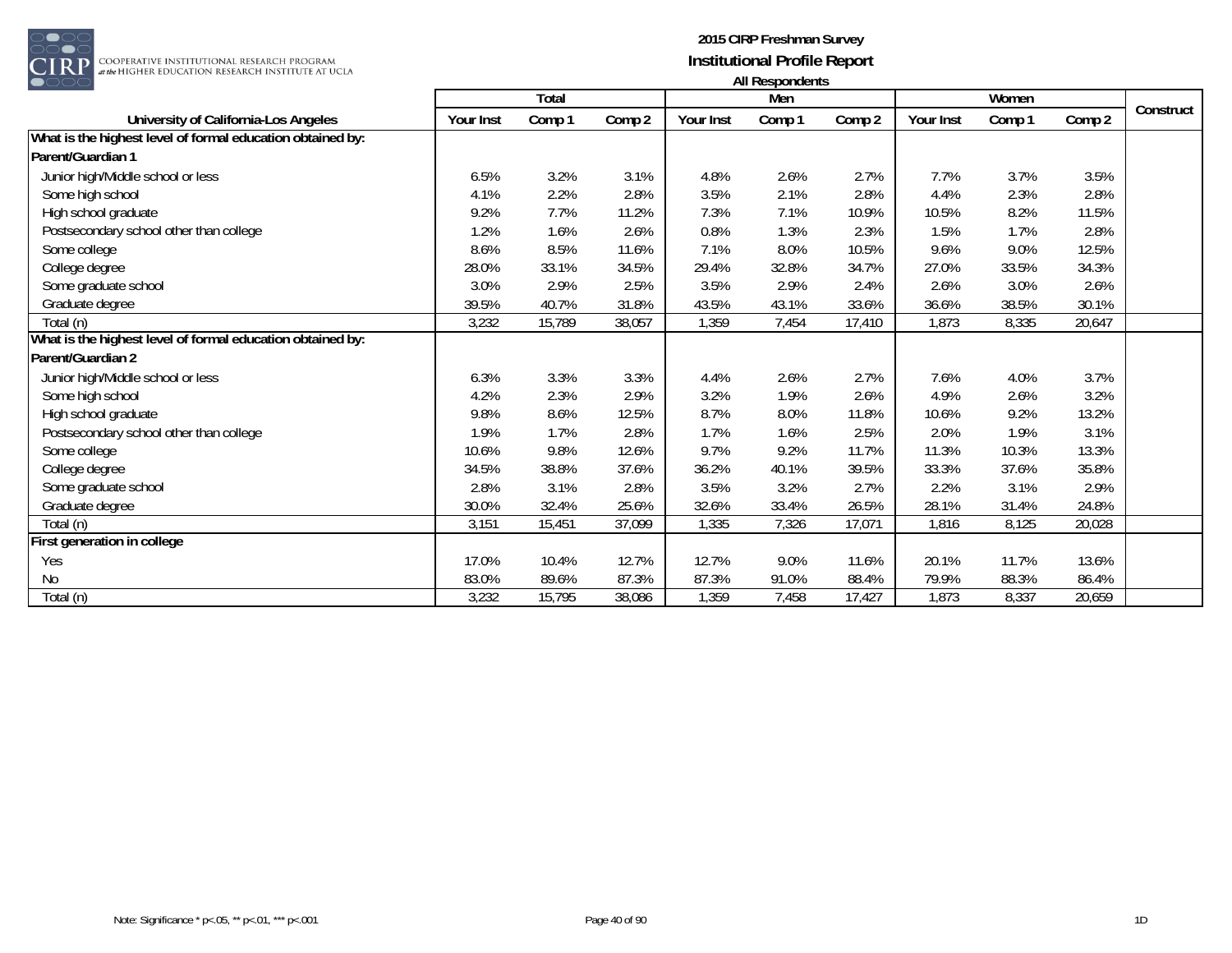**2015 CIRP Freshman Survey**
**Institutional Profile Report**
**All Respondents**

| University of California-Los Angeles | Total | | | Men | | | Women | | | Construct |
|---|---|---|---|---|---|---|---|---|---|---|
| | Your Inst | Comp 1 | Comp 2 | Your Inst | Comp 1 | Comp 2 | Your Inst | Comp 1 | Comp 2 | |
| **What is the highest level of formal education obtained by:** | | | | | | | | | | |
| **Parent/Guardian 1** | | | | | | | | | | |
| Junior high/Middle school or less | 6.5% | 3.2% | 3.1% | 4.8% | 2.6% | 2.7% | 7.7% | 3.7% | 3.5% | |
| Some high school | 4.1% | 2.2% | 2.8% | 3.5% | 2.1% | 2.8% | 4.4% | 2.3% | 2.8% | |
| High school graduate | 9.2% | 7.7% | 11.2% | 7.3% | 7.1% | 10.9% | 10.5% | 8.2% | 11.5% | |
| Postsecondary school other than college | 1.2% | 1.6% | 2.6% | 0.8% | 1.3% | 2.3% | 1.5% | 1.7% | 2.8% | |
| Some college | 8.6% | 8.5% | 11.6% | 7.1% | 8.0% | 10.5% | 9.6% | 9.0% | 12.5% | |
| College degree | 28.0% | 33.1% | 34.5% | 29.4% | 32.8% | 34.7% | 27.0% | 33.5% | 34.3% | |
| Some graduate school | 3.0% | 2.9% | 2.5% | 3.5% | 2.9% | 2.4% | 2.6% | 3.0% | 2.6% | |
| Graduate degree | 39.5% | 40.7% | 31.8% | 43.5% | 43.1% | 33.6% | 36.6% | 38.5% | 30.1% | |
| Total (n) | 3,232 | 15,789 | 38,057 | 1,359 | 7,454 | 17,410 | 1,873 | 8,335 | 20,647 | |
| **What is the highest level of formal education obtained by:** | | | | | | | | | | |
| **Parent/Guardian 2** | | | | | | | | | | |
| Junior high/Middle school or less | 6.3% | 3.3% | 3.3% | 4.4% | 2.6% | 2.7% | 7.6% | 4.0% | 3.7% | |
| Some high school | 4.2% | 2.3% | 2.9% | 3.2% | 1.9% | 2.6% | 4.9% | 2.6% | 3.2% | |
| High school graduate | 9.8% | 8.6% | 12.5% | 8.7% | 8.0% | 11.8% | 10.6% | 9.2% | 13.2% | |
| Postsecondary school other than college | 1.9% | 1.7% | 2.8% | 1.7% | 1.6% | 2.5% | 2.0% | 1.9% | 3.1% | |
| Some college | 10.6% | 9.8% | 12.6% | 9.7% | 9.2% | 11.7% | 11.3% | 10.3% | 13.3% | |
| College degree | 34.5% | 38.8% | 37.6% | 36.2% | 40.1% | 39.5% | 33.3% | 37.6% | 35.8% | |
| Some graduate school | 2.8% | 3.1% | 2.8% | 3.5% | 3.2% | 2.7% | 2.2% | 3.1% | 2.9% | |
| Graduate degree | 30.0% | 32.4% | 25.6% | 32.6% | 33.4% | 26.5% | 28.1% | 31.4% | 24.8% | |
| Total (n) | 3,151 | 15,451 | 37,099 | 1,335 | 7,326 | 17,071 | 1,816 | 8,125 | 20,028 | |
| **First generation in college** | | | | | | | | | | |
| Yes | 17.0% | 10.4% | 12.7% | 12.7% | 9.0% | 11.6% | 20.1% | 11.7% | 13.6% | |
| No | 83.0% | 89.6% | 87.3% | 87.3% | 91.0% | 88.4% | 79.9% | 88.3% | 86.4% | |
| Total (n) | 3,232 | 15,795 | 38,086 | 1,359 | 7,458 | 17,427 | 1,873 | 8,337 | 20,659 | |

Note: Significance * p<.05, ** p<.01, *** p<.001

1D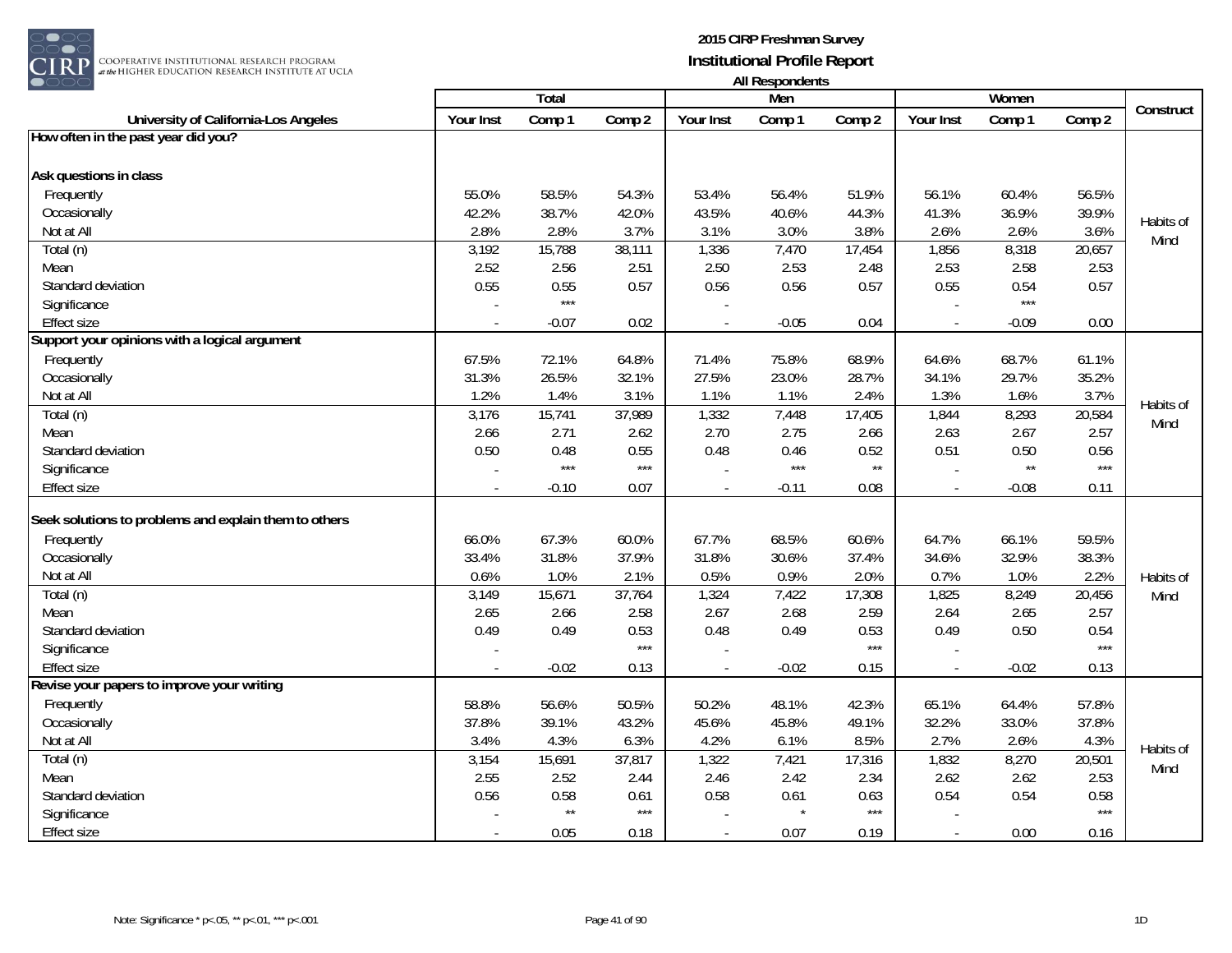**2015 CIRP Freshman Survey**
**Institutional Profile Report**
**All Respondents**

| University of California-Los Angeles | Total | | | Men | | | Women | | | Construct |
|---|---|---|---|---|---|---|---|---|---|---|
| | Your Inst | Comp 1 | Comp 2 | Your Inst | Comp 1 | Comp 2 | Your Inst | Comp 1 | Comp 2 | |
| **How often in the past year did you?** | | | | | | | | | | |
| **Ask questions in class** | | | | | | | | | | Habits of Mind |
| Frequently | 55.0% | 58.5% | 54.3% | 53.4% | 56.4% | 51.9% | 56.1% | 60.4% | 56.5% | |
| Occasionally | 42.2% | 38.7% | 42.0% | 43.5% | 40.6% | 44.3% | 41.3% | 36.9% | 39.9% | |
| Not at All | 2.8% | 2.8% | 3.7% | 3.1% | 3.0% | 3.8% | 2.6% | 2.6% | 3.6% | |
| Total (n) | 3,192 | 15,788 | 38,111 | 1,336 | 7,470 | 17,454 | 1,856 | 8,318 | 20,657 | |
| Mean | 2.52 | 2.56 | 2.51 | 2.50 | 2.53 | 2.48 | 2.53 | 2.58 | 2.53 | |
| Standard deviation | 0.55 | 0.55 | 0.57 | 0.56 | 0.56 | 0.57 | 0.55 | 0.54 | 0.57 | |
| Significance | - | *** | | - | | | - | *** | | |
| Effect size | - | -0.07 | 0.02 | - | -0.05 | 0.04 | - | -0.09 | 0.00 | |
| **Support your opinions with a logical argument** | | | | | | | | | | Habits of Mind |
| Frequently | 67.5% | 72.1% | 64.8% | 71.4% | 75.8% | 68.9% | 64.6% | 68.7% | 61.1% | |
| Occasionally | 31.3% | 26.5% | 32.1% | 27.5% | 23.0% | 28.7% | 34.1% | 29.7% | 35.2% | |
| Not at All | 1.2% | 1.4% | 3.1% | 1.1% | 1.1% | 2.4% | 1.3% | 1.6% | 3.7% | |
| Total (n) | 3,176 | 15,741 | 37,989 | 1,332 | 7,448 | 17,405 | 1,844 | 8,293 | 20,584 | |
| Mean | 2.66 | 2.71 | 2.62 | 2.70 | 2.75 | 2.66 | 2.63 | 2.67 | 2.57 | |
| Standard deviation | 0.50 | 0.48 | 0.55 | 0.48 | 0.46 | 0.52 | 0.51 | 0.50 | 0.56 | |
| Significance | - | *** | *** | - | *** | ** | - | ** | *** | |
| Effect size | - | -0.10 | 0.07 | - | -0.11 | 0.08 | - | -0.08 | 0.11 | |
| **Seek solutions to problems and explain them to others** | | | | | | | | | | Habits of Mind |
| Frequently | 66.0% | 67.3% | 60.0% | 67.7% | 68.5% | 60.6% | 64.7% | 66.1% | 59.5% | |
| Occasionally | 33.4% | 31.8% | 37.9% | 31.8% | 30.6% | 37.4% | 34.6% | 32.9% | 38.3% | |
| Not at All | 0.6% | 1.0% | 2.1% | 0.5% | 0.9% | 2.0% | 0.7% | 1.0% | 2.2% | |
| Total (n) | 3,149 | 15,671 | 37,764 | 1,324 | 7,422 | 17,308 | 1,825 | 8,249 | 20,456 | |
| Mean | 2.65 | 2.66 | 2.58 | 2.67 | 2.68 | 2.59 | 2.64 | 2.65 | 2.57 | |
| Standard deviation | 0.49 | 0.49 | 0.53 | 0.48 | 0.49 | 0.53 | 0.49 | 0.50 | 0.54 | |
| Significance | - | | *** | - | | *** | - | | *** | |
| Effect size | - | -0.02 | 0.13 | - | -0.02 | 0.15 | - | -0.02 | 0.13 | |
| **Revise your papers to improve your writing** | | | | | | | | | | Habits of Mind |
| Frequently | 58.8% | 56.6% | 50.5% | 50.2% | 48.1% | 42.3% | 65.1% | 64.4% | 57.8% | |
| Occasionally | 37.8% | 39.1% | 43.2% | 45.6% | 45.8% | 49.1% | 32.2% | 33.0% | 37.8% | |
| Not at All | 3.4% | 4.3% | 6.3% | 4.2% | 6.1% | 8.5% | 2.7% | 2.6% | 4.3% | |
| Total (n) | 3,154 | 15,691 | 37,817 | 1,322 | 7,421 | 17,316 | 1,832 | 8,270 | 20,501 | |
| Mean | 2.55 | 2.52 | 2.44 | 2.46 | 2.42 | 2.34 | 2.62 | 2.62 | 2.53 | |
| Standard deviation | 0.56 | 0.58 | 0.61 | 0.58 | 0.61 | 0.63 | 0.54 | 0.54 | 0.58 | |
| Significance | - | ** | *** | - | * | *** | - | | *** | |
| Effect size | - | 0.05 | 0.18 | - | 0.07 | 0.19 | - | 0.00 | 0.16 | |

Note: Significance * p<.05, ** p<.01, *** p<.001

1D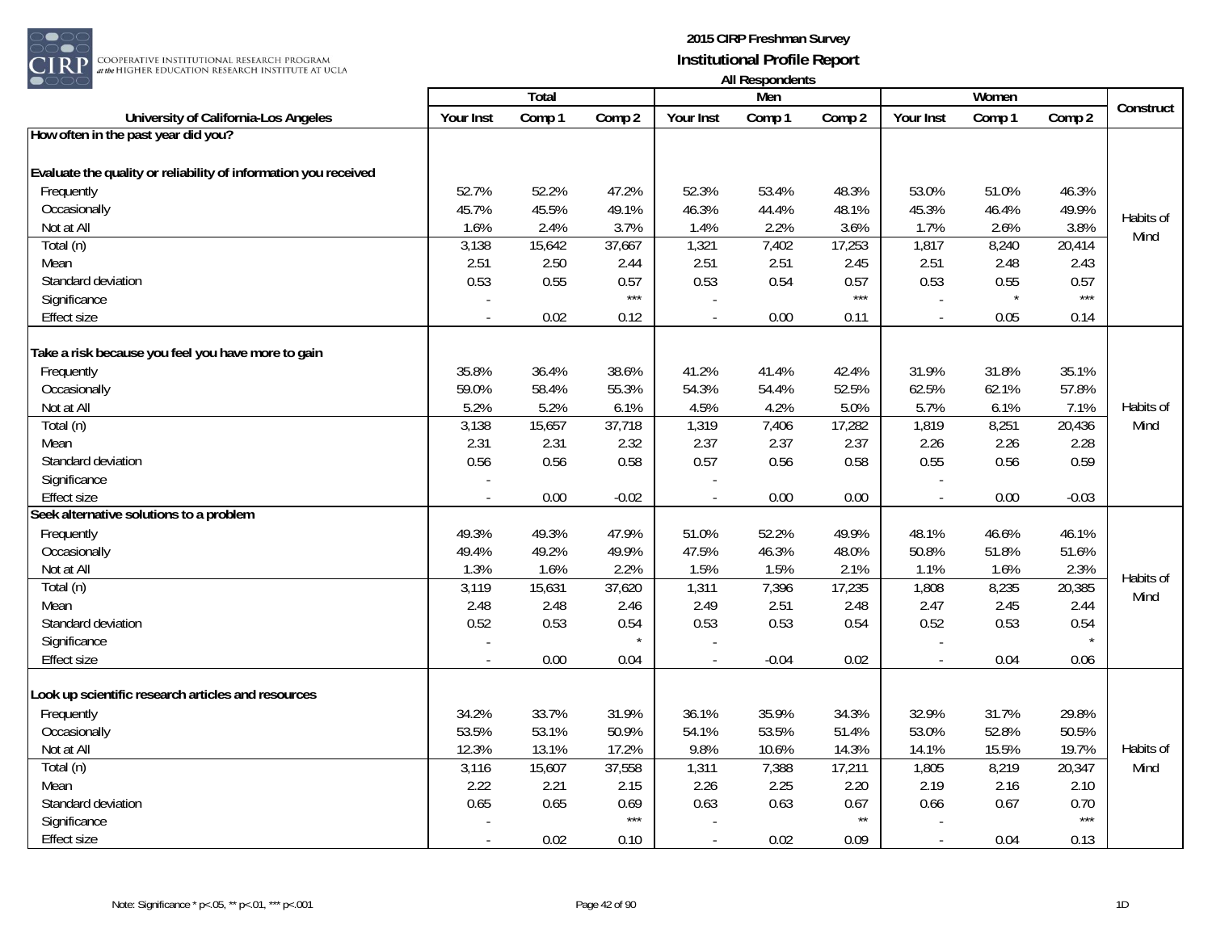# 2015 CIRP Freshman Survey
## Institutional Profile Report
### All Respondents

| University of California-Los Angeles | Total | | | Men | | | Women | | | Construct |
|---|---|---|---|---|---|---|---|---|---|---|
| | Your Inst | Comp 1 | Comp 2 | Your Inst | Comp 1 | Comp 2 | Your Inst | Comp 1 | Comp 2 | |
| **How often in the past year did you?** | | | | | | | | | | |
| **Evaluate the quality or reliability of information you received** | | | | | | | | | | |
| Frequently | 52.7% | 52.2% | 47.2% | 52.3% | 53.4% | 48.3% | 53.0% | 51.0% | 46.3% | Habits of Mind |
| Occasionally | 45.7% | 45.5% | 49.1% | 46.3% | 44.4% | 48.1% | 45.3% | 46.4% | 49.9% | |
| Not at All | 1.6% | 2.4% | 3.7% | 1.4% | 2.2% | 3.6% | 1.7% | 2.6% | 3.8% | |
| Total (n) | 3,138 | 15,642 | 37,667 | 1,321 | 7,402 | 17,253 | 1,817 | 8,240 | 20,414 | |
| Mean | 2.51 | 2.50 | 2.44 | 2.51 | 2.51 | 2.45 | 2.51 | 2.48 | 2.43 | |
| Standard deviation | 0.53 | 0.55 | 0.57 | 0.53 | 0.54 | 0.57 | 0.53 | 0.55 | 0.57 | |
| Significance | - | | *** | - | | *** | - | * | *** | |
| Effect size | - | 0.02 | 0.12 | - | 0.00 | 0.11 | - | 0.05 | 0.14 | |
| **Take a risk because you feel you have more to gain** | | | | | | | | | | |
| Frequently | 35.8% | 36.4% | 38.6% | 41.2% | 41.4% | 42.4% | 31.9% | 31.8% | 35.1% | Habits of Mind |
| Occasionally | 59.0% | 58.4% | 55.3% | 54.3% | 54.4% | 52.5% | 62.5% | 62.1% | 57.8% | |
| Not at All | 5.2% | 5.2% | 6.1% | 4.5% | 4.2% | 5.0% | 5.7% | 6.1% | 7.1% | |
| Total (n) | 3,138 | 15,657 | 37,718 | 1,319 | 7,406 | 17,282 | 1,819 | 8,251 | 20,436 | |
| Mean | 2.31 | 2.31 | 2.32 | 2.37 | 2.37 | 2.37 | 2.26 | 2.26 | 2.28 | |
| Standard deviation | 0.56 | 0.56 | 0.58 | 0.57 | 0.56 | 0.58 | 0.55 | 0.56 | 0.59 | |
| Significance | - | | | - | | | - | | | |
| Effect size | - | 0.00 | -0.02 | - | 0.00 | 0.00 | - | 0.00 | -0.03 | |
| **Seek alternative solutions to a problem** | | | | | | | | | | |
| Frequently | 49.3% | 49.3% | 47.9% | 51.0% | 52.2% | 49.9% | 48.1% | 46.6% | 46.1% | Habits of Mind |
| Occasionally | 49.4% | 49.2% | 49.9% | 47.5% | 46.3% | 48.0% | 50.8% | 51.8% | 51.6% | |
| Not at All | 1.3% | 1.6% | 2.2% | 1.5% | 1.5% | 2.1% | 1.1% | 1.6% | 2.3% | |
| Total (n) | 3,119 | 15,631 | 37,620 | 1,311 | 7,396 | 17,235 | 1,808 | 8,235 | 20,385 | |
| Mean | 2.48 | 2.48 | 2.46 | 2.49 | 2.51 | 2.48 | 2.47 | 2.45 | 2.44 | |
| Standard deviation | 0.52 | 0.53 | 0.54 | 0.53 | 0.53 | 0.54 | 0.52 | 0.53 | 0.54 | |
| Significance | - | | * | - | | | - | | * | |
| Effect size | - | 0.00 | 0.04 | - | -0.04 | 0.02 | - | 0.04 | 0.06 | |
| **Look up scientific research articles and resources** | | | | | | | | | | |
| Frequently | 34.2% | 33.7% | 31.9% | 36.1% | 35.9% | 34.3% | 32.9% | 31.7% | 29.8% | Habits of Mind |
| Occasionally | 53.5% | 53.1% | 50.9% | 54.1% | 53.5% | 51.4% | 53.0% | 52.8% | 50.5% | |
| Not at All | 12.3% | 13.1% | 17.2% | 9.8% | 10.6% | 14.3% | 14.1% | 15.5% | 19.7% | |
| Total (n) | 3,116 | 15,607 | 37,558 | 1,311 | 7,388 | 17,211 | 1,805 | 8,219 | 20,347 | |
| Mean | 2.22 | 2.21 | 2.15 | 2.26 | 2.25 | 2.20 | 2.19 | 2.16 | 2.10 | |
| Standard deviation | 0.65 | 0.65 | 0.69 | 0.63 | 0.63 | 0.67 | 0.66 | 0.67 | 0.70 | |
| Significance | - | | *** | - | | ** | - | | *** | |
| Effect size | - | 0.02 | 0.10 | - | 0.02 | 0.09 | - | 0.04 | 0.13 | |

Note: Significance * p<.05, ** p<.01, *** p<.001

1D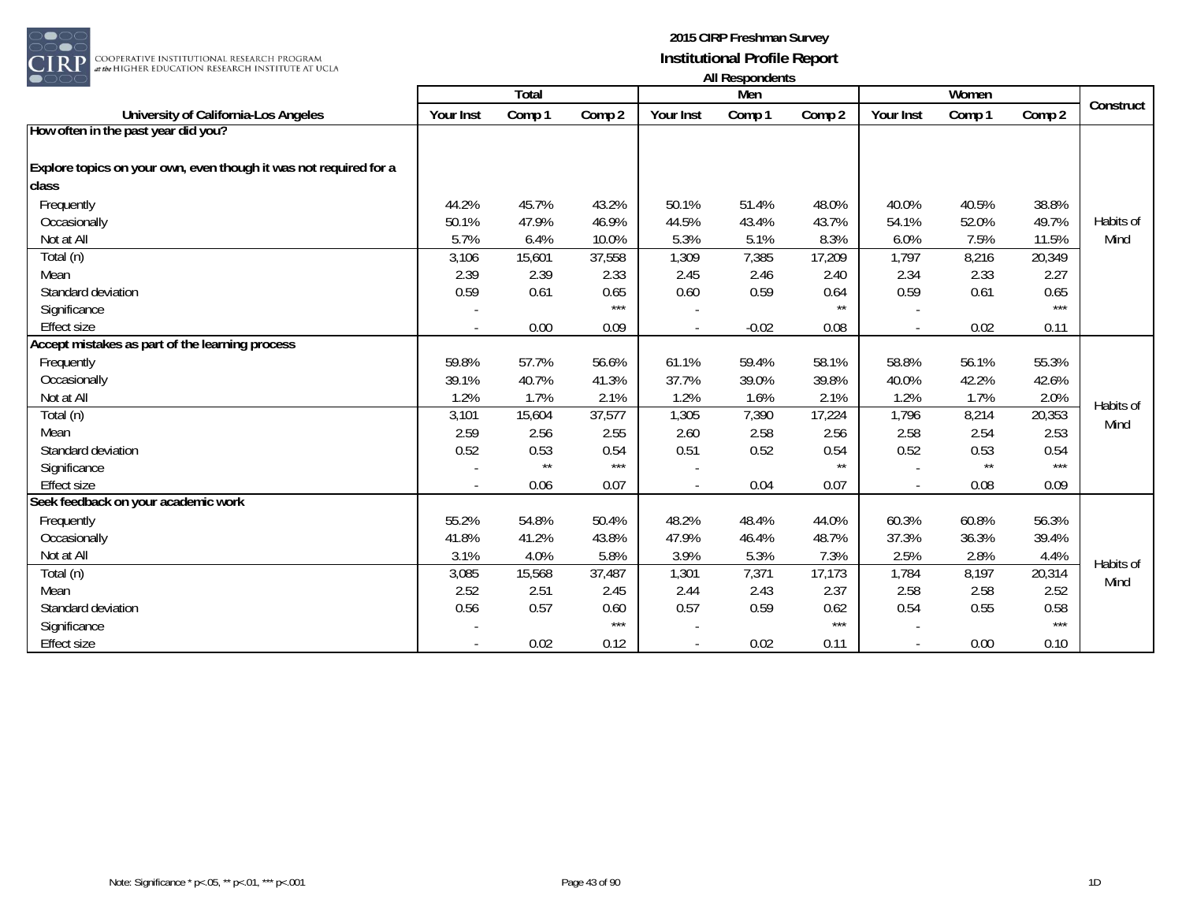# 2015 CIRP Freshman Survey

## Institutional Profile Report

### All Respondents

| University of California-Los Angeles | Total | | | Men | | | Women | | | Construct |
|---|---|---|---|---|---|---|---|---|---|---|
| | Your Inst | Comp 1 | Comp 2 | Your Inst | Comp 1 | Comp 2 | Your Inst | Comp 1 | Comp 2 | |
| **How often in the past year did you?** | | | | | | | | | | |
| **Explore topics on your own, even though it was not required for a class** | | | | | | | | | | |
| Frequently | 44.2% | 45.7% | 43.2% | 50.1% | 51.4% | 48.0% | 40.0% | 40.5% | 38.8% | Habits of Mind |
| Occasionally | 50.1% | 47.9% | 46.9% | 44.5% | 43.4% | 43.7% | 54.1% | 52.0% | 49.7% | |
| Not at All | 5.7% | 6.4% | 10.0% | 5.3% | 5.1% | 8.3% | 6.0% | 7.5% | 11.5% | |
| Total (n) | 3,106 | 15,601 | 37,558 | 1,309 | 7,385 | 17,209 | 1,797 | 8,216 | 20,349 | |
| Mean | 2.39 | 2.39 | 2.33 | 2.45 | 2.46 | 2.40 | 2.34 | 2.33 | 2.27 | |
| Standard deviation | 0.59 | 0.61 | 0.65 | 0.60 | 0.59 | 0.64 | 0.59 | 0.61 | 0.65 | |
| Significance | - | | *** | - | | ** | - | | *** | |
| Effect size | - | 0.00 | 0.09 | - | -0.02 | 0.08 | - | 0.02 | 0.11 | |
| **Accept mistakes as part of the learning process** | | | | | | | | | | |
| Frequently | 59.8% | 57.7% | 56.6% | 61.1% | 59.4% | 58.1% | 58.8% | 56.1% | 55.3% | Habits of Mind |
| Occasionally | 39.1% | 40.7% | 41.3% | 37.7% | 39.0% | 39.8% | 40.0% | 42.2% | 42.6% | |
| Not at All | 1.2% | 1.7% | 2.1% | 1.2% | 1.6% | 2.1% | 1.2% | 1.7% | 2.0% | |
| Total (n) | 3,101 | 15,604 | 37,577 | 1,305 | 7,390 | 17,224 | 1,796 | 8,214 | 20,353 | |
| Mean | 2.59 | 2.56 | 2.55 | 2.60 | 2.58 | 2.56 | 2.58 | 2.54 | 2.53 | |
| Standard deviation | 0.52 | 0.53 | 0.54 | 0.51 | 0.52 | 0.54 | 0.52 | 0.53 | 0.54 | |
| Significance | - | ** | *** | - | | ** | - | ** | *** | |
| Effect size | - | 0.06 | 0.07 | - | 0.04 | 0.07 | - | 0.08 | 0.09 | |
| **Seek feedback on your academic work** | | | | | | | | | | |
| Frequently | 55.2% | 54.8% | 50.4% | 48.2% | 48.4% | 44.0% | 60.3% | 60.8% | 56.3% | Habits of Mind |
| Occasionally | 41.8% | 41.2% | 43.8% | 47.9% | 46.4% | 48.7% | 37.3% | 36.3% | 39.4% | |
| Not at All | 3.1% | 4.0% | 5.8% | 3.9% | 5.3% | 7.3% | 2.5% | 2.8% | 4.4% | |
| Total (n) | 3,085 | 15,568 | 37,487 | 1,301 | 7,371 | 17,173 | 1,784 | 8,197 | 20,314 | |
| Mean | 2.52 | 2.51 | 2.45 | 2.44 | 2.43 | 2.37 | 2.58 | 2.58 | 2.52 | |
| Standard deviation | 0.56 | 0.57 | 0.60 | 0.57 | 0.59 | 0.62 | 0.54 | 0.55 | 0.58 | |
| Significance | - | | *** | - | | *** | - | | *** | |
| Effect size | - | 0.02 | 0.12 | - | 0.02 | 0.11 | - | 0.00 | 0.10 | |

Note: Significance * p<.05, ** p<.01, *** p<.001

1D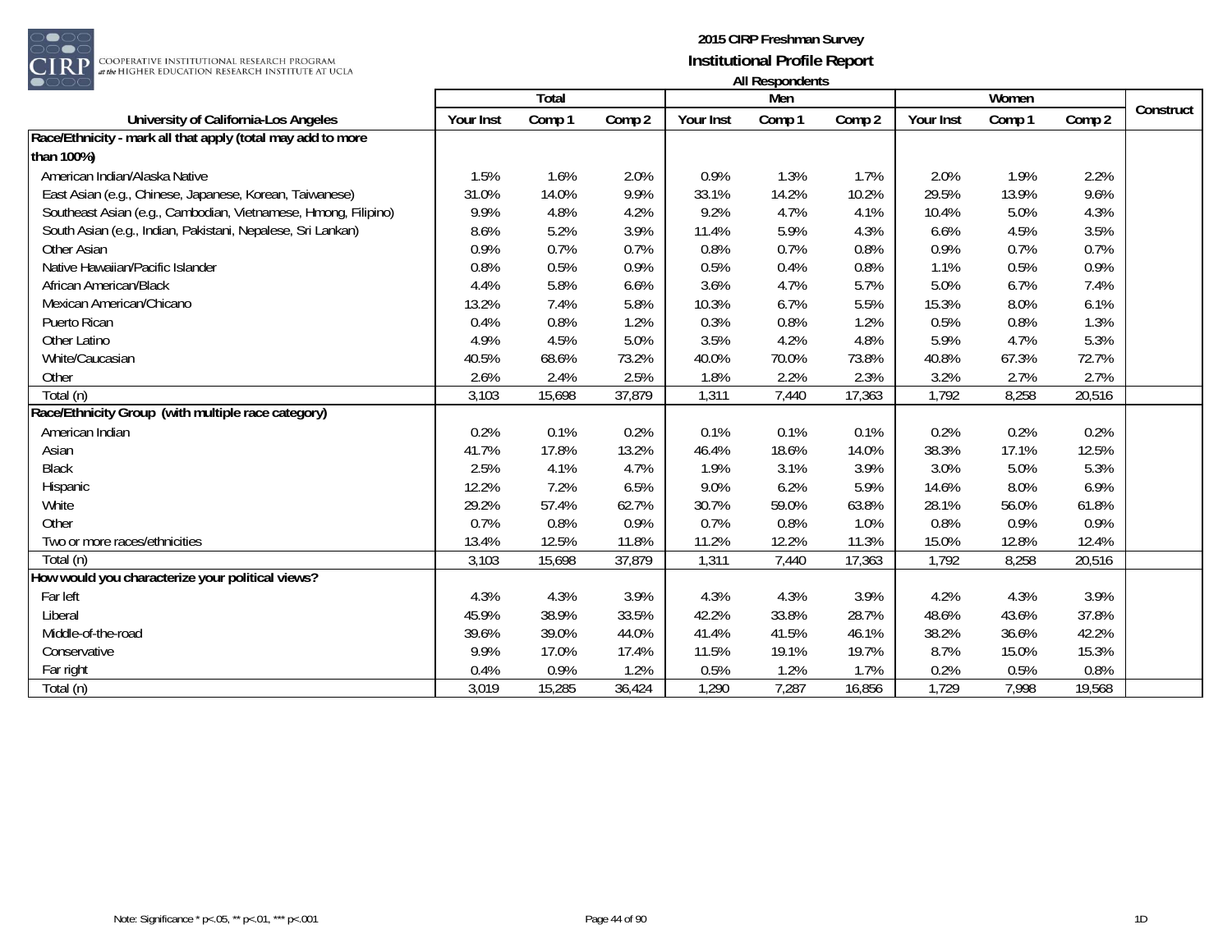# 2015 CIRP Freshman Survey

## Institutional Profile Report

### All Respondents

| University of California-Los Angeles | Total | | | Men | | | Women | | | Construct |
|---|---|---|---|---|---|---|---|---|---|---|
| | Your Inst | Comp 1 | Comp 2 | Your Inst | Comp 1 | Comp 2 | Your Inst | Comp 1 | Comp 2 | |
| **Race/Ethnicity - mark all that apply (total may add to more than 100%)** | | | | | | | | | | |
| American Indian/Alaska Native | 1.5% | 1.6% | 2.0% | 0.9% | 1.3% | 1.7% | 2.0% | 1.9% | 2.2% | |
| East Asian (e.g., Chinese, Japanese, Korean, Taiwanese) | 31.0% | 14.0% | 9.9% | 33.1% | 14.2% | 10.2% | 29.5% | 13.9% | 9.6% | |
| Southeast Asian (e.g., Cambodian, Vietnamese, Hmong, Filipino) | 9.9% | 4.8% | 4.2% | 9.2% | 4.7% | 4.1% | 10.4% | 5.0% | 4.3% | |
| South Asian (e.g., Indian, Pakistani, Nepalese, Sri Lankan) | 8.6% | 5.2% | 3.9% | 11.4% | 5.9% | 4.3% | 6.6% | 4.5% | 3.5% | |
| Other Asian | 0.9% | 0.7% | 0.7% | 0.8% | 0.7% | 0.8% | 0.9% | 0.7% | 0.7% | |
| Native Hawaiian/Pacific Islander | 0.8% | 0.5% | 0.9% | 0.5% | 0.4% | 0.8% | 1.1% | 0.5% | 0.9% | |
| African American/Black | 4.4% | 5.8% | 6.6% | 3.6% | 4.7% | 5.7% | 5.0% | 6.7% | 7.4% | |
| Mexican American/Chicano | 13.2% | 7.4% | 5.8% | 10.3% | 6.7% | 5.5% | 15.3% | 8.0% | 6.1% | |
| Puerto Rican | 0.4% | 0.8% | 1.2% | 0.3% | 0.8% | 1.2% | 0.5% | 0.8% | 1.3% | |
| Other Latino | 4.9% | 4.5% | 5.0% | 3.5% | 4.2% | 4.8% | 5.9% | 4.7% | 5.3% | |
| White/Caucasian | 40.5% | 68.6% | 73.2% | 40.0% | 70.0% | 73.8% | 40.8% | 67.3% | 72.7% | |
| Other | 2.6% | 2.4% | 2.5% | 1.8% | 2.2% | 2.3% | 3.2% | 2.7% | 2.7% | |
| Total (n) | 3,103 | 15,698 | 37,879 | 1,311 | 7,440 | 17,363 | 1,792 | 8,258 | 20,516 | |
| **Race/Ethnicity Group (with multiple race category)** | | | | | | | | | | |
| American Indian | 0.2% | 0.1% | 0.2% | 0.1% | 0.1% | 0.1% | 0.2% | 0.2% | 0.2% | |
| Asian | 41.7% | 17.8% | 13.2% | 46.4% | 18.6% | 14.0% | 38.3% | 17.1% | 12.5% | |
| Black | 2.5% | 4.1% | 4.7% | 1.9% | 3.1% | 3.9% | 3.0% | 5.0% | 5.3% | |
| Hispanic | 12.2% | 7.2% | 6.5% | 9.0% | 6.2% | 5.9% | 14.6% | 8.0% | 6.9% | |
| White | 29.2% | 57.4% | 62.7% | 30.7% | 59.0% | 63.8% | 28.1% | 56.0% | 61.8% | |
| Other | 0.7% | 0.8% | 0.9% | 0.7% | 0.8% | 1.0% | 0.8% | 0.9% | 0.9% | |
| Two or more races/ethnicities | 13.4% | 12.5% | 11.8% | 11.2% | 12.2% | 11.3% | 15.0% | 12.8% | 12.4% | |
| Total (n) | 3,103 | 15,698 | 37,879 | 1,311 | 7,440 | 17,363 | 1,792 | 8,258 | 20,516 | |
| **How would you characterize your political views?** | | | | | | | | | | |
| Far left | 4.3% | 4.3% | 3.9% | 4.3% | 4.3% | 3.9% | 4.2% | 4.3% | 3.9% | |
| Liberal | 45.9% | 38.9% | 33.5% | 42.2% | 33.8% | 28.7% | 48.6% | 43.6% | 37.8% | |
| Middle-of-the-road | 39.6% | 39.0% | 44.0% | 41.4% | 41.5% | 46.1% | 38.2% | 36.6% | 42.2% | |
| Conservative | 9.9% | 17.0% | 17.4% | 11.5% | 19.1% | 19.7% | 8.7% | 15.0% | 15.3% | |
| Far right | 0.4% | 0.9% | 1.2% | 0.5% | 1.2% | 1.7% | 0.2% | 0.5% | 0.8% | |
| Total (n) | 3,019 | 15,285 | 36,424 | 1,290 | 7,287 | 16,856 | 1,729 | 7,998 | 19,568 | |

Note: Significance * p<.05, ** p<.01, *** p<.001

1D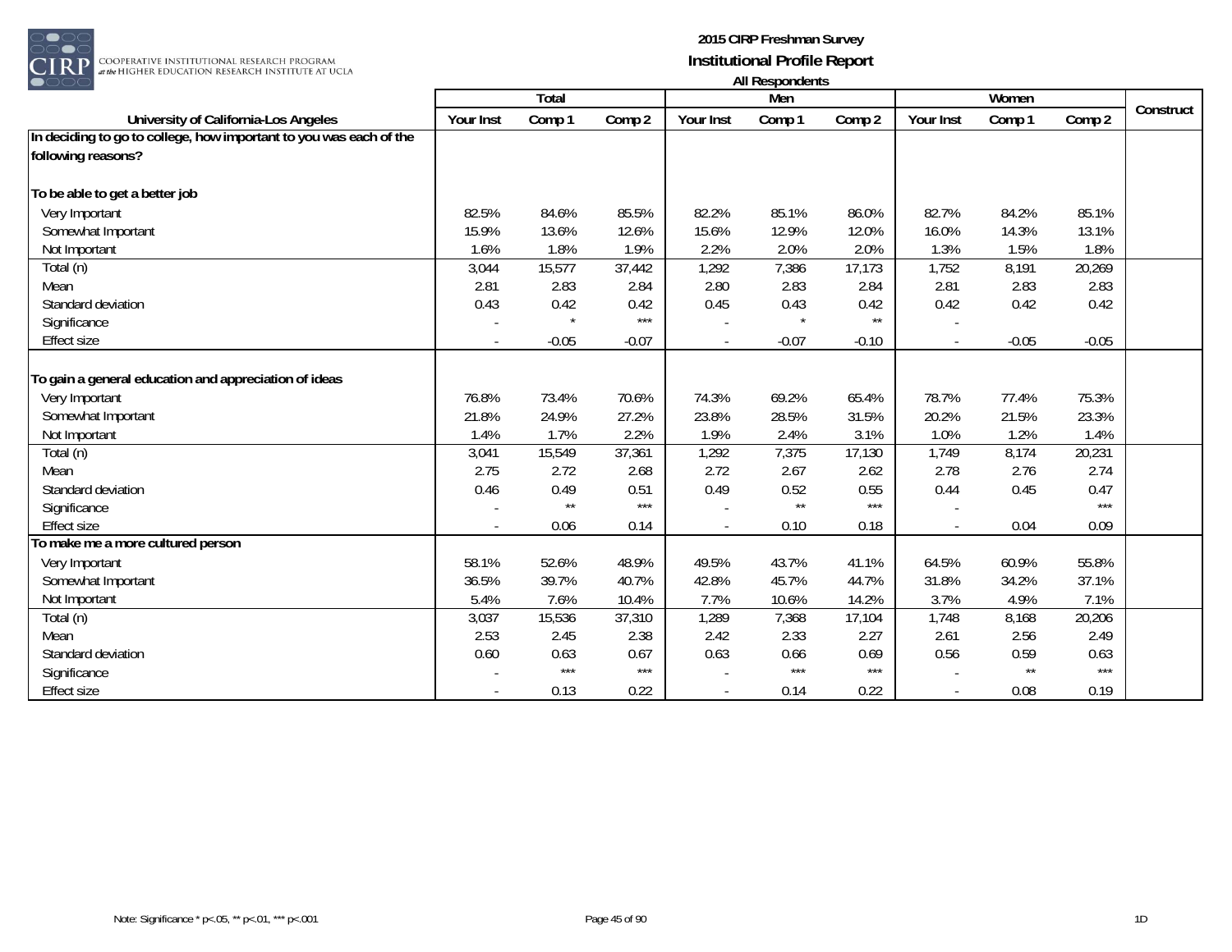# 2015 CIRP Freshman Survey
## Institutional Profile Report
### All Respondents

| University of California-Los Angeles | Total | | | Men | | | Women | | | Construct |
|---|---|---|---|---|---|---|---|---|---|---|
| | Your Inst | Comp 1 | Comp 2 | Your Inst | Comp 1 | Comp 2 | Your Inst | Comp 1 | Comp 2 | |
| **In deciding to go to college, how important to you was each of the following reasons?** | | | | | | | | | | |
| **To be able to get a better job** | | | | | | | | | | |
| Very Important | 82.5% | 84.6% | 85.5% | 82.2% | 85.1% | 86.0% | 82.7% | 84.2% | 85.1% | |
| Somewhat Important | 15.9% | 13.6% | 12.6% | 15.6% | 12.9% | 12.0% | 16.0% | 14.3% | 13.1% | |
| Not Important | 1.6% | 1.8% | 1.9% | 2.2% | 2.0% | 2.0% | 1.3% | 1.5% | 1.8% | |
| Total (n) | 3,044 | 15,577 | 37,442 | 1,292 | 7,386 | 17,173 | 1,752 | 8,191 | 20,269 | |
| Mean | 2.81 | 2.83 | 2.84 | 2.80 | 2.83 | 2.84 | 2.81 | 2.83 | 2.83 | |
| Standard deviation | 0.43 | 0.42 | 0.42 | 0.45 | 0.43 | 0.42 | 0.42 | 0.42 | 0.42 | |
| Significance | - | * | *** | - | * | ** | - | | | |
| Effect size | - | -0.05 | -0.07 | - | -0.07 | -0.10 | - | -0.05 | -0.05 | |
| **To gain a general education and appreciation of ideas** | | | | | | | | | | |
| Very Important | 76.8% | 73.4% | 70.6% | 74.3% | 69.2% | 65.4% | 78.7% | 77.4% | 75.3% | |
| Somewhat Important | 21.8% | 24.9% | 27.2% | 23.8% | 28.5% | 31.5% | 20.2% | 21.5% | 23.3% | |
| Not Important | 1.4% | 1.7% | 2.2% | 1.9% | 2.4% | 3.1% | 1.0% | 1.2% | 1.4% | |
| Total (n) | 3,041 | 15,549 | 37,361 | 1,292 | 7,375 | 17,130 | 1,749 | 8,174 | 20,231 | |
| Mean | 2.75 | 2.72 | 2.68 | 2.72 | 2.67 | 2.62 | 2.78 | 2.76 | 2.74 | |
| Standard deviation | 0.46 | 0.49 | 0.51 | 0.49 | 0.52 | 0.55 | 0.44 | 0.45 | 0.47 | |
| Significance | - | ** | *** | - | ** | *** | - | | *** | |
| Effect size | - | 0.06 | 0.14 | - | 0.10 | 0.18 | - | 0.04 | 0.09 | |
| **To make me a more cultured person** | | | | | | | | | | |
| Very Important | 58.1% | 52.6% | 48.9% | 49.5% | 43.7% | 41.1% | 64.5% | 60.9% | 55.8% | |
| Somewhat Important | 36.5% | 39.7% | 40.7% | 42.8% | 45.7% | 44.7% | 31.8% | 34.2% | 37.1% | |
| Not Important | 5.4% | 7.6% | 10.4% | 7.7% | 10.6% | 14.2% | 3.7% | 4.9% | 7.1% | |
| Total (n) | 3,037 | 15,536 | 37,310 | 1,289 | 7,368 | 17,104 | 1,748 | 8,168 | 20,206 | |
| Mean | 2.53 | 2.45 | 2.38 | 2.42 | 2.33 | 2.27 | 2.61 | 2.56 | 2.49 | |
| Standard deviation | 0.60 | 0.63 | 0.67 | 0.63 | 0.66 | 0.69 | 0.56 | 0.59 | 0.63 | |
| Significance | - | *** | *** | - | *** | *** | - | ** | *** | |
| Effect size | - | 0.13 | 0.22 | - | 0.14 | 0.22 | - | 0.08 | 0.19 | |

Note: Significance * p<.05, ** p<.01, *** p<.001

1D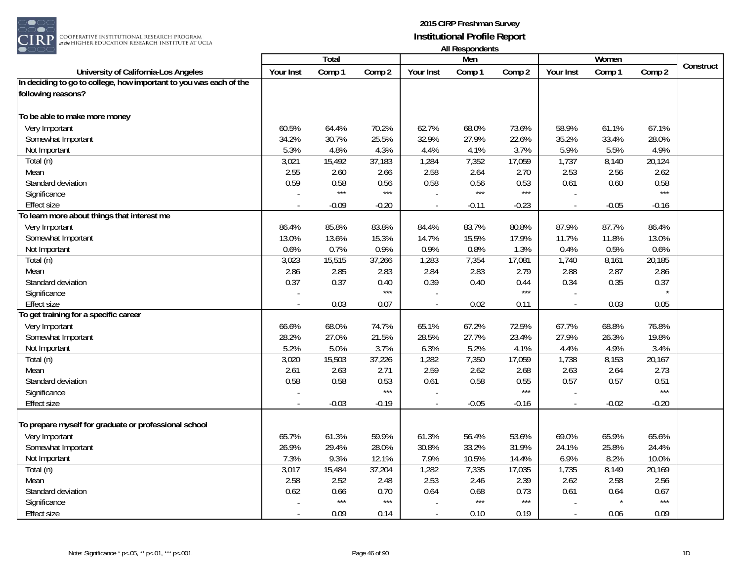2015 CIRP Freshman Survey
Institutional Profile Report
All Respondents

| University of California-Los Angeles | Total | | | Men | | | Women | | | Construct |
|---|---|---|---|---|---|---|---|---|---|---|
| | Your Inst | Comp 1 | Comp 2 | Your Inst | Comp 1 | Comp 2 | Your Inst | Comp 1 | Comp 2 | |
| **In deciding to go to college, how important to you was each of the following reasons?** | | | | | | | | | | |
| **To be able to make more money** | | | | | | | | | | |
| Very Important | 60.5% | 64.4% | 70.2% | 62.7% | 68.0% | 73.6% | 58.9% | 61.1% | 67.1% | |
| Somewhat Important | 34.2% | 30.7% | 25.5% | 32.9% | 27.9% | 22.6% | 35.2% | 33.4% | 28.0% | |
| Not Important | 5.3% | 4.8% | 4.3% | 4.4% | 4.1% | 3.7% | 5.9% | 5.5% | 4.9% | |
| Total (n) | 3,021 | 15,492 | 37,183 | 1,284 | 7,352 | 17,059 | 1,737 | 8,140 | 20,124 | |
| Mean | 2.55 | 2.60 | 2.66 | 2.58 | 2.64 | 2.70 | 2.53 | 2.56 | 2.62 | |
| Standard deviation | 0.59 | 0.58 | 0.56 | 0.58 | 0.56 | 0.53 | 0.61 | 0.60 | 0.58 | |
| Significance | - | *** | *** | - | *** | *** | - | | *** | |
| Effect size | - | -0.09 | -0.20 | - | -0.11 | -0.23 | - | -0.05 | -0.16 | |
| **To learn more about things that interest me** | | | | | | | | | | |
| Very Important | 86.4% | 85.8% | 83.8% | 84.4% | 83.7% | 80.8% | 87.9% | 87.7% | 86.4% | |
| Somewhat Important | 13.0% | 13.6% | 15.3% | 14.7% | 15.5% | 17.9% | 11.7% | 11.8% | 13.0% | |
| Not Important | 0.6% | 0.7% | 0.9% | 0.9% | 0.8% | 1.3% | 0.4% | 0.5% | 0.6% | |
| Total (n) | 3,023 | 15,515 | 37,266 | 1,283 | 7,354 | 17,081 | 1,740 | 8,161 | 20,185 | |
| Mean | 2.86 | 2.85 | 2.83 | 2.84 | 2.83 | 2.79 | 2.88 | 2.87 | 2.86 | |
| Standard deviation | 0.37 | 0.37 | 0.40 | 0.39 | 0.40 | 0.44 | 0.34 | 0.35 | 0.37 | |
| Significance | - | | *** | - | | *** | - | | * | |
| Effect size | - | 0.03 | 0.07 | - | 0.02 | 0.11 | - | 0.03 | 0.05 | |
| **To get training for a specific career** | | | | | | | | | | |
| Very Important | 66.6% | 68.0% | 74.7% | 65.1% | 67.2% | 72.5% | 67.7% | 68.8% | 76.8% | |
| Somewhat Important | 28.2% | 27.0% | 21.5% | 28.5% | 27.7% | 23.4% | 27.9% | 26.3% | 19.8% | |
| Not Important | 5.2% | 5.0% | 3.7% | 6.3% | 5.2% | 4.1% | 4.4% | 4.9% | 3.4% | |
| Total (n) | 3,020 | 15,503 | 37,226 | 1,282 | 7,350 | 17,059 | 1,738 | 8,153 | 20,167 | |
| Mean | 2.61 | 2.63 | 2.71 | 2.59 | 2.62 | 2.68 | 2.63 | 2.64 | 2.73 | |
| Standard deviation | 0.58 | 0.58 | 0.53 | 0.61 | 0.58 | 0.55 | 0.57 | 0.57 | 0.51 | |
| Significance | - | | *** | - | | *** | - | | *** | |
| Effect size | - | -0.03 | -0.19 | - | -0.05 | -0.16 | - | -0.02 | -0.20 | |
| **To prepare myself for graduate or professional school** | | | | | | | | | | |
| Very Important | 65.7% | 61.3% | 59.9% | 61.3% | 56.4% | 53.6% | 69.0% | 65.9% | 65.6% | |
| Somewhat Important | 26.9% | 29.4% | 28.0% | 30.8% | 33.2% | 31.9% | 24.1% | 25.8% | 24.4% | |
| Not Important | 7.3% | 9.3% | 12.1% | 7.9% | 10.5% | 14.4% | 6.9% | 8.2% | 10.0% | |
| Total (n) | 3,017 | 15,484 | 37,204 | 1,282 | 7,335 | 17,035 | 1,735 | 8,149 | 20,169 | |
| Mean | 2.58 | 2.52 | 2.48 | 2.53 | 2.46 | 2.39 | 2.62 | 2.58 | 2.56 | |
| Standard deviation | 0.62 | 0.66 | 0.70 | 0.64 | 0.68 | 0.73 | 0.61 | 0.64 | 0.67 | |
| Significance | - | *** | *** | - | *** | *** | - | * | *** | |
| Effect size | - | 0.09 | 0.14 | - | 0.10 | 0.19 | - | 0.06 | 0.09 | |

Note: Significance * p<.05, ** p<.01, *** p<.001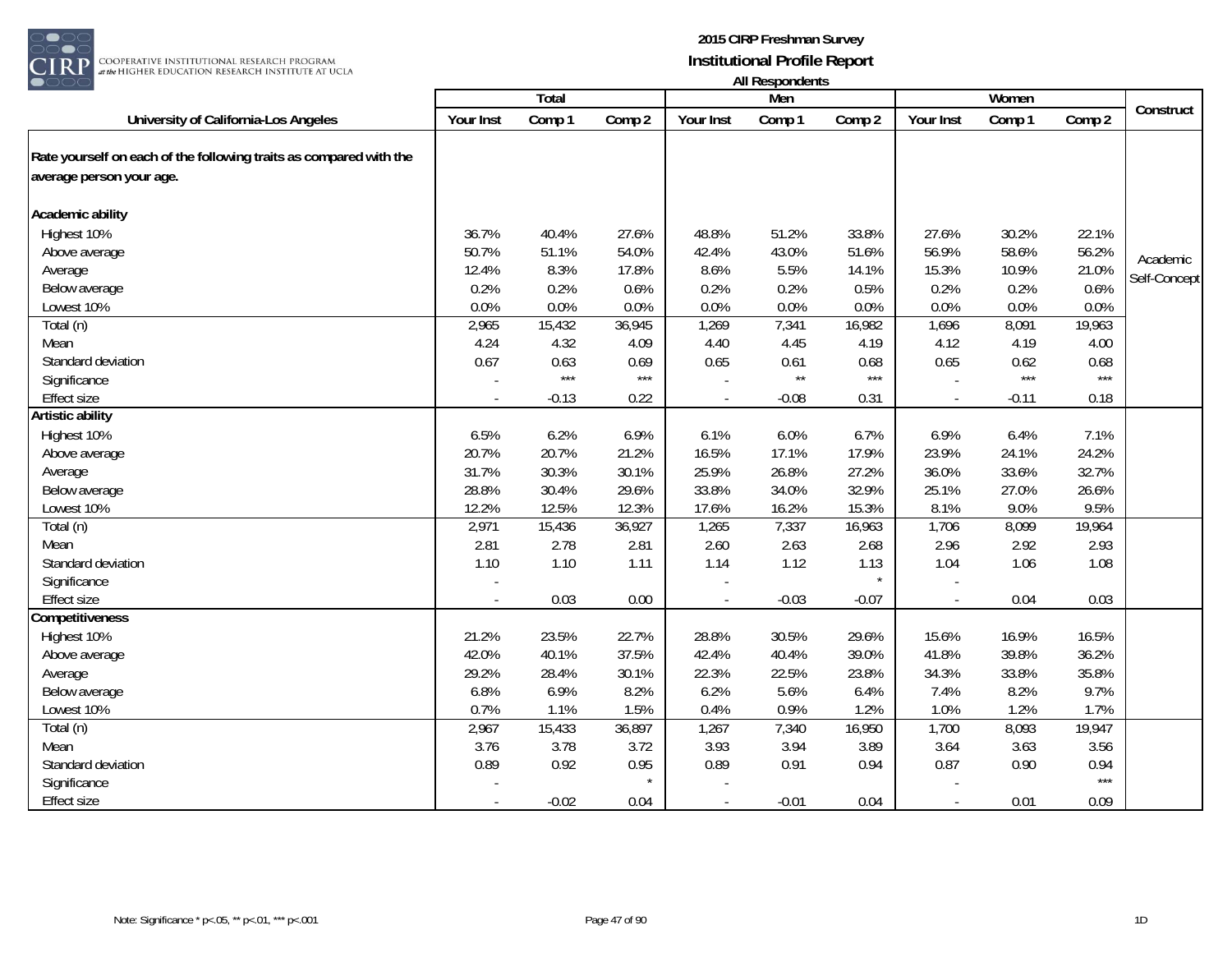**2015 CIRP Freshman Survey**
**Institutional Profile Report**
**All Respondents**

| University of California-Los Angeles | Total | | | Men | | | Women | | | Construct |
|---|---|---|---|---|---|---|---|---|---|---|
| | Your Inst | Comp 1 | Comp 2 | Your Inst | Comp 1 | Comp 2 | Your Inst | Comp 1 | Comp 2 | |
| **Rate yourself on each of the following traits as compared with the average person your age.** | | | | | | | | | | |
| **Academic ability** | | | | | | | | | | Academic Self-Concept |
| Highest 10% | 36.7% | 40.4% | 27.6% | 48.8% | 51.2% | 33.8% | 27.6% | 30.2% | 22.1% | |
| Above average | 50.7% | 51.1% | 54.0% | 42.4% | 43.0% | 51.6% | 56.9% | 58.6% | 56.2% | |
| Average | 12.4% | 8.3% | 17.8% | 8.6% | 5.5% | 14.1% | 15.3% | 10.9% | 21.0% | |
| Below average | 0.2% | 0.2% | 0.6% | 0.2% | 0.2% | 0.5% | 0.2% | 0.2% | 0.6% | |
| Lowest 10% | 0.0% | 0.0% | 0.0% | 0.0% | 0.0% | 0.0% | 0.0% | 0.0% | 0.0% | |
| Total (n) | 2,965 | 15,432 | 36,945 | 1,269 | 7,341 | 16,982 | 1,696 | 8,091 | 19,963 | |
| Mean | 4.24 | 4.32 | 4.09 | 4.40 | 4.45 | 4.19 | 4.12 | 4.19 | 4.00 | |
| Standard deviation | 0.67 | 0.63 | 0.69 | 0.65 | 0.61 | 0.68 | 0.65 | 0.62 | 0.68 | |
| Significance | - | *** | *** | - | ** | *** | - | *** | *** | |
| Effect size | - | -0.13 | 0.22 | - | -0.08 | 0.31 | - | -0.11 | 0.18 | |
| **Artistic ability** | | | | | | | | | | |
| Highest 10% | 6.5% | 6.2% | 6.9% | 6.1% | 6.0% | 6.7% | 6.9% | 6.4% | 7.1% | |
| Above average | 20.7% | 20.7% | 21.2% | 16.5% | 17.1% | 17.9% | 23.9% | 24.1% | 24.2% | |
| Average | 31.7% | 30.3% | 30.1% | 25.9% | 26.8% | 27.2% | 36.0% | 33.6% | 32.7% | |
| Below average | 28.8% | 30.4% | 29.6% | 33.8% | 34.0% | 32.9% | 25.1% | 27.0% | 26.6% | |
| Lowest 10% | 12.2% | 12.5% | 12.3% | 17.6% | 16.2% | 15.3% | 8.1% | 9.0% | 9.5% | |
| Total (n) | 2,971 | 15,436 | 36,927 | 1,265 | 7,337 | 16,963 | 1,706 | 8,099 | 19,964 | |
| Mean | 2.81 | 2.78 | 2.81 | 2.60 | 2.63 | 2.68 | 2.96 | 2.92 | 2.93 | |
| Standard deviation | 1.10 | 1.10 | 1.11 | 1.14 | 1.12 | 1.13 | 1.04 | 1.06 | 1.08 | |
| Significance | - | | | - | | * | - | | | |
| Effect size | - | 0.03 | 0.00 | - | -0.03 | -0.07 | - | 0.04 | 0.03 | |
| **Competitiveness** | | | | | | | | | | |
| Highest 10% | 21.2% | 23.5% | 22.7% | 28.8% | 30.5% | 29.6% | 15.6% | 16.9% | 16.5% | |
| Above average | 42.0% | 40.1% | 37.5% | 42.4% | 40.4% | 39.0% | 41.8% | 39.8% | 36.2% | |
| Average | 29.2% | 28.4% | 30.1% | 22.3% | 22.5% | 23.8% | 34.3% | 33.8% | 35.8% | |
| Below average | 6.8% | 6.9% | 8.2% | 6.2% | 5.6% | 6.4% | 7.4% | 8.2% | 9.7% | |
| Lowest 10% | 0.7% | 1.1% | 1.5% | 0.4% | 0.9% | 1.2% | 1.0% | 1.2% | 1.7% | |
| Total (n) | 2,967 | 15,433 | 36,897 | 1,267 | 7,340 | 16,950 | 1,700 | 8,093 | 19,947 | |
| Mean | 3.76 | 3.78 | 3.72 | 3.93 | 3.94 | 3.89 | 3.64 | 3.63 | 3.56 | |
| Standard deviation | 0.89 | 0.92 | 0.95 | 0.89 | 0.91 | 0.94 | 0.87 | 0.90 | 0.94 | |
| Significance | - | | * | - | | | - | | *** | |
| Effect size | - | -0.02 | 0.04 | - | -0.01 | 0.04 | - | 0.01 | 0.09 | |

Note: Significance * p<.05, ** p<.01, *** p<.001

1D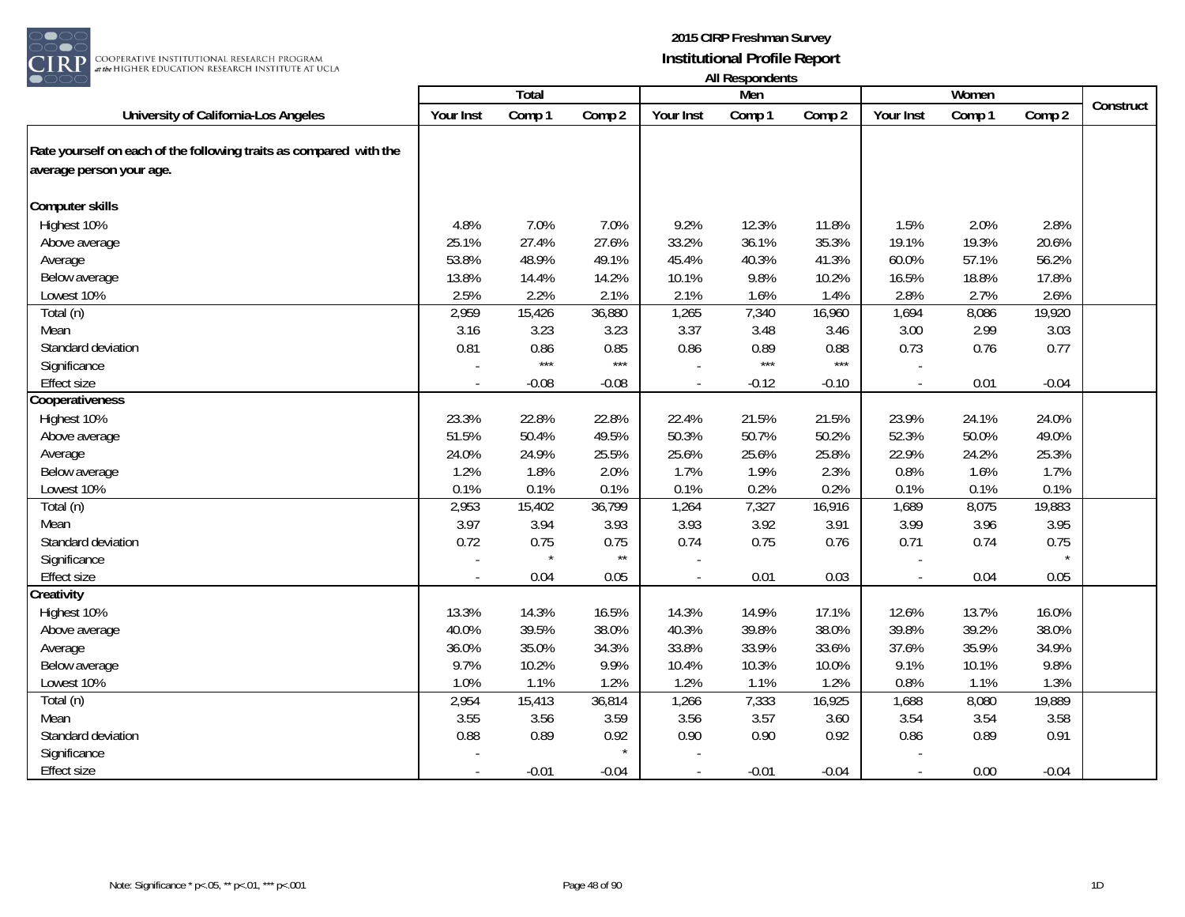**2015 CIRP Freshman Survey**
**Institutional Profile Report**
**All Respondents**

| University of California-Los Angeles | Total | | | Men | | | Women | | | Construct |
|---|---|---|---|---|---|---|---|---|---|---|
| | Your Inst | Comp 1 | Comp 2 | Your Inst | Comp 1 | Comp 2 | Your Inst | Comp 1 | Comp 2 | |
| **Rate yourself on each of the following traits as compared with the average person your age.** | | | | | | | | | | |
| **Computer skills** | | | | | | | | | | |
| Highest 10% | 4.8% | 7.0% | 7.0% | 9.2% | 12.3% | 11.8% | 1.5% | 2.0% | 2.8% | |
| Above average | 25.1% | 27.4% | 27.6% | 33.2% | 36.1% | 35.3% | 19.1% | 19.3% | 20.6% | |
| Average | 53.8% | 48.9% | 49.1% | 45.4% | 40.3% | 41.3% | 60.0% | 57.1% | 56.2% | |
| Below average | 13.8% | 14.4% | 14.2% | 10.1% | 9.8% | 10.2% | 16.5% | 18.8% | 17.8% | |
| Lowest 10% | 2.5% | 2.2% | 2.1% | 2.1% | 1.6% | 1.4% | 2.8% | 2.7% | 2.6% | |
| Total (n) | 2,959 | 15,426 | 36,880 | 1,265 | 7,340 | 16,960 | 1,694 | 8,086 | 19,920 | |
| Mean | 3.16 | 3.23 | 3.23 | 3.37 | 3.48 | 3.46 | 3.00 | 2.99 | 3.03 | |
| Standard deviation | 0.81 | 0.86 | 0.85 | 0.86 | 0.89 | 0.88 | 0.73 | 0.76 | 0.77 | |
| Significance | - | *** | *** | - | *** | *** | - | | | |
| Effect size | - | -0.08 | -0.08 | - | -0.12 | -0.10 | - | 0.01 | -0.04 | |
| **Cooperativeness** | | | | | | | | | | |
| Highest 10% | 23.3% | 22.8% | 22.8% | 22.4% | 21.5% | 21.5% | 23.9% | 24.1% | 24.0% | |
| Above average | 51.5% | 50.4% | 49.5% | 50.3% | 50.7% | 50.2% | 52.3% | 50.0% | 49.0% | |
| Average | 24.0% | 24.9% | 25.5% | 25.6% | 25.6% | 25.8% | 22.9% | 24.2% | 25.3% | |
| Below average | 1.2% | 1.8% | 2.0% | 1.7% | 1.9% | 2.3% | 0.8% | 1.6% | 1.7% | |
| Lowest 10% | 0.1% | 0.1% | 0.1% | 0.1% | 0.2% | 0.2% | 0.1% | 0.1% | 0.1% | |
| Total (n) | 2,953 | 15,402 | 36,799 | 1,264 | 7,327 | 16,916 | 1,689 | 8,075 | 19,883 | |
| Mean | 3.97 | 3.94 | 3.93 | 3.93 | 3.92 | 3.91 | 3.99 | 3.96 | 3.95 | |
| Standard deviation | 0.72 | 0.75 | 0.75 | 0.74 | 0.75 | 0.76 | 0.71 | 0.74 | 0.75 | |
| Significance | - | * | ** | - | | | - | | * | |
| Effect size | - | 0.04 | 0.05 | - | 0.01 | 0.03 | - | 0.04 | 0.05 | |
| **Creativity** | | | | | | | | | | |
| Highest 10% | 13.3% | 14.3% | 16.5% | 14.3% | 14.9% | 17.1% | 12.6% | 13.7% | 16.0% | |
| Above average | 40.0% | 39.5% | 38.0% | 40.3% | 39.8% | 38.0% | 39.8% | 39.2% | 38.0% | |
| Average | 36.0% | 35.0% | 34.3% | 33.8% | 33.9% | 33.6% | 37.6% | 35.9% | 34.9% | |
| Below average | 9.7% | 10.2% | 9.9% | 10.4% | 10.3% | 10.0% | 9.1% | 10.1% | 9.8% | |
| Lowest 10% | 1.0% | 1.1% | 1.2% | 1.2% | 1.1% | 1.2% | 0.8% | 1.1% | 1.3% | |
| Total (n) | 2,954 | 15,413 | 36,814 | 1,266 | 7,333 | 16,925 | 1,688 | 8,080 | 19,889 | |
| Mean | 3.55 | 3.56 | 3.59 | 3.56 | 3.57 | 3.60 | 3.54 | 3.54 | 3.58 | |
| Standard deviation | 0.88 | 0.89 | 0.92 | 0.90 | 0.90 | 0.92 | 0.86 | 0.89 | 0.91 | |
| Significance | - | | * | - | | | - | | | |
| Effect size | - | -0.01 | -0.04 | - | -0.01 | -0.04 | - | 0.00 | -0.04 | |

Note: Significance * p<.05, ** p<.01, *** p<.001

1D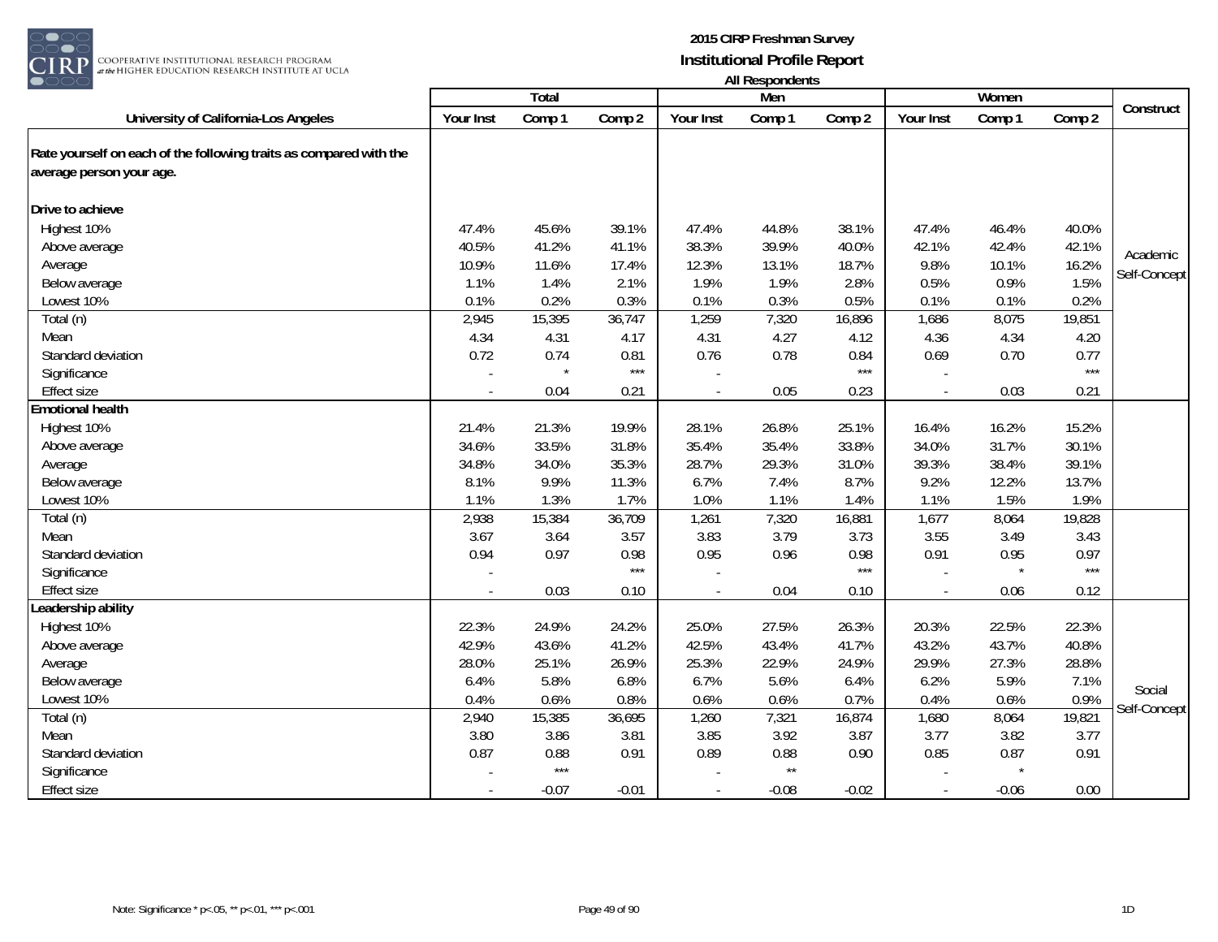**2015 CIRP Freshman Survey**
**Institutional Profile Report**
**All Respondents**

| University of California-Los Angeles | Total | | | Men | | | Women | | | Construct |
|---|---|---|---|---|---|---|---|---|---|---|
| | Your Inst | Comp 1 | Comp 2 | Your Inst | Comp 1 | Comp 2 | Your Inst | Comp 1 | Comp 2 | |
| **Rate yourself on each of the following traits as compared with the average person your age.** | | | | | | | | | | |
| **Drive to achieve** | | | | | | | | | | Academic Self-Concept |
| Highest 10% | 47.4% | 45.6% | 39.1% | 47.4% | 44.8% | 38.1% | 47.4% | 46.4% | 40.0% | |
| Above average | 40.5% | 41.2% | 41.1% | 38.3% | 39.9% | 40.0% | 42.1% | 42.4% | 42.1% | |
| Average | 10.9% | 11.6% | 17.4% | 12.3% | 13.1% | 18.7% | 9.8% | 10.1% | 16.2% | |
| Below average | 1.1% | 1.4% | 2.1% | 1.9% | 1.9% | 2.8% | 0.5% | 0.9% | 1.5% | |
| Lowest 10% | 0.1% | 0.2% | 0.3% | 0.1% | 0.3% | 0.5% | 0.1% | 0.1% | 0.2% | |
| Total (n) | 2,945 | 15,395 | 36,747 | 1,259 | 7,320 | 16,896 | 1,686 | 8,075 | 19,851 | |
| Mean | 4.34 | 4.31 | 4.17 | 4.31 | 4.27 | 4.12 | 4.36 | 4.34 | 4.20 | |
| Standard deviation | 0.72 | 0.74 | 0.81 | 0.76 | 0.78 | 0.84 | 0.69 | 0.70 | 0.77 | |
| Significance | - | * | *** | - | | *** | - | | *** | |
| Effect size | - | 0.04 | 0.21 | - | 0.05 | 0.23 | - | 0.03 | 0.21 | |
| **Emotional health** | | | | | | | | | | |
| Highest 10% | 21.4% | 21.3% | 19.9% | 28.1% | 26.8% | 25.1% | 16.4% | 16.2% | 15.2% | |
| Above average | 34.6% | 33.5% | 31.8% | 35.4% | 35.4% | 33.8% | 34.0% | 31.7% | 30.1% | |
| Average | 34.8% | 34.0% | 35.3% | 28.7% | 29.3% | 31.0% | 39.3% | 38.4% | 39.1% | |
| Below average | 8.1% | 9.9% | 11.3% | 6.7% | 7.4% | 8.7% | 9.2% | 12.2% | 13.7% | |
| Lowest 10% | 1.1% | 1.3% | 1.7% | 1.0% | 1.1% | 1.4% | 1.1% | 1.5% | 1.9% | |
| Total (n) | 2,938 | 15,384 | 36,709 | 1,261 | 7,320 | 16,881 | 1,677 | 8,064 | 19,828 | |
| Mean | 3.67 | 3.64 | 3.57 | 3.83 | 3.79 | 3.73 | 3.55 | 3.49 | 3.43 | |
| Standard deviation | 0.94 | 0.97 | 0.98 | 0.95 | 0.96 | 0.98 | 0.91 | 0.95 | 0.97 | |
| Significance | - | | *** | - | | *** | - | * | *** | |
| Effect size | - | 0.03 | 0.10 | - | 0.04 | 0.10 | - | 0.06 | 0.12 | |
| **Leadership ability** | | | | | | | | | | Social Self-Concept |
| Highest 10% | 22.3% | 24.9% | 24.2% | 25.0% | 27.5% | 26.3% | 20.3% | 22.5% | 22.3% | |
| Above average | 42.9% | 43.6% | 41.2% | 42.5% | 43.4% | 41.7% | 43.2% | 43.7% | 40.8% | |
| Average | 28.0% | 25.1% | 26.9% | 25.3% | 22.9% | 24.9% | 29.9% | 27.3% | 28.8% | |
| Below average | 6.4% | 5.8% | 6.8% | 6.7% | 5.6% | 6.4% | 6.2% | 5.9% | 7.1% | |
| Lowest 10% | 0.4% | 0.6% | 0.8% | 0.6% | 0.6% | 0.7% | 0.4% | 0.6% | 0.9% | |
| Total (n) | 2,940 | 15,385 | 36,695 | 1,260 | 7,321 | 16,874 | 1,680 | 8,064 | 19,821 | |
| Mean | 3.80 | 3.86 | 3.81 | 3.85 | 3.92 | 3.87 | 3.77 | 3.82 | 3.77 | |
| Standard deviation | 0.87 | 0.88 | 0.91 | 0.89 | 0.88 | 0.90 | 0.85 | 0.87 | 0.91 | |
| Significance | - | *** | | - | ** | | - | * | | |
| Effect size | - | -0.07 | -0.01 | - | -0.08 | -0.02 | - | -0.06 | 0.00 | |

Note: Significance * p<.05, ** p<.01, *** p<.001

1D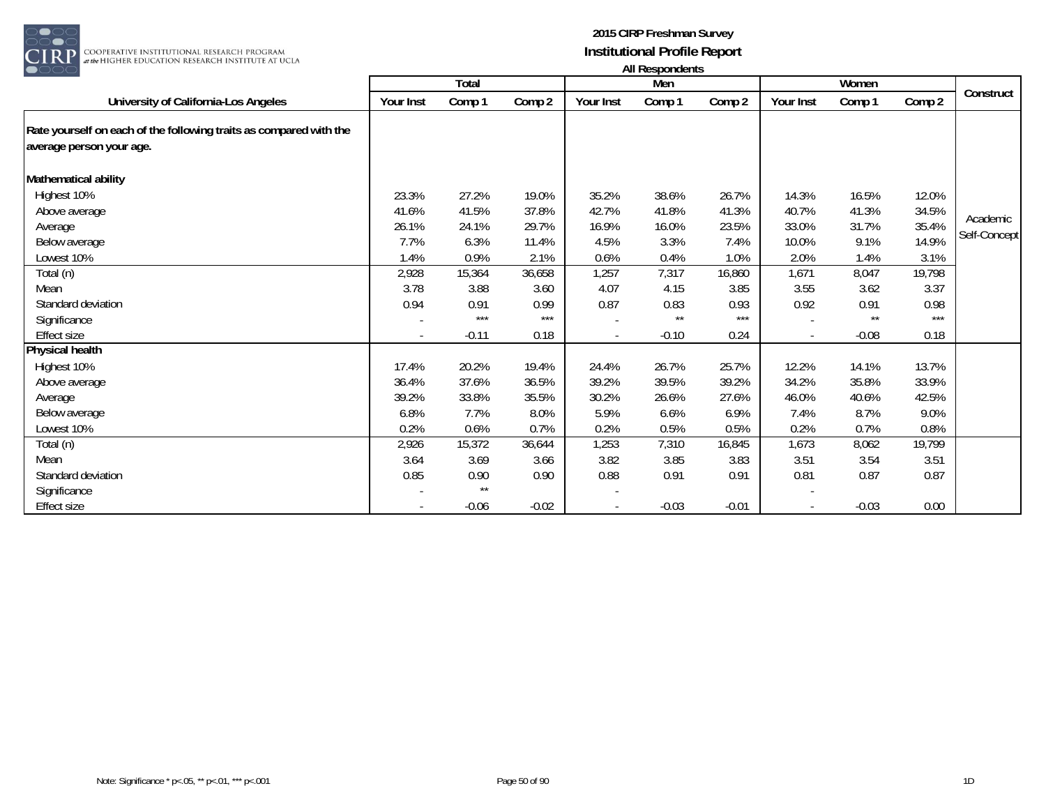# 2015 CIRP Freshman Survey
## Institutional Profile Report
### All Respondents

| University of California-Los Angeles | Total | | | Men | | | Women | | | Construct |
|---|---|---|---|---|---|---|---|---|---|---|
| | Your Inst | Comp 1 | Comp 2 | Your Inst | Comp 1 | Comp 2 | Your Inst | Comp 1 | Comp 2 | |
| **Rate yourself on each of the following traits as compared with the average person your age.** | | | | | | | | | | |
| **Mathematical ability** | | | | | | | | | | |
| Highest 10% | 23.3% | 27.2% | 19.0% | 35.2% | 38.6% | 26.7% | 14.3% | 16.5% | 12.0% | Academic Self-Concept |
| Above average | 41.6% | 41.5% | 37.8% | 42.7% | 41.8% | 41.3% | 40.7% | 41.3% | 34.5% | |
| Average | 26.1% | 24.1% | 29.7% | 16.9% | 16.0% | 23.5% | 33.0% | 31.7% | 35.4% | |
| Below average | 7.7% | 6.3% | 11.4% | 4.5% | 3.3% | 7.4% | 10.0% | 9.1% | 14.9% | |
| Lowest 10% | 1.4% | 0.9% | 2.1% | 0.6% | 0.4% | 1.0% | 2.0% | 1.4% | 3.1% | |
| Total (n) | 2,928 | 15,364 | 36,658 | 1,257 | 7,317 | 16,860 | 1,671 | 8,047 | 19,798 | |
| Mean | 3.78 | 3.88 | 3.60 | 4.07 | 4.15 | 3.85 | 3.55 | 3.62 | 3.37 | |
| Standard deviation | 0.94 | 0.91 | 0.99 | 0.87 | 0.83 | 0.93 | 0.92 | 0.91 | 0.98 | |
| Significance | - | *** | *** | - | ** | *** | - | ** | *** | |
| Effect size | - | -0.11 | 0.18 | - | -0.10 | 0.24 | - | -0.08 | 0.18 | |
| **Physical health** | | | | | | | | | | |
| Highest 10% | 17.4% | 20.2% | 19.4% | 24.4% | 26.7% | 25.7% | 12.2% | 14.1% | 13.7% | |
| Above average | 36.4% | 37.6% | 36.5% | 39.2% | 39.5% | 39.2% | 34.2% | 35.8% | 33.9% | |
| Average | 39.2% | 33.8% | 35.5% | 30.2% | 26.6% | 27.6% | 46.0% | 40.6% | 42.5% | |
| Below average | 6.8% | 7.7% | 8.0% | 5.9% | 6.6% | 6.9% | 7.4% | 8.7% | 9.0% | |
| Lowest 10% | 0.2% | 0.6% | 0.7% | 0.2% | 0.5% | 0.5% | 0.2% | 0.7% | 0.8% | |
| Total (n) | 2,926 | 15,372 | 36,644 | 1,253 | 7,310 | 16,845 | 1,673 | 8,062 | 19,799 | |
| Mean | 3.64 | 3.69 | 3.66 | 3.82 | 3.85 | 3.83 | 3.51 | 3.54 | 3.51 | |
| Standard deviation | 0.85 | 0.90 | 0.90 | 0.88 | 0.91 | 0.91 | 0.81 | 0.87 | 0.87 | |
| Significance | - | ** | | - | | | - | | | |
| Effect size | - | -0.06 | -0.02 | - | -0.03 | -0.01 | - | -0.03 | 0.00 | |

Note: Significance * p<.05, ** p<.01, *** p<.001

1D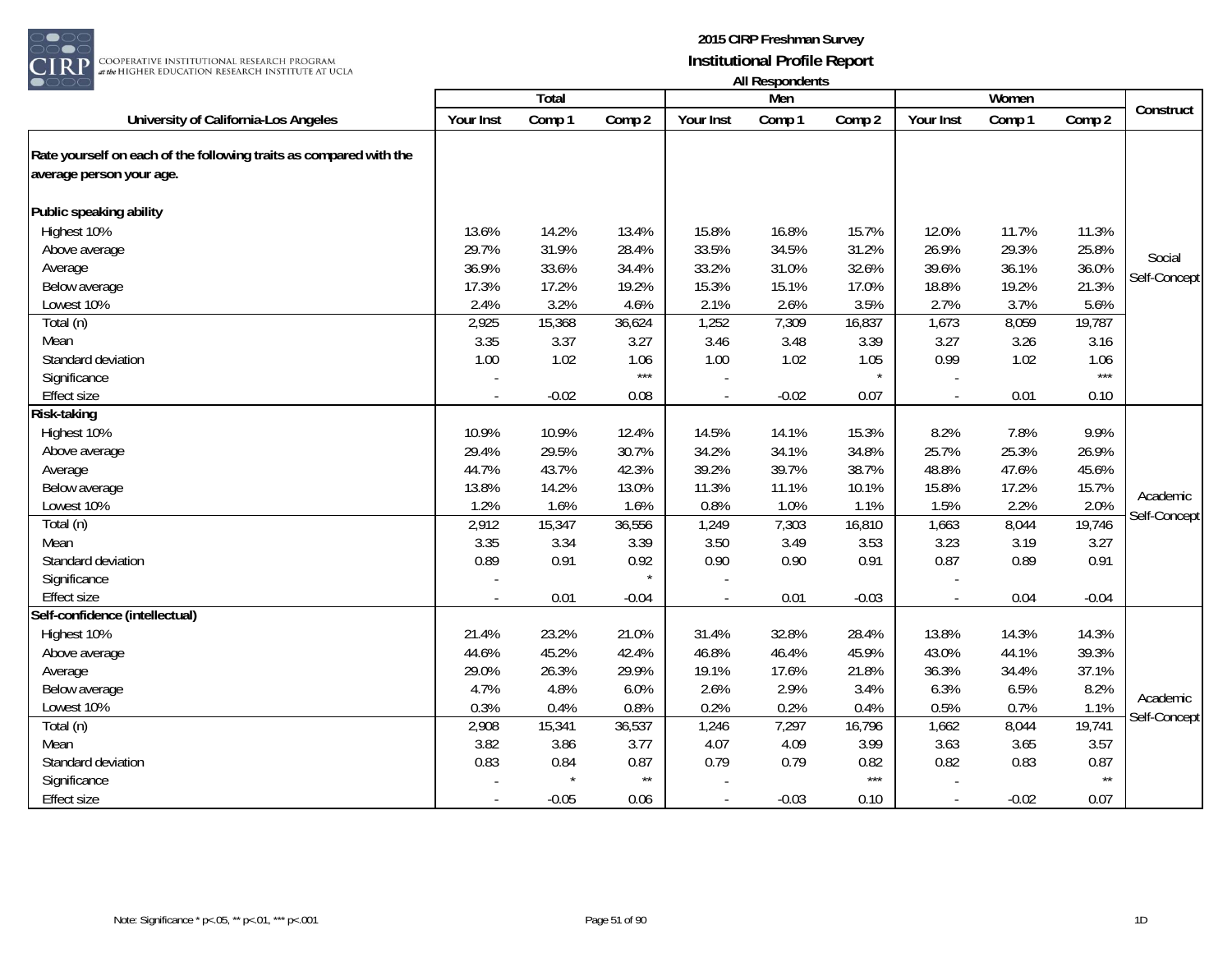**2015 CIRP Freshman Survey**
**Institutional Profile Report**
**All Respondents**

| University of California-Los Angeles | Total | | | Men | | | Women | | | Construct |
|---|---|---|---|---|---|---|---|---|---|---|
| | Your Inst | Comp 1 | Comp 2 | Your Inst | Comp 1 | Comp 2 | Your Inst | Comp 1 | Comp 2 | |
| **Rate yourself on each of the following traits as compared with the average person your age.** | | | | | | | | | | |
| **Public speaking ability** | | | | | | | | | | Social Self-Concept |
| Highest 10% | 13.6% | 14.2% | 13.4% | 15.8% | 16.8% | 15.7% | 12.0% | 11.7% | 11.3% | |
| Above average | 29.7% | 31.9% | 28.4% | 33.5% | 34.5% | 31.2% | 26.9% | 29.3% | 25.8% | |
| Average | 36.9% | 33.6% | 34.4% | 33.2% | 31.0% | 32.6% | 39.6% | 36.1% | 36.0% | |
| Below average | 17.3% | 17.2% | 19.2% | 15.3% | 15.1% | 17.0% | 18.8% | 19.2% | 21.3% | |
| Lowest 10% | 2.4% | 3.2% | 4.6% | 2.1% | 2.6% | 3.5% | 2.7% | 3.7% | 5.6% | |
| Total (n) | 2,925 | 15,368 | 36,624 | 1,252 | 7,309 | 16,837 | 1,673 | 8,059 | 19,787 | |
| Mean | 3.35 | 3.37 | 3.27 | 3.46 | 3.48 | 3.39 | 3.27 | 3.26 | 3.16 | |
| Standard deviation | 1.00 | 1.02 | 1.06 | 1.00 | 1.02 | 1.05 | 0.99 | 1.02 | 1.06 | |
| Significance | - | | *** | - | | * | - | | *** | |
| Effect size | - | -0.02 | 0.08 | - | -0.02 | 0.07 | - | 0.01 | 0.10 | |
| **Risk-taking** | | | | | | | | | | Academic Self-Concept |
| Highest 10% | 10.9% | 10.9% | 12.4% | 14.5% | 14.1% | 15.3% | 8.2% | 7.8% | 9.9% | |
| Above average | 29.4% | 29.5% | 30.7% | 34.2% | 34.1% | 34.8% | 25.7% | 25.3% | 26.9% | |
| Average | 44.7% | 43.7% | 42.3% | 39.2% | 39.7% | 38.7% | 48.8% | 47.6% | 45.6% | |
| Below average | 13.8% | 14.2% | 13.0% | 11.3% | 11.1% | 10.1% | 15.8% | 17.2% | 15.7% | |
| Lowest 10% | 1.2% | 1.6% | 1.6% | 0.8% | 1.0% | 1.1% | 1.5% | 2.2% | 2.0% | |
| Total (n) | 2,912 | 15,347 | 36,556 | 1,249 | 7,303 | 16,810 | 1,663 | 8,044 | 19,746 | |
| Mean | 3.35 | 3.34 | 3.39 | 3.50 | 3.49 | 3.53 | 3.23 | 3.19 | 3.27 | |
| Standard deviation | 0.89 | 0.91 | 0.92 | 0.90 | 0.90 | 0.91 | 0.87 | 0.89 | 0.91 | |
| Significance | - | | * | - | | | - | | | |
| Effect size | - | 0.01 | -0.04 | - | 0.01 | -0.03 | - | 0.04 | -0.04 | |
| **Self-confidence (intellectual)** | | | | | | | | | | Academic Self-Concept |
| Highest 10% | 21.4% | 23.2% | 21.0% | 31.4% | 32.8% | 28.4% | 13.8% | 14.3% | 14.3% | |
| Above average | 44.6% | 45.2% | 42.4% | 46.8% | 46.4% | 45.9% | 43.0% | 44.1% | 39.3% | |
| Average | 29.0% | 26.3% | 29.9% | 19.1% | 17.6% | 21.8% | 36.3% | 34.4% | 37.1% | |
| Below average | 4.7% | 4.8% | 6.0% | 2.6% | 2.9% | 3.4% | 6.3% | 6.5% | 8.2% | |
| Lowest 10% | 0.3% | 0.4% | 0.8% | 0.2% | 0.2% | 0.4% | 0.5% | 0.7% | 1.1% | |
| Total (n) | 2,908 | 15,341 | 36,537 | 1,246 | 7,297 | 16,796 | 1,662 | 8,044 | 19,741 | |
| Mean | 3.82 | 3.86 | 3.77 | 4.07 | 4.09 | 3.99 | 3.63 | 3.65 | 3.57 | |
| Standard deviation | 0.83 | 0.84 | 0.87 | 0.79 | 0.79 | 0.82 | 0.82 | 0.83 | 0.87 | |
| Significance | - | * | ** | - | | *** | - | | ** | |
| Effect size | - | -0.05 | 0.06 | - | -0.03 | 0.10 | - | -0.02 | 0.07 | |

Note: Significance * p<.05, ** p<.01, *** p<.001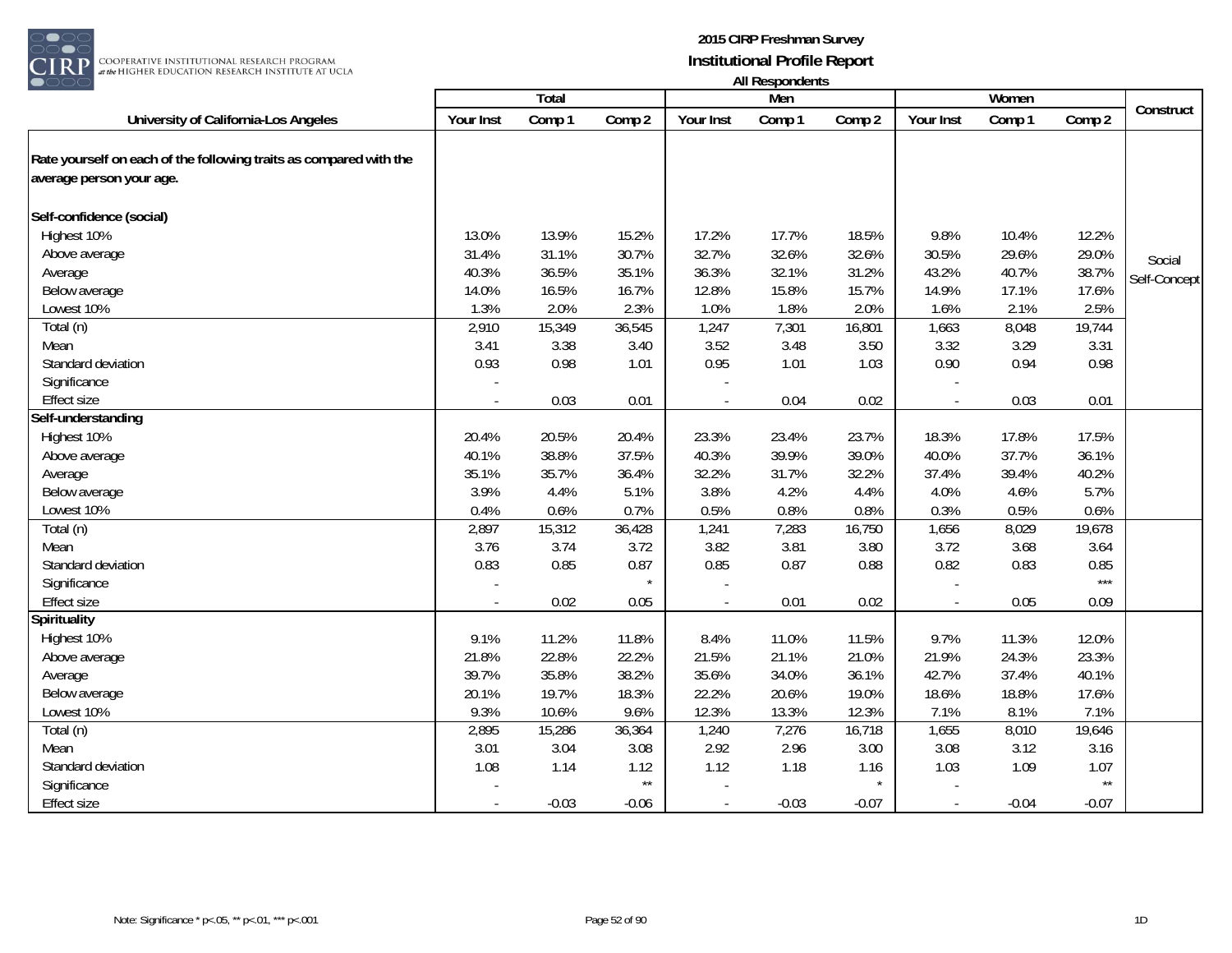# 2015 CIRP Freshman Survey
## Institutional Profile Report
### All Respondents

| University of California-Los Angeles | Total | | | Men | | | Women | | | Construct |
|---|---|---|---|---|---|---|---|---|---|---|
| | Your Inst | Comp 1 | Comp 2 | Your Inst | Comp 1 | Comp 2 | Your Inst | Comp 1 | Comp 2 | |
| **Rate yourself on each of the following traits as compared with the average person your age.** | | | | | | | | | | |
| **Self-confidence (social)** | | | | | | | | | | |
| Highest 10% | 13.0% | 13.9% | 15.2% | 17.2% | 17.7% | 18.5% | 9.8% | 10.4% | 12.2% | Social Self-Concept |
| Above average | 31.4% | 31.1% | 30.7% | 32.7% | 32.6% | 32.6% | 30.5% | 29.6% | 29.0% | |
| Average | 40.3% | 36.5% | 35.1% | 36.3% | 32.1% | 31.2% | 43.2% | 40.7% | 38.7% | |
| Below average | 14.0% | 16.5% | 16.7% | 12.8% | 15.8% | 15.7% | 14.9% | 17.1% | 17.6% | |
| Lowest 10% | 1.3% | 2.0% | 2.3% | 1.0% | 1.8% | 2.0% | 1.6% | 2.1% | 2.5% | |
| Total (n) | 2,910 | 15,349 | 36,545 | 1,247 | 7,301 | 16,801 | 1,663 | 8,048 | 19,744 | |
| Mean | 3.41 | 3.38 | 3.40 | 3.52 | 3.48 | 3.50 | 3.32 | 3.29 | 3.31 | |
| Standard deviation | 0.93 | 0.98 | 1.01 | 0.95 | 1.01 | 1.03 | 0.90 | 0.94 | 0.98 | |
| Significance | - | | | - | | | - | | | |
| Effect size | - | 0.03 | 0.01 | - | 0.04 | 0.02 | - | 0.03 | 0.01 | |
| **Self-understanding** | | | | | | | | | | |
| Highest 10% | 20.4% | 20.5% | 20.4% | 23.3% | 23.4% | 23.7% | 18.3% | 17.8% | 17.5% | |
| Above average | 40.1% | 38.8% | 37.5% | 40.3% | 39.9% | 39.0% | 40.0% | 37.7% | 36.1% | |
| Average | 35.1% | 35.7% | 36.4% | 32.2% | 31.7% | 32.2% | 37.4% | 39.4% | 40.2% | |
| Below average | 3.9% | 4.4% | 5.1% | 3.8% | 4.2% | 4.4% | 4.0% | 4.6% | 5.7% | |
| Lowest 10% | 0.4% | 0.6% | 0.7% | 0.5% | 0.8% | 0.8% | 0.3% | 0.5% | 0.6% | |
| Total (n) | 2,897 | 15,312 | 36,428 | 1,241 | 7,283 | 16,750 | 1,656 | 8,029 | 19,678 | |
| Mean | 3.76 | 3.74 | 3.72 | 3.82 | 3.81 | 3.80 | 3.72 | 3.68 | 3.64 | |
| Standard deviation | 0.83 | 0.85 | 0.87 | 0.85 | 0.87 | 0.88 | 0.82 | 0.83 | 0.85 | |
| Significance | - | | * | - | | | - | | *** | |
| Effect size | - | 0.02 | 0.05 | - | 0.01 | 0.02 | - | 0.05 | 0.09 | |
| **Spirituality** | | | | | | | | | | |
| Highest 10% | 9.1% | 11.2% | 11.8% | 8.4% | 11.0% | 11.5% | 9.7% | 11.3% | 12.0% | |
| Above average | 21.8% | 22.8% | 22.2% | 21.5% | 21.1% | 21.0% | 21.9% | 24.3% | 23.3% | |
| Average | 39.7% | 35.8% | 38.2% | 35.6% | 34.0% | 36.1% | 42.7% | 37.4% | 40.1% | |
| Below average | 20.1% | 19.7% | 18.3% | 22.2% | 20.6% | 19.0% | 18.6% | 18.8% | 17.6% | |
| Lowest 10% | 9.3% | 10.6% | 9.6% | 12.3% | 13.3% | 12.3% | 7.1% | 8.1% | 7.1% | |
| Total (n) | 2,895 | 15,286 | 36,364 | 1,240 | 7,276 | 16,718 | 1,655 | 8,010 | 19,646 | |
| Mean | 3.01 | 3.04 | 3.08 | 2.92 | 2.96 | 3.00 | 3.08 | 3.12 | 3.16 | |
| Standard deviation | 1.08 | 1.14 | 1.12 | 1.12 | 1.18 | 1.16 | 1.03 | 1.09 | 1.07 | |
| Significance | - | | ** | - | | * | - | | ** | |
| Effect size | - | -0.03 | -0.06 | - | -0.03 | -0.07 | - | -0.04 | -0.07 | |

Note: Significance * p<.05, ** p<.01, *** p<.001

1D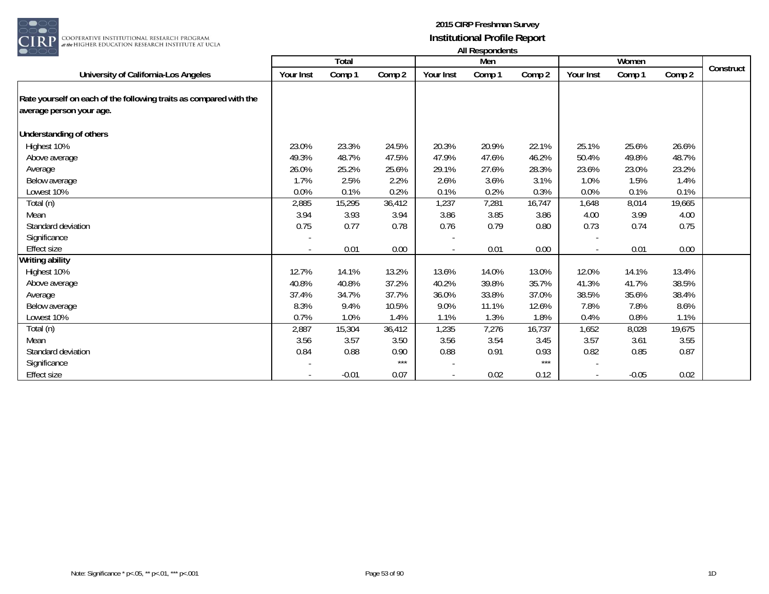**2015 CIRP Freshman Survey**
**Institutional Profile Report**
**All Respondents**

| University of California-Los Angeles | Total | | | Men | | | Women | | | Construct |
|---|---|---|---|---|---|---|---|---|---|---|
| | Your Inst | Comp 1 | Comp 2 | Your Inst | Comp 1 | Comp 2 | Your Inst | Comp 1 | Comp 2 | |
| **Rate yourself on each of the following traits as compared with the average person your age.** | | | | | | | | | | |
| **Understanding of others** | | | | | | | | | | |
| Highest 10% | 23.0% | 23.3% | 24.5% | 20.3% | 20.9% | 22.1% | 25.1% | 25.6% | 26.6% | |
| Above average | 49.3% | 48.7% | 47.5% | 47.9% | 47.6% | 46.2% | 50.4% | 49.8% | 48.7% | |
| Average | 26.0% | 25.2% | 25.6% | 29.1% | 27.6% | 28.3% | 23.6% | 23.0% | 23.2% | |
| Below average | 1.7% | 2.5% | 2.2% | 2.6% | 3.6% | 3.1% | 1.0% | 1.5% | 1.4% | |
| Lowest 10% | 0.0% | 0.1% | 0.2% | 0.1% | 0.2% | 0.3% | 0.0% | 0.1% | 0.1% | |
| Total (n) | 2,885 | 15,295 | 36,412 | 1,237 | 7,281 | 16,747 | 1,648 | 8,014 | 19,665 | |
| Mean | 3.94 | 3.93 | 3.94 | 3.86 | 3.85 | 3.86 | 4.00 | 3.99 | 4.00 | |
| Standard deviation | 0.75 | 0.77 | 0.78 | 0.76 | 0.79 | 0.80 | 0.73 | 0.74 | 0.75 | |
| Significance | - | | | - | | | - | | | |
| Effect size | - | 0.01 | 0.00 | - | 0.01 | 0.00 | - | 0.01 | 0.00 | |
| **Writing ability** | | | | | | | | | | |
| Highest 10% | 12.7% | 14.1% | 13.2% | 13.6% | 14.0% | 13.0% | 12.0% | 14.1% | 13.4% | |
| Above average | 40.8% | 40.8% | 37.2% | 40.2% | 39.8% | 35.7% | 41.3% | 41.7% | 38.5% | |
| Average | 37.4% | 34.7% | 37.7% | 36.0% | 33.8% | 37.0% | 38.5% | 35.6% | 38.4% | |
| Below average | 8.3% | 9.4% | 10.5% | 9.0% | 11.1% | 12.6% | 7.8% | 7.8% | 8.6% | |
| Lowest 10% | 0.7% | 1.0% | 1.4% | 1.1% | 1.3% | 1.8% | 0.4% | 0.8% | 1.1% | |
| Total (n) | 2,887 | 15,304 | 36,412 | 1,235 | 7,276 | 16,737 | 1,652 | 8,028 | 19,675 | |
| Mean | 3.56 | 3.57 | 3.50 | 3.56 | 3.54 | 3.45 | 3.57 | 3.61 | 3.55 | |
| Standard deviation | 0.84 | 0.88 | 0.90 | 0.88 | 0.91 | 0.93 | 0.82 | 0.85 | 0.87 | |
| Significance | - | | *** | - | | *** | - | | | |
| Effect size | - | -0.01 | 0.07 | - | 0.02 | 0.12 | - | -0.05 | 0.02 | |

Note: Significance * p<.05, ** p<.01, *** p<.001

1D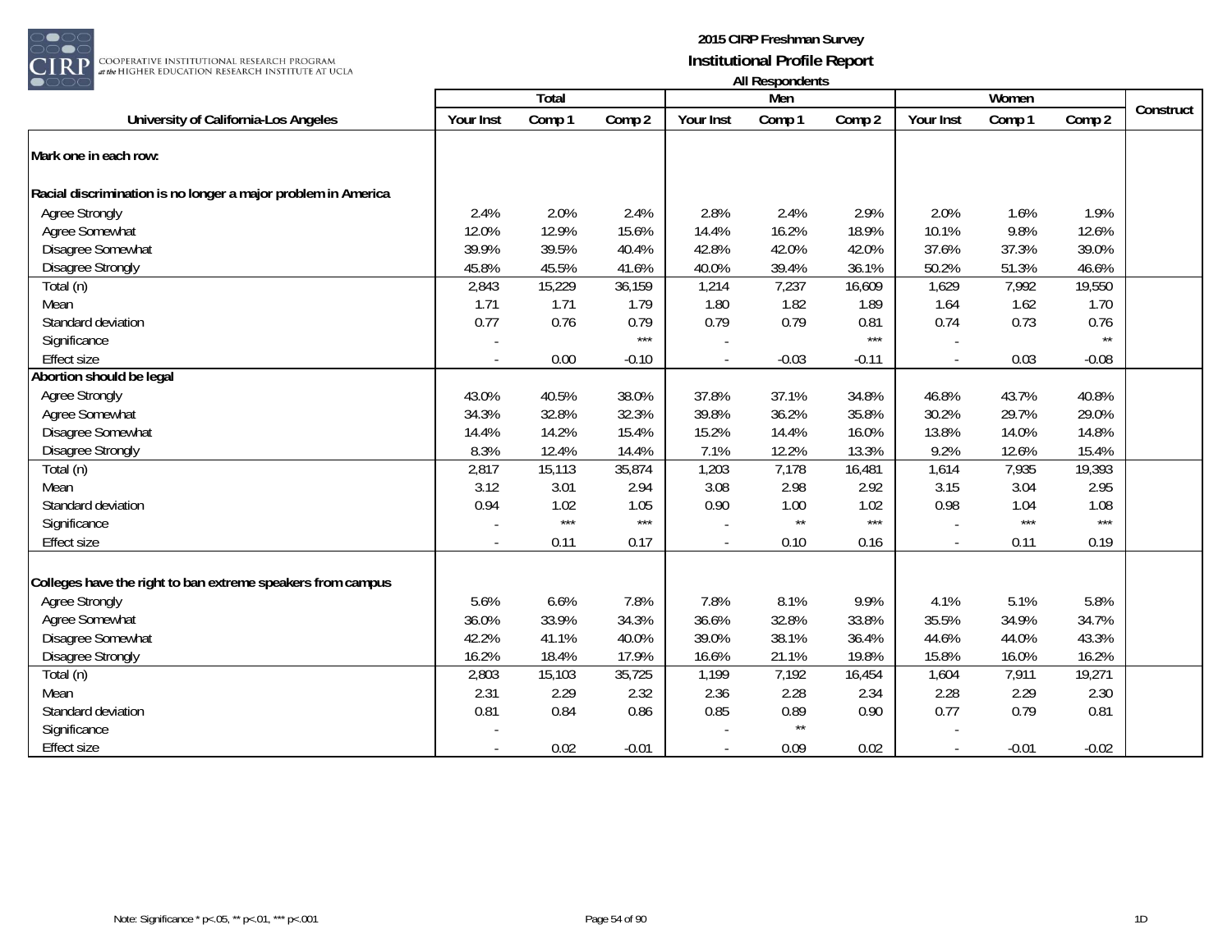# 2015 CIRP Freshman Survey
## Institutional Profile Report
### All Respondents

| University of California-Los Angeles | Total | | | Men | | | Women | | | Construct |
|---|---|---|---|---|---|---|---|---|---|---|
| | Your Inst | Comp 1 | Comp 2 | Your Inst | Comp 1 | Comp 2 | Your Inst | Comp 1 | Comp 2 | |
| **Mark one in each row:** | | | | | | | | | | |
| **Racial discrimination is no longer a major problem in America** | | | | | | | | | | |
| Agree Strongly | 2.4% | 2.0% | 2.4% | 2.8% | 2.4% | 2.9% | 2.0% | 1.6% | 1.9% | |
| Agree Somewhat | 12.0% | 12.9% | 15.6% | 14.4% | 16.2% | 18.9% | 10.1% | 9.8% | 12.6% | |
| Disagree Somewhat | 39.9% | 39.5% | 40.4% | 42.8% | 42.0% | 42.0% | 37.6% | 37.3% | 39.0% | |
| Disagree Strongly | 45.8% | 45.5% | 41.6% | 40.0% | 39.4% | 36.1% | 50.2% | 51.3% | 46.6% | |
| Total (n) | 2,843 | 15,229 | 36,159 | 1,214 | 7,237 | 16,609 | 1,629 | 7,992 | 19,550 | |
| Mean | 1.71 | 1.71 | 1.79 | 1.80 | 1.82 | 1.89 | 1.64 | 1.62 | 1.70 | |
| Standard deviation | 0.77 | 0.76 | 0.79 | 0.79 | 0.79 | 0.81 | 0.74 | 0.73 | 0.76 | |
| Significance | - | | *** | - | | *** | - | | ** | |
| Effect size | - | 0.00 | -0.10 | - | -0.03 | -0.11 | - | 0.03 | -0.08 | |
| **Abortion should be legal** | | | | | | | | | | |
| Agree Strongly | 43.0% | 40.5% | 38.0% | 37.8% | 37.1% | 34.8% | 46.8% | 43.7% | 40.8% | |
| Agree Somewhat | 34.3% | 32.8% | 32.3% | 39.8% | 36.2% | 35.8% | 30.2% | 29.7% | 29.0% | |
| Disagree Somewhat | 14.4% | 14.2% | 15.4% | 15.2% | 14.4% | 16.0% | 13.8% | 14.0% | 14.8% | |
| Disagree Strongly | 8.3% | 12.4% | 14.4% | 7.1% | 12.2% | 13.3% | 9.2% | 12.6% | 15.4% | |
| Total (n) | 2,817 | 15,113 | 35,874 | 1,203 | 7,178 | 16,481 | 1,614 | 7,935 | 19,393 | |
| Mean | 3.12 | 3.01 | 2.94 | 3.08 | 2.98 | 2.92 | 3.15 | 3.04 | 2.95 | |
| Standard deviation | 0.94 | 1.02 | 1.05 | 0.90 | 1.00 | 1.02 | 0.98 | 1.04 | 1.08 | |
| Significance | - | *** | *** | - | ** | *** | - | *** | *** | |
| Effect size | - | 0.11 | 0.17 | - | 0.10 | 0.16 | - | 0.11 | 0.19 | |
| **Colleges have the right to ban extreme speakers from campus** | | | | | | | | | | |
| Agree Strongly | 5.6% | 6.6% | 7.8% | 7.8% | 8.1% | 9.9% | 4.1% | 5.1% | 5.8% | |
| Agree Somewhat | 36.0% | 33.9% | 34.3% | 36.6% | 32.8% | 33.8% | 35.5% | 34.9% | 34.7% | |
| Disagree Somewhat | 42.2% | 41.1% | 40.0% | 39.0% | 38.1% | 36.4% | 44.6% | 44.0% | 43.3% | |
| Disagree Strongly | 16.2% | 18.4% | 17.9% | 16.6% | 21.1% | 19.8% | 15.8% | 16.0% | 16.2% | |
| Total (n) | 2,803 | 15,103 | 35,725 | 1,199 | 7,192 | 16,454 | 1,604 | 7,911 | 19,271 | |
| Mean | 2.31 | 2.29 | 2.32 | 2.36 | 2.28 | 2.34 | 2.28 | 2.29 | 2.30 | |
| Standard deviation | 0.81 | 0.84 | 0.86 | 0.85 | 0.89 | 0.90 | 0.77 | 0.79 | 0.81 | |
| Significance | - | | | - | ** | | - | | | |
| Effect size | - | 0.02 | -0.01 | - | 0.09 | 0.02 | - | -0.01 | -0.02 | |

Note: Significance * p<.05, ** p<.01, *** p<.001

1D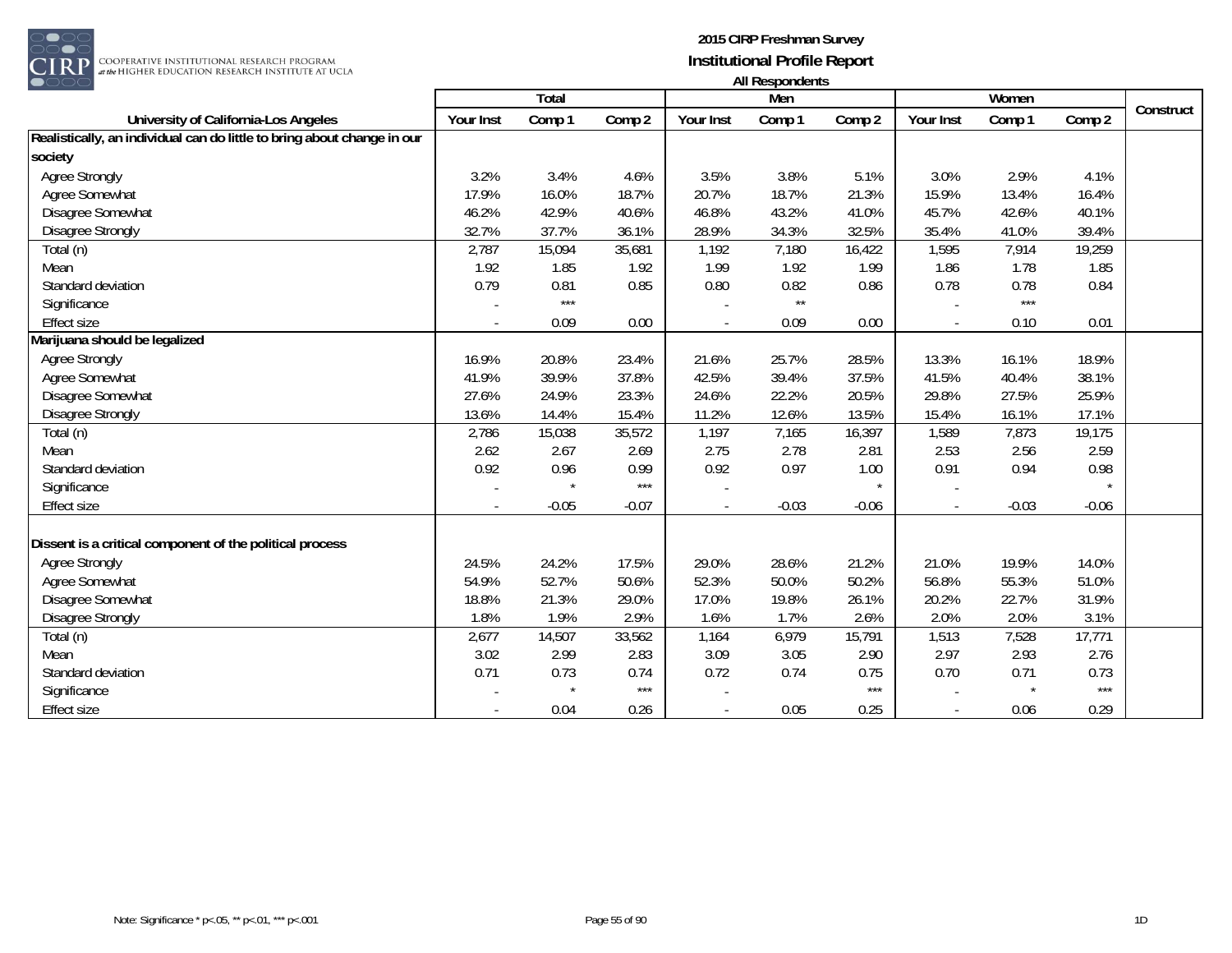**2015 CIRP Freshman Survey**
**Institutional Profile Report**
**All Respondents**

| University of California-Los Angeles | Total | | | Men | | | Women | | | Construct |
|---|---|---|---|---|---|---|---|---|---|---|
| | Your Inst | Comp 1 | Comp 2 | Your Inst | Comp 1 | Comp 2 | Your Inst | Comp 1 | Comp 2 | |
| **Realistically, an individual can do little to bring about change in our society** | | | | | | | | | | |
| Agree Strongly | 3.2% | 3.4% | 4.6% | 3.5% | 3.8% | 5.1% | 3.0% | 2.9% | 4.1% | |
| Agree Somewhat | 17.9% | 16.0% | 18.7% | 20.7% | 18.7% | 21.3% | 15.9% | 13.4% | 16.4% | |
| Disagree Somewhat | 46.2% | 42.9% | 40.6% | 46.8% | 43.2% | 41.0% | 45.7% | 42.6% | 40.1% | |
| Disagree Strongly | 32.7% | 37.7% | 36.1% | 28.9% | 34.3% | 32.5% | 35.4% | 41.0% | 39.4% | |
| Total (n) | 2,787 | 15,094 | 35,681 | 1,192 | 7,180 | 16,422 | 1,595 | 7,914 | 19,259 | |
| Mean | 1.92 | 1.85 | 1.92 | 1.99 | 1.92 | 1.99 | 1.86 | 1.78 | 1.85 | |
| Standard deviation | 0.79 | 0.81 | 0.85 | 0.80 | 0.82 | 0.86 | 0.78 | 0.78 | 0.84 | |
| Significance | - | *** | | - | ** | | - | *** | | |
| Effect size | - | 0.09 | 0.00 | - | 0.09 | 0.00 | - | 0.10 | 0.01 | |
| **Marijuana should be legalized** | | | | | | | | | | |
| Agree Strongly | 16.9% | 20.8% | 23.4% | 21.6% | 25.7% | 28.5% | 13.3% | 16.1% | 18.9% | |
| Agree Somewhat | 41.9% | 39.9% | 37.8% | 42.5% | 39.4% | 37.5% | 41.5% | 40.4% | 38.1% | |
| Disagree Somewhat | 27.6% | 24.9% | 23.3% | 24.6% | 22.2% | 20.5% | 29.8% | 27.5% | 25.9% | |
| Disagree Strongly | 13.6% | 14.4% | 15.4% | 11.2% | 12.6% | 13.5% | 15.4% | 16.1% | 17.1% | |
| Total (n) | 2,786 | 15,038 | 35,572 | 1,197 | 7,165 | 16,397 | 1,589 | 7,873 | 19,175 | |
| Mean | 2.62 | 2.67 | 2.69 | 2.75 | 2.78 | 2.81 | 2.53 | 2.56 | 2.59 | |
| Standard deviation | 0.92 | 0.96 | 0.99 | 0.92 | 0.97 | 1.00 | 0.91 | 0.94 | 0.98 | |
| Significance | - | * | *** | - | | * | - | | * | |
| Effect size | - | -0.05 | -0.07 | - | -0.03 | -0.06 | - | -0.03 | -0.06 | |
| **Dissent is a critical component of the political process** | | | | | | | | | | |
| Agree Strongly | 24.5% | 24.2% | 17.5% | 29.0% | 28.6% | 21.2% | 21.0% | 19.9% | 14.0% | |
| Agree Somewhat | 54.9% | 52.7% | 50.6% | 52.3% | 50.0% | 50.2% | 56.8% | 55.3% | 51.0% | |
| Disagree Somewhat | 18.8% | 21.3% | 29.0% | 17.0% | 19.8% | 26.1% | 20.2% | 22.7% | 31.9% | |
| Disagree Strongly | 1.8% | 1.9% | 2.9% | 1.6% | 1.7% | 2.6% | 2.0% | 2.0% | 3.1% | |
| Total (n) | 2,677 | 14,507 | 33,562 | 1,164 | 6,979 | 15,791 | 1,513 | 7,528 | 17,771 | |
| Mean | 3.02 | 2.99 | 2.83 | 3.09 | 3.05 | 2.90 | 2.97 | 2.93 | 2.76 | |
| Standard deviation | 0.71 | 0.73 | 0.74 | 0.72 | 0.74 | 0.75 | 0.70 | 0.71 | 0.73 | |
| Significance | - | * | *** | - | | *** | - | * | *** | |
| Effect size | - | 0.04 | 0.26 | - | 0.05 | 0.25 | - | 0.06 | 0.29 | |

Note: Significance * p<.05, ** p<.01, *** p<.001

1D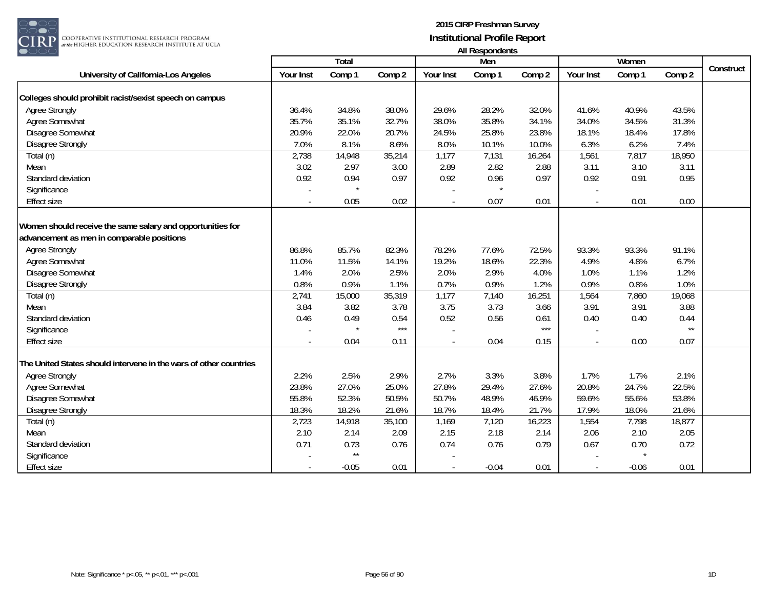# 2015 CIRP Freshman Survey

## Institutional Profile Report

### All Respondents

| University of California-Los Angeles | Total | | | Men | | | Women | | | Construct |
|---|---|---|---|---|---|---|---|---|---|---|
| | Your Inst | Comp 1 | Comp 2 | Your Inst | Comp 1 | Comp 2 | Your Inst | Comp 1 | Comp 2 | |
| **Colleges should prohibit racist/sexist speech on campus** | | | | | | | | | | |
| Agree Strongly | 36.4% | 34.8% | 38.0% | 29.6% | 28.2% | 32.0% | 41.6% | 40.9% | 43.5% | |
| Agree Somewhat | 35.7% | 35.1% | 32.7% | 38.0% | 35.8% | 34.1% | 34.0% | 34.5% | 31.3% | |
| Disagree Somewhat | 20.9% | 22.0% | 20.7% | 24.5% | 25.8% | 23.8% | 18.1% | 18.4% | 17.8% | |
| Disagree Strongly | 7.0% | 8.1% | 8.6% | 8.0% | 10.1% | 10.0% | 6.3% | 6.2% | 7.4% | |
| Total (n) | 2,738 | 14,948 | 35,214 | 1,177 | 7,131 | 16,264 | 1,561 | 7,817 | 18,950 | |
| Mean | 3.02 | 2.97 | 3.00 | 2.89 | 2.82 | 2.88 | 3.11 | 3.10 | 3.11 | |
| Standard deviation | 0.92 | 0.94 | 0.97 | 0.92 | 0.96 | 0.97 | 0.92 | 0.91 | 0.95 | |
| Significance | - | * | | - | * | | - | | | |
| Effect size | - | 0.05 | 0.02 | - | 0.07 | 0.01 | - | 0.01 | 0.00 | |
| **Women should receive the same salary and opportunities for advancement as men in comparable positions** | | | | | | | | | | |
| Agree Strongly | 86.8% | 85.7% | 82.3% | 78.2% | 77.6% | 72.5% | 93.3% | 93.3% | 91.1% | |
| Agree Somewhat | 11.0% | 11.5% | 14.1% | 19.2% | 18.6% | 22.3% | 4.9% | 4.8% | 6.7% | |
| Disagree Somewhat | 1.4% | 2.0% | 2.5% | 2.0% | 2.9% | 4.0% | 1.0% | 1.1% | 1.2% | |
| Disagree Strongly | 0.8% | 0.9% | 1.1% | 0.7% | 0.9% | 1.2% | 0.9% | 0.8% | 1.0% | |
| Total (n) | 2,741 | 15,000 | 35,319 | 1,177 | 7,140 | 16,251 | 1,564 | 7,860 | 19,068 | |
| Mean | 3.84 | 3.82 | 3.78 | 3.75 | 3.73 | 3.66 | 3.91 | 3.91 | 3.88 | |
| Standard deviation | 0.46 | 0.49 | 0.54 | 0.52 | 0.56 | 0.61 | 0.40 | 0.40 | 0.44 | |
| Significance | - | * | *** | - | | *** | - | | ** | |
| Effect size | - | 0.04 | 0.11 | - | 0.04 | 0.15 | - | 0.00 | 0.07 | |
| **The United States should intervene in the wars of other countries** | | | | | | | | | | |
| Agree Strongly | 2.2% | 2.5% | 2.9% | 2.7% | 3.3% | 3.8% | 1.7% | 1.7% | 2.1% | |
| Agree Somewhat | 23.8% | 27.0% | 25.0% | 27.8% | 29.4% | 27.6% | 20.8% | 24.7% | 22.5% | |
| Disagree Somewhat | 55.8% | 52.3% | 50.5% | 50.7% | 48.9% | 46.9% | 59.6% | 55.6% | 53.8% | |
| Disagree Strongly | 18.3% | 18.2% | 21.6% | 18.7% | 18.4% | 21.7% | 17.9% | 18.0% | 21.6% | |
| Total (n) | 2,723 | 14,918 | 35,100 | 1,169 | 7,120 | 16,223 | 1,554 | 7,798 | 18,877 | |
| Mean | 2.10 | 2.14 | 2.09 | 2.15 | 2.18 | 2.14 | 2.06 | 2.10 | 2.05 | |
| Standard deviation | 0.71 | 0.73 | 0.76 | 0.74 | 0.76 | 0.79 | 0.67 | 0.70 | 0.72 | |
| Significance | - | ** | | - | | | - | * | | |
| Effect size | - | -0.05 | 0.01 | - | -0.04 | 0.01 | - | -0.06 | 0.01 | |

Note: Significance * p<.05, ** p<.01, *** p<.001

1D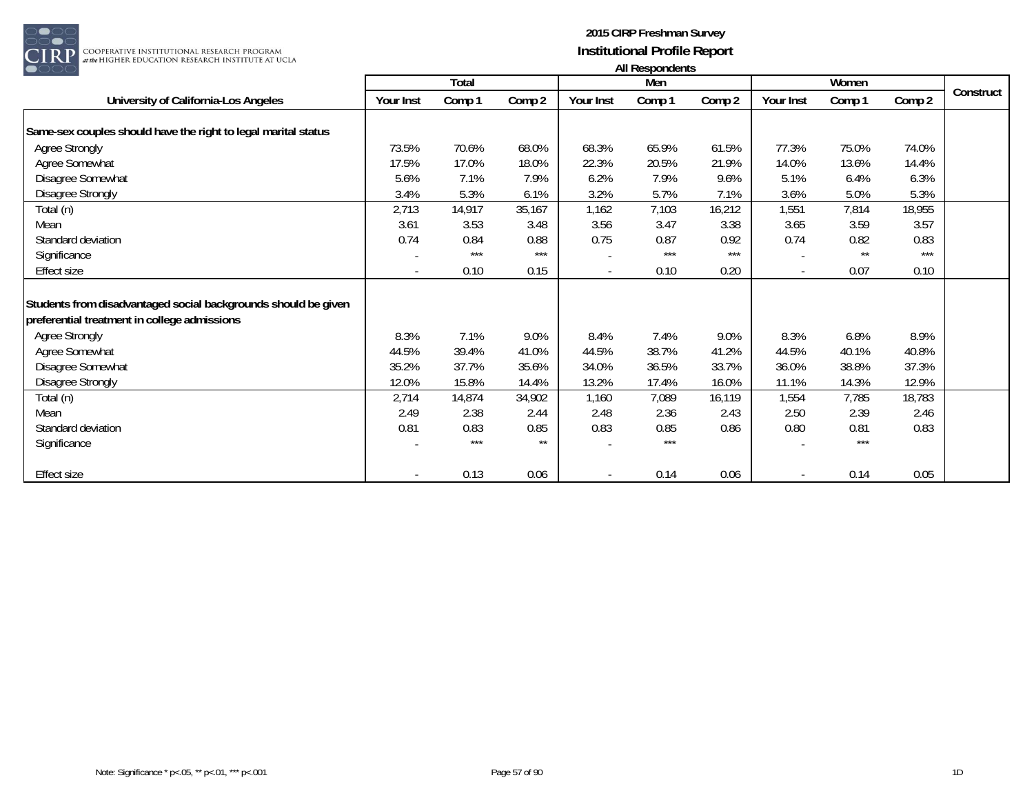**2015 CIRP Freshman Survey**
**Institutional Profile Report**
**All Respondents**

| University of California-Los Angeles | Total | | | Men | | | Women | | | Construct |
|---|---|---|---|---|---|---|---|---|---|---|
| | Your Inst | Comp 1 | Comp 2 | Your Inst | Comp 1 | Comp 2 | Your Inst | Comp 1 | Comp 2 | |
| **Same-sex couples should have the right to legal marital status** | | | | | | | | | | |
| Agree Strongly | 73.5% | 70.6% | 68.0% | 68.3% | 65.9% | 61.5% | 77.3% | 75.0% | 74.0% | |
| Agree Somewhat | 17.5% | 17.0% | 18.0% | 22.3% | 20.5% | 21.9% | 14.0% | 13.6% | 14.4% | |
| Disagree Somewhat | 5.6% | 7.1% | 7.9% | 6.2% | 7.9% | 9.6% | 5.1% | 6.4% | 6.3% | |
| Disagree Strongly | 3.4% | 5.3% | 6.1% | 3.2% | 5.7% | 7.1% | 3.6% | 5.0% | 5.3% | |
| Total (n) | 2,713 | 14,917 | 35,167 | 1,162 | 7,103 | 16,212 | 1,551 | 7,814 | 18,955 | |
| Mean | 3.61 | 3.53 | 3.48 | 3.56 | 3.47 | 3.38 | 3.65 | 3.59 | 3.57 | |
| Standard deviation | 0.74 | 0.84 | 0.88 | 0.75 | 0.87 | 0.92 | 0.74 | 0.82 | 0.83 | |
| Significance | - | *** | *** | - | *** | *** | - | ** | *** | |
| Effect size | - | 0.10 | 0.15 | - | 0.10 | 0.20 | - | 0.07 | 0.10 | |
| **Students from disadvantaged social backgrounds should be given preferential treatment in college admissions** | | | | | | | | | | |
| Agree Strongly | 8.3% | 7.1% | 9.0% | 8.4% | 7.4% | 9.0% | 8.3% | 6.8% | 8.9% | |
| Agree Somewhat | 44.5% | 39.4% | 41.0% | 44.5% | 38.7% | 41.2% | 44.5% | 40.1% | 40.8% | |
| Disagree Somewhat | 35.2% | 37.7% | 35.6% | 34.0% | 36.5% | 33.7% | 36.0% | 38.8% | 37.3% | |
| Disagree Strongly | 12.0% | 15.8% | 14.4% | 13.2% | 17.4% | 16.0% | 11.1% | 14.3% | 12.9% | |
| Total (n) | 2,714 | 14,874 | 34,902 | 1,160 | 7,089 | 16,119 | 1,554 | 7,785 | 18,783 | |
| Mean | 2.49 | 2.38 | 2.44 | 2.48 | 2.36 | 2.43 | 2.50 | 2.39 | 2.46 | |
| Standard deviation | 0.81 | 0.83 | 0.85 | 0.83 | 0.85 | 0.86 | 0.80 | 0.81 | 0.83 | |
| Significance | - | *** | ** | - | *** | | - | *** | | |
| Effect size | - | 0.13 | 0.06 | - | 0.14 | 0.06 | - | 0.14 | 0.05 | |

Note: Significance * p<.05, ** p<.01, *** p<.001

1D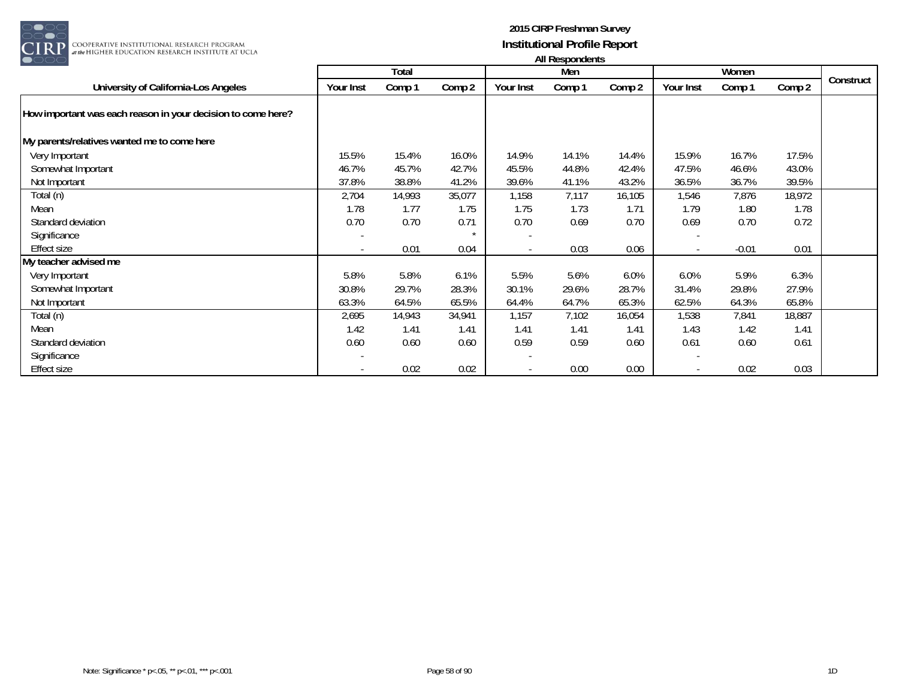# 2015 CIRP Freshman Survey

## Institutional Profile Report

### All Respondents

| University of California-Los Angeles | Total | | | Men | | | Women | | | Construct |
|---|---|---|---|---|---|---|---|---|---|---|
| | Your Inst | Comp 1 | Comp 2 | Your Inst | Comp 1 | Comp 2 | Your Inst | Comp 1 | Comp 2 | |
| **How important was each reason in your decision to come here?** | | | | | | | | | | |
| **My parents/relatives wanted me to come here** | | | | | | | | | | |
| Very Important | 15.5% | 15.4% | 16.0% | 14.9% | 14.1% | 14.4% | 15.9% | 16.7% | 17.5% | |
| Somewhat Important | 46.7% | 45.7% | 42.7% | 45.5% | 44.8% | 42.4% | 47.5% | 46.6% | 43.0% | |
| Not Important | 37.8% | 38.8% | 41.2% | 39.6% | 41.1% | 43.2% | 36.5% | 36.7% | 39.5% | |
| Total (n) | 2,704 | 14,993 | 35,077 | 1,158 | 7,117 | 16,105 | 1,546 | 7,876 | 18,972 | |
| Mean | 1.78 | 1.77 | 1.75 | 1.75 | 1.73 | 1.71 | 1.79 | 1.80 | 1.78 | |
| Standard deviation | 0.70 | 0.70 | 0.71 | 0.70 | 0.69 | 0.70 | 0.69 | 0.70 | 0.72 | |
| Significance | - | | * | - | | | - | | | |
| Effect size | - | 0.01 | 0.04 | - | 0.03 | 0.06 | - | -0.01 | 0.01 | |
| **My teacher advised me** | | | | | | | | | | |
| Very Important | 5.8% | 5.8% | 6.1% | 5.5% | 5.6% | 6.0% | 6.0% | 5.9% | 6.3% | |
| Somewhat Important | 30.8% | 29.7% | 28.3% | 30.1% | 29.6% | 28.7% | 31.4% | 29.8% | 27.9% | |
| Not Important | 63.3% | 64.5% | 65.5% | 64.4% | 64.7% | 65.3% | 62.5% | 64.3% | 65.8% | |
| Total (n) | 2,695 | 14,943 | 34,941 | 1,157 | 7,102 | 16,054 | 1,538 | 7,841 | 18,887 | |
| Mean | 1.42 | 1.41 | 1.41 | 1.41 | 1.41 | 1.41 | 1.43 | 1.42 | 1.41 | |
| Standard deviation | 0.60 | 0.60 | 0.60 | 0.59 | 0.59 | 0.60 | 0.61 | 0.60 | 0.61 | |
| Significance | - | | | - | | | - | | | |
| Effect size | - | 0.02 | 0.02 | - | 0.00 | 0.00 | - | 0.02 | 0.03 | |

Note: Significance * p<.05, ** p<.01, *** p<.001

1D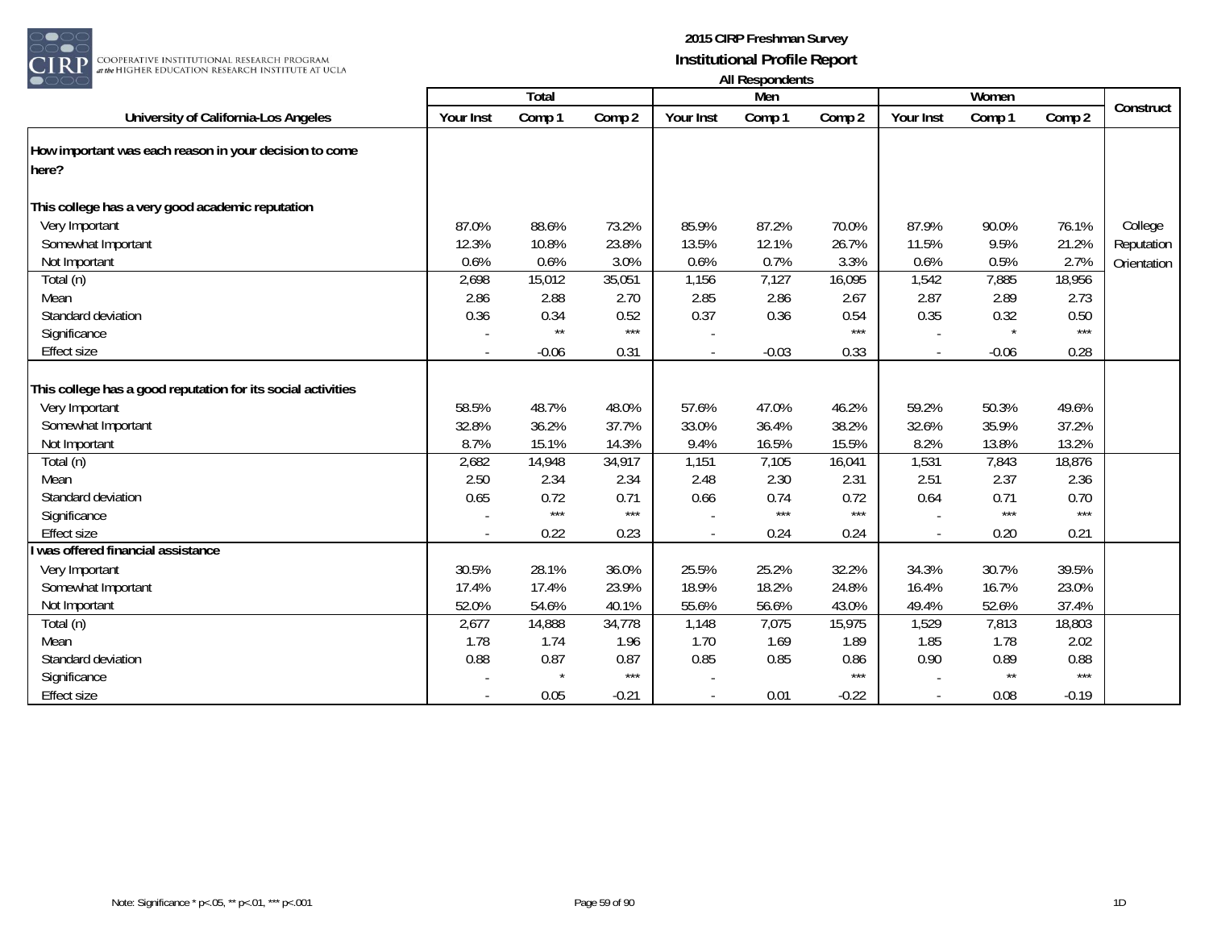# 2015 CIRP Freshman Survey
## Institutional Profile Report
### All Respondents

| University of California-Los Angeles | Total | | | Men | | | Women | | | Construct |
|---|---|---|---|---|---|---|---|---|---|---|
| | Your Inst | Comp 1 | Comp 2 | Your Inst | Comp 1 | Comp 2 | Your Inst | Comp 1 | Comp 2 | |
| **How important was each reason in your decision to come here?** | | | | | | | | | | |
| **This college has a very good academic reputation** | | | | | | | | | | |
| Very Important | 87.0% | 88.6% | 73.2% | 85.9% | 87.2% | 70.0% | 87.9% | 90.0% | 76.1% | College Reputation Orientation |
| Somewhat Important | 12.3% | 10.8% | 23.8% | 13.5% | 12.1% | 26.7% | 11.5% | 9.5% | 21.2% | |
| Not Important | 0.6% | 0.6% | 3.0% | 0.6% | 0.7% | 3.3% | 0.6% | 0.5% | 2.7% | |
| Total (n) | 2,698 | 15,012 | 35,051 | 1,156 | 7,127 | 16,095 | 1,542 | 7,885 | 18,956 | |
| Mean | 2.86 | 2.88 | 2.70 | 2.85 | 2.86 | 2.67 | 2.87 | 2.89 | 2.73 | |
| Standard deviation | 0.36 | 0.34 | 0.52 | 0.37 | 0.36 | 0.54 | 0.35 | 0.32 | 0.50 | |
| Significance | - | ** | *** | - | | *** | - | * | *** | |
| Effect size | - | -0.06 | 0.31 | - | -0.03 | 0.33 | - | -0.06 | 0.28 | |
| **This college has a good reputation for its social activities** | | | | | | | | | | |
| Very Important | 58.5% | 48.7% | 48.0% | 57.6% | 47.0% | 46.2% | 59.2% | 50.3% | 49.6% | |
| Somewhat Important | 32.8% | 36.2% | 37.7% | 33.0% | 36.4% | 38.2% | 32.6% | 35.9% | 37.2% | |
| Not Important | 8.7% | 15.1% | 14.3% | 9.4% | 16.5% | 15.5% | 8.2% | 13.8% | 13.2% | |
| Total (n) | 2,682 | 14,948 | 34,917 | 1,151 | 7,105 | 16,041 | 1,531 | 7,843 | 18,876 | |
| Mean | 2.50 | 2.34 | 2.34 | 2.48 | 2.30 | 2.31 | 2.51 | 2.37 | 2.36 | |
| Standard deviation | 0.65 | 0.72 | 0.71 | 0.66 | 0.74 | 0.72 | 0.64 | 0.71 | 0.70 | |
| Significance | - | *** | *** | - | *** | *** | - | *** | *** | |
| Effect size | - | 0.22 | 0.23 | - | 0.24 | 0.24 | - | 0.20 | 0.21 | |
| **I was offered financial assistance** | | | | | | | | | | |
| Very Important | 30.5% | 28.1% | 36.0% | 25.5% | 25.2% | 32.2% | 34.3% | 30.7% | 39.5% | |
| Somewhat Important | 17.4% | 17.4% | 23.9% | 18.9% | 18.2% | 24.8% | 16.4% | 16.7% | 23.0% | |
| Not Important | 52.0% | 54.6% | 40.1% | 55.6% | 56.6% | 43.0% | 49.4% | 52.6% | 37.4% | |
| Total (n) | 2,677 | 14,888 | 34,778 | 1,148 | 7,075 | 15,975 | 1,529 | 7,813 | 18,803 | |
| Mean | 1.78 | 1.74 | 1.96 | 1.70 | 1.69 | 1.89 | 1.85 | 1.78 | 2.02 | |
| Standard deviation | 0.88 | 0.87 | 0.87 | 0.85 | 0.85 | 0.86 | 0.90 | 0.89 | 0.88 | |
| Significance | - | * | *** | - | | *** | - | ** | *** | |
| Effect size | - | 0.05 | -0.21 | - | 0.01 | -0.22 | - | 0.08 | -0.19 | |

Note: Significance * p<.05, ** p<.01, *** p<.001

1D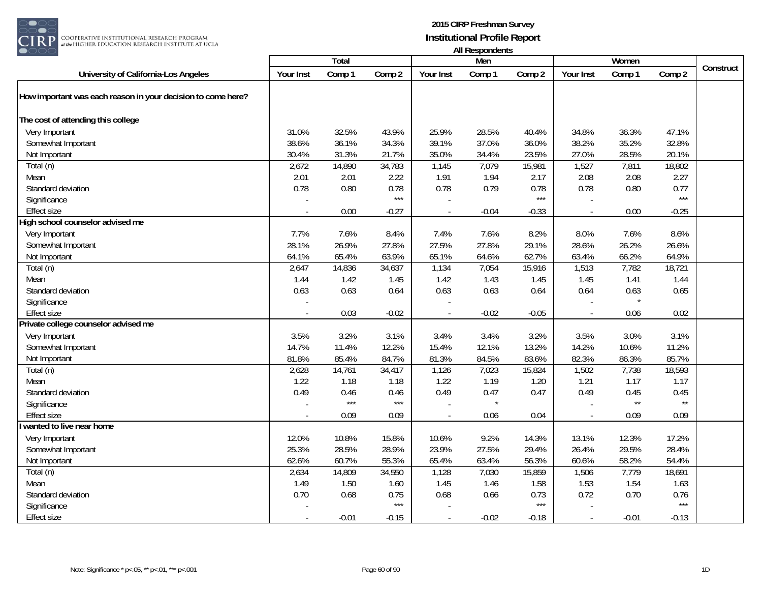**2015 CIRP Freshman Survey**
**Institutional Profile Report**
**All Respondents**

| University of California-Los Angeles | Total | | | Men | | | Women | | | Construct |
|---|---|---|---|---|---|---|---|---|---|---|
| | Your Inst | Comp 1 | Comp 2 | Your Inst | Comp 1 | Comp 2 | Your Inst | Comp 1 | Comp 2 | |
| **How important was each reason in your decision to come here?** | | | | | | | | | | |
| **The cost of attending this college** | | | | | | | | | | |
| Very Important | 31.0% | 32.5% | 43.9% | 25.9% | 28.5% | 40.4% | 34.8% | 36.3% | 47.1% | |
| Somewhat Important | 38.6% | 36.1% | 34.3% | 39.1% | 37.0% | 36.0% | 38.2% | 35.2% | 32.8% | |
| Not Important | 30.4% | 31.3% | 21.7% | 35.0% | 34.4% | 23.5% | 27.0% | 28.5% | 20.1% | |
| Total (n) | 2,672 | 14,890 | 34,783 | 1,145 | 7,079 | 15,981 | 1,527 | 7,811 | 18,802 | |
| Mean | 2.01 | 2.01 | 2.22 | 1.91 | 1.94 | 2.17 | 2.08 | 2.08 | 2.27 | |
| Standard deviation | 0.78 | 0.80 | 0.78 | 0.78 | 0.79 | 0.78 | 0.78 | 0.80 | 0.77 | |
| Significance | - | | *** | - | | *** | - | | *** | |
| Effect size | - | 0.00 | -0.27 | - | -0.04 | -0.33 | - | 0.00 | -0.25 | |
| **High school counselor advised me** | | | | | | | | | | |
| Very Important | 7.7% | 7.6% | 8.4% | 7.4% | 7.6% | 8.2% | 8.0% | 7.6% | 8.6% | |
| Somewhat Important | 28.1% | 26.9% | 27.8% | 27.5% | 27.8% | 29.1% | 28.6% | 26.2% | 26.6% | |
| Not Important | 64.1% | 65.4% | 63.9% | 65.1% | 64.6% | 62.7% | 63.4% | 66.2% | 64.9% | |
| Total (n) | 2,647 | 14,836 | 34,637 | 1,134 | 7,054 | 15,916 | 1,513 | 7,782 | 18,721 | |
| Mean | 1.44 | 1.42 | 1.45 | 1.42 | 1.43 | 1.45 | 1.45 | 1.41 | 1.44 | |
| Standard deviation | 0.63 | 0.63 | 0.64 | 0.63 | 0.63 | 0.64 | 0.64 | 0.63 | 0.65 | |
| Significance | - | | | - | | | - | * | | |
| Effect size | - | 0.03 | -0.02 | - | -0.02 | -0.05 | - | 0.06 | 0.02 | |
| **Private college counselor advised me** | | | | | | | | | | |
| Very Important | 3.5% | 3.2% | 3.1% | 3.4% | 3.4% | 3.2% | 3.5% | 3.0% | 3.1% | |
| Somewhat Important | 14.7% | 11.4% | 12.2% | 15.4% | 12.1% | 13.2% | 14.2% | 10.6% | 11.2% | |
| Not Important | 81.8% | 85.4% | 84.7% | 81.3% | 84.5% | 83.6% | 82.3% | 86.3% | 85.7% | |
| Total (n) | 2,628 | 14,761 | 34,417 | 1,126 | 7,023 | 15,824 | 1,502 | 7,738 | 18,593 | |
| Mean | 1.22 | 1.18 | 1.18 | 1.22 | 1.19 | 1.20 | 1.21 | 1.17 | 1.17 | |
| Standard deviation | 0.49 | 0.46 | 0.46 | 0.49 | 0.47 | 0.47 | 0.49 | 0.45 | 0.45 | |
| Significance | - | *** | *** | - | * | | - | ** | ** | |
| Effect size | - | 0.09 | 0.09 | - | 0.06 | 0.04 | - | 0.09 | 0.09 | |
| **I wanted to live near home** | | | | | | | | | | |
| Very Important | 12.0% | 10.8% | 15.8% | 10.6% | 9.2% | 14.3% | 13.1% | 12.3% | 17.2% | |
| Somewhat Important | 25.3% | 28.5% | 28.9% | 23.9% | 27.5% | 29.4% | 26.4% | 29.5% | 28.4% | |
| Not Important | 62.6% | 60.7% | 55.3% | 65.4% | 63.4% | 56.3% | 60.6% | 58.2% | 54.4% | |
| Total (n) | 2,634 | 14,809 | 34,550 | 1,128 | 7,030 | 15,859 | 1,506 | 7,779 | 18,691 | |
| Mean | 1.49 | 1.50 | 1.60 | 1.45 | 1.46 | 1.58 | 1.53 | 1.54 | 1.63 | |
| Standard deviation | 0.70 | 0.68 | 0.75 | 0.68 | 0.66 | 0.73 | 0.72 | 0.70 | 0.76 | |
| Significance | - | | *** | - | | *** | - | | *** | |
| Effect size | - | -0.01 | -0.15 | - | -0.02 | -0.18 | - | -0.01 | -0.13 | |

Note: Significance * p<.05, ** p<.01, *** p<.001

1D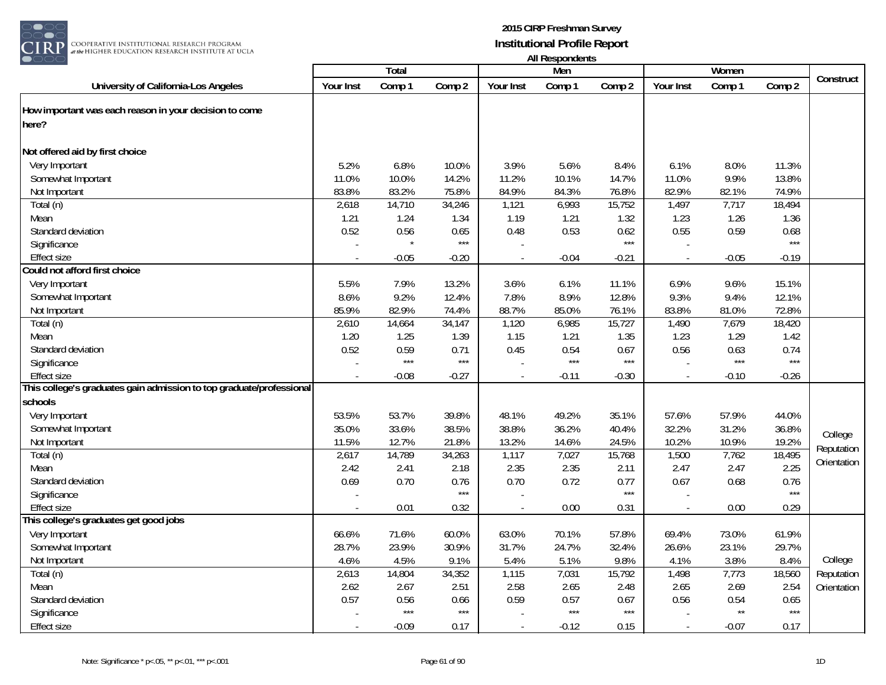## 2015 CIRP Freshman Survey
### Institutional Profile Report
All Respondents

| University of California-Los Angeles | Total | | | Men | | | Women | | | Construct |
|---|---|---|---|---|---|---|---|---|---|---|
| | Your Inst | Comp 1 | Comp 2 | Your Inst | Comp 1 | Comp 2 | Your Inst | Comp 1 | Comp 2 | |
| **How important was each reason in your decision to come here?** | | | | | | | | | | |
| **Not offered aid by first choice** | | | | | | | | | | |
| Very Important | 5.2% | 6.8% | 10.0% | 3.9% | 5.6% | 8.4% | 6.1% | 8.0% | 11.3% | |
| Somewhat Important | 11.0% | 10.0% | 14.2% | 11.2% | 10.1% | 14.7% | 11.0% | 9.9% | 13.8% | |
| Not Important | 83.8% | 83.2% | 75.8% | 84.9% | 84.3% | 76.8% | 82.9% | 82.1% | 74.9% | |
| Total (n) | 2,618 | 14,710 | 34,246 | 1,121 | 6,993 | 15,752 | 1,497 | 7,717 | 18,494 | |
| Mean | 1.21 | 1.24 | 1.34 | 1.19 | 1.21 | 1.32 | 1.23 | 1.26 | 1.36 | |
| Standard deviation | 0.52 | 0.56 | 0.65 | 0.48 | 0.53 | 0.62 | 0.55 | 0.59 | 0.68 | |
| Significance | - | * | *** | - | | *** | - | | *** | |
| Effect size | - | -0.05 | -0.20 | - | -0.04 | -0.21 | - | -0.05 | -0.19 | |
| **Could not afford first choice** | | | | | | | | | | |
| Very Important | 5.5% | 7.9% | 13.2% | 3.6% | 6.1% | 11.1% | 6.9% | 9.6% | 15.1% | |
| Somewhat Important | 8.6% | 9.2% | 12.4% | 7.8% | 8.9% | 12.8% | 9.3% | 9.4% | 12.1% | |
| Not Important | 85.9% | 82.9% | 74.4% | 88.7% | 85.0% | 76.1% | 83.8% | 81.0% | 72.8% | |
| Total (n) | 2,610 | 14,664 | 34,147 | 1,120 | 6,985 | 15,727 | 1,490 | 7,679 | 18,420 | |
| Mean | 1.20 | 1.25 | 1.39 | 1.15 | 1.21 | 1.35 | 1.23 | 1.29 | 1.42 | |
| Standard deviation | 0.52 | 0.59 | 0.71 | 0.45 | 0.54 | 0.67 | 0.56 | 0.63 | 0.74 | |
| Significance | - | *** | *** | - | *** | *** | - | *** | *** | |
| Effect size | - | -0.08 | -0.27 | - | -0.11 | -0.30 | - | -0.10 | -0.26 | |
| **This college's graduates gain admission to top graduate/professional schools** | | | | | | | | | | College Reputation Orientation |
| Very Important | 53.5% | 53.7% | 39.8% | 48.1% | 49.2% | 35.1% | 57.6% | 57.9% | 44.0% | |
| Somewhat Important | 35.0% | 33.6% | 38.5% | 38.8% | 36.2% | 40.4% | 32.2% | 31.2% | 36.8% | |
| Not Important | 11.5% | 12.7% | 21.8% | 13.2% | 14.6% | 24.5% | 10.2% | 10.9% | 19.2% | |
| Total (n) | 2,617 | 14,789 | 34,263 | 1,117 | 7,027 | 15,768 | 1,500 | 7,762 | 18,495 | |
| Mean | 2.42 | 2.41 | 2.18 | 2.35 | 2.35 | 2.11 | 2.47 | 2.47 | 2.25 | |
| Standard deviation | 0.69 | 0.70 | 0.76 | 0.70 | 0.72 | 0.77 | 0.67 | 0.68 | 0.76 | |
| Significance | - | | *** | - | | *** | - | | *** | |
| Effect size | - | 0.01 | 0.32 | - | 0.00 | 0.31 | - | 0.00 | 0.29 | |
| **This college's graduates get good jobs** | | | | | | | | | | College Reputation Orientation |
| Very Important | 66.6% | 71.6% | 60.0% | 63.0% | 70.1% | 57.8% | 69.4% | 73.0% | 61.9% | |
| Somewhat Important | 28.7% | 23.9% | 30.9% | 31.7% | 24.7% | 32.4% | 26.6% | 23.1% | 29.7% | |
| Not Important | 4.6% | 4.5% | 9.1% | 5.4% | 5.1% | 9.8% | 4.1% | 3.8% | 8.4% | |
| Total (n) | 2,613 | 14,804 | 34,352 | 1,115 | 7,031 | 15,792 | 1,498 | 7,773 | 18,560 | |
| Mean | 2.62 | 2.67 | 2.51 | 2.58 | 2.65 | 2.48 | 2.65 | 2.69 | 2.54 | |
| Standard deviation | 0.57 | 0.56 | 0.66 | 0.59 | 0.57 | 0.67 | 0.56 | 0.54 | 0.65 | |
| Significance | - | *** | *** | - | *** | *** | - | ** | *** | |
| Effect size | - | -0.09 | 0.17 | - | -0.12 | 0.15 | - | -0.07 | 0.17 | |

Note: Significance * p<.05, ** p<.01, *** p<.001

1D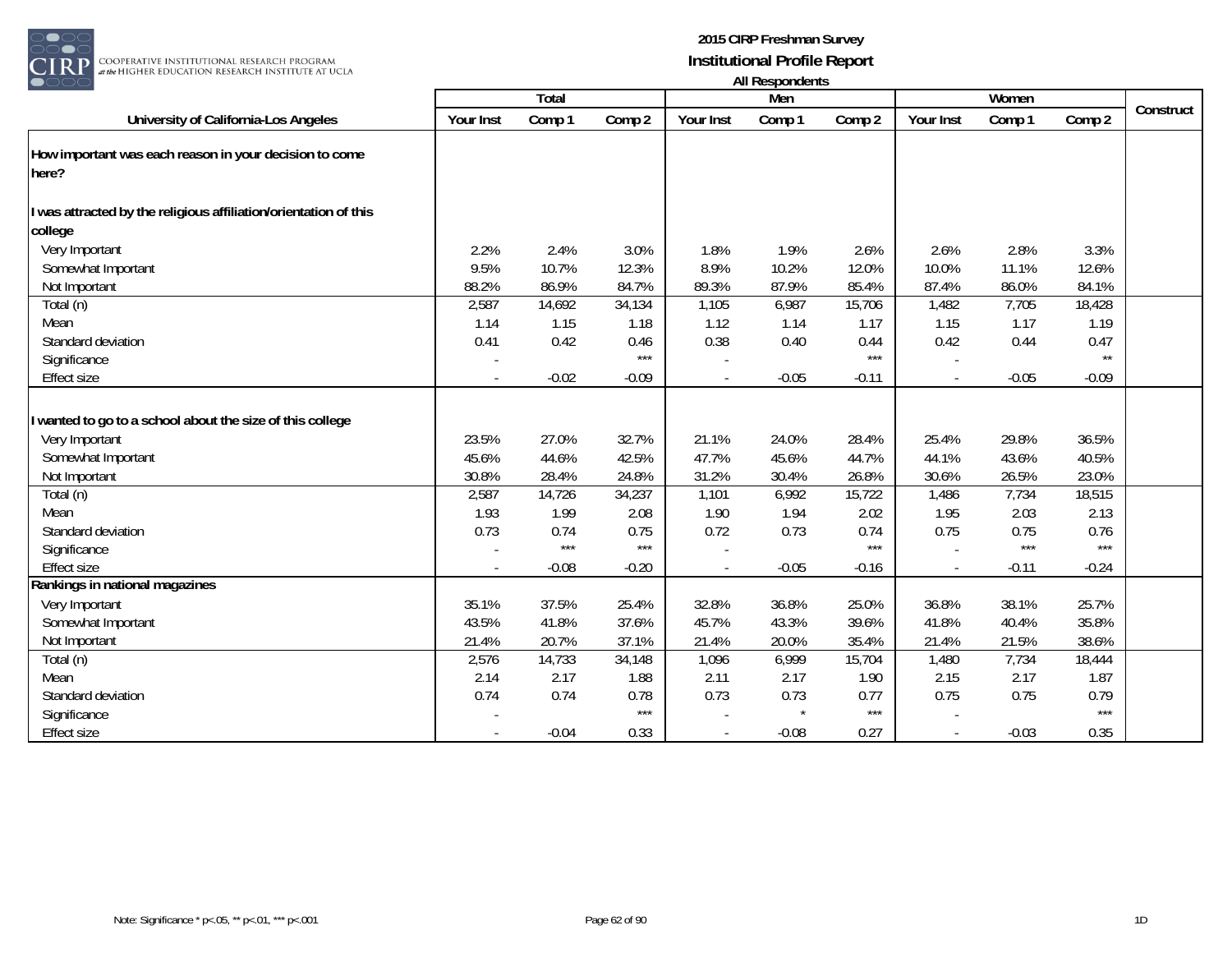**2015 CIRP Freshman Survey**
**Institutional Profile Report**
**All Respondents**

| University of California-Los Angeles | Total | | | Men | | | Women | | | Construct |
|---|---|---|---|---|---|---|---|---|---|---|
| | Your Inst | Comp 1 | Comp 2 | Your Inst | Comp 1 | Comp 2 | Your Inst | Comp 1 | Comp 2 | |
| **How important was each reason in your decision to come here?** | | | | | | | | | | |
| **I was attracted by the religious affiliation/orientation of this college** | | | | | | | | | | |
| Very Important | 2.2% | 2.4% | 3.0% | 1.8% | 1.9% | 2.6% | 2.6% | 2.8% | 3.3% | |
| Somewhat Important | 9.5% | 10.7% | 12.3% | 8.9% | 10.2% | 12.0% | 10.0% | 11.1% | 12.6% | |
| Not Important | 88.2% | 86.9% | 84.7% | 89.3% | 87.9% | 85.4% | 87.4% | 86.0% | 84.1% | |
| Total (n) | 2,587 | 14,692 | 34,134 | 1,105 | 6,987 | 15,706 | 1,482 | 7,705 | 18,428 | |
| Mean | 1.14 | 1.15 | 1.18 | 1.12 | 1.14 | 1.17 | 1.15 | 1.17 | 1.19 | |
| Standard deviation | 0.41 | 0.42 | 0.46 | 0.38 | 0.40 | 0.44 | 0.42 | 0.44 | 0.47 | |
| Significance | - | | *** | - | | *** | - | | ** | |
| Effect size | - | -0.02 | -0.09 | - | -0.05 | -0.11 | - | -0.05 | -0.09 | |
| **I wanted to go to a school about the size of this college** | | | | | | | | | | |
| Very Important | 23.5% | 27.0% | 32.7% | 21.1% | 24.0% | 28.4% | 25.4% | 29.8% | 36.5% | |
| Somewhat Important | 45.6% | 44.6% | 42.5% | 47.7% | 45.6% | 44.7% | 44.1% | 43.6% | 40.5% | |
| Not Important | 30.8% | 28.4% | 24.8% | 31.2% | 30.4% | 26.8% | 30.6% | 26.5% | 23.0% | |
| Total (n) | 2,587 | 14,726 | 34,237 | 1,101 | 6,992 | 15,722 | 1,486 | 7,734 | 18,515 | |
| Mean | 1.93 | 1.99 | 2.08 | 1.90 | 1.94 | 2.02 | 1.95 | 2.03 | 2.13 | |
| Standard deviation | 0.73 | 0.74 | 0.75 | 0.72 | 0.73 | 0.74 | 0.75 | 0.75 | 0.76 | |
| Significance | - | *** | *** | - | | *** | - | *** | *** | |
| Effect size | - | -0.08 | -0.20 | - | -0.05 | -0.16 | - | -0.11 | -0.24 | |
| **Rankings in national magazines** | | | | | | | | | | |
| Very Important | 35.1% | 37.5% | 25.4% | 32.8% | 36.8% | 25.0% | 36.8% | 38.1% | 25.7% | |
| Somewhat Important | 43.5% | 41.8% | 37.6% | 45.7% | 43.3% | 39.6% | 41.8% | 40.4% | 35.8% | |
| Not Important | 21.4% | 20.7% | 37.1% | 21.4% | 20.0% | 35.4% | 21.4% | 21.5% | 38.6% | |
| Total (n) | 2,576 | 14,733 | 34,148 | 1,096 | 6,999 | 15,704 | 1,480 | 7,734 | 18,444 | |
| Mean | 2.14 | 2.17 | 1.88 | 2.11 | 2.17 | 1.90 | 2.15 | 2.17 | 1.87 | |
| Standard deviation | 0.74 | 0.74 | 0.78 | 0.73 | 0.73 | 0.77 | 0.75 | 0.75 | 0.79 | |
| Significance | - | | *** | - | * | *** | - | | *** | |
| Effect size | - | -0.04 | 0.33 | - | -0.08 | 0.27 | - | -0.03 | 0.35 | |

Note: Significance * p<.05, ** p<.01, *** p<.001

1D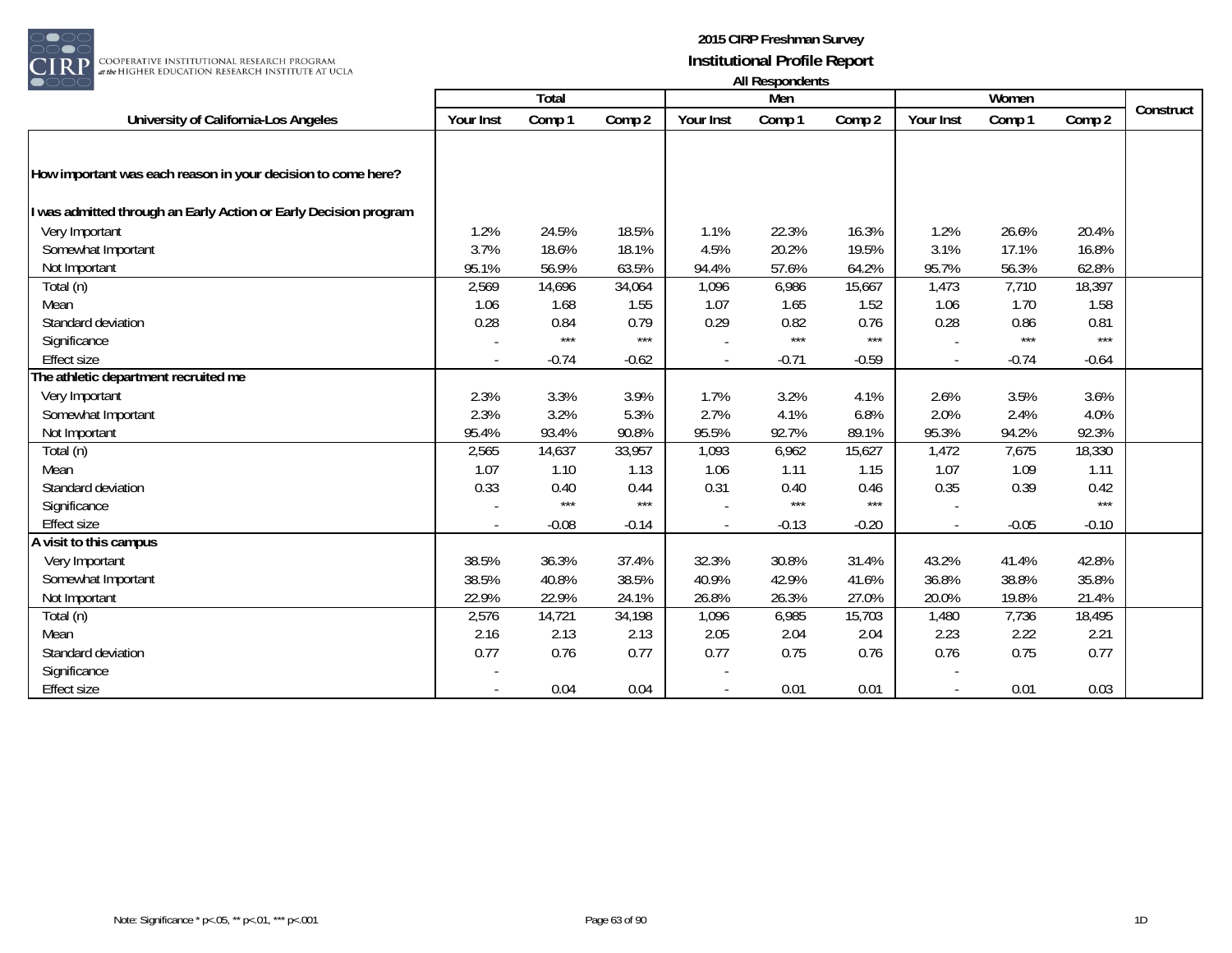# 2015 CIRP Freshman Survey
## Institutional Profile Report
### All Respondents

| University of California-Los Angeles | Total | | | Men | | | Women | | | Construct |
|---|---|---|---|---|---|---|---|---|---|---|
| | Your Inst | Comp 1 | Comp 2 | Your Inst | Comp 1 | Comp 2 | Your Inst | Comp 1 | Comp 2 | |
| **How important was each reason in your decision to come here?** | | | | | | | | | | |
| **I was admitted through an Early Action or Early Decision program** | | | | | | | | | | |
| Very Important | 1.2% | 24.5% | 18.5% | 1.1% | 22.3% | 16.3% | 1.2% | 26.6% | 20.4% | |
| Somewhat Important | 3.7% | 18.6% | 18.1% | 4.5% | 20.2% | 19.5% | 3.1% | 17.1% | 16.8% | |
| Not Important | 95.1% | 56.9% | 63.5% | 94.4% | 57.6% | 64.2% | 95.7% | 56.3% | 62.8% | |
| Total (n) | 2,569 | 14,696 | 34,064 | 1,096 | 6,986 | 15,667 | 1,473 | 7,710 | 18,397 | |
| Mean | 1.06 | 1.68 | 1.55 | 1.07 | 1.65 | 1.52 | 1.06 | 1.70 | 1.58 | |
| Standard deviation | 0.28 | 0.84 | 0.79 | 0.29 | 0.82 | 0.76 | 0.28 | 0.86 | 0.81 | |
| Significance | - | *** | *** | - | *** | *** | - | *** | *** | |
| Effect size | - | -0.74 | -0.62 | - | -0.71 | -0.59 | - | -0.74 | -0.64 | |
| **The athletic department recruited me** | | | | | | | | | | |
| Very Important | 2.3% | 3.3% | 3.9% | 1.7% | 3.2% | 4.1% | 2.6% | 3.5% | 3.6% | |
| Somewhat Important | 2.3% | 3.2% | 5.3% | 2.7% | 4.1% | 6.8% | 2.0% | 2.4% | 4.0% | |
| Not Important | 95.4% | 93.4% | 90.8% | 95.5% | 92.7% | 89.1% | 95.3% | 94.2% | 92.3% | |
| Total (n) | 2,565 | 14,637 | 33,957 | 1,093 | 6,962 | 15,627 | 1,472 | 7,675 | 18,330 | |
| Mean | 1.07 | 1.10 | 1.13 | 1.06 | 1.11 | 1.15 | 1.07 | 1.09 | 1.11 | |
| Standard deviation | 0.33 | 0.40 | 0.44 | 0.31 | 0.40 | 0.46 | 0.35 | 0.39 | 0.42 | |
| Significance | - | *** | *** | - | *** | *** | - | | *** | |
| Effect size | - | -0.08 | -0.14 | - | -0.13 | -0.20 | - | -0.05 | -0.10 | |
| **A visit to this campus** | | | | | | | | | | |
| Very Important | 38.5% | 36.3% | 37.4% | 32.3% | 30.8% | 31.4% | 43.2% | 41.4% | 42.8% | |
| Somewhat Important | 38.5% | 40.8% | 38.5% | 40.9% | 42.9% | 41.6% | 36.8% | 38.8% | 35.8% | |
| Not Important | 22.9% | 22.9% | 24.1% | 26.8% | 26.3% | 27.0% | 20.0% | 19.8% | 21.4% | |
| Total (n) | 2,576 | 14,721 | 34,198 | 1,096 | 6,985 | 15,703 | 1,480 | 7,736 | 18,495 | |
| Mean | 2.16 | 2.13 | 2.13 | 2.05 | 2.04 | 2.04 | 2.23 | 2.22 | 2.21 | |
| Standard deviation | 0.77 | 0.76 | 0.77 | 0.77 | 0.75 | 0.76 | 0.76 | 0.75 | 0.77 | |
| Significance | - | | | - | | | - | | | |
| Effect size | - | 0.04 | 0.04 | - | 0.01 | 0.01 | - | 0.01 | 0.03 | |

Note: Significance * p<.05, ** p<.01, *** p<.001

1D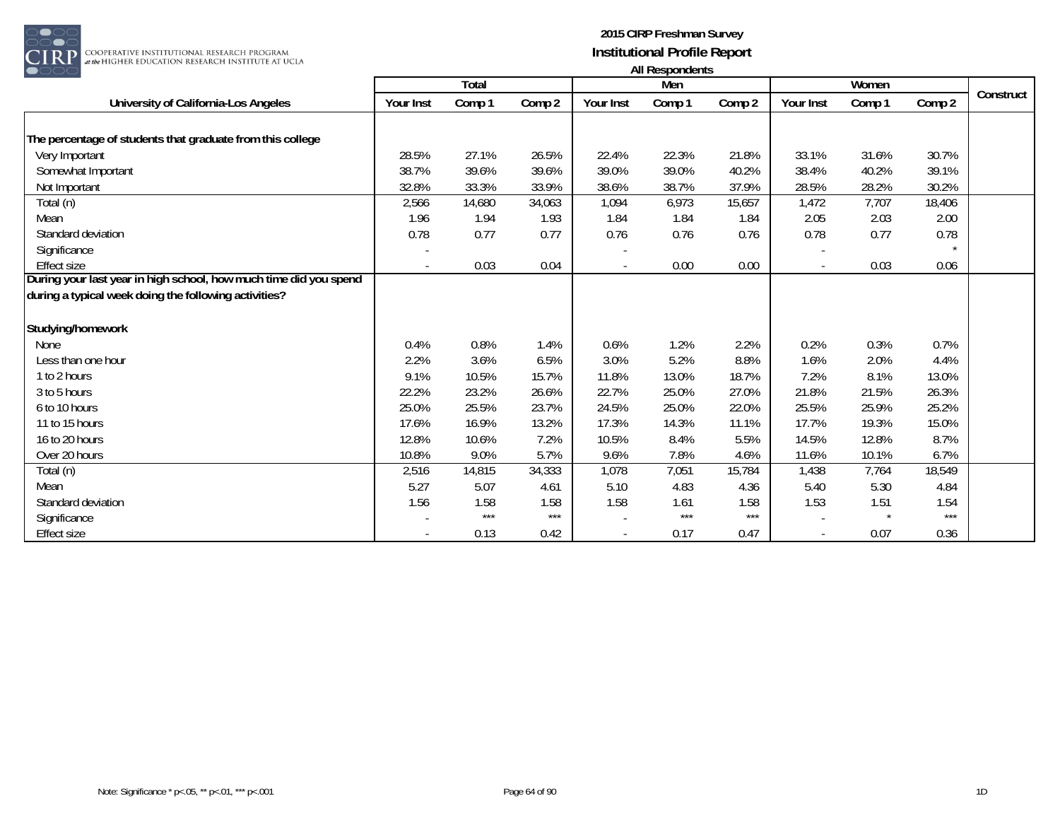# 2015 CIRP Freshman Survey

## Institutional Profile Report

### All Respondents

| University of California-Los Angeles | Total | | | Men | | | Women | | | Construct |
|---|---|---|---|---|---|---|---|---|---|---|
| | Your Inst | Comp 1 | Comp 2 | Your Inst | Comp 1 | Comp 2 | Your Inst | Comp 1 | Comp 2 | |
| **The percentage of students that graduate from this college** | | | | | | | | | | |
| Very Important | 28.5% | 27.1% | 26.5% | 22.4% | 22.3% | 21.8% | 33.1% | 31.6% | 30.7% | |
| Somewhat Important | 38.7% | 39.6% | 39.6% | 39.0% | 39.0% | 40.2% | 38.4% | 40.2% | 39.1% | |
| Not Important | 32.8% | 33.3% | 33.9% | 38.6% | 38.7% | 37.9% | 28.5% | 28.2% | 30.2% | |
| Total (n) | 2,566 | 14,680 | 34,063 | 1,094 | 6,973 | 15,657 | 1,472 | 7,707 | 18,406 | |
| Mean | 1.96 | 1.94 | 1.93 | 1.84 | 1.84 | 1.84 | 2.05 | 2.03 | 2.00 | |
| Standard deviation | 0.78 | 0.77 | 0.77 | 0.76 | 0.76 | 0.76 | 0.78 | 0.77 | 0.78 | |
| Significance | - | | | - | | | - | | * | |
| Effect size | - | 0.03 | 0.04 | - | 0.00 | 0.00 | - | 0.03 | 0.06 | |
| **During your last year in high school, how much time did you spend during a typical week doing the following activities?** | | | | | | | | | | |
| **Studying/homework** | | | | | | | | | | |
| None | 0.4% | 0.8% | 1.4% | 0.6% | 1.2% | 2.2% | 0.2% | 0.3% | 0.7% | |
| Less than one hour | 2.2% | 3.6% | 6.5% | 3.0% | 5.2% | 8.8% | 1.6% | 2.0% | 4.4% | |
| 1 to 2 hours | 9.1% | 10.5% | 15.7% | 11.8% | 13.0% | 18.7% | 7.2% | 8.1% | 13.0% | |
| 3 to 5 hours | 22.2% | 23.2% | 26.6% | 22.7% | 25.0% | 27.0% | 21.8% | 21.5% | 26.3% | |
| 6 to 10 hours | 25.0% | 25.5% | 23.7% | 24.5% | 25.0% | 22.0% | 25.5% | 25.9% | 25.2% | |
| 11 to 15 hours | 17.6% | 16.9% | 13.2% | 17.3% | 14.3% | 11.1% | 17.7% | 19.3% | 15.0% | |
| 16 to 20 hours | 12.8% | 10.6% | 7.2% | 10.5% | 8.4% | 5.5% | 14.5% | 12.8% | 8.7% | |
| Over 20 hours | 10.8% | 9.0% | 5.7% | 9.6% | 7.8% | 4.6% | 11.6% | 10.1% | 6.7% | |
| Total (n) | 2,516 | 14,815 | 34,333 | 1,078 | 7,051 | 15,784 | 1,438 | 7,764 | 18,549 | |
| Mean | 5.27 | 5.07 | 4.61 | 5.10 | 4.83 | 4.36 | 5.40 | 5.30 | 4.84 | |
| Standard deviation | 1.56 | 1.58 | 1.58 | 1.58 | 1.61 | 1.58 | 1.53 | 1.51 | 1.54 | |
| Significance | - | *** | *** | - | *** | *** | - | * | *** | |
| Effect size | - | 0.13 | 0.42 | - | 0.17 | 0.47 | - | 0.07 | 0.36 | |

Note: Significance * p<.05, ** p<.01, *** p<.001

1D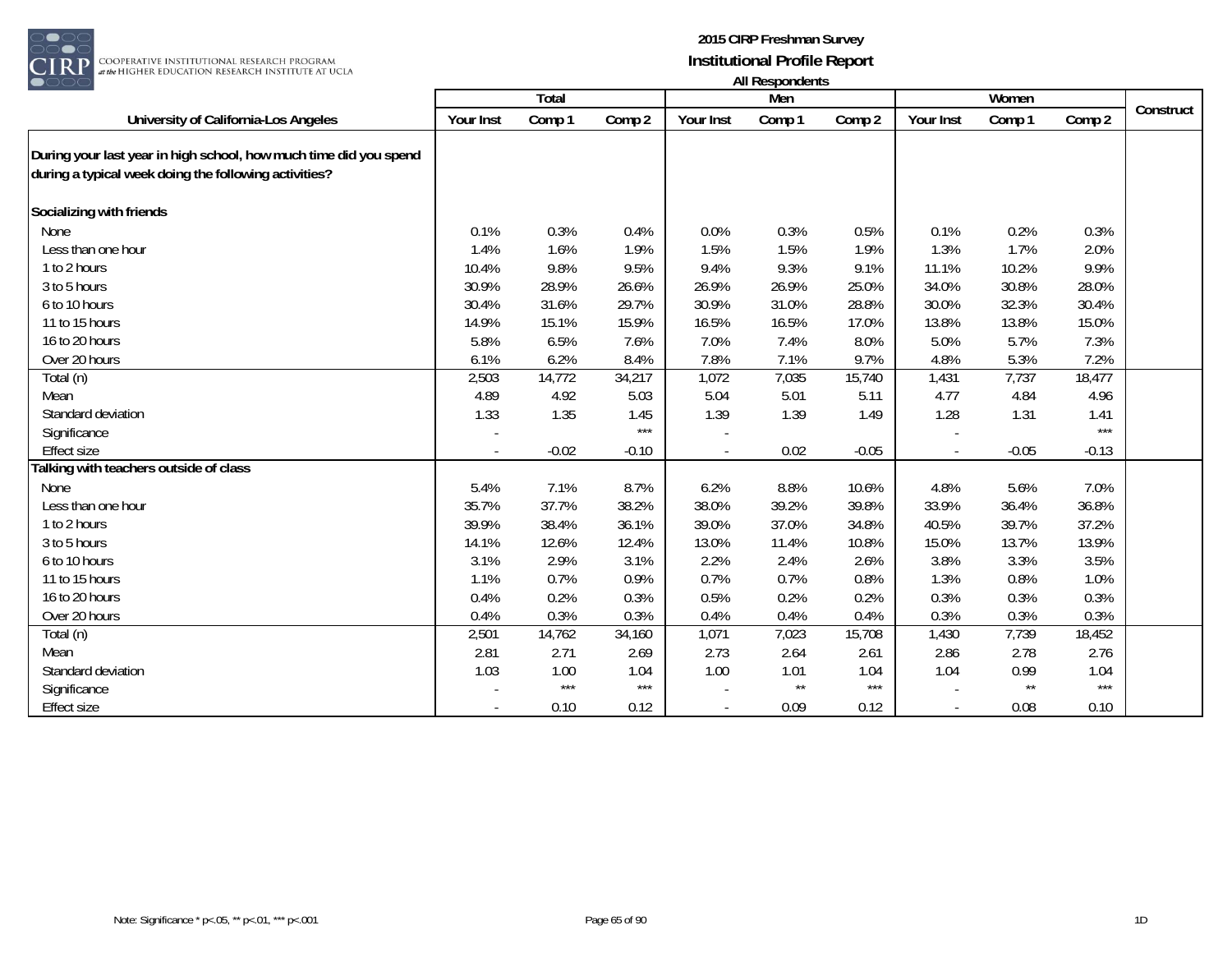# 2015 CIRP Freshman Survey
## Institutional Profile Report
### All Respondents

| University of California-Los Angeles | Total | | | Men | | | Women | | | Construct |
|---|---|---|---|---|---|---|---|---|---|---|
| | Your Inst | Comp 1 | Comp 2 | Your Inst | Comp 1 | Comp 2 | Your Inst | Comp 1 | Comp 2 | |
| **During your last year in high school, how much time did you spend during a typical week doing the following activities?** | | | | | | | | | | |
| **Socializing with friends** | | | | | | | | | | |
| None | 0.1% | 0.3% | 0.4% | 0.0% | 0.3% | 0.5% | 0.1% | 0.2% | 0.3% | |
| Less than one hour | 1.4% | 1.6% | 1.9% | 1.5% | 1.5% | 1.9% | 1.3% | 1.7% | 2.0% | |
| 1 to 2 hours | 10.4% | 9.8% | 9.5% | 9.4% | 9.3% | 9.1% | 11.1% | 10.2% | 9.9% | |
| 3 to 5 hours | 30.9% | 28.9% | 26.6% | 26.9% | 26.9% | 25.0% | 34.0% | 30.8% | 28.0% | |
| 6 to 10 hours | 30.4% | 31.6% | 29.7% | 30.9% | 31.0% | 28.8% | 30.0% | 32.3% | 30.4% | |
| 11 to 15 hours | 14.9% | 15.1% | 15.9% | 16.5% | 16.5% | 17.0% | 13.8% | 13.8% | 15.0% | |
| 16 to 20 hours | 5.8% | 6.5% | 7.6% | 7.0% | 7.4% | 8.0% | 5.0% | 5.7% | 7.3% | |
| Over 20 hours | 6.1% | 6.2% | 8.4% | 7.8% | 7.1% | 9.7% | 4.8% | 5.3% | 7.2% | |
| Total (n) | 2,503 | 14,772 | 34,217 | 1,072 | 7,035 | 15,740 | 1,431 | 7,737 | 18,477 | |
| Mean | 4.89 | 4.92 | 5.03 | 5.04 | 5.01 | 5.11 | 4.77 | 4.84 | 4.96 | |
| Standard deviation | 1.33 | 1.35 | 1.45 | 1.39 | 1.39 | 1.49 | 1.28 | 1.31 | 1.41 | |
| Significance | - | | *** | - | | | - | | *** | |
| Effect size | - | -0.02 | -0.10 | - | 0.02 | -0.05 | - | -0.05 | -0.13 | |
| **Talking with teachers outside of class** | | | | | | | | | | |
| None | 5.4% | 7.1% | 8.7% | 6.2% | 8.8% | 10.6% | 4.8% | 5.6% | 7.0% | |
| Less than one hour | 35.7% | 37.7% | 38.2% | 38.0% | 39.2% | 39.8% | 33.9% | 36.4% | 36.8% | |
| 1 to 2 hours | 39.9% | 38.4% | 36.1% | 39.0% | 37.0% | 34.8% | 40.5% | 39.7% | 37.2% | |
| 3 to 5 hours | 14.1% | 12.6% | 12.4% | 13.0% | 11.4% | 10.8% | 15.0% | 13.7% | 13.9% | |
| 6 to 10 hours | 3.1% | 2.9% | 3.1% | 2.2% | 2.4% | 2.6% | 3.8% | 3.3% | 3.5% | |
| 11 to 15 hours | 1.1% | 0.7% | 0.9% | 0.7% | 0.7% | 0.8% | 1.3% | 0.8% | 1.0% | |
| 16 to 20 hours | 0.4% | 0.2% | 0.3% | 0.5% | 0.2% | 0.2% | 0.3% | 0.3% | 0.3% | |
| Over 20 hours | 0.4% | 0.3% | 0.3% | 0.4% | 0.4% | 0.4% | 0.3% | 0.3% | 0.3% | |
| Total (n) | 2,501 | 14,762 | 34,160 | 1,071 | 7,023 | 15,708 | 1,430 | 7,739 | 18,452 | |
| Mean | 2.81 | 2.71 | 2.69 | 2.73 | 2.64 | 2.61 | 2.86 | 2.78 | 2.76 | |
| Standard deviation | 1.03 | 1.00 | 1.04 | 1.00 | 1.01 | 1.04 | 1.04 | 0.99 | 1.04 | |
| Significance | - | *** | *** | - | ** | *** | - | ** | *** | |
| Effect size | - | 0.10 | 0.12 | - | 0.09 | 0.12 | - | 0.08 | 0.10 | |

Note: Significance * p<.05, ** p<.01, *** p<.001

1D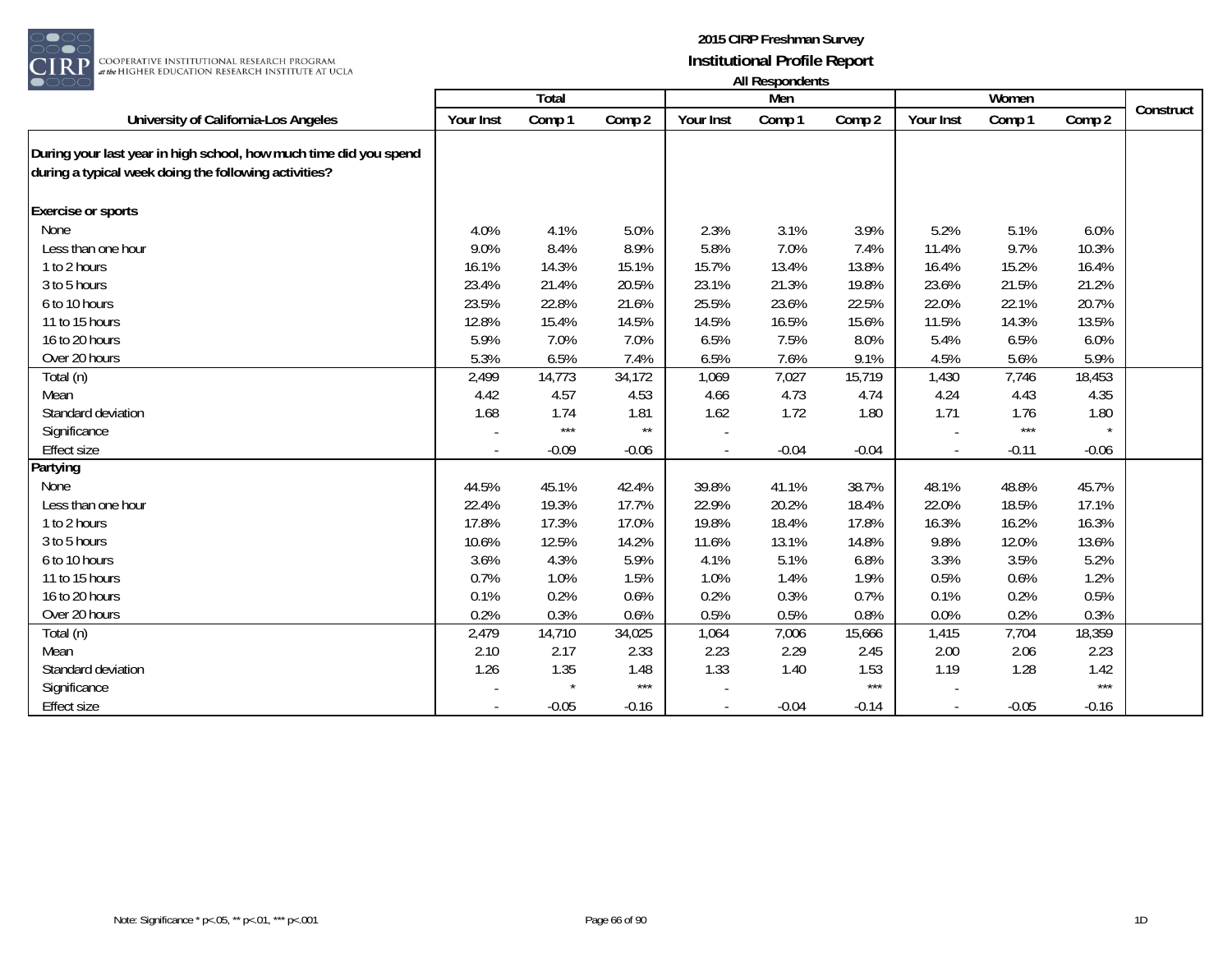# 2015 CIRP Freshman Survey
## Institutional Profile Report
### All Respondents

| University of California-Los Angeles | Total | | | Men | | | Women | | | Construct |
|---|---|---|---|---|---|---|---|---|---|---|
| | Your Inst | Comp 1 | Comp 2 | Your Inst | Comp 1 | Comp 2 | Your Inst | Comp 1 | Comp 2 | |
| **During your last year in high school, how much time did you spend during a typical week doing the following activities?** | | | | | | | | | | |
| **Exercise or sports** | | | | | | | | | | |
| None | 4.0% | 4.1% | 5.0% | 2.3% | 3.1% | 3.9% | 5.2% | 5.1% | 6.0% | |
| Less than one hour | 9.0% | 8.4% | 8.9% | 5.8% | 7.0% | 7.4% | 11.4% | 9.7% | 10.3% | |
| 1 to 2 hours | 16.1% | 14.3% | 15.1% | 15.7% | 13.4% | 13.8% | 16.4% | 15.2% | 16.4% | |
| 3 to 5 hours | 23.4% | 21.4% | 20.5% | 23.1% | 21.3% | 19.8% | 23.6% | 21.5% | 21.2% | |
| 6 to 10 hours | 23.5% | 22.8% | 21.6% | 25.5% | 23.6% | 22.5% | 22.0% | 22.1% | 20.7% | |
| 11 to 15 hours | 12.8% | 15.4% | 14.5% | 14.5% | 16.5% | 15.6% | 11.5% | 14.3% | 13.5% | |
| 16 to 20 hours | 5.9% | 7.0% | 7.0% | 6.5% | 7.5% | 8.0% | 5.4% | 6.5% | 6.0% | |
| Over 20 hours | 5.3% | 6.5% | 7.4% | 6.5% | 7.6% | 9.1% | 4.5% | 5.6% | 5.9% | |
| Total (n) | 2,499 | 14,773 | 34,172 | 1,069 | 7,027 | 15,719 | 1,430 | 7,746 | 18,453 | |
| Mean | 4.42 | 4.57 | 4.53 | 4.66 | 4.73 | 4.74 | 4.24 | 4.43 | 4.35 | |
| Standard deviation | 1.68 | 1.74 | 1.81 | 1.62 | 1.72 | 1.80 | 1.71 | 1.76 | 1.80 | |
| Significance | - | *** | ** | - | | | - | *** | * | |
| Effect size | - | -0.09 | -0.06 | - | -0.04 | -0.04 | - | -0.11 | -0.06 | |
| **Partying** | | | | | | | | | | |
| None | 44.5% | 45.1% | 42.4% | 39.8% | 41.1% | 38.7% | 48.1% | 48.8% | 45.7% | |
| Less than one hour | 22.4% | 19.3% | 17.7% | 22.9% | 20.2% | 18.4% | 22.0% | 18.5% | 17.1% | |
| 1 to 2 hours | 17.8% | 17.3% | 17.0% | 19.8% | 18.4% | 17.8% | 16.3% | 16.2% | 16.3% | |
| 3 to 5 hours | 10.6% | 12.5% | 14.2% | 11.6% | 13.1% | 14.8% | 9.8% | 12.0% | 13.6% | |
| 6 to 10 hours | 3.6% | 4.3% | 5.9% | 4.1% | 5.1% | 6.8% | 3.3% | 3.5% | 5.2% | |
| 11 to 15 hours | 0.7% | 1.0% | 1.5% | 1.0% | 1.4% | 1.9% | 0.5% | 0.6% | 1.2% | |
| 16 to 20 hours | 0.1% | 0.2% | 0.6% | 0.2% | 0.3% | 0.7% | 0.1% | 0.2% | 0.5% | |
| Over 20 hours | 0.2% | 0.3% | 0.6% | 0.5% | 0.5% | 0.8% | 0.0% | 0.2% | 0.3% | |
| Total (n) | 2,479 | 14,710 | 34,025 | 1,064 | 7,006 | 15,666 | 1,415 | 7,704 | 18,359 | |
| Mean | 2.10 | 2.17 | 2.33 | 2.23 | 2.29 | 2.45 | 2.00 | 2.06 | 2.23 | |
| Standard deviation | 1.26 | 1.35 | 1.48 | 1.33 | 1.40 | 1.53 | 1.19 | 1.28 | 1.42 | |
| Significance | - | * | *** | - | | *** | - | | *** | |
| Effect size | - | -0.05 | -0.16 | - | -0.04 | -0.14 | - | -0.05 | -0.16 | |

Note: Significance * p<.05, ** p<.01, *** p<.001

1D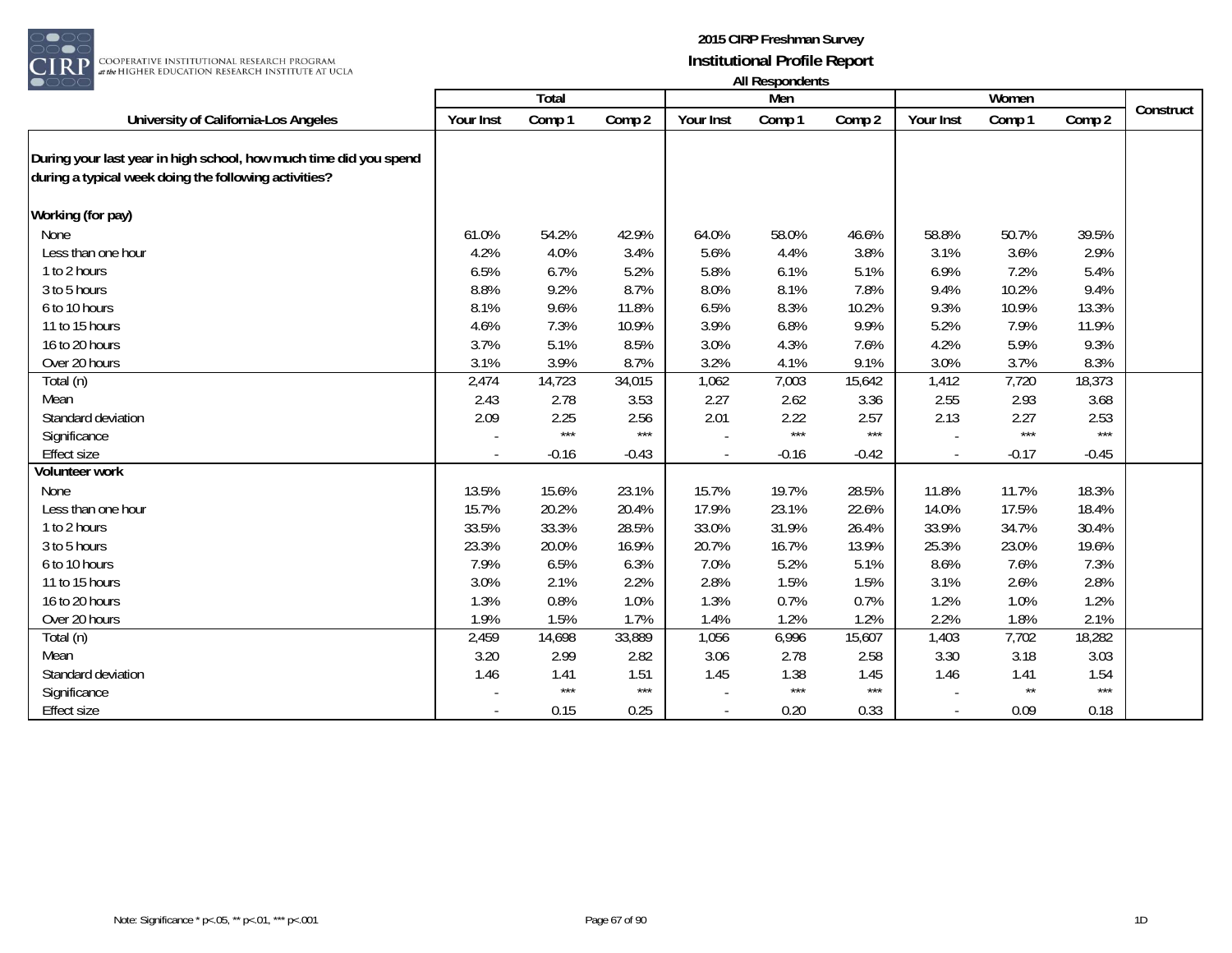# 2015 CIRP Freshman Survey

## Institutional Profile Report

### All Respondents

| University of California-Los Angeles | Total | | | Men | | | Women | | | Construct |
|---|---|---|---|---|---|---|---|---|---|---|
| | Your Inst | Comp 1 | Comp 2 | Your Inst | Comp 1 | Comp 2 | Your Inst | Comp 1 | Comp 2 | |
| **During your last year in high school, how much time did you spend during a typical week doing the following activities?** | | | | | | | | | | |
| **Working (for pay)** | | | | | | | | | | |
| None | 61.0% | 54.2% | 42.9% | 64.0% | 58.0% | 46.6% | 58.8% | 50.7% | 39.5% | |
| Less than one hour | 4.2% | 4.0% | 3.4% | 5.6% | 4.4% | 3.8% | 3.1% | 3.6% | 2.9% | |
| 1 to 2 hours | 6.5% | 6.7% | 5.2% | 5.8% | 6.1% | 5.1% | 6.9% | 7.2% | 5.4% | |
| 3 to 5 hours | 8.8% | 9.2% | 8.7% | 8.0% | 8.1% | 7.8% | 9.4% | 10.2% | 9.4% | |
| 6 to 10 hours | 8.1% | 9.6% | 11.8% | 6.5% | 8.3% | 10.2% | 9.3% | 10.9% | 13.3% | |
| 11 to 15 hours | 4.6% | 7.3% | 10.9% | 3.9% | 6.8% | 9.9% | 5.2% | 7.9% | 11.9% | |
| 16 to 20 hours | 3.7% | 5.1% | 8.5% | 3.0% | 4.3% | 7.6% | 4.2% | 5.9% | 9.3% | |
| Over 20 hours | 3.1% | 3.9% | 8.7% | 3.2% | 4.1% | 9.1% | 3.0% | 3.7% | 8.3% | |
| Total (n) | 2,474 | 14,723 | 34,015 | 1,062 | 7,003 | 15,642 | 1,412 | 7,720 | 18,373 | |
| Mean | 2.43 | 2.78 | 3.53 | 2.27 | 2.62 | 3.36 | 2.55 | 2.93 | 3.68 | |
| Standard deviation | 2.09 | 2.25 | 2.56 | 2.01 | 2.22 | 2.57 | 2.13 | 2.27 | 2.53 | |
| Significance | - | *** | *** | - | *** | *** | - | *** | *** | |
| Effect size | - | -0.16 | -0.43 | - | -0.16 | -0.42 | - | -0.17 | -0.45 | |
| **Volunteer work** | | | | | | | | | | |
| None | 13.5% | 15.6% | 23.1% | 15.7% | 19.7% | 28.5% | 11.8% | 11.7% | 18.3% | |
| Less than one hour | 15.7% | 20.2% | 20.4% | 17.9% | 23.1% | 22.6% | 14.0% | 17.5% | 18.4% | |
| 1 to 2 hours | 33.5% | 33.3% | 28.5% | 33.0% | 31.9% | 26.4% | 33.9% | 34.7% | 30.4% | |
| 3 to 5 hours | 23.3% | 20.0% | 16.9% | 20.7% | 16.7% | 13.9% | 25.3% | 23.0% | 19.6% | |
| 6 to 10 hours | 7.9% | 6.5% | 6.3% | 7.0% | 5.2% | 5.1% | 8.6% | 7.6% | 7.3% | |
| 11 to 15 hours | 3.0% | 2.1% | 2.2% | 2.8% | 1.5% | 1.5% | 3.1% | 2.6% | 2.8% | |
| 16 to 20 hours | 1.3% | 0.8% | 1.0% | 1.3% | 0.7% | 0.7% | 1.2% | 1.0% | 1.2% | |
| Over 20 hours | 1.9% | 1.5% | 1.7% | 1.4% | 1.2% | 1.2% | 2.2% | 1.8% | 2.1% | |
| Total (n) | 2,459 | 14,698 | 33,889 | 1,056 | 6,996 | 15,607 | 1,403 | 7,702 | 18,282 | |
| Mean | 3.20 | 2.99 | 2.82 | 3.06 | 2.78 | 2.58 | 3.30 | 3.18 | 3.03 | |
| Standard deviation | 1.46 | 1.41 | 1.51 | 1.45 | 1.38 | 1.45 | 1.46 | 1.41 | 1.54 | |
| Significance | - | *** | *** | - | *** | *** | - | ** | *** | |
| Effect size | - | 0.15 | 0.25 | - | 0.20 | 0.33 | - | 0.09 | 0.18 | |

Note: Significance * p<.05, ** p<.01, *** p<.001

1D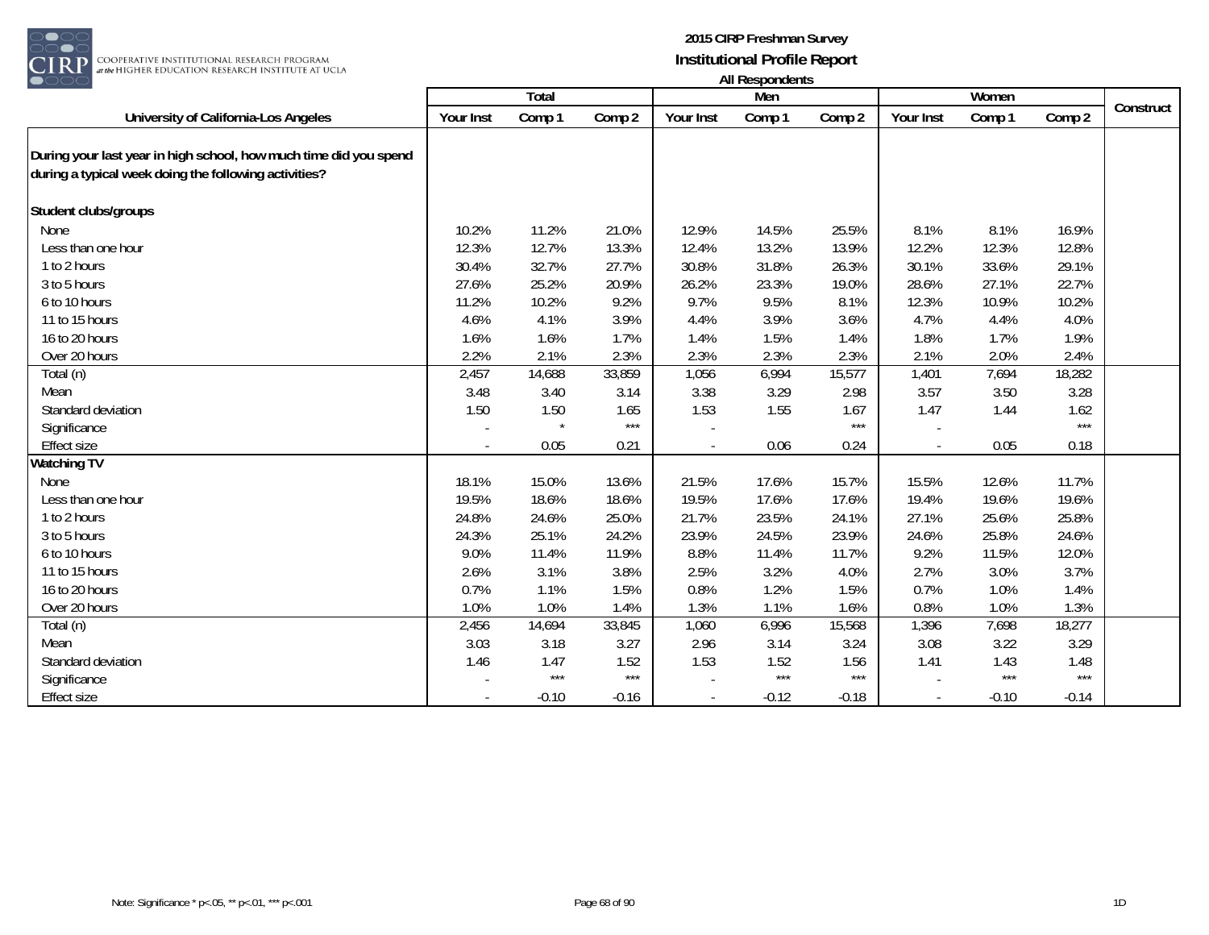**2015 CIRP Freshman Survey**
**Institutional Profile Report**
**All Respondents**

| University of California-Los Angeles | Total | | | Men | | | Women | | | Construct |
|---|---|---|---|---|---|---|---|---|---|---|
| | Your Inst | Comp 1 | Comp 2 | Your Inst | Comp 1 | Comp 2 | Your Inst | Comp 1 | Comp 2 | |
| **During your last year in high school, how much time did you spend during a typical week doing the following activities?** | | | | | | | | | | |
| **Student clubs/groups** | | | | | | | | | | |
| None | 10.2% | 11.2% | 21.0% | 12.9% | 14.5% | 25.5% | 8.1% | 8.1% | 16.9% | |
| Less than one hour | 12.3% | 12.7% | 13.3% | 12.4% | 13.2% | 13.9% | 12.2% | 12.3% | 12.8% | |
| 1 to 2 hours | 30.4% | 32.7% | 27.7% | 30.8% | 31.8% | 26.3% | 30.1% | 33.6% | 29.1% | |
| 3 to 5 hours | 27.6% | 25.2% | 20.9% | 26.2% | 23.3% | 19.0% | 28.6% | 27.1% | 22.7% | |
| 6 to 10 hours | 11.2% | 10.2% | 9.2% | 9.7% | 9.5% | 8.1% | 12.3% | 10.9% | 10.2% | |
| 11 to 15 hours | 4.6% | 4.1% | 3.9% | 4.4% | 3.9% | 3.6% | 4.7% | 4.4% | 4.0% | |
| 16 to 20 hours | 1.6% | 1.6% | 1.7% | 1.4% | 1.5% | 1.4% | 1.8% | 1.7% | 1.9% | |
| Over 20 hours | 2.2% | 2.1% | 2.3% | 2.3% | 2.3% | 2.3% | 2.1% | 2.0% | 2.4% | |
| Total (n) | 2,457 | 14,688 | 33,859 | 1,056 | 6,994 | 15,577 | 1,401 | 7,694 | 18,282 | |
| Mean | 3.48 | 3.40 | 3.14 | 3.38 | 3.29 | 2.98 | 3.57 | 3.50 | 3.28 | |
| Standard deviation | 1.50 | 1.50 | 1.65 | 1.53 | 1.55 | 1.67 | 1.47 | 1.44 | 1.62 | |
| Significance | - | * | *** | - | | *** | - | | *** | |
| Effect size | - | 0.05 | 0.21 | - | 0.06 | 0.24 | - | 0.05 | 0.18 | |
| **Watching TV** | | | | | | | | | | |
| None | 18.1% | 15.0% | 13.6% | 21.5% | 17.6% | 15.7% | 15.5% | 12.6% | 11.7% | |
| Less than one hour | 19.5% | 18.6% | 18.6% | 19.5% | 17.6% | 17.6% | 19.4% | 19.6% | 19.6% | |
| 1 to 2 hours | 24.8% | 24.6% | 25.0% | 21.7% | 23.5% | 24.1% | 27.1% | 25.6% | 25.8% | |
| 3 to 5 hours | 24.3% | 25.1% | 24.2% | 23.9% | 24.5% | 23.9% | 24.6% | 25.8% | 24.6% | |
| 6 to 10 hours | 9.0% | 11.4% | 11.9% | 8.8% | 11.4% | 11.7% | 9.2% | 11.5% | 12.0% | |
| 11 to 15 hours | 2.6% | 3.1% | 3.8% | 2.5% | 3.2% | 4.0% | 2.7% | 3.0% | 3.7% | |
| 16 to 20 hours | 0.7% | 1.1% | 1.5% | 0.8% | 1.2% | 1.5% | 0.7% | 1.0% | 1.4% | |
| Over 20 hours | 1.0% | 1.0% | 1.4% | 1.3% | 1.1% | 1.6% | 0.8% | 1.0% | 1.3% | |
| Total (n) | 2,456 | 14,694 | 33,845 | 1,060 | 6,996 | 15,568 | 1,396 | 7,698 | 18,277 | |
| Mean | 3.03 | 3.18 | 3.27 | 2.96 | 3.14 | 3.24 | 3.08 | 3.22 | 3.29 | |
| Standard deviation | 1.46 | 1.47 | 1.52 | 1.53 | 1.52 | 1.56 | 1.41 | 1.43 | 1.48 | |
| Significance | - | *** | *** | - | *** | *** | - | *** | *** | |
| Effect size | - | -0.10 | -0.16 | - | -0.12 | -0.18 | - | -0.10 | -0.14 | |

Note: Significance * p<.05, ** p<.01, *** p<.001

1D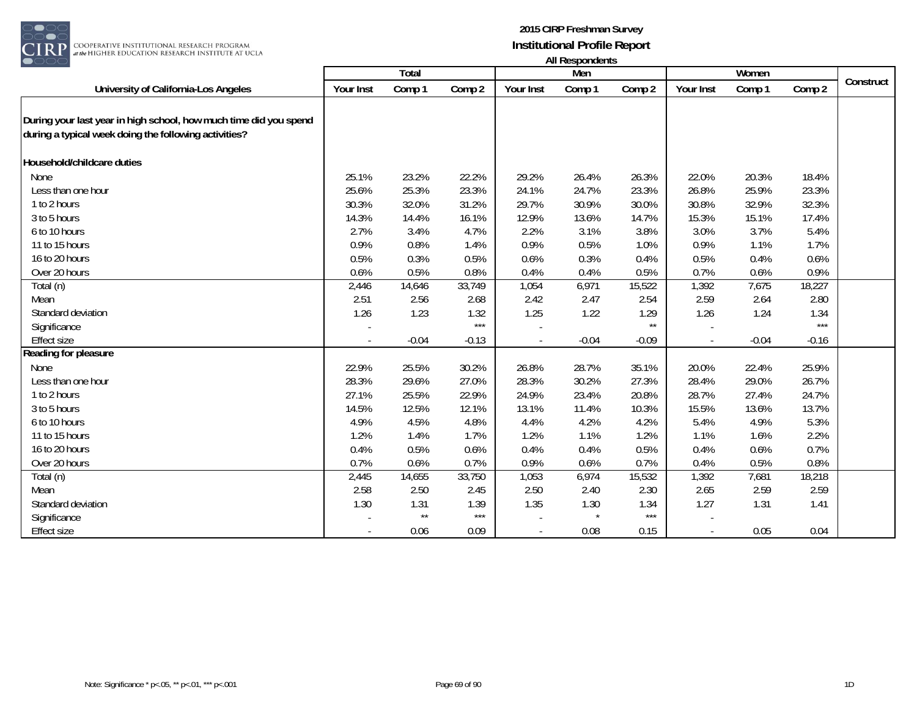# 2015 CIRP Freshman Survey

## Institutional Profile Report

### All Respondents

| University of California-Los Angeles | Total | | | Men | | | Women | | | Construct |
|---|---|---|---|---|---|---|---|---|---|---|
| | Your Inst | Comp 1 | Comp 2 | Your Inst | Comp 1 | Comp 2 | Your Inst | Comp 1 | Comp 2 | |
| **During your last year in high school, how much time did you spend during a typical week doing the following activities?** | | | | | | | | | | |
| **Household/childcare duties** | | | | | | | | | | |
| None | 25.1% | 23.2% | 22.2% | 29.2% | 26.4% | 26.3% | 22.0% | 20.3% | 18.4% | |
| Less than one hour | 25.6% | 25.3% | 23.3% | 24.1% | 24.7% | 23.3% | 26.8% | 25.9% | 23.3% | |
| 1 to 2 hours | 30.3% | 32.0% | 31.2% | 29.7% | 30.9% | 30.0% | 30.8% | 32.9% | 32.3% | |
| 3 to 5 hours | 14.3% | 14.4% | 16.1% | 12.9% | 13.6% | 14.7% | 15.3% | 15.1% | 17.4% | |
| 6 to 10 hours | 2.7% | 3.4% | 4.7% | 2.2% | 3.1% | 3.8% | 3.0% | 3.7% | 5.4% | |
| 11 to 15 hours | 0.9% | 0.8% | 1.4% | 0.9% | 0.5% | 1.0% | 0.9% | 1.1% | 1.7% | |
| 16 to 20 hours | 0.5% | 0.3% | 0.5% | 0.6% | 0.3% | 0.4% | 0.5% | 0.4% | 0.6% | |
| Over 20 hours | 0.6% | 0.5% | 0.8% | 0.4% | 0.4% | 0.5% | 0.7% | 0.6% | 0.9% | |
| Total (n) | 2,446 | 14,646 | 33,749 | 1,054 | 6,971 | 15,522 | 1,392 | 7,675 | 18,227 | |
| Mean | 2.51 | 2.56 | 2.68 | 2.42 | 2.47 | 2.54 | 2.59 | 2.64 | 2.80 | |
| Standard deviation | 1.26 | 1.23 | 1.32 | 1.25 | 1.22 | 1.29 | 1.26 | 1.24 | 1.34 | |
| Significance | - | | *** | - | | ** | - | | *** | |
| Effect size | - | -0.04 | -0.13 | - | -0.04 | -0.09 | - | -0.04 | -0.16 | |
| **Reading for pleasure** | | | | | | | | | | |
| None | 22.9% | 25.5% | 30.2% | 26.8% | 28.7% | 35.1% | 20.0% | 22.4% | 25.9% | |
| Less than one hour | 28.3% | 29.6% | 27.0% | 28.3% | 30.2% | 27.3% | 28.4% | 29.0% | 26.7% | |
| 1 to 2 hours | 27.1% | 25.5% | 22.9% | 24.9% | 23.4% | 20.8% | 28.7% | 27.4% | 24.7% | |
| 3 to 5 hours | 14.5% | 12.5% | 12.1% | 13.1% | 11.4% | 10.3% | 15.5% | 13.6% | 13.7% | |
| 6 to 10 hours | 4.9% | 4.5% | 4.8% | 4.4% | 4.2% | 4.2% | 5.4% | 4.9% | 5.3% | |
| 11 to 15 hours | 1.2% | 1.4% | 1.7% | 1.2% | 1.1% | 1.2% | 1.1% | 1.6% | 2.2% | |
| 16 to 20 hours | 0.4% | 0.5% | 0.6% | 0.4% | 0.4% | 0.5% | 0.4% | 0.6% | 0.7% | |
| Over 20 hours | 0.7% | 0.6% | 0.7% | 0.9% | 0.6% | 0.7% | 0.4% | 0.5% | 0.8% | |
| Total (n) | 2,445 | 14,655 | 33,750 | 1,053 | 6,974 | 15,532 | 1,392 | 7,681 | 18,218 | |
| Mean | 2.58 | 2.50 | 2.45 | 2.50 | 2.40 | 2.30 | 2.65 | 2.59 | 2.59 | |
| Standard deviation | 1.30 | 1.31 | 1.39 | 1.35 | 1.30 | 1.34 | 1.27 | 1.31 | 1.41 | |
| Significance | - | ** | *** | - | * | *** | - | | | |
| Effect size | - | 0.06 | 0.09 | - | 0.08 | 0.15 | - | 0.05 | 0.04 | |

Note: Significance * p<.05, ** p<.01, *** p<.001

1D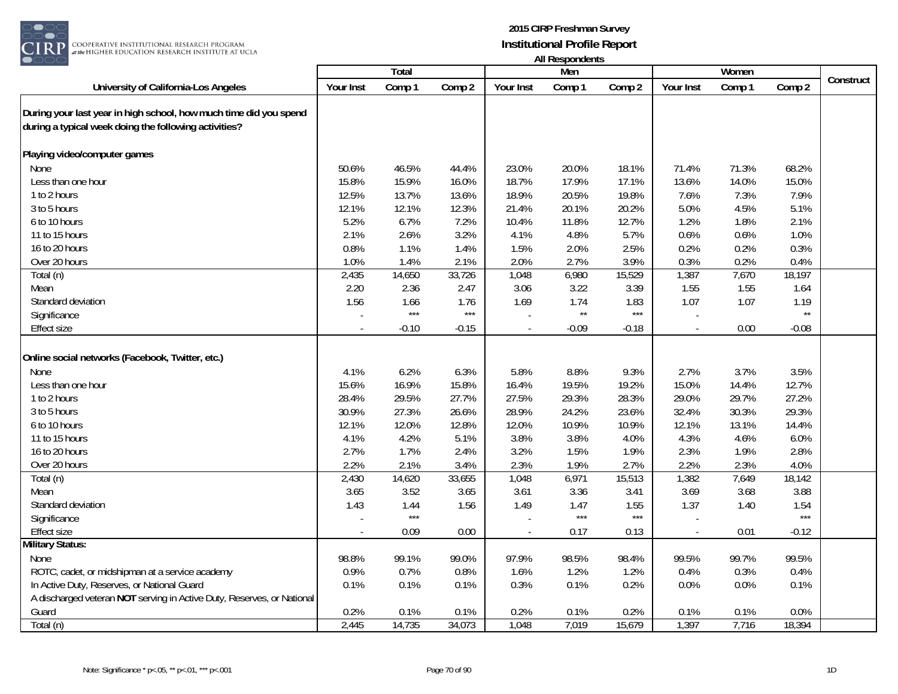**2015 CIRP Freshman Survey**
**Institutional Profile Report**
**All Respondents**

| University of California-Los Angeles | Total | | | Men | | | Women | | | Construct |
|---|---|---|---|---|---|---|---|---|---|---|
| | Your Inst | Comp 1 | Comp 2 | Your Inst | Comp 1 | Comp 2 | Your Inst | Comp 1 | Comp 2 | |
| **During your last year in high school, how much time did you spend during a typical week doing the following activities?** | | | | | | | | | | |
| **Playing video/computer games** | | | | | | | | | | |
| None | 50.6% | 46.5% | 44.4% | 23.0% | 20.0% | 18.1% | 71.4% | 71.3% | 68.2% | |
| Less than one hour | 15.8% | 15.9% | 16.0% | 18.7% | 17.9% | 17.1% | 13.6% | 14.0% | 15.0% | |
| 1 to 2 hours | 12.5% | 13.7% | 13.6% | 18.9% | 20.5% | 19.8% | 7.6% | 7.3% | 7.9% | |
| 3 to 5 hours | 12.1% | 12.1% | 12.3% | 21.4% | 20.1% | 20.2% | 5.0% | 4.5% | 5.1% | |
| 6 to 10 hours | 5.2% | 6.7% | 7.2% | 10.4% | 11.8% | 12.7% | 1.2% | 1.8% | 2.1% | |
| 11 to 15 hours | 2.1% | 2.6% | 3.2% | 4.1% | 4.8% | 5.7% | 0.6% | 0.6% | 1.0% | |
| 16 to 20 hours | 0.8% | 1.1% | 1.4% | 1.5% | 2.0% | 2.5% | 0.2% | 0.2% | 0.3% | |
| Over 20 hours | 1.0% | 1.4% | 2.1% | 2.0% | 2.7% | 3.9% | 0.3% | 0.2% | 0.4% | |
| Total (n) | 2,435 | 14,650 | 33,726 | 1,048 | 6,980 | 15,529 | 1,387 | 7,670 | 18,197 | |
| Mean | 2.20 | 2.36 | 2.47 | 3.06 | 3.22 | 3.39 | 1.55 | 1.55 | 1.64 | |
| Standard deviation | 1.56 | 1.66 | 1.76 | 1.69 | 1.74 | 1.83 | 1.07 | 1.07 | 1.19 | |
| Significance | - | *** | *** | - | ** | *** | - | | ** | |
| Effect size | - | -0.10 | -0.15 | - | -0.09 | -0.18 | - | 0.00 | -0.08 | |
| **Online social networks (Facebook, Twitter, etc.)** | | | | | | | | | | |
| None | 4.1% | 6.2% | 6.3% | 5.8% | 8.8% | 9.3% | 2.7% | 3.7% | 3.5% | |
| Less than one hour | 15.6% | 16.9% | 15.8% | 16.4% | 19.5% | 19.2% | 15.0% | 14.4% | 12.7% | |
| 1 to 2 hours | 28.4% | 29.5% | 27.7% | 27.5% | 29.3% | 28.3% | 29.0% | 29.7% | 27.2% | |
| 3 to 5 hours | 30.9% | 27.3% | 26.6% | 28.9% | 24.2% | 23.6% | 32.4% | 30.3% | 29.3% | |
| 6 to 10 hours | 12.1% | 12.0% | 12.8% | 12.0% | 10.9% | 10.9% | 12.1% | 13.1% | 14.4% | |
| 11 to 15 hours | 4.1% | 4.2% | 5.1% | 3.8% | 3.8% | 4.0% | 4.3% | 4.6% | 6.0% | |
| 16 to 20 hours | 2.7% | 1.7% | 2.4% | 3.2% | 1.5% | 1.9% | 2.3% | 1.9% | 2.8% | |
| Over 20 hours | 2.2% | 2.1% | 3.4% | 2.3% | 1.9% | 2.7% | 2.2% | 2.3% | 4.0% | |
| Total (n) | 2,430 | 14,620 | 33,655 | 1,048 | 6,971 | 15,513 | 1,382 | 7,649 | 18,142 | |
| Mean | 3.65 | 3.52 | 3.65 | 3.61 | 3.36 | 3.41 | 3.69 | 3.68 | 3.88 | |
| Standard deviation | 1.43 | 1.44 | 1.56 | 1.49 | 1.47 | 1.55 | 1.37 | 1.40 | 1.54 | |
| Significance | - | *** | | - | *** | *** | - | | *** | |
| Effect size | - | 0.09 | 0.00 | - | 0.17 | 0.13 | - | 0.01 | -0.12 | |
| **Military Status:** | | | | | | | | | | |
| None | 98.8% | 99.1% | 99.0% | 97.9% | 98.5% | 98.4% | 99.5% | 99.7% | 99.5% | |
| ROTC, cadet, or midshipman at a service academy | 0.9% | 0.7% | 0.8% | 1.6% | 1.2% | 1.2% | 0.4% | 0.3% | 0.4% | |
| In Active Duty, Reserves, or National Guard | 0.1% | 0.1% | 0.1% | 0.3% | 0.1% | 0.2% | 0.0% | 0.0% | 0.1% | |
| A discharged veteran **NOT** serving in Active Duty, Reserves, or National Guard | 0.2% | 0.1% | 0.1% | 0.2% | 0.1% | 0.2% | 0.1% | 0.1% | 0.0% | |
| Total (n) | 2,445 | 14,735 | 34,073 | 1,048 | 7,019 | 15,679 | 1,397 | 7,716 | 18,394 | |

Note: Significance * p<.05, ** p<.01, *** p<.001

1D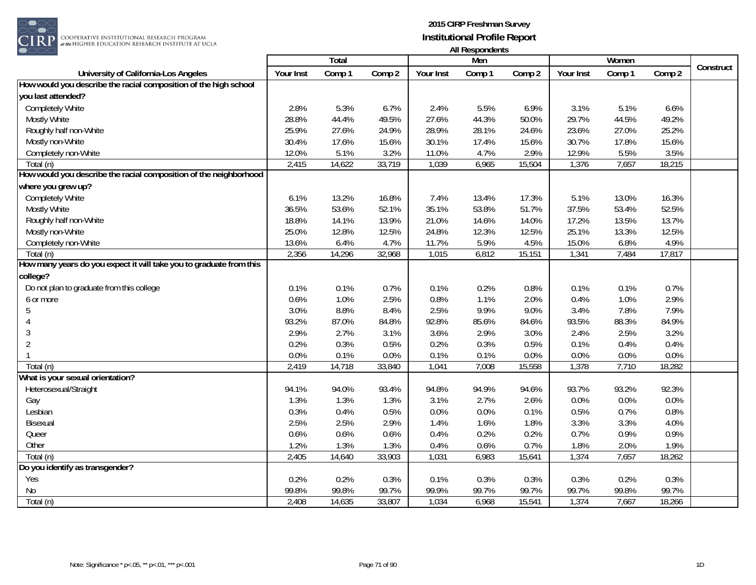**2015 CIRP Freshman Survey**
**Institutional Profile Report**
**All Respondents**

| University of California-Los Angeles | Total | | | Men | | | Women | | | Construct |
|---|---|---|---|---|---|---|---|---|---|---|
| | Your Inst | Comp 1 | Comp 2 | Your Inst | Comp 1 | Comp 2 | Your Inst | Comp 1 | Comp 2 | |
| **How would you describe the racial composition of the high school you last attended?** | | | | | | | | | | |
| Completely White | 2.8% | 5.3% | 6.7% | 2.4% | 5.5% | 6.9% | 3.1% | 5.1% | 6.6% | |
| Mostly White | 28.8% | 44.4% | 49.5% | 27.6% | 44.3% | 50.0% | 29.7% | 44.5% | 49.2% | |
| Roughly half non-White | 25.9% | 27.6% | 24.9% | 28.9% | 28.1% | 24.6% | 23.6% | 27.0% | 25.2% | |
| Mostly non-White | 30.4% | 17.6% | 15.6% | 30.1% | 17.4% | 15.6% | 30.7% | 17.8% | 15.6% | |
| Completely non-White | 12.0% | 5.1% | 3.2% | 11.0% | 4.7% | 2.9% | 12.9% | 5.5% | 3.5% | |
| Total (n) | 2,415 | 14,622 | 33,719 | 1,039 | 6,965 | 15,504 | 1,376 | 7,657 | 18,215 | |
| **How would you describe the racial composition of the neighborhood where you grew up?** | | | | | | | | | | |
| Completely White | 6.1% | 13.2% | 16.8% | 7.4% | 13.4% | 17.3% | 5.1% | 13.0% | 16.3% | |
| Mostly White | 36.5% | 53.6% | 52.1% | 35.1% | 53.8% | 51.7% | 37.5% | 53.4% | 52.5% | |
| Roughly half non-White | 18.8% | 14.1% | 13.9% | 21.0% | 14.6% | 14.0% | 17.2% | 13.5% | 13.7% | |
| Mostly non-White | 25.0% | 12.8% | 12.5% | 24.8% | 12.3% | 12.5% | 25.1% | 13.3% | 12.5% | |
| Completely non-White | 13.6% | 6.4% | 4.7% | 11.7% | 5.9% | 4.5% | 15.0% | 6.8% | 4.9% | |
| Total (n) | 2,356 | 14,296 | 32,968 | 1,015 | 6,812 | 15,151 | 1,341 | 7,484 | 17,817 | |
| **How many years do you expect it will take you to graduate from this college?** | | | | | | | | | | |
| Do not plan to graduate from this college | 0.1% | 0.1% | 0.7% | 0.1% | 0.2% | 0.8% | 0.1% | 0.1% | 0.7% | |
| 6 or more | 0.6% | 1.0% | 2.5% | 0.8% | 1.1% | 2.0% | 0.4% | 1.0% | 2.9% | |
| 5 | 3.0% | 8.8% | 8.4% | 2.5% | 9.9% | 9.0% | 3.4% | 7.8% | 7.9% | |
| 4 | 93.2% | 87.0% | 84.8% | 92.8% | 85.6% | 84.6% | 93.5% | 88.3% | 84.9% | |
| 3 | 2.9% | 2.7% | 3.1% | 3.6% | 2.9% | 3.0% | 2.4% | 2.5% | 3.2% | |
| 2 | 0.2% | 0.3% | 0.5% | 0.2% | 0.3% | 0.5% | 0.1% | 0.4% | 0.4% | |
| 1 | 0.0% | 0.1% | 0.0% | 0.1% | 0.1% | 0.0% | 0.0% | 0.0% | 0.0% | |
| Total (n) | 2,419 | 14,718 | 33,840 | 1,041 | 7,008 | 15,558 | 1,378 | 7,710 | 18,282 | |
| **What is your sexual orientation?** | | | | | | | | | | |
| Heterosexual/Straight | 94.1% | 94.0% | 93.4% | 94.8% | 94.9% | 94.6% | 93.7% | 93.2% | 92.3% | |
| Gay | 1.3% | 1.3% | 1.3% | 3.1% | 2.7% | 2.6% | 0.0% | 0.0% | 0.0% | |
| Lesbian | 0.3% | 0.4% | 0.5% | 0.0% | 0.0% | 0.1% | 0.5% | 0.7% | 0.8% | |
| Bisexual | 2.5% | 2.5% | 2.9% | 1.4% | 1.6% | 1.8% | 3.3% | 3.3% | 4.0% | |
| Queer | 0.6% | 0.6% | 0.6% | 0.4% | 0.2% | 0.2% | 0.7% | 0.9% | 0.9% | |
| Other | 1.2% | 1.3% | 1.3% | 0.4% | 0.6% | 0.7% | 1.8% | 2.0% | 1.9% | |
| Total (n) | 2,405 | 14,640 | 33,903 | 1,031 | 6,983 | 15,641 | 1,374 | 7,657 | 18,262 | |
| **Do you identify as transgender?** | | | | | | | | | | |
| Yes | 0.2% | 0.2% | 0.3% | 0.1% | 0.3% | 0.3% | 0.3% | 0.2% | 0.3% | |
| No | 99.8% | 99.8% | 99.7% | 99.9% | 99.7% | 99.7% | 99.7% | 99.8% | 99.7% | |
| Total (n) | 2,408 | 14,635 | 33,807 | 1,034 | 6,968 | 15,541 | 1,374 | 7,667 | 18,266 | |

Note: Significance * p<.05, ** p<.01, *** p<.001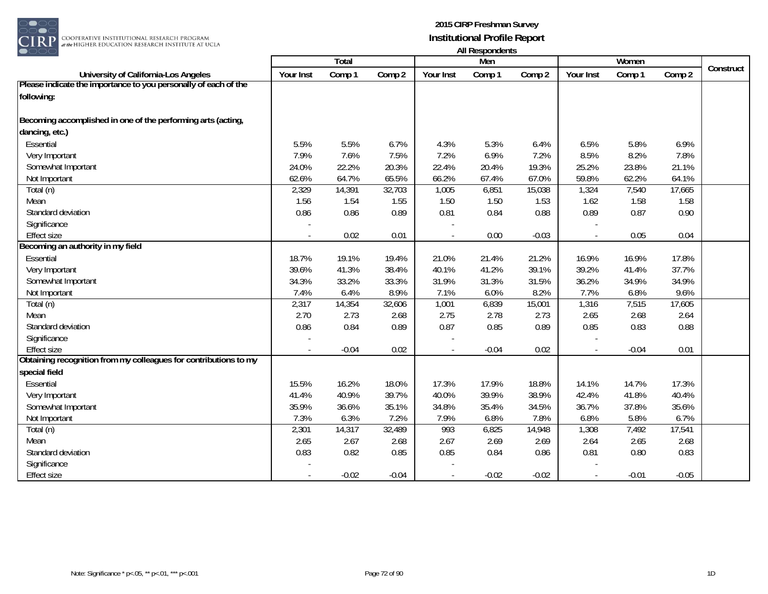# 2015 CIRP Freshman Survey

## Institutional Profile Report

### All Respondents

| University of California-Los Angeles | Total | | | Men | | | Women | | | Construct |
|---|---|---|---|---|---|---|---|---|---|---|
| | Your Inst | Comp 1 | Comp 2 | Your Inst | Comp 1 | Comp 2 | Your Inst | Comp 1 | Comp 2 | |
| **Please indicate the importance to you personally of each of the following:** | | | | | | | | | | |
| **Becoming accomplished in one of the performing arts (acting, dancing, etc.)** | | | | | | | | | | |
| Essential | 5.5% | 5.5% | 6.7% | 4.3% | 5.3% | 6.4% | 6.5% | 5.8% | 6.9% | |
| Very Important | 7.9% | 7.6% | 7.5% | 7.2% | 6.9% | 7.2% | 8.5% | 8.2% | 7.8% | |
| Somewhat Important | 24.0% | 22.2% | 20.3% | 22.4% | 20.4% | 19.3% | 25.2% | 23.8% | 21.1% | |
| Not Important | 62.6% | 64.7% | 65.5% | 66.2% | 67.4% | 67.0% | 59.8% | 62.2% | 64.1% | |
| Total (n) | 2,329 | 14,391 | 32,703 | 1,005 | 6,851 | 15,038 | 1,324 | 7,540 | 17,665 | |
| Mean | 1.56 | 1.54 | 1.55 | 1.50 | 1.50 | 1.53 | 1.62 | 1.58 | 1.58 | |
| Standard deviation | 0.86 | 0.86 | 0.89 | 0.81 | 0.84 | 0.88 | 0.89 | 0.87 | 0.90 | |
| Significance | - | | | - | | | - | | | |
| Effect size | - | 0.02 | 0.01 | - | 0.00 | -0.03 | - | 0.05 | 0.04 | |
| **Becoming an authority in my field** | | | | | | | | | | |
| Essential | 18.7% | 19.1% | 19.4% | 21.0% | 21.4% | 21.2% | 16.9% | 16.9% | 17.8% | |
| Very Important | 39.6% | 41.3% | 38.4% | 40.1% | 41.2% | 39.1% | 39.2% | 41.4% | 37.7% | |
| Somewhat Important | 34.3% | 33.2% | 33.3% | 31.9% | 31.3% | 31.5% | 36.2% | 34.9% | 34.9% | |
| Not Important | 7.4% | 6.4% | 8.9% | 7.1% | 6.0% | 8.2% | 7.7% | 6.8% | 9.6% | |
| Total (n) | 2,317 | 14,354 | 32,606 | 1,001 | 6,839 | 15,001 | 1,316 | 7,515 | 17,605 | |
| Mean | 2.70 | 2.73 | 2.68 | 2.75 | 2.78 | 2.73 | 2.65 | 2.68 | 2.64 | |
| Standard deviation | 0.86 | 0.84 | 0.89 | 0.87 | 0.85 | 0.89 | 0.85 | 0.83 | 0.88 | |
| Significance | - | | | - | | | - | | | |
| Effect size | - | -0.04 | 0.02 | - | -0.04 | 0.02 | - | -0.04 | 0.01 | |
| **Obtaining recognition from my colleagues for contributions to my special field** | | | | | | | | | | |
| Essential | 15.5% | 16.2% | 18.0% | 17.3% | 17.9% | 18.8% | 14.1% | 14.7% | 17.3% | |
| Very Important | 41.4% | 40.9% | 39.7% | 40.0% | 39.9% | 38.9% | 42.4% | 41.8% | 40.4% | |
| Somewhat Important | 35.9% | 36.6% | 35.1% | 34.8% | 35.4% | 34.5% | 36.7% | 37.8% | 35.6% | |
| Not Important | 7.3% | 6.3% | 7.2% | 7.9% | 6.8% | 7.8% | 6.8% | 5.8% | 6.7% | |
| Total (n) | 2,301 | 14,317 | 32,489 | 993 | 6,825 | 14,948 | 1,308 | 7,492 | 17,541 | |
| Mean | 2.65 | 2.67 | 2.68 | 2.67 | 2.69 | 2.69 | 2.64 | 2.65 | 2.68 | |
| Standard deviation | 0.83 | 0.82 | 0.85 | 0.85 | 0.84 | 0.86 | 0.81 | 0.80 | 0.83 | |
| Significance | - | | | - | | | - | | | |
| Effect size | - | -0.02 | -0.04 | - | -0.02 | -0.02 | - | -0.01 | -0.05 | |

Note: Significance * p<.05, ** p<.01, *** p<.001

1D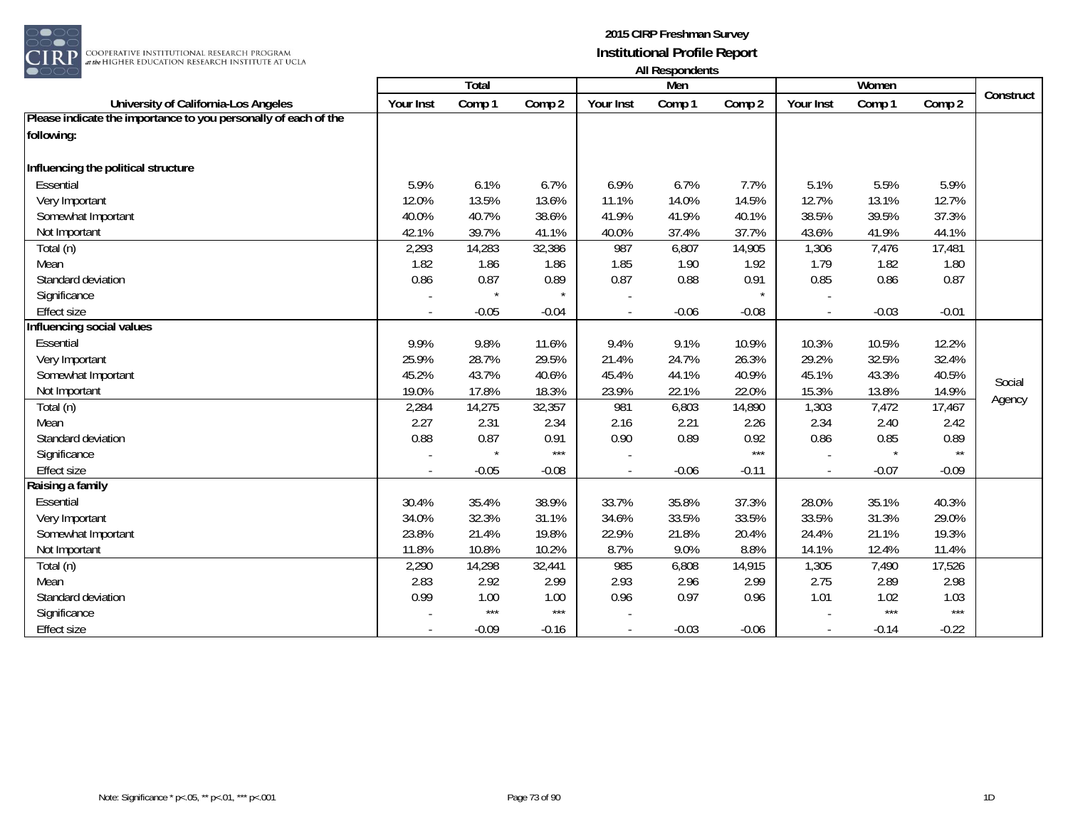# 2015 CIRP Freshman Survey

## Institutional Profile Report

### All Respondents

| University of California-Los Angeles | Total | | | Men | | | Women | | | Construct |
|---|---|---|---|---|---|---|---|---|---|---|
| | Your Inst | Comp 1 | Comp 2 | Your Inst | Comp 1 | Comp 2 | Your Inst | Comp 1 | Comp 2 | |
| **Please indicate the importance to you personally of each of the following:** | | | | | | | | | | |
| **Influencing the political structure** | | | | | | | | | | |
| Essential | 5.9% | 6.1% | 6.7% | 6.9% | 6.7% | 7.7% | 5.1% | 5.5% | 5.9% | |
| Very Important | 12.0% | 13.5% | 13.6% | 11.1% | 14.0% | 14.5% | 12.7% | 13.1% | 12.7% | |
| Somewhat Important | 40.0% | 40.7% | 38.6% | 41.9% | 41.9% | 40.1% | 38.5% | 39.5% | 37.3% | |
| Not Important | 42.1% | 39.7% | 41.1% | 40.0% | 37.4% | 37.7% | 43.6% | 41.9% | 44.1% | |
| Total (n) | 2,293 | 14,283 | 32,386 | 987 | 6,807 | 14,905 | 1,306 | 7,476 | 17,481 | |
| Mean | 1.82 | 1.86 | 1.86 | 1.85 | 1.90 | 1.92 | 1.79 | 1.82 | 1.80 | |
| Standard deviation | 0.86 | 0.87 | 0.89 | 0.87 | 0.88 | 0.91 | 0.85 | 0.86 | 0.87 | |
| Significance | - | * | * | - | | * | - | | | |
| Effect size | - | -0.05 | -0.04 | - | -0.06 | -0.08 | - | -0.03 | -0.01 | |
| **Influencing social values** | | | | | | | | | | Social Agency |
| Essential | 9.9% | 9.8% | 11.6% | 9.4% | 9.1% | 10.9% | 10.3% | 10.5% | 12.2% | |
| Very Important | 25.9% | 28.7% | 29.5% | 21.4% | 24.7% | 26.3% | 29.2% | 32.5% | 32.4% | |
| Somewhat Important | 45.2% | 43.7% | 40.6% | 45.4% | 44.1% | 40.9% | 45.1% | 43.3% | 40.5% | |
| Not Important | 19.0% | 17.8% | 18.3% | 23.9% | 22.1% | 22.0% | 15.3% | 13.8% | 14.9% | |
| Total (n) | 2,284 | 14,275 | 32,357 | 981 | 6,803 | 14,890 | 1,303 | 7,472 | 17,467 | |
| Mean | 2.27 | 2.31 | 2.34 | 2.16 | 2.21 | 2.26 | 2.34 | 2.40 | 2.42 | |
| Standard deviation | 0.88 | 0.87 | 0.91 | 0.90 | 0.89 | 0.92 | 0.86 | 0.85 | 0.89 | |
| Significance | - | * | *** | - | | *** | - | * | ** | |
| Effect size | - | -0.05 | -0.08 | - | -0.06 | -0.11 | - | -0.07 | -0.09 | |
| **Raising a family** | | | | | | | | | | |
| Essential | 30.4% | 35.4% | 38.9% | 33.7% | 35.8% | 37.3% | 28.0% | 35.1% | 40.3% | |
| Very Important | 34.0% | 32.3% | 31.1% | 34.6% | 33.5% | 33.5% | 33.5% | 31.3% | 29.0% | |
| Somewhat Important | 23.8% | 21.4% | 19.8% | 22.9% | 21.8% | 20.4% | 24.4% | 21.1% | 19.3% | |
| Not Important | 11.8% | 10.8% | 10.2% | 8.7% | 9.0% | 8.8% | 14.1% | 12.4% | 11.4% | |
| Total (n) | 2,290 | 14,298 | 32,441 | 985 | 6,808 | 14,915 | 1,305 | 7,490 | 17,526 | |
| Mean | 2.83 | 2.92 | 2.99 | 2.93 | 2.96 | 2.99 | 2.75 | 2.89 | 2.98 | |
| Standard deviation | 0.99 | 1.00 | 1.00 | 0.96 | 0.97 | 0.96 | 1.01 | 1.02 | 1.03 | |
| Significance | - | *** | *** | - | | | - | *** | *** | |
| Effect size | - | -0.09 | -0.16 | - | -0.03 | -0.06 | - | -0.14 | -0.22 | |

Note: Significance * p<.05, ** p<.01, *** p<.001

1D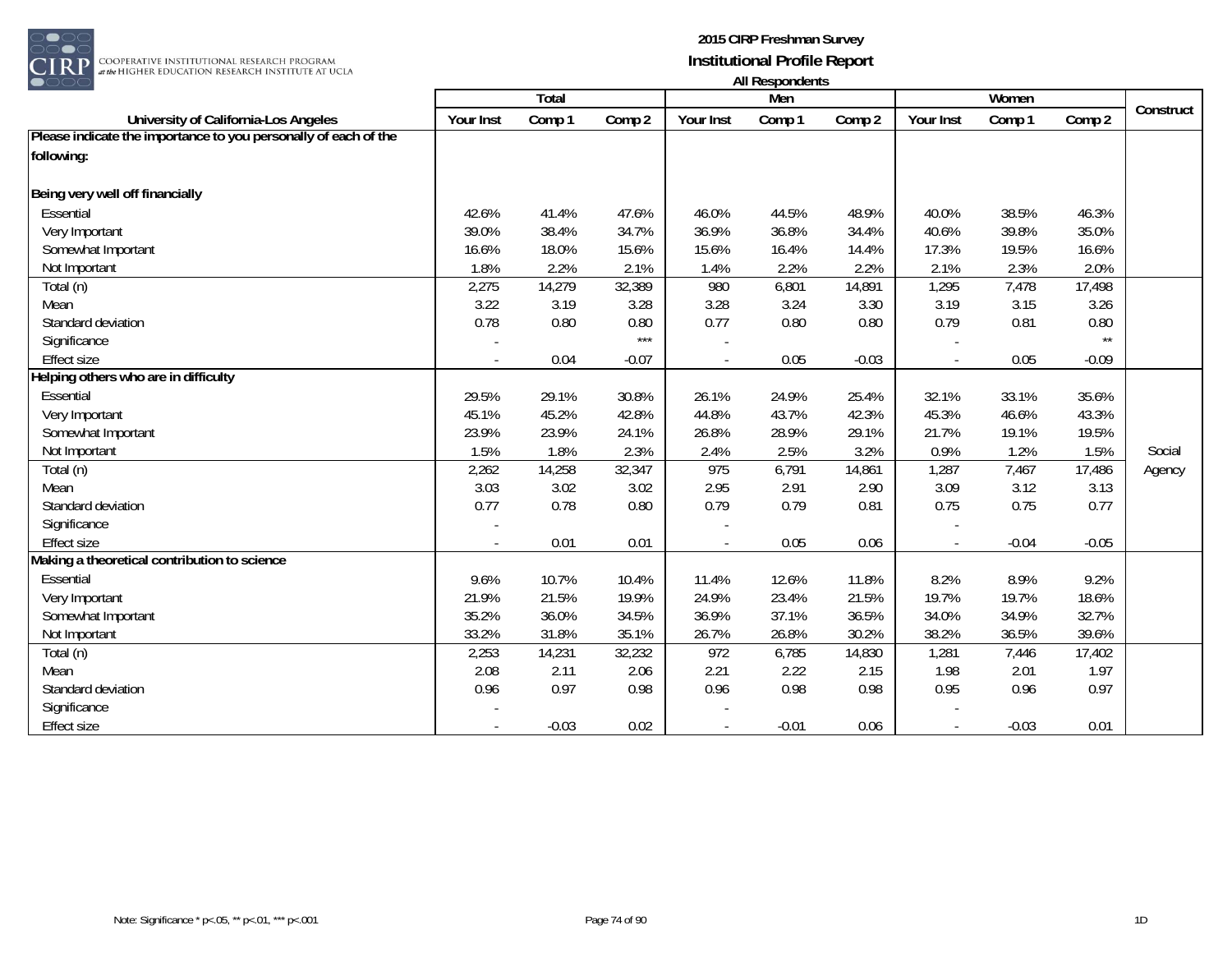# 2015 CIRP Freshman Survey

## Institutional Profile Report

### All Respondents

| University of California-Los Angeles | Total | | | Men | | | Women | | | Construct |
|---|---|---|---|---|---|---|---|---|---|---|
| | Your Inst | Comp 1 | Comp 2 | Your Inst | Comp 1 | Comp 2 | Your Inst | Comp 1 | Comp 2 | |
| **Please indicate the importance to you personally of each of the following:** | | | | | | | | | | |
| **Being very well off financially** | | | | | | | | | | |
| Essential | 42.6% | 41.4% | 47.6% | 46.0% | 44.5% | 48.9% | 40.0% | 38.5% | 46.3% | |
| Very Important | 39.0% | 38.4% | 34.7% | 36.9% | 36.8% | 34.4% | 40.6% | 39.8% | 35.0% | |
| Somewhat Important | 16.6% | 18.0% | 15.6% | 15.6% | 16.4% | 14.4% | 17.3% | 19.5% | 16.6% | |
| Not Important | 1.8% | 2.2% | 2.1% | 1.4% | 2.2% | 2.2% | 2.1% | 2.3% | 2.0% | |
| Total (n) | 2,275 | 14,279 | 32,389 | 980 | 6,801 | 14,891 | 1,295 | 7,478 | 17,498 | |
| Mean | 3.22 | 3.19 | 3.28 | 3.28 | 3.24 | 3.30 | 3.19 | 3.15 | 3.26 | |
| Standard deviation | 0.78 | 0.80 | 0.80 | 0.77 | 0.80 | 0.80 | 0.79 | 0.81 | 0.80 | |
| Significance | - | | *** | - | | | - | | ** | |
| Effect size | - | 0.04 | -0.07 | - | 0.05 | -0.03 | - | 0.05 | -0.09 | |
| **Helping others who are in difficulty** | | | | | | | | | | |
| Essential | 29.5% | 29.1% | 30.8% | 26.1% | 24.9% | 25.4% | 32.1% | 33.1% | 35.6% | |
| Very Important | 45.1% | 45.2% | 42.8% | 44.8% | 43.7% | 42.3% | 45.3% | 46.6% | 43.3% | |
| Somewhat Important | 23.9% | 23.9% | 24.1% | 26.8% | 28.9% | 29.1% | 21.7% | 19.1% | 19.5% | |
| Not Important | 1.5% | 1.8% | 2.3% | 2.4% | 2.5% | 3.2% | 0.9% | 1.2% | 1.5% | Social |
| Total (n) | 2,262 | 14,258 | 32,347 | 975 | 6,791 | 14,861 | 1,287 | 7,467 | 17,486 | Agency |
| Mean | 3.03 | 3.02 | 3.02 | 2.95 | 2.91 | 2.90 | 3.09 | 3.12 | 3.13 | |
| Standard deviation | 0.77 | 0.78 | 0.80 | 0.79 | 0.79 | 0.81 | 0.75 | 0.75 | 0.77 | |
| Significance | - | | | - | | | - | | | |
| Effect size | - | 0.01 | 0.01 | - | 0.05 | 0.06 | - | -0.04 | -0.05 | |
| **Making a theoretical contribution to science** | | | | | | | | | | |
| Essential | 9.6% | 10.7% | 10.4% | 11.4% | 12.6% | 11.8% | 8.2% | 8.9% | 9.2% | |
| Very Important | 21.9% | 21.5% | 19.9% | 24.9% | 23.4% | 21.5% | 19.7% | 19.7% | 18.6% | |
| Somewhat Important | 35.2% | 36.0% | 34.5% | 36.9% | 37.1% | 36.5% | 34.0% | 34.9% | 32.7% | |
| Not Important | 33.2% | 31.8% | 35.1% | 26.7% | 26.8% | 30.2% | 38.2% | 36.5% | 39.6% | |
| Total (n) | 2,253 | 14,231 | 32,232 | 972 | 6,785 | 14,830 | 1,281 | 7,446 | 17,402 | |
| Mean | 2.08 | 2.11 | 2.06 | 2.21 | 2.22 | 2.15 | 1.98 | 2.01 | 1.97 | |
| Standard deviation | 0.96 | 0.97 | 0.98 | 0.96 | 0.98 | 0.98 | 0.95 | 0.96 | 0.97 | |
| Significance | - | | | - | | | - | | | |
| Effect size | - | -0.03 | 0.02 | - | -0.01 | 0.06 | - | -0.03 | 0.01 | |

Note: Significance * p<.05, ** p<.01, *** p<.001

1D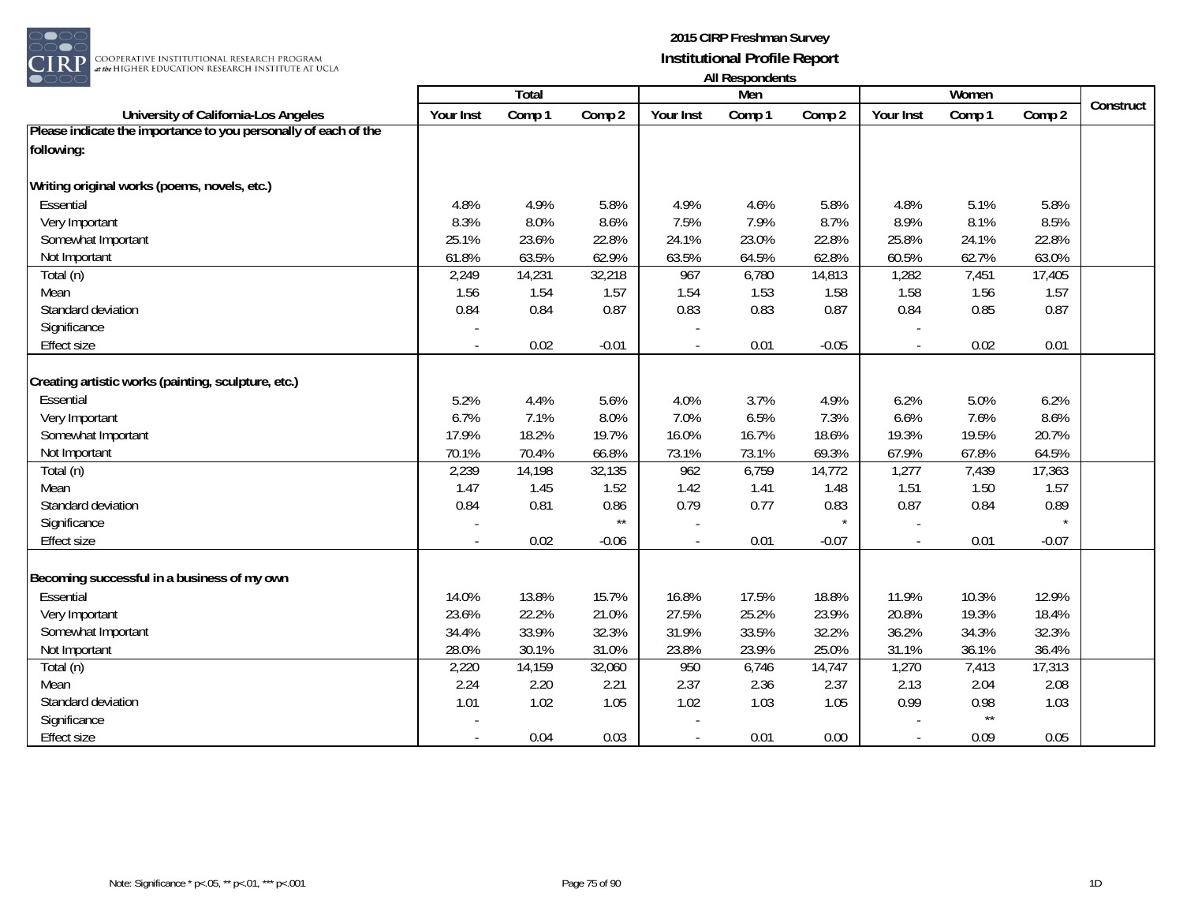# 2015 CIRP Freshman Survey
## Institutional Profile Report
### All Respondents

| University of California-Los Angeles | Total | | | Men | | | Women | | | Construct |
|---|---|---|---|---|---|---|---|---|---|---|
| | Your Inst | Comp 1 | Comp 2 | Your Inst | Comp 1 | Comp 2 | Your Inst | Comp 1 | Comp 2 | |
| **Please indicate the importance to you personally of each of the following:** | | | | | | | | | | |
| **Writing original works (poems, novels, etc.)** | | | | | | | | | | |
| Essential | 4.8% | 4.9% | 5.8% | 4.9% | 4.6% | 5.8% | 4.8% | 5.1% | 5.8% | |
| Very Important | 8.3% | 8.0% | 8.6% | 7.5% | 7.9% | 8.7% | 8.9% | 8.1% | 8.5% | |
| Somewhat Important | 25.1% | 23.6% | 22.8% | 24.1% | 23.0% | 22.8% | 25.8% | 24.1% | 22.8% | |
| Not Important | 61.8% | 63.5% | 62.9% | 63.5% | 64.5% | 62.8% | 60.5% | 62.7% | 63.0% | |
| Total (n) | 2,249 | 14,231 | 32,218 | 967 | 6,780 | 14,813 | 1,282 | 7,451 | 17,405 | |
| Mean | 1.56 | 1.54 | 1.57 | 1.54 | 1.53 | 1.58 | 1.58 | 1.56 | 1.57 | |
| Standard deviation | 0.84 | 0.84 | 0.87 | 0.83 | 0.83 | 0.87 | 0.84 | 0.85 | 0.87 | |
| Significance | - | | | - | | | - | | | |
| Effect size | - | 0.02 | -0.01 | - | 0.01 | -0.05 | - | 0.02 | 0.01 | |
| **Creating artistic works (painting, sculpture, etc.)** | | | | | | | | | | |
| Essential | 5.2% | 4.4% | 5.6% | 4.0% | 3.7% | 4.9% | 6.2% | 5.0% | 6.2% | |
| Very Important | 6.7% | 7.1% | 8.0% | 7.0% | 6.5% | 7.3% | 6.6% | 7.6% | 8.6% | |
| Somewhat Important | 17.9% | 18.2% | 19.7% | 16.0% | 16.7% | 18.6% | 19.3% | 19.5% | 20.7% | |
| Not Important | 70.1% | 70.4% | 66.8% | 73.1% | 73.1% | 69.3% | 67.9% | 67.8% | 64.5% | |
| Total (n) | 2,239 | 14,198 | 32,135 | 962 | 6,759 | 14,772 | 1,277 | 7,439 | 17,363 | |
| Mean | 1.47 | 1.45 | 1.52 | 1.42 | 1.41 | 1.48 | 1.51 | 1.50 | 1.57 | |
| Standard deviation | 0.84 | 0.81 | 0.86 | 0.79 | 0.77 | 0.83 | 0.87 | 0.84 | 0.89 | |
| Significance | - | | ** | - | | * | - | | * | |
| Effect size | - | 0.02 | -0.06 | - | 0.01 | -0.07 | - | 0.01 | -0.07 | |
| **Becoming successful in a business of my own** | | | | | | | | | | |
| Essential | 14.0% | 13.8% | 15.7% | 16.8% | 17.5% | 18.8% | 11.9% | 10.3% | 12.9% | |
| Very Important | 23.6% | 22.2% | 21.0% | 27.5% | 25.2% | 23.9% | 20.8% | 19.3% | 18.4% | |
| Somewhat Important | 34.4% | 33.9% | 32.3% | 31.9% | 33.5% | 32.2% | 36.2% | 34.3% | 32.3% | |
| Not Important | 28.0% | 30.1% | 31.0% | 23.8% | 23.9% | 25.0% | 31.1% | 36.1% | 36.4% | |
| Total (n) | 2,220 | 14,159 | 32,060 | 950 | 6,746 | 14,747 | 1,270 | 7,413 | 17,313 | |
| Mean | 2.24 | 2.20 | 2.21 | 2.37 | 2.36 | 2.37 | 2.13 | 2.04 | 2.08 | |
| Standard deviation | 1.01 | 1.02 | 1.05 | 1.02 | 1.03 | 1.05 | 0.99 | 0.98 | 1.03 | |
| Significance | - | | | - | | | - | ** | | |
| Effect size | - | 0.04 | 0.03 | - | 0.01 | 0.00 | - | 0.09 | 0.05 | |

Note: Significance * p<.05, ** p<.01, *** p<.001

1D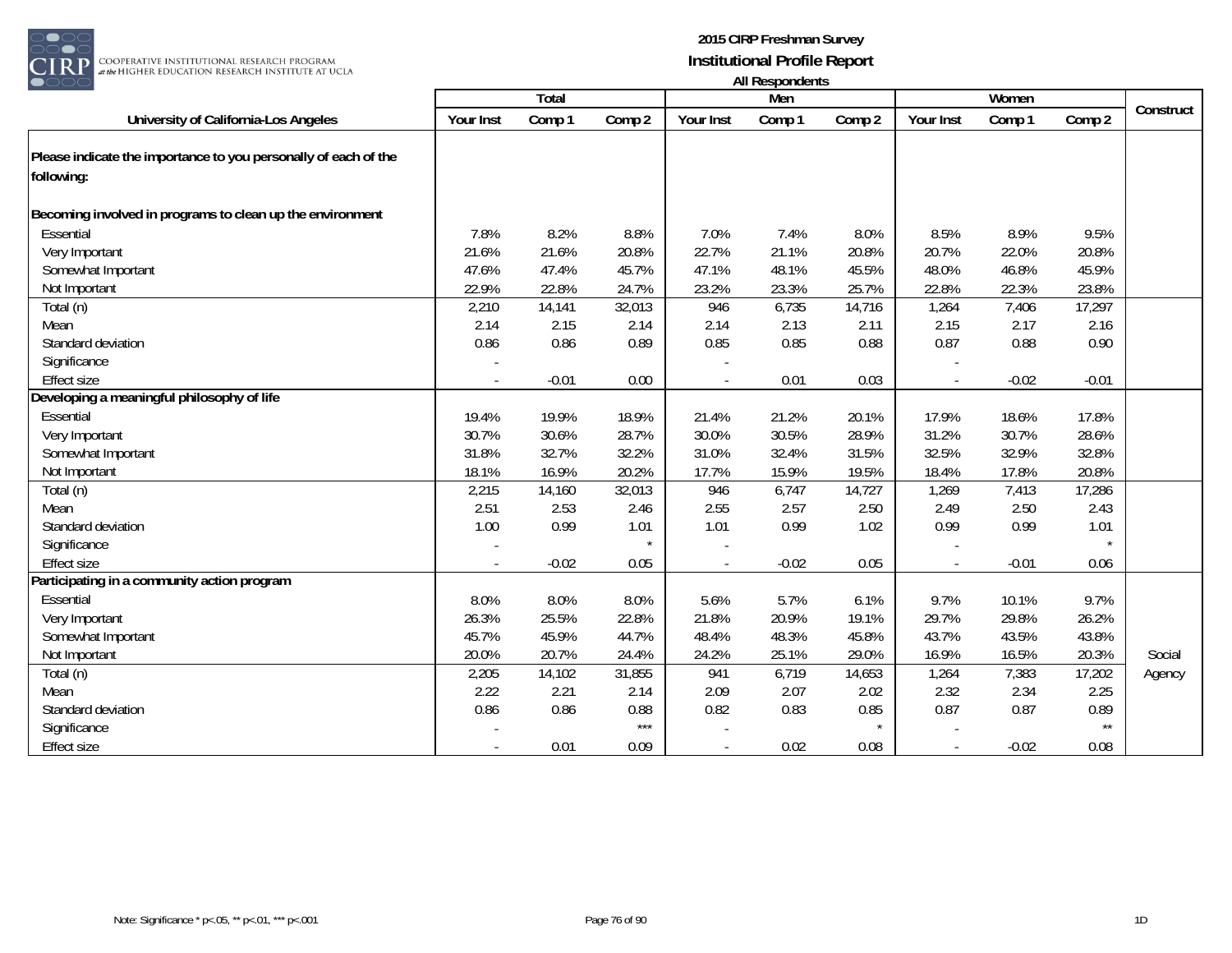**2015 CIRP Freshman Survey**
**Institutional Profile Report**
**All Respondents**

| University of California-Los Angeles | Total | | | Men | | | Women | | | Construct |
|---|---|---|---|---|---|---|---|---|---|---|
| | Your Inst | Comp 1 | Comp 2 | Your Inst | Comp 1 | Comp 2 | Your Inst | Comp 1 | Comp 2 | |
| **Please indicate the importance to you personally of each of the following:** | | | | | | | | | | |
| **Becoming involved in programs to clean up the environment** | | | | | | | | | | |
| Essential | 7.8% | 8.2% | 8.8% | 7.0% | 7.4% | 8.0% | 8.5% | 8.9% | 9.5% | |
| Very Important | 21.6% | 21.6% | 20.8% | 22.7% | 21.1% | 20.8% | 20.7% | 22.0% | 20.8% | |
| Somewhat Important | 47.6% | 47.4% | 45.7% | 47.1% | 48.1% | 45.5% | 48.0% | 46.8% | 45.9% | |
| Not Important | 22.9% | 22.8% | 24.7% | 23.2% | 23.3% | 25.7% | 22.8% | 22.3% | 23.8% | |
| Total (n) | 2,210 | 14,141 | 32,013 | 946 | 6,735 | 14,716 | 1,264 | 7,406 | 17,297 | |
| Mean | 2.14 | 2.15 | 2.14 | 2.14 | 2.13 | 2.11 | 2.15 | 2.17 | 2.16 | |
| Standard deviation | 0.86 | 0.86 | 0.89 | 0.85 | 0.85 | 0.88 | 0.87 | 0.88 | 0.90 | |
| Significance | - | | | - | | | - | | | |
| Effect size | - | -0.01 | 0.00 | - | 0.01 | 0.03 | - | -0.02 | -0.01 | |
| **Developing a meaningful philosophy of life** | | | | | | | | | | |
| Essential | 19.4% | 19.9% | 18.9% | 21.4% | 21.2% | 20.1% | 17.9% | 18.6% | 17.8% | |
| Very Important | 30.7% | 30.6% | 28.7% | 30.0% | 30.5% | 28.9% | 31.2% | 30.7% | 28.6% | |
| Somewhat Important | 31.8% | 32.7% | 32.2% | 31.0% | 32.4% | 31.5% | 32.5% | 32.9% | 32.8% | |
| Not Important | 18.1% | 16.9% | 20.2% | 17.7% | 15.9% | 19.5% | 18.4% | 17.8% | 20.8% | |
| Total (n) | 2,215 | 14,160 | 32,013 | 946 | 6,747 | 14,727 | 1,269 | 7,413 | 17,286 | |
| Mean | 2.51 | 2.53 | 2.46 | 2.55 | 2.57 | 2.50 | 2.49 | 2.50 | 2.43 | |
| Standard deviation | 1.00 | 0.99 | 1.01 | 1.01 | 0.99 | 1.02 | 0.99 | 0.99 | 1.01 | |
| Significance | - | | * | - | | | - | | * | |
| Effect size | - | -0.02 | 0.05 | - | -0.02 | 0.05 | - | -0.01 | 0.06 | |
| **Participating in a community action program** | | | | | | | | | | |
| Essential | 8.0% | 8.0% | 8.0% | 5.6% | 5.7% | 6.1% | 9.7% | 10.1% | 9.7% | |
| Very Important | 26.3% | 25.5% | 22.8% | 21.8% | 20.9% | 19.1% | 29.7% | 29.8% | 26.2% | |
| Somewhat Important | 45.7% | 45.9% | 44.7% | 48.4% | 48.3% | 45.8% | 43.7% | 43.5% | 43.8% | |
| Not Important | 20.0% | 20.7% | 24.4% | 24.2% | 25.1% | 29.0% | 16.9% | 16.5% | 20.3% | Social |
| Total (n) | 2,205 | 14,102 | 31,855 | 941 | 6,719 | 14,653 | 1,264 | 7,383 | 17,202 | Agency |
| Mean | 2.22 | 2.21 | 2.14 | 2.09 | 2.07 | 2.02 | 2.32 | 2.34 | 2.25 | |
| Standard deviation | 0.86 | 0.86 | 0.88 | 0.82 | 0.83 | 0.85 | 0.87 | 0.87 | 0.89 | |
| Significance | - | | *** | - | | * | - | | ** | |
| Effect size | - | 0.01 | 0.09 | - | 0.02 | 0.08 | - | -0.02 | 0.08 | |

Note: Significance * p<.05, ** p<.01, *** p<.001

1D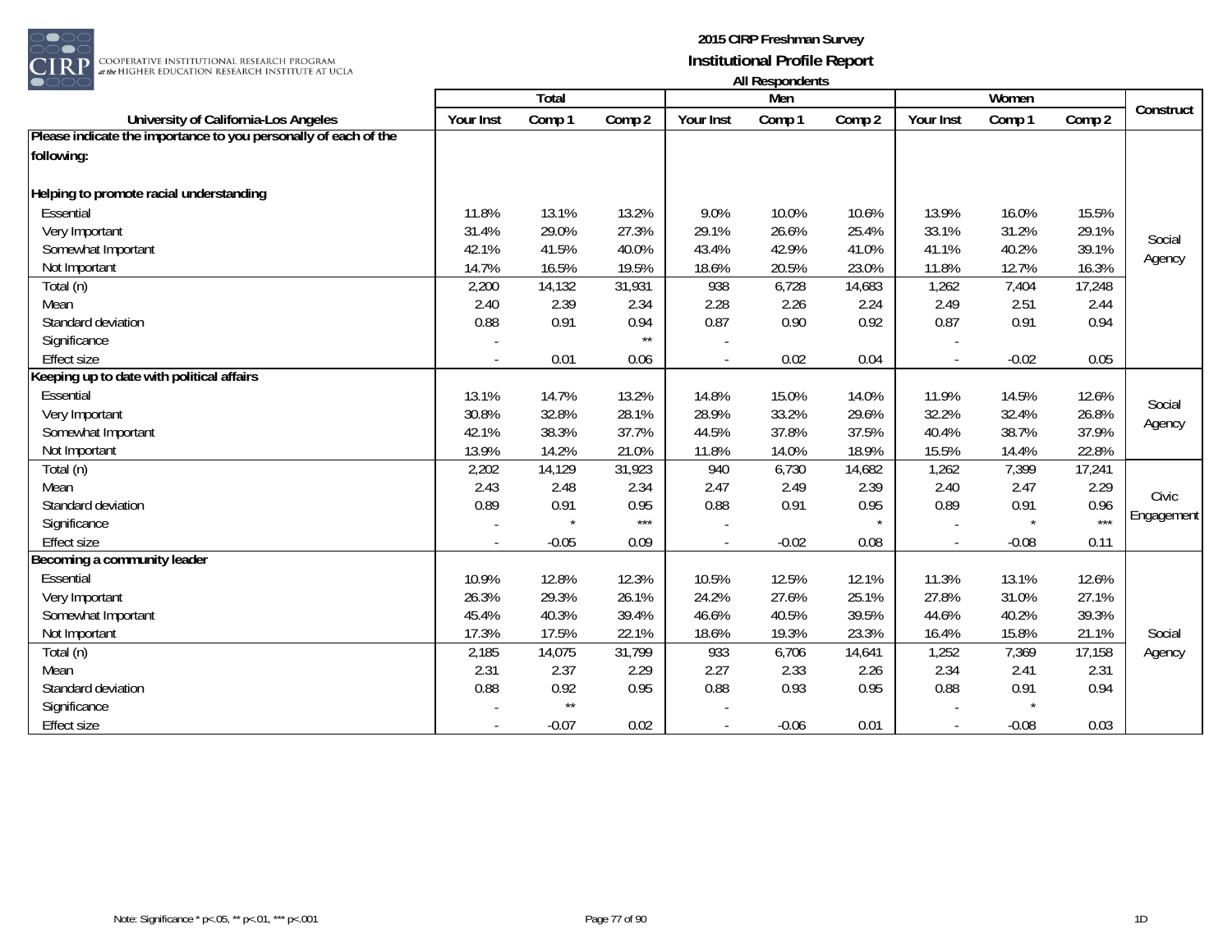# 2015 CIRP Freshman Survey
## Institutional Profile Report
### All Respondents

| University of California-Los Angeles | Total | | | Men | | | Women | | | Construct |
|---|---|---|---|---|---|---|---|---|---|---|
| | Your Inst | Comp 1 | Comp 2 | Your Inst | Comp 1 | Comp 2 | Your Inst | Comp 1 | Comp 2 | |
| **Please indicate the importance to you personally of each of the following:** | | | | | | | | | | |
| **Helping to promote racial understanding** | | | | | | | | | | Social Agency |
| Essential | 11.8% | 13.1% | 13.2% | 9.0% | 10.0% | 10.6% | 13.9% | 16.0% | 15.5% | |
| Very Important | 31.4% | 29.0% | 27.3% | 29.1% | 26.6% | 25.4% | 33.1% | 31.2% | 29.1% | |
| Somewhat Important | 42.1% | 41.5% | 40.0% | 43.4% | 42.9% | 41.0% | 41.1% | 40.2% | 39.1% | |
| Not Important | 14.7% | 16.5% | 19.5% | 18.6% | 20.5% | 23.0% | 11.8% | 12.7% | 16.3% | |
| Total (n) | 2,200 | 14,132 | 31,931 | 938 | 6,728 | 14,683 | 1,262 | 7,404 | 17,248 | |
| Mean | 2.40 | 2.39 | 2.34 | 2.28 | 2.26 | 2.24 | 2.49 | 2.51 | 2.44 | |
| Standard deviation | 0.88 | 0.91 | 0.94 | 0.87 | 0.90 | 0.92 | 0.87 | 0.91 | 0.94 | |
| Significance | - | | ** | - | | | - | | | |
| Effect size | - | 0.01 | 0.06 | - | 0.02 | 0.04 | - | -0.02 | 0.05 | |
| **Keeping up to date with political affairs** | | | | | | | | | | Social Agency |
| Essential | 13.1% | 14.7% | 13.2% | 14.8% | 15.0% | 14.0% | 11.9% | 14.5% | 12.6% | |
| Very Important | 30.8% | 32.8% | 28.1% | 28.9% | 33.2% | 29.6% | 32.2% | 32.4% | 26.8% | |
| Somewhat Important | 42.1% | 38.3% | 37.7% | 44.5% | 37.8% | 37.5% | 40.4% | 38.7% | 37.9% | |
| Not Important | 13.9% | 14.2% | 21.0% | 11.8% | 14.0% | 18.9% | 15.5% | 14.4% | 22.8% | |
| Total (n) | 2,202 | 14,129 | 31,923 | 940 | 6,730 | 14,682 | 1,262 | 7,399 | 17,241 | Civic Engagement |
| Mean | 2.43 | 2.48 | 2.34 | 2.47 | 2.49 | 2.39 | 2.40 | 2.47 | 2.29 | |
| Standard deviation | 0.89 | 0.91 | 0.95 | 0.88 | 0.91 | 0.95 | 0.89 | 0.91 | 0.96 | |
| Significance | - | * | *** | - | | * | - | * | *** | |
| Effect size | - | -0.05 | 0.09 | - | -0.02 | 0.08 | - | -0.08 | 0.11 | |
| **Becoming a community leader** | | | | | | | | | | Social Agency |
| Essential | 10.9% | 12.8% | 12.3% | 10.5% | 12.5% | 12.1% | 11.3% | 13.1% | 12.6% | |
| Very Important | 26.3% | 29.3% | 26.1% | 24.2% | 27.6% | 25.1% | 27.8% | 31.0% | 27.1% | |
| Somewhat Important | 45.4% | 40.3% | 39.4% | 46.6% | 40.5% | 39.5% | 44.6% | 40.2% | 39.3% | |
| Not Important | 17.3% | 17.5% | 22.1% | 18.6% | 19.3% | 23.3% | 16.4% | 15.8% | 21.1% | |
| Total (n) | 2,185 | 14,075 | 31,799 | 933 | 6,706 | 14,641 | 1,252 | 7,369 | 17,158 | |
| Mean | 2.31 | 2.37 | 2.29 | 2.27 | 2.33 | 2.26 | 2.34 | 2.41 | 2.31 | |
| Standard deviation | 0.88 | 0.92 | 0.95 | 0.88 | 0.93 | 0.95 | 0.88 | 0.91 | 0.94 | |
| Significance | - | ** | | - | | | - | * | | |
| Effect size | - | -0.07 | 0.02 | - | -0.06 | 0.01 | - | -0.08 | 0.03 | |

Note: Significance * p<.05, ** p<.01, *** p<.001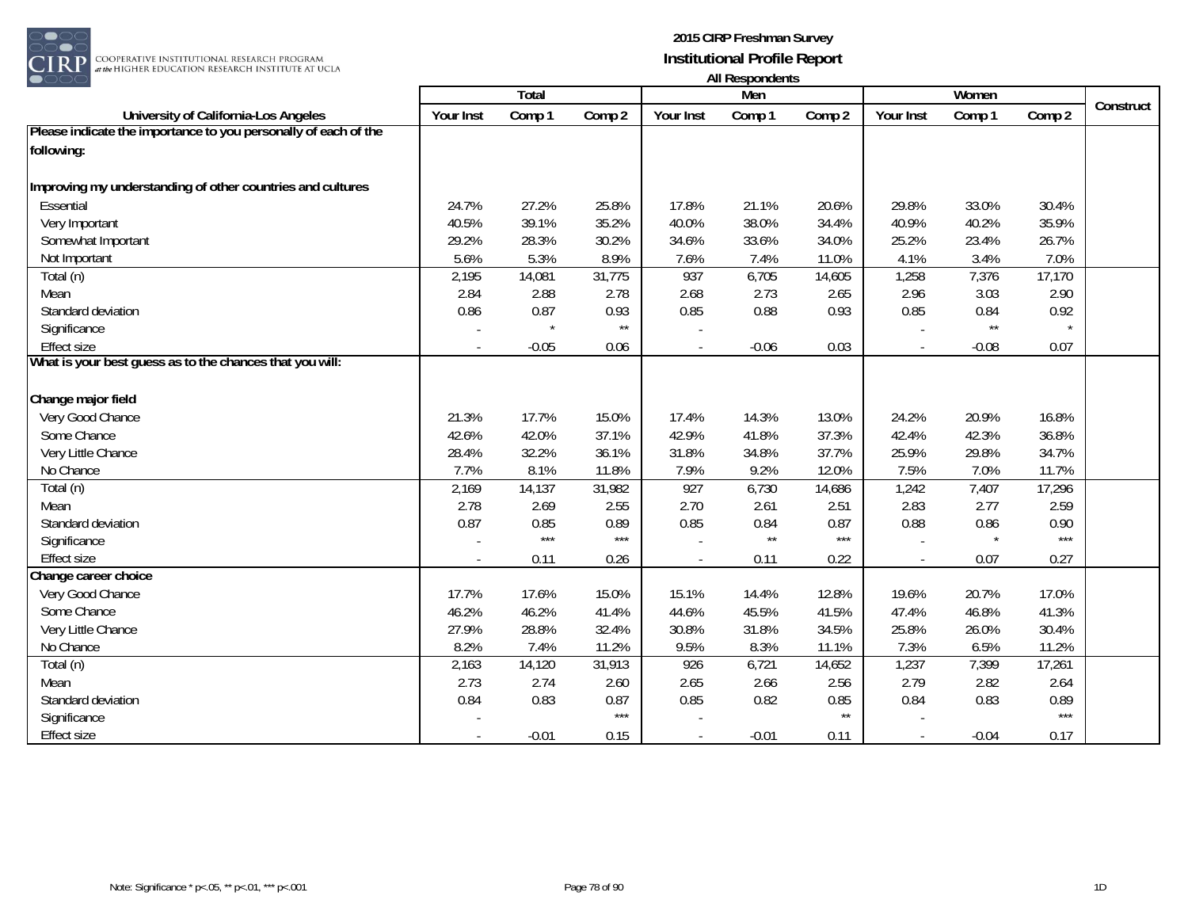# 2015 CIRP Freshman Survey

## Institutional Profile Report

### All Respondents

| University of California-Los Angeles | Total | | | Men | | | Women | | | Construct |
|---|---|---|---|---|---|---|---|---|---|---|
| | Your Inst | Comp 1 | Comp 2 | Your Inst | Comp 1 | Comp 2 | Your Inst | Comp 1 | Comp 2 | |
| **Please indicate the importance to you personally of each of the following:** | | | | | | | | | | |
| **Improving my understanding of other countries and cultures** | | | | | | | | | | |
| Essential | 24.7% | 27.2% | 25.8% | 17.8% | 21.1% | 20.6% | 29.8% | 33.0% | 30.4% | |
| Very Important | 40.5% | 39.1% | 35.2% | 40.0% | 38.0% | 34.4% | 40.9% | 40.2% | 35.9% | |
| Somewhat Important | 29.2% | 28.3% | 30.2% | 34.6% | 33.6% | 34.0% | 25.2% | 23.4% | 26.7% | |
| Not Important | 5.6% | 5.3% | 8.9% | 7.6% | 7.4% | 11.0% | 4.1% | 3.4% | 7.0% | |
| Total (n) | 2,195 | 14,081 | 31,775 | 937 | 6,705 | 14,605 | 1,258 | 7,376 | 17,170 | |
| Mean | 2.84 | 2.88 | 2.78 | 2.68 | 2.73 | 2.65 | 2.96 | 3.03 | 2.90 | |
| Standard deviation | 0.86 | 0.87 | 0.93 | 0.85 | 0.88 | 0.93 | 0.85 | 0.84 | 0.92 | |
| Significance | - | * | ** | - | | | - | ** | * | |
| Effect size | - | -0.05 | 0.06 | - | -0.06 | 0.03 | - | -0.08 | 0.07 | |
| **What is your best guess as to the chances that you will:** | | | | | | | | | | |
| **Change major field** | | | | | | | | | | |
| Very Good Chance | 21.3% | 17.7% | 15.0% | 17.4% | 14.3% | 13.0% | 24.2% | 20.9% | 16.8% | |
| Some Chance | 42.6% | 42.0% | 37.1% | 42.9% | 41.8% | 37.3% | 42.4% | 42.3% | 36.8% | |
| Very Little Chance | 28.4% | 32.2% | 36.1% | 31.8% | 34.8% | 37.7% | 25.9% | 29.8% | 34.7% | |
| No Chance | 7.7% | 8.1% | 11.8% | 7.9% | 9.2% | 12.0% | 7.5% | 7.0% | 11.7% | |
| Total (n) | 2,169 | 14,137 | 31,982 | 927 | 6,730 | 14,686 | 1,242 | 7,407 | 17,296 | |
| Mean | 2.78 | 2.69 | 2.55 | 2.70 | 2.61 | 2.51 | 2.83 | 2.77 | 2.59 | |
| Standard deviation | 0.87 | 0.85 | 0.89 | 0.85 | 0.84 | 0.87 | 0.88 | 0.86 | 0.90 | |
| Significance | - | *** | *** | - | ** | *** | - | * | *** | |
| Effect size | - | 0.11 | 0.26 | - | 0.11 | 0.22 | - | 0.07 | 0.27 | |
| **Change career choice** | | | | | | | | | | |
| Very Good Chance | 17.7% | 17.6% | 15.0% | 15.1% | 14.4% | 12.8% | 19.6% | 20.7% | 17.0% | |
| Some Chance | 46.2% | 46.2% | 41.4% | 44.6% | 45.5% | 41.5% | 47.4% | 46.8% | 41.3% | |
| Very Little Chance | 27.9% | 28.8% | 32.4% | 30.8% | 31.8% | 34.5% | 25.8% | 26.0% | 30.4% | |
| No Chance | 8.2% | 7.4% | 11.2% | 9.5% | 8.3% | 11.1% | 7.3% | 6.5% | 11.2% | |
| Total (n) | 2,163 | 14,120 | 31,913 | 926 | 6,721 | 14,652 | 1,237 | 7,399 | 17,261 | |
| Mean | 2.73 | 2.74 | 2.60 | 2.65 | 2.66 | 2.56 | 2.79 | 2.82 | 2.64 | |
| Standard deviation | 0.84 | 0.83 | 0.87 | 0.85 | 0.82 | 0.85 | 0.84 | 0.83 | 0.89 | |
| Significance | - | | *** | - | | ** | - | | *** | |
| Effect size | - | -0.01 | 0.15 | - | -0.01 | 0.11 | - | -0.04 | 0.17 | |

Note: Significance * p<.05, ** p<.01, *** p<.001

1D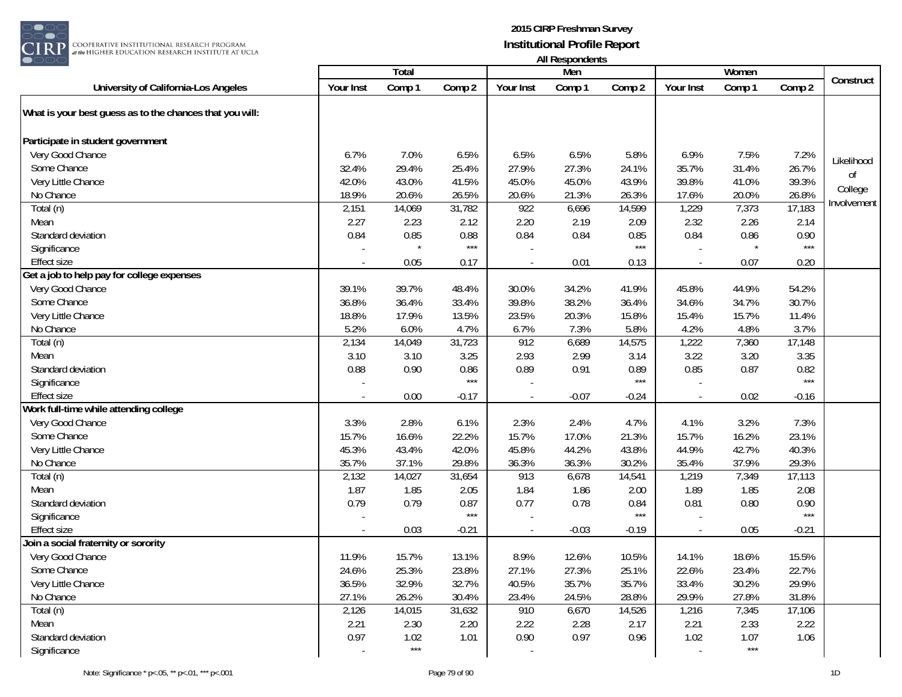**2015 CIRP Freshman Survey**
**Institutional Profile Report**
**All Respondents**

| University of California-Los Angeles | Total | | | Men | | | Women | | | Construct |
|---|---|---|---|---|---|---|---|---|---|---|
| | Your Inst | Comp 1 | Comp 2 | Your Inst | Comp 1 | Comp 2 | Your Inst | Comp 1 | Comp 2 | |
| **What is your best guess as to the chances that you will:** | | | | | | | | | | |
| **Participate in student government** | | | | | | | | | | Likelihood of College Involvement |
| Very Good Chance | 6.7% | 7.0% | 6.5% | 6.5% | 6.5% | 5.8% | 6.9% | 7.5% | 7.2% | |
| Some Chance | 32.4% | 29.4% | 25.4% | 27.9% | 27.3% | 24.1% | 35.7% | 31.4% | 26.7% | |
| Very Little Chance | 42.0% | 43.0% | 41.5% | 45.0% | 45.0% | 43.9% | 39.8% | 41.0% | 39.3% | |
| No Chance | 18.9% | 20.6% | 26.5% | 20.6% | 21.3% | 26.3% | 17.6% | 20.0% | 26.8% | |
| Total (n) | 2,151 | 14,069 | 31,782 | 922 | 6,696 | 14,599 | 1,229 | 7,373 | 17,183 | |
| Mean | 2.27 | 2.23 | 2.12 | 2.20 | 2.19 | 2.09 | 2.32 | 2.26 | 2.14 | |
| Standard deviation | 0.84 | 0.85 | 0.88 | 0.84 | 0.84 | 0.85 | 0.84 | 0.86 | 0.90 | |
| Significance | - | * | *** | - | | *** | - | * | *** | |
| Effect size | - | 0.05 | 0.17 | - | 0.01 | 0.13 | - | 0.07 | 0.20 | |
| **Get a job to help pay for college expenses** | | | | | | | | | | |
| Very Good Chance | 39.1% | 39.7% | 48.4% | 30.0% | 34.2% | 41.9% | 45.8% | 44.9% | 54.2% | |
| Some Chance | 36.8% | 36.4% | 33.4% | 39.8% | 38.2% | 36.4% | 34.6% | 34.7% | 30.7% | |
| Very Little Chance | 18.8% | 17.9% | 13.5% | 23.5% | 20.3% | 15.8% | 15.4% | 15.7% | 11.4% | |
| No Chance | 5.2% | 6.0% | 4.7% | 6.7% | 7.3% | 5.8% | 4.2% | 4.8% | 3.7% | |
| Total (n) | 2,134 | 14,049 | 31,723 | 912 | 6,689 | 14,575 | 1,222 | 7,360 | 17,148 | |
| Mean | 3.10 | 3.10 | 3.25 | 2.93 | 2.99 | 3.14 | 3.22 | 3.20 | 3.35 | |
| Standard deviation | 0.88 | 0.90 | 0.86 | 0.89 | 0.91 | 0.89 | 0.85 | 0.87 | 0.82 | |
| Significance | - | | *** | - | | *** | - | | *** | |
| Effect size | - | 0.00 | -0.17 | - | -0.07 | -0.24 | - | 0.02 | -0.16 | |
| **Work full-time while attending college** | | | | | | | | | | |
| Very Good Chance | 3.3% | 2.8% | 6.1% | 2.3% | 2.4% | 4.7% | 4.1% | 3.2% | 7.3% | |
| Some Chance | 15.7% | 16.6% | 22.2% | 15.7% | 17.0% | 21.3% | 15.7% | 16.2% | 23.1% | |
| Very Little Chance | 45.3% | 43.4% | 42.0% | 45.8% | 44.2% | 43.8% | 44.9% | 42.7% | 40.3% | |
| No Chance | 35.7% | 37.1% | 29.8% | 36.3% | 36.3% | 30.2% | 35.4% | 37.9% | 29.3% | |
| Total (n) | 2,132 | 14,027 | 31,654 | 913 | 6,678 | 14,541 | 1,219 | 7,349 | 17,113 | |
| Mean | 1.87 | 1.85 | 2.05 | 1.84 | 1.86 | 2.00 | 1.89 | 1.85 | 2.08 | |
| Standard deviation | 0.79 | 0.79 | 0.87 | 0.77 | 0.78 | 0.84 | 0.81 | 0.80 | 0.90 | |
| Significance | - | | *** | - | | *** | - | | *** | |
| Effect size | - | 0.03 | -0.21 | - | -0.03 | -0.19 | - | 0.05 | -0.21 | |
| **Join a social fraternity or sorority** | | | | | | | | | | |
| Very Good Chance | 11.9% | 15.7% | 13.1% | 8.9% | 12.6% | 10.5% | 14.1% | 18.6% | 15.5% | |
| Some Chance | 24.6% | 25.3% | 23.8% | 27.1% | 27.3% | 25.1% | 22.6% | 23.4% | 22.7% | |
| Very Little Chance | 36.5% | 32.9% | 32.7% | 40.5% | 35.7% | 35.7% | 33.4% | 30.2% | 29.9% | |
| No Chance | 27.1% | 26.2% | 30.4% | 23.4% | 24.5% | 28.8% | 29.9% | 27.8% | 31.8% | |
| Total (n) | 2,126 | 14,015 | 31,632 | 910 | 6,670 | 14,526 | 1,216 | 7,345 | 17,106 | |
| Mean | 2.21 | 2.30 | 2.20 | 2.22 | 2.28 | 2.17 | 2.21 | 2.33 | 2.22 | |
| Standard deviation | 0.97 | 1.02 | 1.01 | 0.90 | 0.97 | 0.96 | 1.02 | 1.07 | 1.06 | |
| Significance | - | *** | | - | | | - | *** | | |

Note: Significance * p<.05, ** p<.01, *** p<.001

1D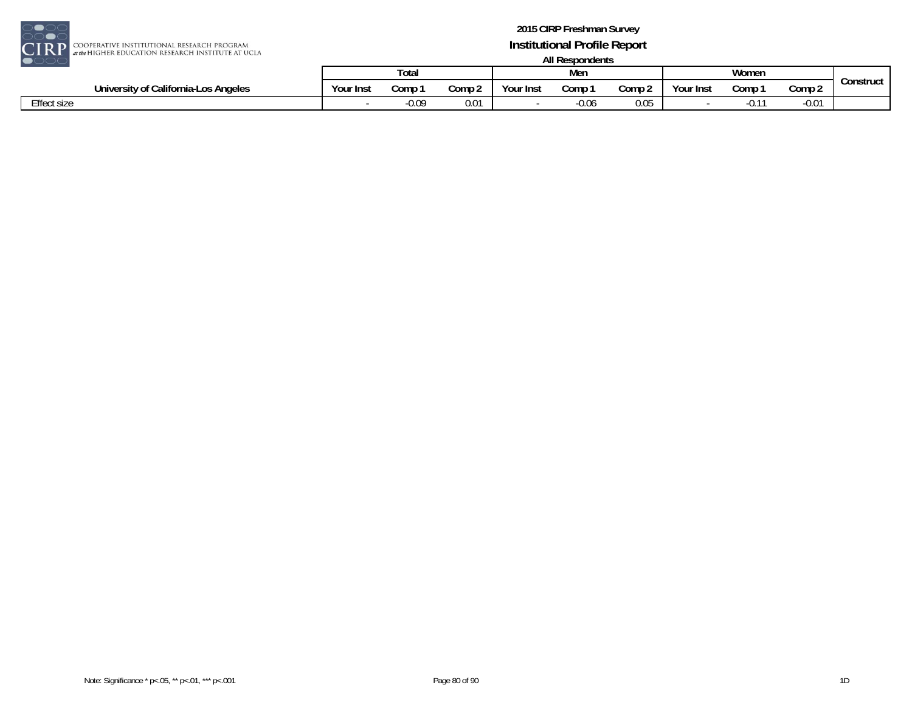| University of California-Los Angeles | Total | | | Men | | | Women | | | Construct |
|---|---|---|---|---|---|---|---|---|---|---|
| | Your Inst | Comp 1 | Comp 2 | Your Inst | Comp 1 | Comp 2 | Your Inst | Comp 1 | Comp 2 | |
| Effect size | - | -0.09 | 0.01 | - | -0.06 | 0.05 | - | -0.11 | -0.01 | |

Note: Significance * p<.05, ** p<.01, *** p<.001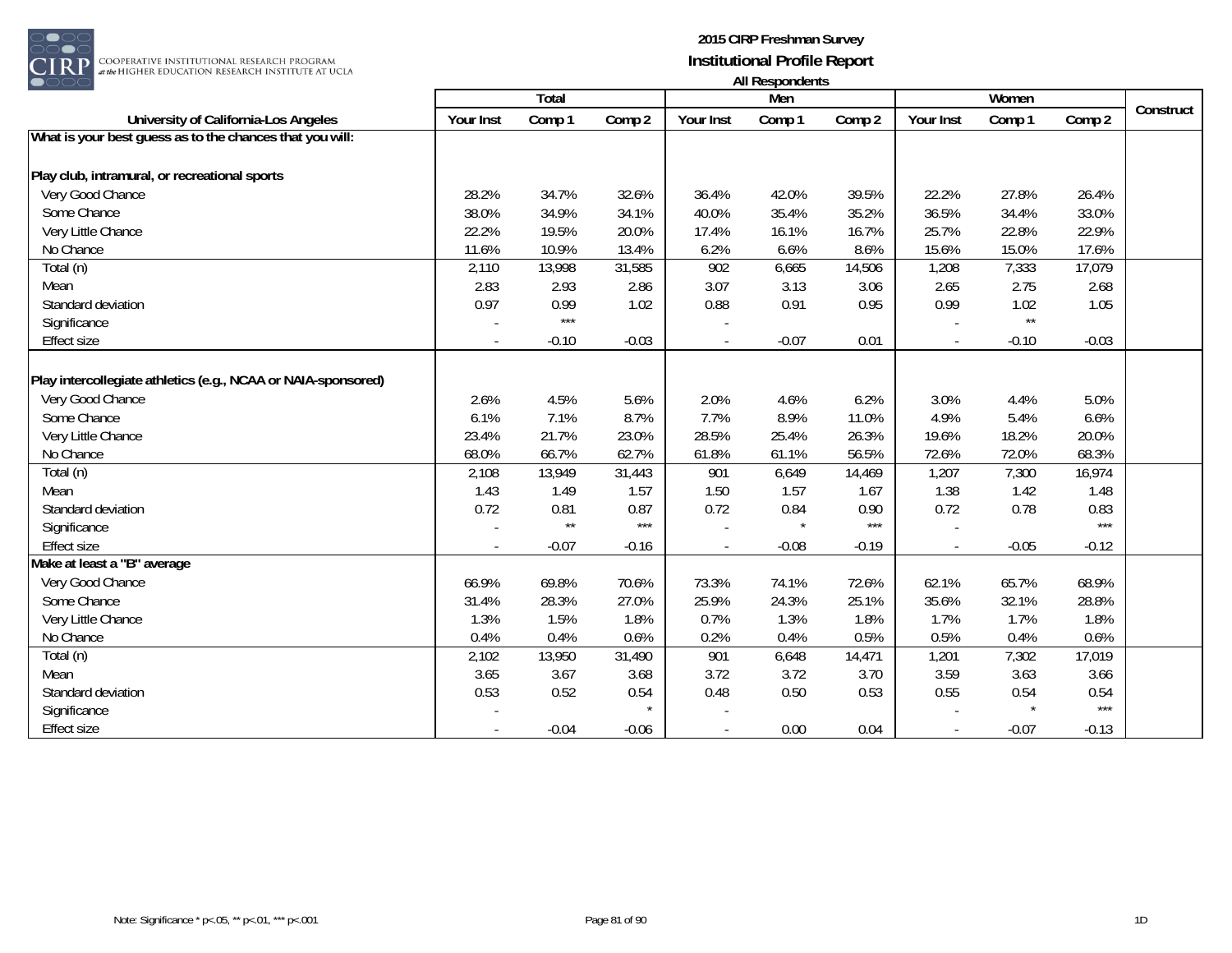**2015 CIRP Freshman Survey**
**Institutional Profile Report**
**All Respondents**

| University of California-Los Angeles | Total | | | Men | | | Women | | | Construct |
|---|---|---|---|---|---|---|---|---|---|---|
| | Your Inst | Comp 1 | Comp 2 | Your Inst | Comp 1 | Comp 2 | Your Inst | Comp 1 | Comp 2 | |
| **What is your best guess as to the chances that you will:** | | | | | | | | | | |
| **Play club, intramural, or recreational sports** | | | | | | | | | | |
| Very Good Chance | 28.2% | 34.7% | 32.6% | 36.4% | 42.0% | 39.5% | 22.2% | 27.8% | 26.4% | |
| Some Chance | 38.0% | 34.9% | 34.1% | 40.0% | 35.4% | 35.2% | 36.5% | 34.4% | 33.0% | |
| Very Little Chance | 22.2% | 19.5% | 20.0% | 17.4% | 16.1% | 16.7% | 25.7% | 22.8% | 22.9% | |
| No Chance | 11.6% | 10.9% | 13.4% | 6.2% | 6.6% | 8.6% | 15.6% | 15.0% | 17.6% | |
| Total (n) | 2,110 | 13,998 | 31,585 | 902 | 6,665 | 14,506 | 1,208 | 7,333 | 17,079 | |
| Mean | 2.83 | 2.93 | 2.86 | 3.07 | 3.13 | 3.06 | 2.65 | 2.75 | 2.68 | |
| Standard deviation | 0.97 | 0.99 | 1.02 | 0.88 | 0.91 | 0.95 | 0.99 | 1.02 | 1.05 | |
| Significance | - | *** | | - | | | - | ** | | |
| Effect size | - | -0.10 | -0.03 | - | -0.07 | 0.01 | - | -0.10 | -0.03 | |
| **Play intercollegiate athletics (e.g., NCAA or NAIA-sponsored)** | | | | | | | | | | |
| Very Good Chance | 2.6% | 4.5% | 5.6% | 2.0% | 4.6% | 6.2% | 3.0% | 4.4% | 5.0% | |
| Some Chance | 6.1% | 7.1% | 8.7% | 7.7% | 8.9% | 11.0% | 4.9% | 5.4% | 6.6% | |
| Very Little Chance | 23.4% | 21.7% | 23.0% | 28.5% | 25.4% | 26.3% | 19.6% | 18.2% | 20.0% | |
| No Chance | 68.0% | 66.7% | 62.7% | 61.8% | 61.1% | 56.5% | 72.6% | 72.0% | 68.3% | |
| Total (n) | 2,108 | 13,949 | 31,443 | 901 | 6,649 | 14,469 | 1,207 | 7,300 | 16,974 | |
| Mean | 1.43 | 1.49 | 1.57 | 1.50 | 1.57 | 1.67 | 1.38 | 1.42 | 1.48 | |
| Standard deviation | 0.72 | 0.81 | 0.87 | 0.72 | 0.84 | 0.90 | 0.72 | 0.78 | 0.83 | |
| Significance | - | ** | *** | - | * | *** | - | | *** | |
| Effect size | - | -0.07 | -0.16 | - | -0.08 | -0.19 | - | -0.05 | -0.12 | |
| **Make at least a "B" average** | | | | | | | | | | |
| Very Good Chance | 66.9% | 69.8% | 70.6% | 73.3% | 74.1% | 72.6% | 62.1% | 65.7% | 68.9% | |
| Some Chance | 31.4% | 28.3% | 27.0% | 25.9% | 24.3% | 25.1% | 35.6% | 32.1% | 28.8% | |
| Very Little Chance | 1.3% | 1.5% | 1.8% | 0.7% | 1.3% | 1.8% | 1.7% | 1.7% | 1.8% | |
| No Chance | 0.4% | 0.4% | 0.6% | 0.2% | 0.4% | 0.5% | 0.5% | 0.4% | 0.6% | |
| Total (n) | 2,102 | 13,950 | 31,490 | 901 | 6,648 | 14,471 | 1,201 | 7,302 | 17,019 | |
| Mean | 3.65 | 3.67 | 3.68 | 3.72 | 3.72 | 3.70 | 3.59 | 3.63 | 3.66 | |
| Standard deviation | 0.53 | 0.52 | 0.54 | 0.48 | 0.50 | 0.53 | 0.55 | 0.54 | 0.54 | |
| Significance | - | | * | - | | | - | * | *** | |
| Effect size | - | -0.04 | -0.06 | - | 0.00 | 0.04 | - | -0.07 | -0.13 | |

Note: Significance * p<.05, ** p<.01, *** p<.001

1D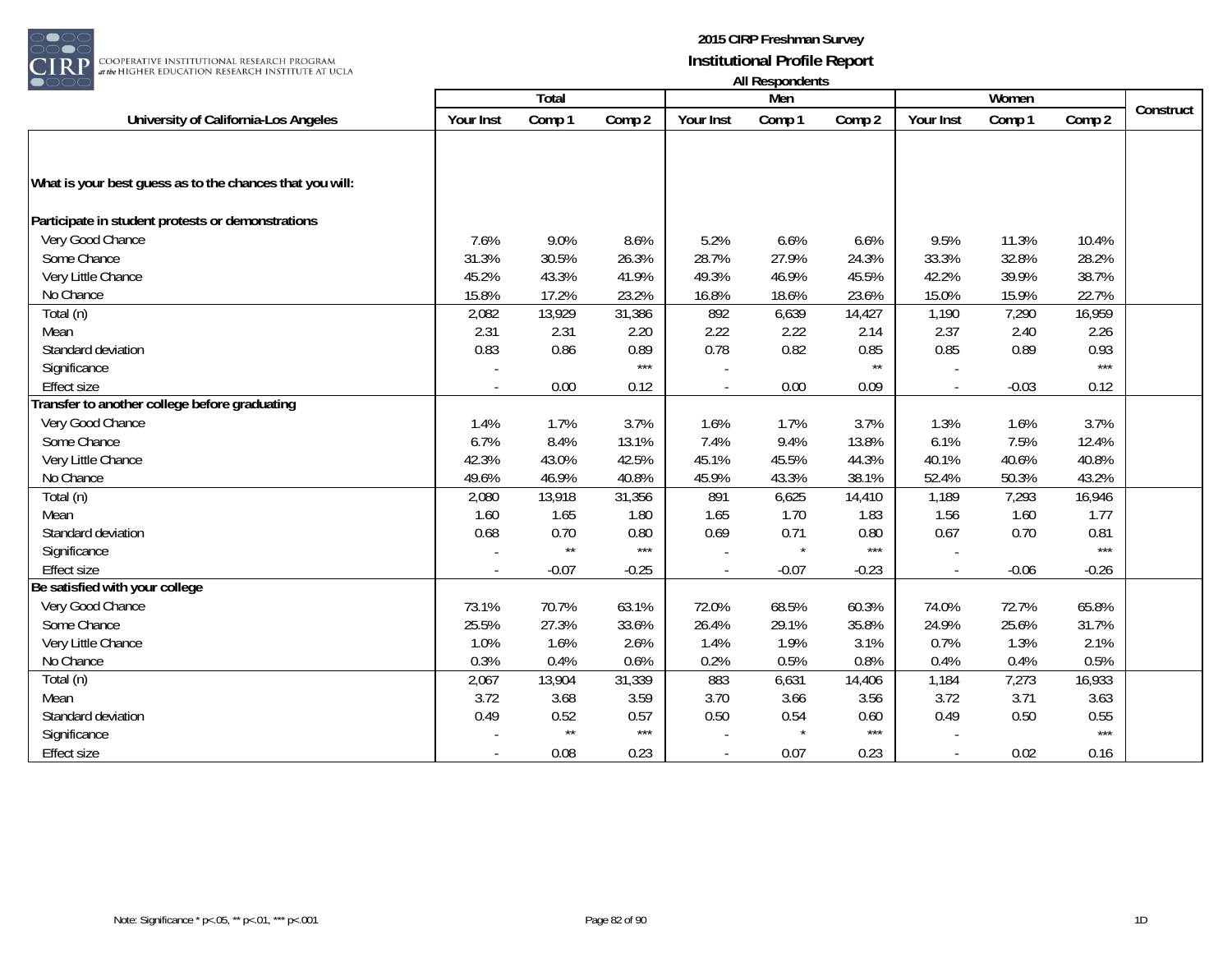# 2015 CIRP Freshman Survey
## Institutional Profile Report
### All Respondents

| University of California-Los Angeles | Total | | | Men | | | Women | | | Construct |
|---|---|---|---|---|---|---|---|---|---|---|
| | Your Inst | Comp 1 | Comp 2 | Your Inst | Comp 1 | Comp 2 | Your Inst | Comp 1 | Comp 2 | |
| **What is your best guess as to the chances that you will:** | | | | | | | | | | |
| **Participate in student protests or demonstrations** | | | | | | | | | | |
| Very Good Chance | 7.6% | 9.0% | 8.6% | 5.2% | 6.6% | 6.6% | 9.5% | 11.3% | 10.4% | |
| Some Chance | 31.3% | 30.5% | 26.3% | 28.7% | 27.9% | 24.3% | 33.3% | 32.8% | 28.2% | |
| Very Little Chance | 45.2% | 43.3% | 41.9% | 49.3% | 46.9% | 45.5% | 42.2% | 39.9% | 38.7% | |
| No Chance | 15.8% | 17.2% | 23.2% | 16.8% | 18.6% | 23.6% | 15.0% | 15.9% | 22.7% | |
| Total (n) | 2,082 | 13,929 | 31,386 | 892 | 6,639 | 14,427 | 1,190 | 7,290 | 16,959 | |
| Mean | 2.31 | 2.31 | 2.20 | 2.22 | 2.22 | 2.14 | 2.37 | 2.40 | 2.26 | |
| Standard deviation | 0.83 | 0.86 | 0.89 | 0.78 | 0.82 | 0.85 | 0.85 | 0.89 | 0.93 | |
| Significance | - | | *** | - | | ** | - | | *** | |
| Effect size | - | 0.00 | 0.12 | - | 0.00 | 0.09 | - | -0.03 | 0.12 | |
| **Transfer to another college before graduating** | | | | | | | | | | |
| Very Good Chance | 1.4% | 1.7% | 3.7% | 1.6% | 1.7% | 3.7% | 1.3% | 1.6% | 3.7% | |
| Some Chance | 6.7% | 8.4% | 13.1% | 7.4% | 9.4% | 13.8% | 6.1% | 7.5% | 12.4% | |
| Very Little Chance | 42.3% | 43.0% | 42.5% | 45.1% | 45.5% | 44.3% | 40.1% | 40.6% | 40.8% | |
| No Chance | 49.6% | 46.9% | 40.8% | 45.9% | 43.3% | 38.1% | 52.4% | 50.3% | 43.2% | |
| Total (n) | 2,080 | 13,918 | 31,356 | 891 | 6,625 | 14,410 | 1,189 | 7,293 | 16,946 | |
| Mean | 1.60 | 1.65 | 1.80 | 1.65 | 1.70 | 1.83 | 1.56 | 1.60 | 1.77 | |
| Standard deviation | 0.68 | 0.70 | 0.80 | 0.69 | 0.71 | 0.80 | 0.67 | 0.70 | 0.81 | |
| Significance | - | ** | *** | - | * | *** | - | | *** | |
| Effect size | - | -0.07 | -0.25 | - | -0.07 | -0.23 | - | -0.06 | -0.26 | |
| **Be satisfied with your college** | | | | | | | | | | |
| Very Good Chance | 73.1% | 70.7% | 63.1% | 72.0% | 68.5% | 60.3% | 74.0% | 72.7% | 65.8% | |
| Some Chance | 25.5% | 27.3% | 33.6% | 26.4% | 29.1% | 35.8% | 24.9% | 25.6% | 31.7% | |
| Very Little Chance | 1.0% | 1.6% | 2.6% | 1.4% | 1.9% | 3.1% | 0.7% | 1.3% | 2.1% | |
| No Chance | 0.3% | 0.4% | 0.6% | 0.2% | 0.5% | 0.8% | 0.4% | 0.4% | 0.5% | |
| Total (n) | 2,067 | 13,904 | 31,339 | 883 | 6,631 | 14,406 | 1,184 | 7,273 | 16,933 | |
| Mean | 3.72 | 3.68 | 3.59 | 3.70 | 3.66 | 3.56 | 3.72 | 3.71 | 3.63 | |
| Standard deviation | 0.49 | 0.52 | 0.57 | 0.50 | 0.54 | 0.60 | 0.49 | 0.50 | 0.55 | |
| Significance | - | ** | *** | - | * | *** | - | | *** | |
| Effect size | - | 0.08 | 0.23 | - | 0.07 | 0.23 | - | 0.02 | 0.16 | |

Note: Significance * p<.05, ** p<.01, *** p<.001

1D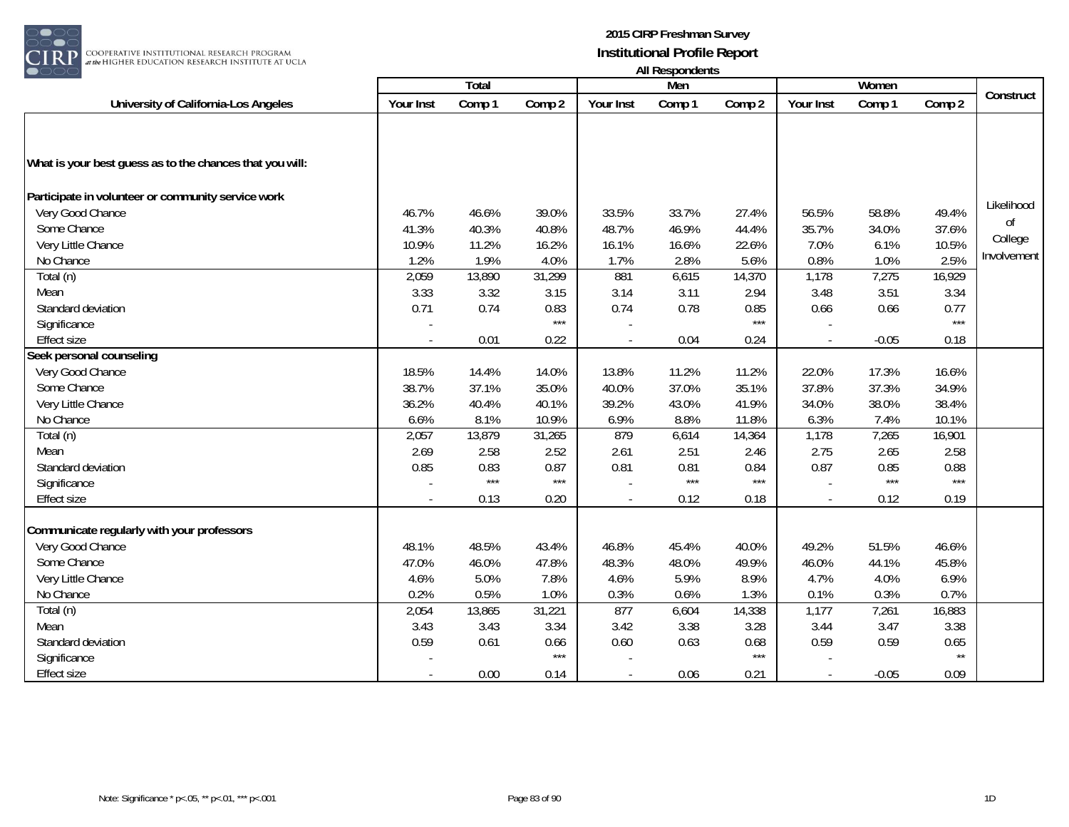# 2015 CIRP Freshman Survey
## Institutional Profile Report
### All Respondents

| University of California-Los Angeles | Total | | | Men | | | Women | | | Construct |
|---|---|---|---|---|---|---|---|---|---|---|
| | Your Inst | Comp 1 | Comp 2 | Your Inst | Comp 1 | Comp 2 | Your Inst | Comp 1 | Comp 2 | |
| **What is your best guess as to the chances that you will:** | | | | | | | | | | |
| **Participate in volunteer or community service work** | | | | | | | | | | |
| Very Good Chance | 46.7% | 46.6% | 39.0% | 33.5% | 33.7% | 27.4% | 56.5% | 58.8% | 49.4% | Likelihood of College Involvement |
| Some Chance | 41.3% | 40.3% | 40.8% | 48.7% | 46.9% | 44.4% | 35.7% | 34.0% | 37.6% | |
| Very Little Chance | 10.9% | 11.2% | 16.2% | 16.1% | 16.6% | 22.6% | 7.0% | 6.1% | 10.5% | |
| No Chance | 1.2% | 1.9% | 4.0% | 1.7% | 2.8% | 5.6% | 0.8% | 1.0% | 2.5% | |
| Total (n) | 2,059 | 13,890 | 31,299 | 881 | 6,615 | 14,370 | 1,178 | 7,275 | 16,929 | |
| Mean | 3.33 | 3.32 | 3.15 | 3.14 | 3.11 | 2.94 | 3.48 | 3.51 | 3.34 | |
| Standard deviation | 0.71 | 0.74 | 0.83 | 0.74 | 0.78 | 0.85 | 0.66 | 0.66 | 0.77 | |
| Significance | - | | *** | - | | *** | - | | *** | |
| Effect size | - | 0.01 | 0.22 | - | 0.04 | 0.24 | - | -0.05 | 0.18 | |
| **Seek personal counseling** | | | | | | | | | | |
| Very Good Chance | 18.5% | 14.4% | 14.0% | 13.8% | 11.2% | 11.2% | 22.0% | 17.3% | 16.6% | |
| Some Chance | 38.7% | 37.1% | 35.0% | 40.0% | 37.0% | 35.1% | 37.8% | 37.3% | 34.9% | |
| Very Little Chance | 36.2% | 40.4% | 40.1% | 39.2% | 43.0% | 41.9% | 34.0% | 38.0% | 38.4% | |
| No Chance | 6.6% | 8.1% | 10.9% | 6.9% | 8.8% | 11.8% | 6.3% | 7.4% | 10.1% | |
| Total (n) | 2,057 | 13,879 | 31,265 | 879 | 6,614 | 14,364 | 1,178 | 7,265 | 16,901 | |
| Mean | 2.69 | 2.58 | 2.52 | 2.61 | 2.51 | 2.46 | 2.75 | 2.65 | 2.58 | |
| Standard deviation | 0.85 | 0.83 | 0.87 | 0.81 | 0.81 | 0.84 | 0.87 | 0.85 | 0.88 | |
| Significance | - | *** | *** | - | *** | *** | - | *** | *** | |
| Effect size | - | 0.13 | 0.20 | - | 0.12 | 0.18 | - | 0.12 | 0.19 | |
| **Communicate regularly with your professors** | | | | | | | | | | |
| Very Good Chance | 48.1% | 48.5% | 43.4% | 46.8% | 45.4% | 40.0% | 49.2% | 51.5% | 46.6% | |
| Some Chance | 47.0% | 46.0% | 47.8% | 48.3% | 48.0% | 49.9% | 46.0% | 44.1% | 45.8% | |
| Very Little Chance | 4.6% | 5.0% | 7.8% | 4.6% | 5.9% | 8.9% | 4.7% | 4.0% | 6.9% | |
| No Chance | 0.2% | 0.5% | 1.0% | 0.3% | 0.6% | 1.3% | 0.1% | 0.3% | 0.7% | |
| Total (n) | 2,054 | 13,865 | 31,221 | 877 | 6,604 | 14,338 | 1,177 | 7,261 | 16,883 | |
| Mean | 3.43 | 3.43 | 3.34 | 3.42 | 3.38 | 3.28 | 3.44 | 3.47 | 3.38 | |
| Standard deviation | 0.59 | 0.61 | 0.66 | 0.60 | 0.63 | 0.68 | 0.59 | 0.59 | 0.65 | |
| Significance | - | | *** | - | | *** | - | | ** | |
| Effect size | - | 0.00 | 0.14 | - | 0.06 | 0.21 | - | -0.05 | 0.09 | |

Note: Significance * p<.05, ** p<.01, *** p<.001

1D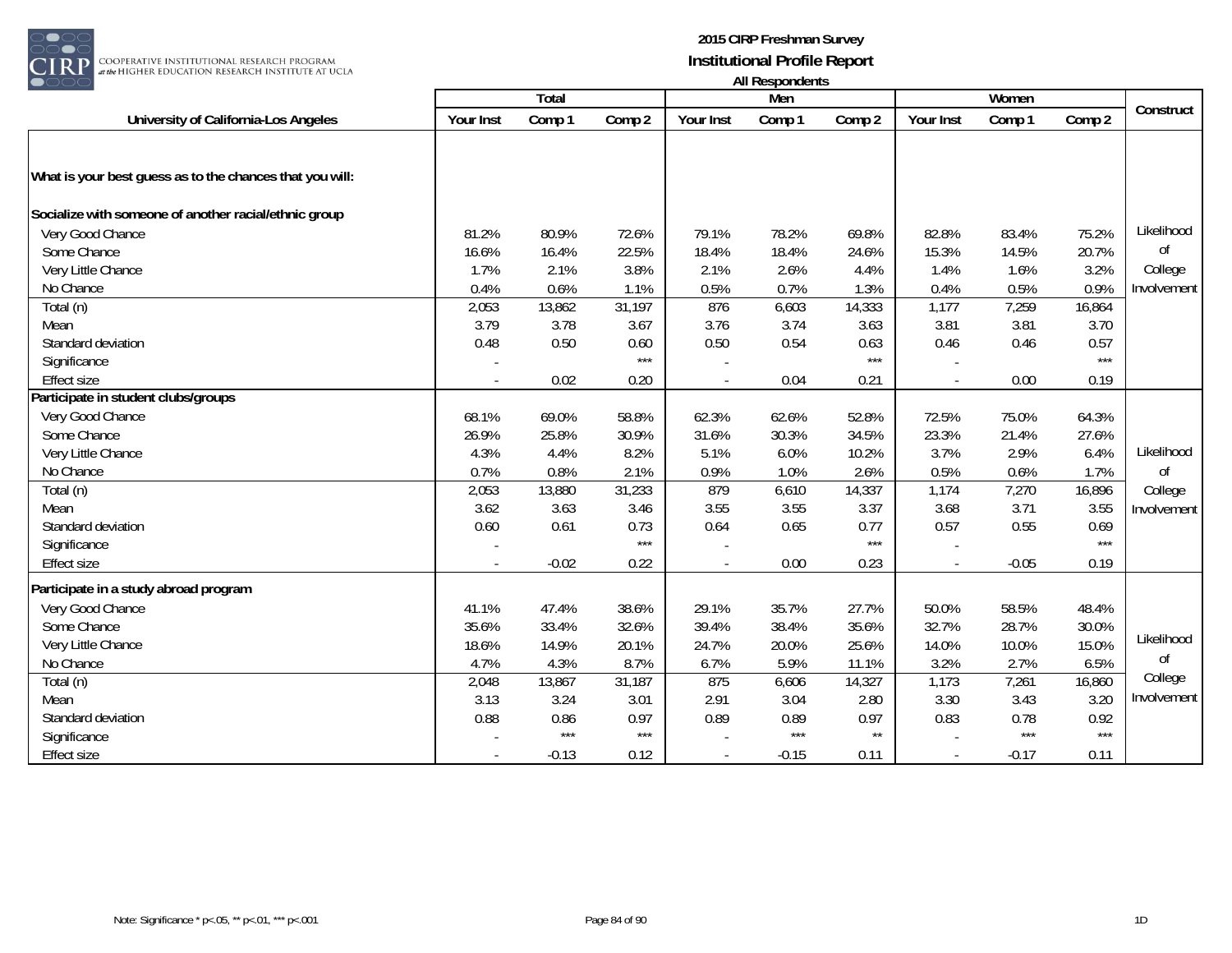# 2015 CIRP Freshman Survey

## Institutional Profile Report

### All Respondents

| University of California-Los Angeles | Total | | | Men | | | Women | | | Construct |
|---|---|---|---|---|---|---|---|---|---|---|
| | Your Inst | Comp 1 | Comp 2 | Your Inst | Comp 1 | Comp 2 | Your Inst | Comp 1 | Comp 2 | |
| **What is your best guess as to the chances that you will:** | | | | | | | | | | |
| **Socialize with someone of another racial/ethnic group** | | | | | | | | | | |
| Very Good Chance | 81.2% | 80.9% | 72.6% | 79.1% | 78.2% | 69.8% | 82.8% | 83.4% | 75.2% | Likelihood of College Involvement |
| Some Chance | 16.6% | 16.4% | 22.5% | 18.4% | 18.4% | 24.6% | 15.3% | 14.5% | 20.7% | |
| Very Little Chance | 1.7% | 2.1% | 3.8% | 2.1% | 2.6% | 4.4% | 1.4% | 1.6% | 3.2% | |
| No Chance | 0.4% | 0.6% | 1.1% | 0.5% | 0.7% | 1.3% | 0.4% | 0.5% | 0.9% | |
| Total (n) | 2,053 | 13,862 | 31,197 | 876 | 6,603 | 14,333 | 1,177 | 7,259 | 16,864 | |
| Mean | 3.79 | 3.78 | 3.67 | 3.76 | 3.74 | 3.63 | 3.81 | 3.81 | 3.70 | |
| Standard deviation | 0.48 | 0.50 | 0.60 | 0.50 | 0.54 | 0.63 | 0.46 | 0.46 | 0.57 | |
| Significance | - | | *** | - | | *** | - | | *** | |
| Effect size | - | 0.02 | 0.20 | - | 0.04 | 0.21 | - | 0.00 | 0.19 | |
| **Participate in student clubs/groups** | | | | | | | | | | |
| Very Good Chance | 68.1% | 69.0% | 58.8% | 62.3% | 62.6% | 52.8% | 72.5% | 75.0% | 64.3% | Likelihood of College Involvement |
| Some Chance | 26.9% | 25.8% | 30.9% | 31.6% | 30.3% | 34.5% | 23.3% | 21.4% | 27.6% | |
| Very Little Chance | 4.3% | 4.4% | 8.2% | 5.1% | 6.0% | 10.2% | 3.7% | 2.9% | 6.4% | |
| No Chance | 0.7% | 0.8% | 2.1% | 0.9% | 1.0% | 2.6% | 0.5% | 0.6% | 1.7% | |
| Total (n) | 2,053 | 13,880 | 31,233 | 879 | 6,610 | 14,337 | 1,174 | 7,270 | 16,896 | |
| Mean | 3.62 | 3.63 | 3.46 | 3.55 | 3.55 | 3.37 | 3.68 | 3.71 | 3.55 | |
| Standard deviation | 0.60 | 0.61 | 0.73 | 0.64 | 0.65 | 0.77 | 0.57 | 0.55 | 0.69 | |
| Significance | - | | *** | - | | *** | - | | *** | |
| Effect size | - | -0.02 | 0.22 | - | 0.00 | 0.23 | - | -0.05 | 0.19 | |
| **Participate in a study abroad program** | | | | | | | | | | |
| Very Good Chance | 41.1% | 47.4% | 38.6% | 29.1% | 35.7% | 27.7% | 50.0% | 58.5% | 48.4% | Likelihood of College Involvement |
| Some Chance | 35.6% | 33.4% | 32.6% | 39.4% | 38.4% | 35.6% | 32.7% | 28.7% | 30.0% | |
| Very Little Chance | 18.6% | 14.9% | 20.1% | 24.7% | 20.0% | 25.6% | 14.0% | 10.0% | 15.0% | |
| No Chance | 4.7% | 4.3% | 8.7% | 6.7% | 5.9% | 11.1% | 3.2% | 2.7% | 6.5% | |
| Total (n) | 2,048 | 13,867 | 31,187 | 875 | 6,606 | 14,327 | 1,173 | 7,261 | 16,860 | |
| Mean | 3.13 | 3.24 | 3.01 | 2.91 | 3.04 | 2.80 | 3.30 | 3.43 | 3.20 | |
| Standard deviation | 0.88 | 0.86 | 0.97 | 0.89 | 0.89 | 0.97 | 0.83 | 0.78 | 0.92 | |
| Significance | - | *** | *** | - | *** | ** | - | *** | *** | |
| Effect size | - | -0.13 | 0.12 | - | -0.15 | 0.11 | - | -0.17 | 0.11 | |

Note: Significance * p<.05, ** p<.01, *** p<.001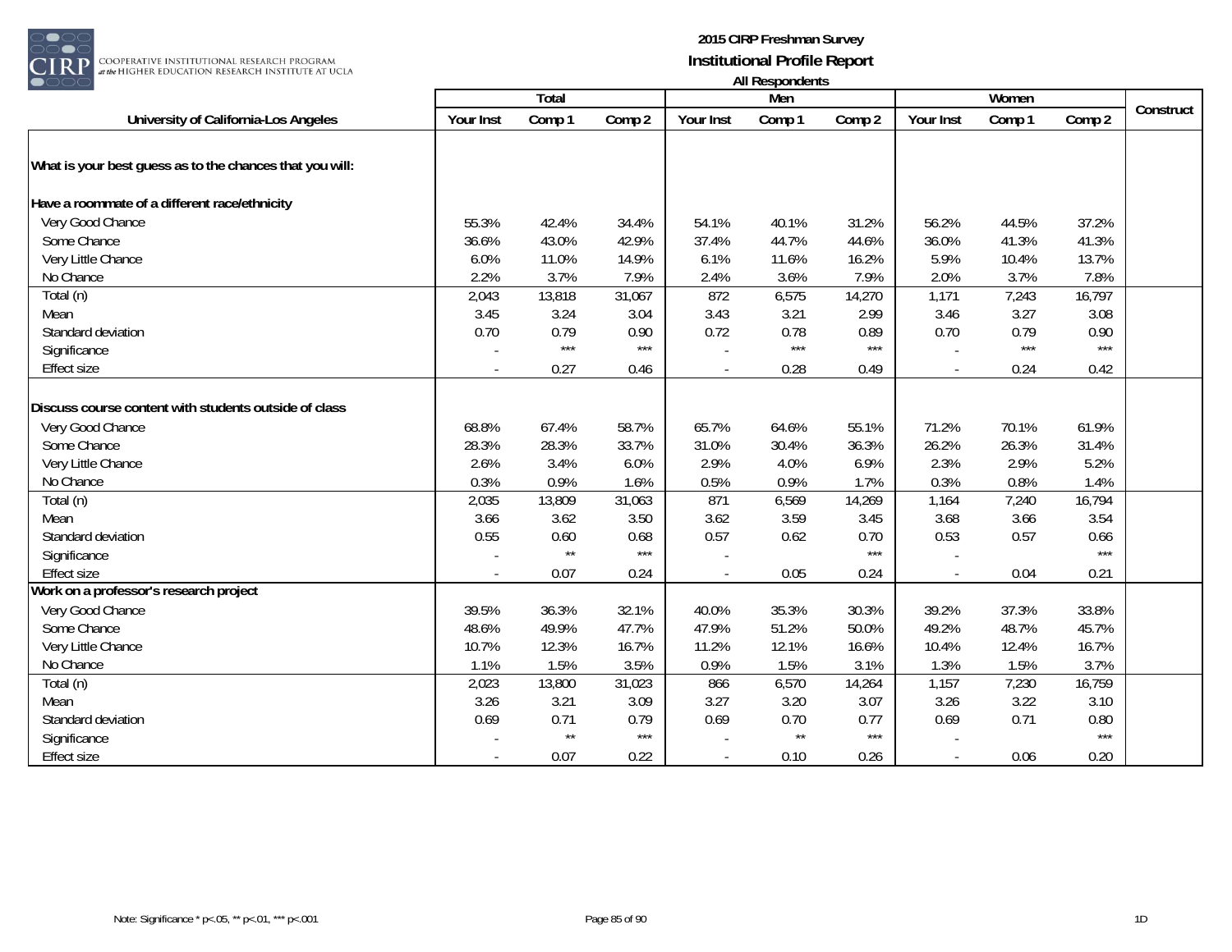# 2015 CIRP Freshman Survey
## Institutional Profile Report
### All Respondents

| University of California-Los Angeles | Total | | | Men | | | Women | | | Construct |
|---|---|---|---|---|---|---|---|---|---|---|
| | Your Inst | Comp 1 | Comp 2 | Your Inst | Comp 1 | Comp 2 | Your Inst | Comp 1 | Comp 2 | |
| **What is your best guess as to the chances that you will:** | | | | | | | | | | |
| **Have a roommate of a different race/ethnicity** | | | | | | | | | | |
| Very Good Chance | 55.3% | 42.4% | 34.4% | 54.1% | 40.1% | 31.2% | 56.2% | 44.5% | 37.2% | |
| Some Chance | 36.6% | 43.0% | 42.9% | 37.4% | 44.7% | 44.6% | 36.0% | 41.3% | 41.3% | |
| Very Little Chance | 6.0% | 11.0% | 14.9% | 6.1% | 11.6% | 16.2% | 5.9% | 10.4% | 13.7% | |
| No Chance | 2.2% | 3.7% | 7.9% | 2.4% | 3.6% | 7.9% | 2.0% | 3.7% | 7.8% | |
| Total (n) | 2,043 | 13,818 | 31,067 | 872 | 6,575 | 14,270 | 1,171 | 7,243 | 16,797 | |
| Mean | 3.45 | 3.24 | 3.04 | 3.43 | 3.21 | 2.99 | 3.46 | 3.27 | 3.08 | |
| Standard deviation | 0.70 | 0.79 | 0.90 | 0.72 | 0.78 | 0.89 | 0.70 | 0.79 | 0.90 | |
| Significance | - | *** | *** | - | *** | *** | - | *** | *** | |
| Effect size | - | 0.27 | 0.46 | - | 0.28 | 0.49 | - | 0.24 | 0.42 | |
| **Discuss course content with students outside of class** | | | | | | | | | | |
| Very Good Chance | 68.8% | 67.4% | 58.7% | 65.7% | 64.6% | 55.1% | 71.2% | 70.1% | 61.9% | |
| Some Chance | 28.3% | 28.3% | 33.7% | 31.0% | 30.4% | 36.3% | 26.2% | 26.3% | 31.4% | |
| Very Little Chance | 2.6% | 3.4% | 6.0% | 2.9% | 4.0% | 6.9% | 2.3% | 2.9% | 5.2% | |
| No Chance | 0.3% | 0.9% | 1.6% | 0.5% | 0.9% | 1.7% | 0.3% | 0.8% | 1.4% | |
| Total (n) | 2,035 | 13,809 | 31,063 | 871 | 6,569 | 14,269 | 1,164 | 7,240 | 16,794 | |
| Mean | 3.66 | 3.62 | 3.50 | 3.62 | 3.59 | 3.45 | 3.68 | 3.66 | 3.54 | |
| Standard deviation | 0.55 | 0.60 | 0.68 | 0.57 | 0.62 | 0.70 | 0.53 | 0.57 | 0.66 | |
| Significance | - | ** | *** | - | | *** | - | | *** | |
| Effect size | - | 0.07 | 0.24 | - | 0.05 | 0.24 | - | 0.04 | 0.21 | |
| **Work on a professor's research project** | | | | | | | | | | |
| Very Good Chance | 39.5% | 36.3% | 32.1% | 40.0% | 35.3% | 30.3% | 39.2% | 37.3% | 33.8% | |
| Some Chance | 48.6% | 49.9% | 47.7% | 47.9% | 51.2% | 50.0% | 49.2% | 48.7% | 45.7% | |
| Very Little Chance | 10.7% | 12.3% | 16.7% | 11.2% | 12.1% | 16.6% | 10.4% | 12.4% | 16.7% | |
| No Chance | 1.1% | 1.5% | 3.5% | 0.9% | 1.5% | 3.1% | 1.3% | 1.5% | 3.7% | |
| Total (n) | 2,023 | 13,800 | 31,023 | 866 | 6,570 | 14,264 | 1,157 | 7,230 | 16,759 | |
| Mean | 3.26 | 3.21 | 3.09 | 3.27 | 3.20 | 3.07 | 3.26 | 3.22 | 3.10 | |
| Standard deviation | 0.69 | 0.71 | 0.79 | 0.69 | 0.70 | 0.77 | 0.69 | 0.71 | 0.80 | |
| Significance | - | ** | *** | - | ** | *** | - | | *** | |
| Effect size | - | 0.07 | 0.22 | - | 0.10 | 0.26 | - | 0.06 | 0.20 | |

Note: Significance * p<.05, ** p<.01, *** p<.001

1D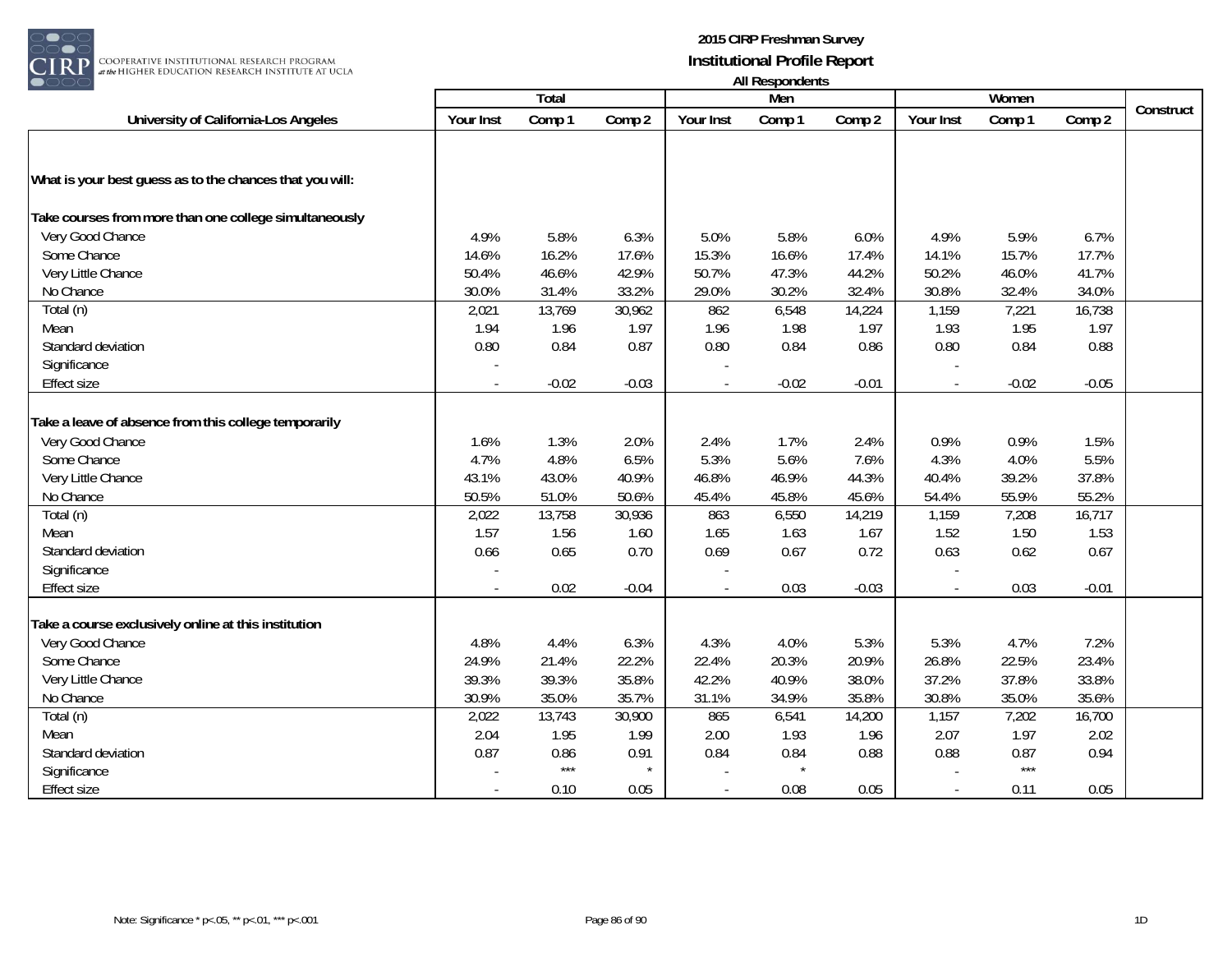# 2015 CIRP Freshman Survey
## Institutional Profile Report
### All Respondents

| University of California-Los Angeles | Total | | | Men | | | Women | | | Construct |
|---|---|---|---|---|---|---|---|---|---|---|
| | Your Inst | Comp 1 | Comp 2 | Your Inst | Comp 1 | Comp 2 | Your Inst | Comp 1 | Comp 2 | |
| **What is your best guess as to the chances that you will:** | | | | | | | | | | |
| **Take courses from more than one college simultaneously** | | | | | | | | | | |
| Very Good Chance | 4.9% | 5.8% | 6.3% | 5.0% | 5.8% | 6.0% | 4.9% | 5.9% | 6.7% | |
| Some Chance | 14.6% | 16.2% | 17.6% | 15.3% | 16.6% | 17.4% | 14.1% | 15.7% | 17.7% | |
| Very Little Chance | 50.4% | 46.6% | 42.9% | 50.7% | 47.3% | 44.2% | 50.2% | 46.0% | 41.7% | |
| No Chance | 30.0% | 31.4% | 33.2% | 29.0% | 30.2% | 32.4% | 30.8% | 32.4% | 34.0% | |
| Total (n) | 2,021 | 13,769 | 30,962 | 862 | 6,548 | 14,224 | 1,159 | 7,221 | 16,738 | |
| Mean | 1.94 | 1.96 | 1.97 | 1.96 | 1.98 | 1.97 | 1.93 | 1.95 | 1.97 | |
| Standard deviation | 0.80 | 0.84 | 0.87 | 0.80 | 0.84 | 0.86 | 0.80 | 0.84 | 0.88 | |
| Significance | - | | | - | | | - | | | |
| Effect size | - | -0.02 | -0.03 | - | -0.02 | -0.01 | - | -0.02 | -0.05 | |
| **Take a leave of absence from this college temporarily** | | | | | | | | | | |
| Very Good Chance | 1.6% | 1.3% | 2.0% | 2.4% | 1.7% | 2.4% | 0.9% | 0.9% | 1.5% | |
| Some Chance | 4.7% | 4.8% | 6.5% | 5.3% | 5.6% | 7.6% | 4.3% | 4.0% | 5.5% | |
| Very Little Chance | 43.1% | 43.0% | 40.9% | 46.8% | 46.9% | 44.3% | 40.4% | 39.2% | 37.8% | |
| No Chance | 50.5% | 51.0% | 50.6% | 45.4% | 45.8% | 45.6% | 54.4% | 55.9% | 55.2% | |
| Total (n) | 2,022 | 13,758 | 30,936 | 863 | 6,550 | 14,219 | 1,159 | 7,208 | 16,717 | |
| Mean | 1.57 | 1.56 | 1.60 | 1.65 | 1.63 | 1.67 | 1.52 | 1.50 | 1.53 | |
| Standard deviation | 0.66 | 0.65 | 0.70 | 0.69 | 0.67 | 0.72 | 0.63 | 0.62 | 0.67 | |
| Significance | - | | | - | | | - | | | |
| Effect size | - | 0.02 | -0.04 | - | 0.03 | -0.03 | - | 0.03 | -0.01 | |
| **Take a course exclusively online at this institution** | | | | | | | | | | |
| Very Good Chance | 4.8% | 4.4% | 6.3% | 4.3% | 4.0% | 5.3% | 5.3% | 4.7% | 7.2% | |
| Some Chance | 24.9% | 21.4% | 22.2% | 22.4% | 20.3% | 20.9% | 26.8% | 22.5% | 23.4% | |
| Very Little Chance | 39.3% | 39.3% | 35.8% | 42.2% | 40.9% | 38.0% | 37.2% | 37.8% | 33.8% | |
| No Chance | 30.9% | 35.0% | 35.7% | 31.1% | 34.9% | 35.8% | 30.8% | 35.0% | 35.6% | |
| Total (n) | 2,022 | 13,743 | 30,900 | 865 | 6,541 | 14,200 | 1,157 | 7,202 | 16,700 | |
| Mean | 2.04 | 1.95 | 1.99 | 2.00 | 1.93 | 1.96 | 2.07 | 1.97 | 2.02 | |
| Standard deviation | 0.87 | 0.86 | 0.91 | 0.84 | 0.84 | 0.88 | 0.88 | 0.87 | 0.94 | |
| Significance | - | *** | * | - | * | | - | *** | | |
| Effect size | - | 0.10 | 0.05 | - | 0.08 | 0.05 | - | 0.11 | 0.05 | |

Note: Significance * p<.05, ** p<.01, *** p<.001

1D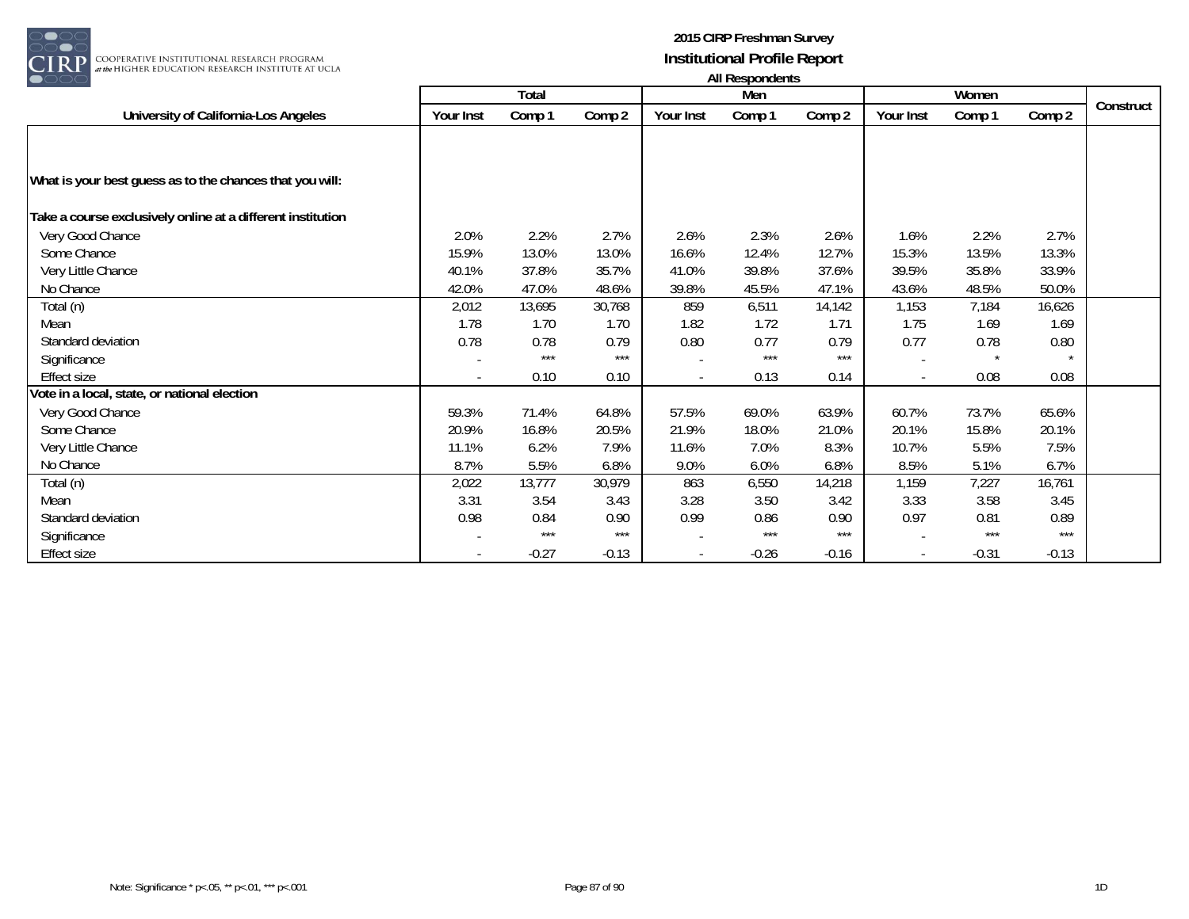| University of California-Los Angeles | Total | | | Men | | | Women | | | Construct |
|---|---|---|---|---|---|---|---|---|---|---|
| | Your Inst | Comp 1 | Comp 2 | Your Inst | Comp 1 | Comp 2 | Your Inst | Comp 1 | Comp 2 | |
| **What is your best guess as to the chances that you will:** | | | | | | | | | | |
| **Take a course exclusively online at a different institution** | | | | | | | | | | |
| Very Good Chance | 2.0% | 2.2% | 2.7% | 2.6% | 2.3% | 2.6% | 1.6% | 2.2% | 2.7% | |
| Some Chance | 15.9% | 13.0% | 13.0% | 16.6% | 12.4% | 12.7% | 15.3% | 13.5% | 13.3% | |
| Very Little Chance | 40.1% | 37.8% | 35.7% | 41.0% | 39.8% | 37.6% | 39.5% | 35.8% | 33.9% | |
| No Chance | 42.0% | 47.0% | 48.6% | 39.8% | 45.5% | 47.1% | 43.6% | 48.5% | 50.0% | |
| Total (n) | 2,012 | 13,695 | 30,768 | 859 | 6,511 | 14,142 | 1,153 | 7,184 | 16,626 | |
| Mean | 1.78 | 1.70 | 1.70 | 1.82 | 1.72 | 1.71 | 1.75 | 1.69 | 1.69 | |
| Standard deviation | 0.78 | 0.78 | 0.79 | 0.80 | 0.77 | 0.79 | 0.77 | 0.78 | 0.80 | |
| Significance | - | *** | *** | - | *** | *** | - | * | * | |
| Effect size | - | 0.10 | 0.10 | - | 0.13 | 0.14 | - | 0.08 | 0.08 | |
| **Vote in a local, state, or national election** | | | | | | | | | | |
| Very Good Chance | 59.3% | 71.4% | 64.8% | 57.5% | 69.0% | 63.9% | 60.7% | 73.7% | 65.6% | |
| Some Chance | 20.9% | 16.8% | 20.5% | 21.9% | 18.0% | 21.0% | 20.1% | 15.8% | 20.1% | |
| Very Little Chance | 11.1% | 6.2% | 7.9% | 11.6% | 7.0% | 8.3% | 10.7% | 5.5% | 7.5% | |
| No Chance | 8.7% | 5.5% | 6.8% | 9.0% | 6.0% | 6.8% | 8.5% | 5.1% | 6.7% | |
| Total (n) | 2,022 | 13,777 | 30,979 | 863 | 6,550 | 14,218 | 1,159 | 7,227 | 16,761 | |
| Mean | 3.31 | 3.54 | 3.43 | 3.28 | 3.50 | 3.42 | 3.33 | 3.58 | 3.45 | |
| Standard deviation | 0.98 | 0.84 | 0.90 | 0.99 | 0.86 | 0.90 | 0.97 | 0.81 | 0.89 | |
| Significance | - | *** | *** | - | *** | *** | - | *** | *** | |
| Effect size | - | -0.27 | -0.13 | - | -0.26 | -0.16 | - | -0.31 | -0.13 | |

Note: Significance * p<.05, ** p<.01, *** p<.001